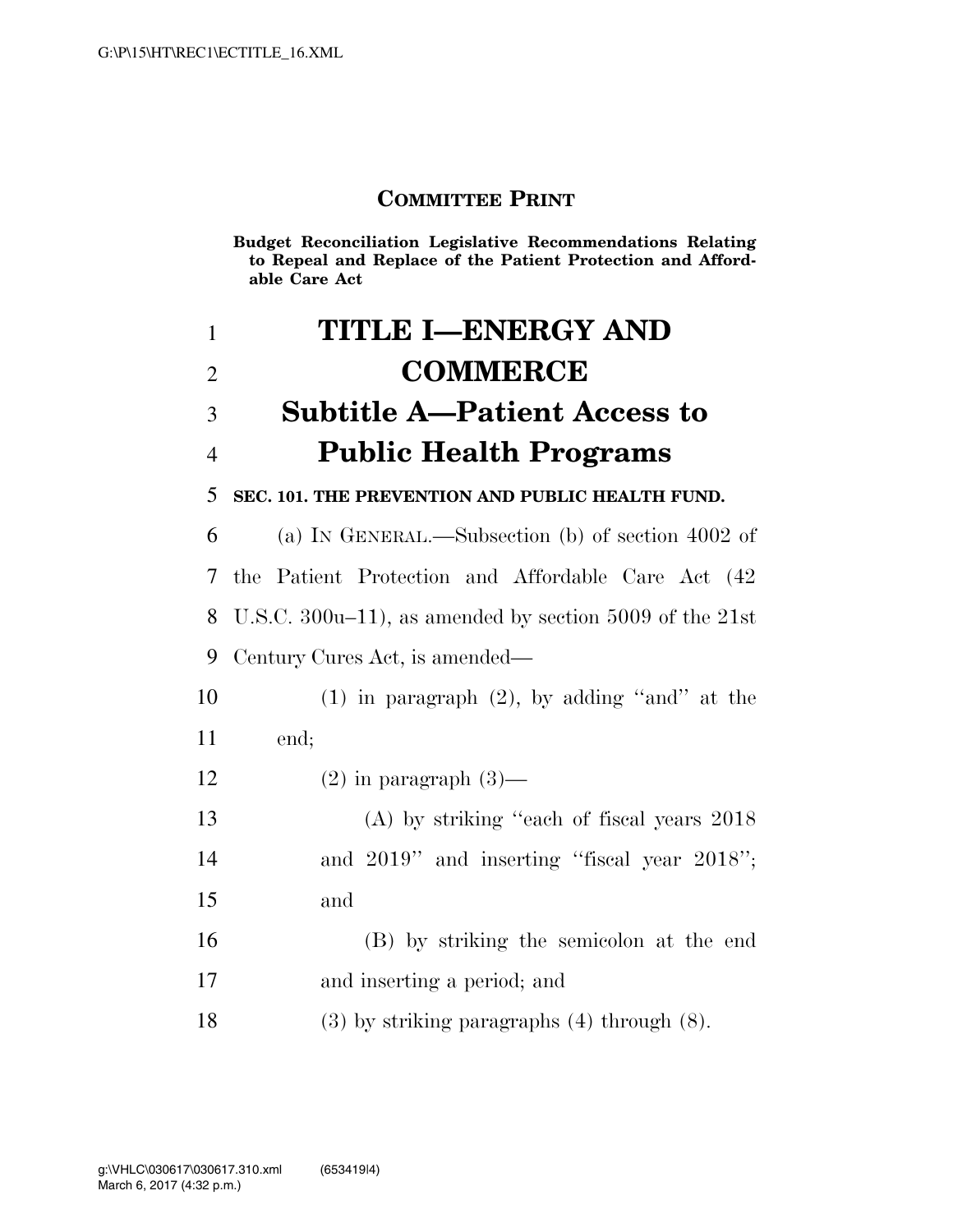**COMMITTEE PRINT**

**Budget Reconciliation Legislative Recommendations Relating to Repeal and Replace of the Patient Protection and Affordable Care Act**

# TITLE I—ENERGY AND COMMERCE

## Subtitle A—Patient Access to Public Health Programs

**SEC. 101. THE PREVENTION AND PUBLIC HEALTH FUND.**

(a) IN GENERAL.—Subsection (b) of section 4002 of the Patient Protection and Affordable Care Act (42 U.S.C. 300u–11), as amended by section 5009 of the 21st Century Cures Act, is amended—

(1) in paragraph (2), by adding ''and'' at the end;

(2) in paragraph (3)—

(A) by striking ''each of fiscal years 2018 and 2019'' and inserting ''fiscal year 2018''; and

(B) by striking the semicolon at the end and inserting a period; and

(3) by striking paragraphs (4) through (8).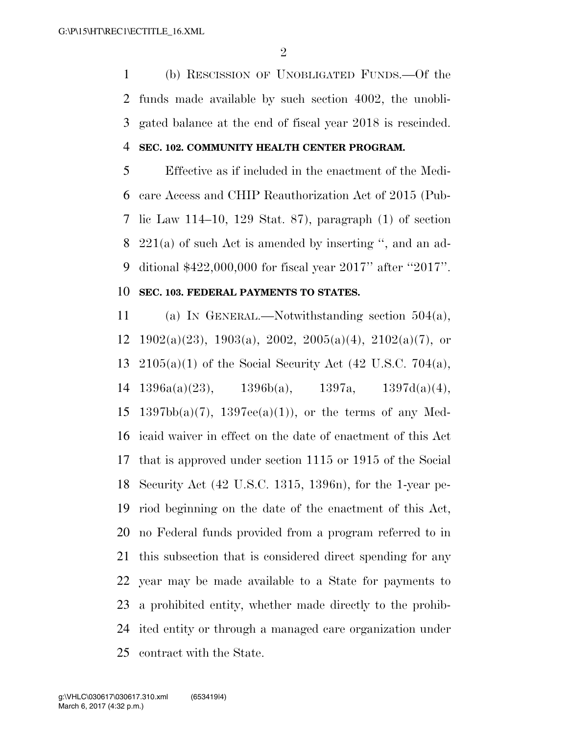(b) RESCISSION OF UNOBLIGATED FUNDS.—Of the funds made available by such section 4002, the unobligated balance at the end of fiscal year 2018 is rescinded.

**SEC. 102. COMMUNITY HEALTH CENTER PROGRAM.**

Effective as if included in the enactment of the Medicare Access and CHIP Reauthorization Act of 2015 (Public Law 114–10, 129 Stat. 87), paragraph (1) of section 221(a) of such Act is amended by inserting '', and an additional $422,000,000 for fiscal year 2017'' after ''2017''.

**SEC. 103. FEDERAL PAYMENTS TO STATES.**

(a) IN GENERAL.—Notwithstanding section 504(a), 1902(a)(23), 1903(a), 2002, 2005(a)(4), 2102(a)(7), or 2105(a)(1) of the Social Security Act (42 U.S.C. 704(a), 1396a(a)(23), 1396b(a), 1397a, 1397d(a)(4), 1397bb(a)(7), 1397ee(a)(1)), or the terms of any Medicaid waiver in effect on the date of enactment of this Act that is approved under section 1115 or 1915 of the Social Security Act (42 U.S.C. 1315, 1396n), for the 1-year period beginning on the date of the enactment of this Act, no Federal funds provided from a program referred to in this subsection that is considered direct spending for any year may be made available to a State for payments to a prohibited entity, whether made directly to the prohibited entity or through a managed care organization under contract with the State.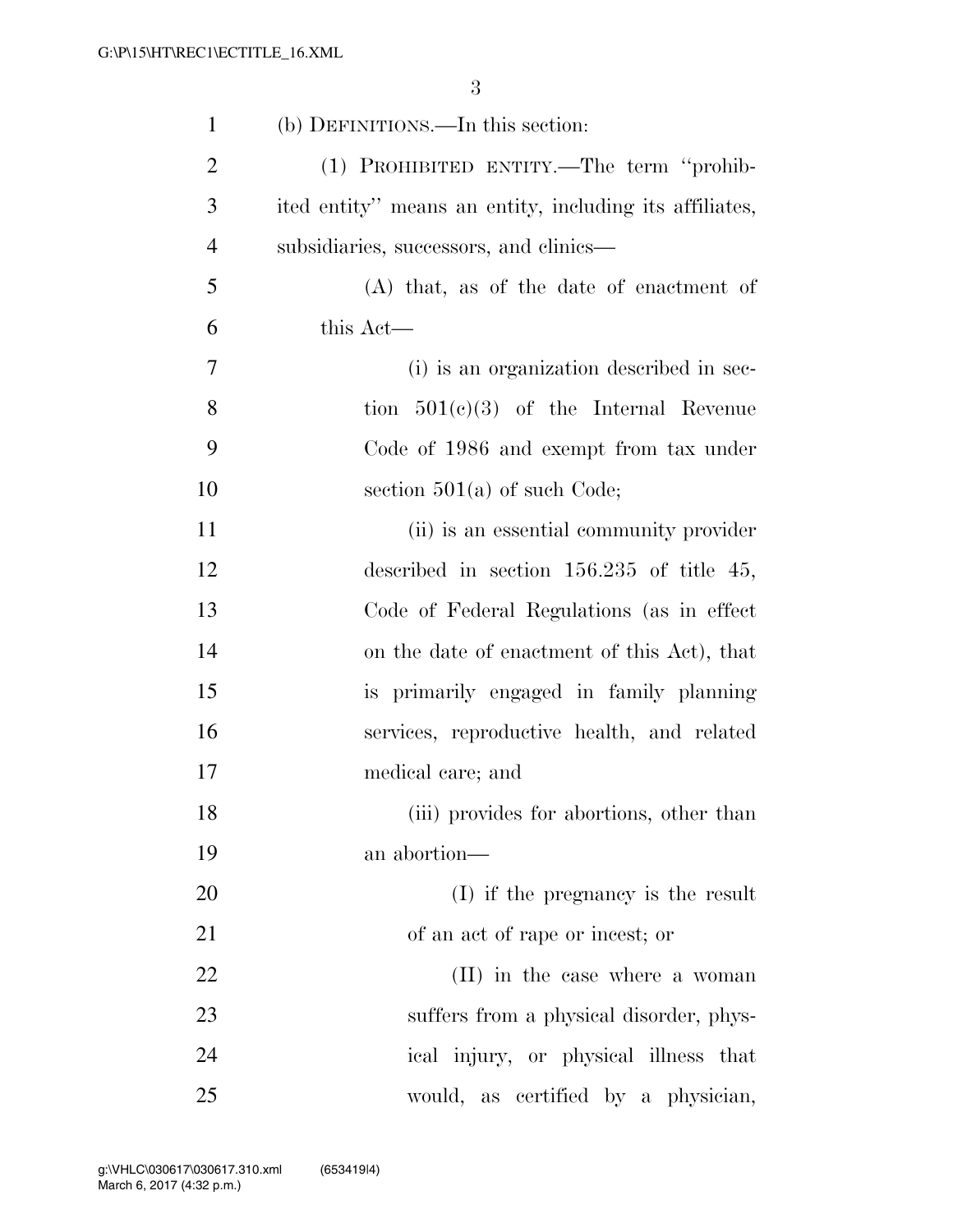(b) DEFINITIONS.—In this section:

(1) PROHIBITED ENTITY.—The term "prohibited entity" means an entity, including its affiliates, subsidiaries, successors, and clinics—

(A) that, as of the date of enactment of this Act—

(i) is an organization described in section 501(c)(3) of the Internal Revenue Code of 1986 and exempt from tax under section 501(a) of such Code;

(ii) is an essential community provider described in section 156.235 of title 45, Code of Federal Regulations (as in effect on the date of enactment of this Act), that is primarily engaged in family planning services, reproductive health, and related medical care; and

(iii) provides for abortions, other than an abortion—

(I) if the pregnancy is the result of an act of rape or incest; or

(II) in the case where a woman suffers from a physical disorder, physical injury, or physical illness that would, as certified by a physician,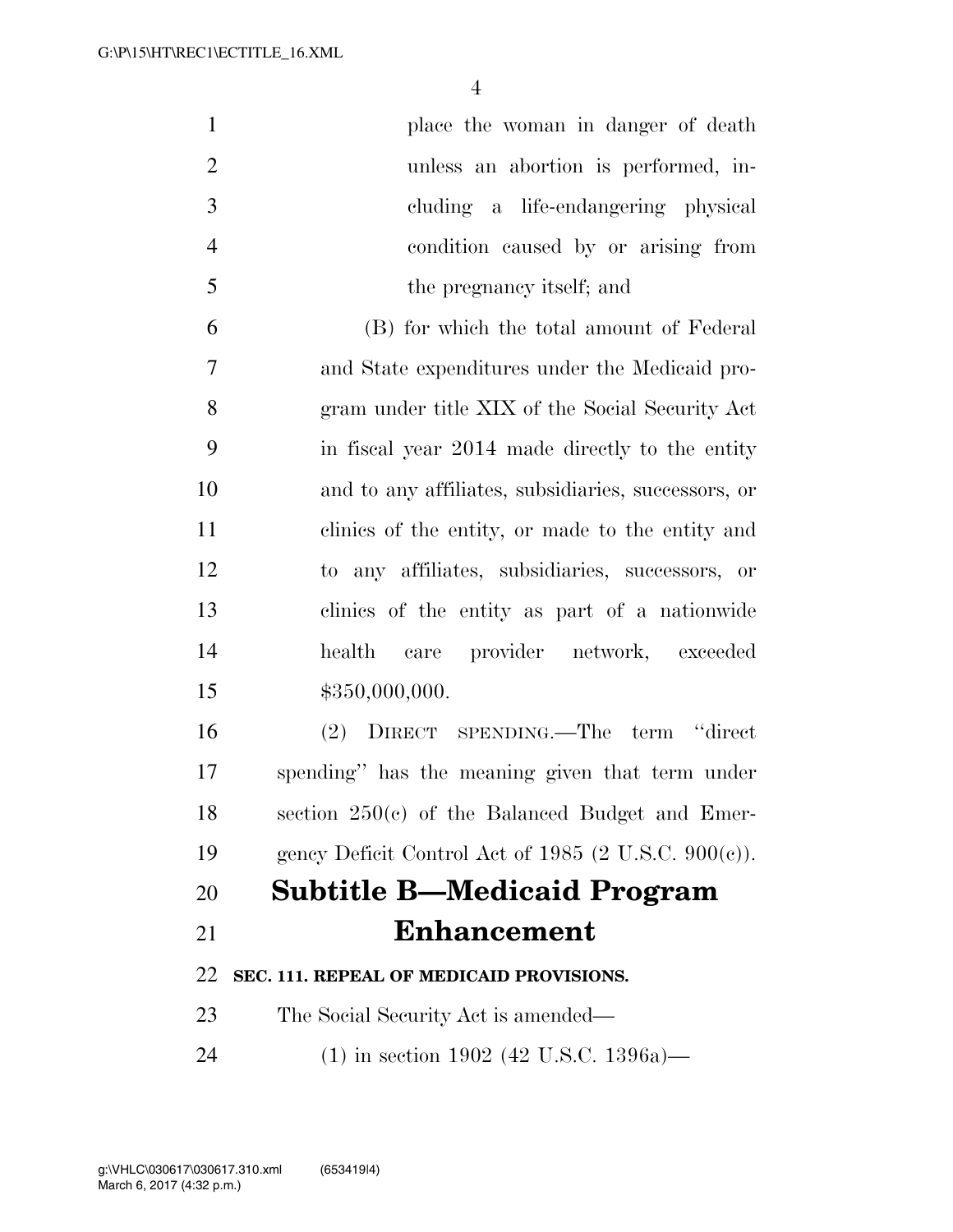place the woman in danger of death unless an abortion is performed, including a life-endangering physical condition caused by or arising from the pregnancy itself; and

(B) for which the total amount of Federal and State expenditures under the Medicaid program under title XIX of the Social Security Act in fiscal year 2014 made directly to the entity and to any affiliates, subsidiaries, successors, or clinics of the entity, or made to the entity and to any affiliates, subsidiaries, successors, or clinics of the entity as part of a nationwide health care provider network, exceeded $350,000,000.

(2) DIRECT SPENDING.—The term "direct spending" has the meaning given that term under section 250(c) of the Balanced Budget and Emergency Deficit Control Act of 1985 (2 U.S.C. 900(c)).

## Subtitle B—Medicaid Program Enhancement

### SEC. 111. REPEAL OF MEDICAID PROVISIONS.

The Social Security Act is amended—

(1) in section 1902 (42 U.S.C. 1396a)—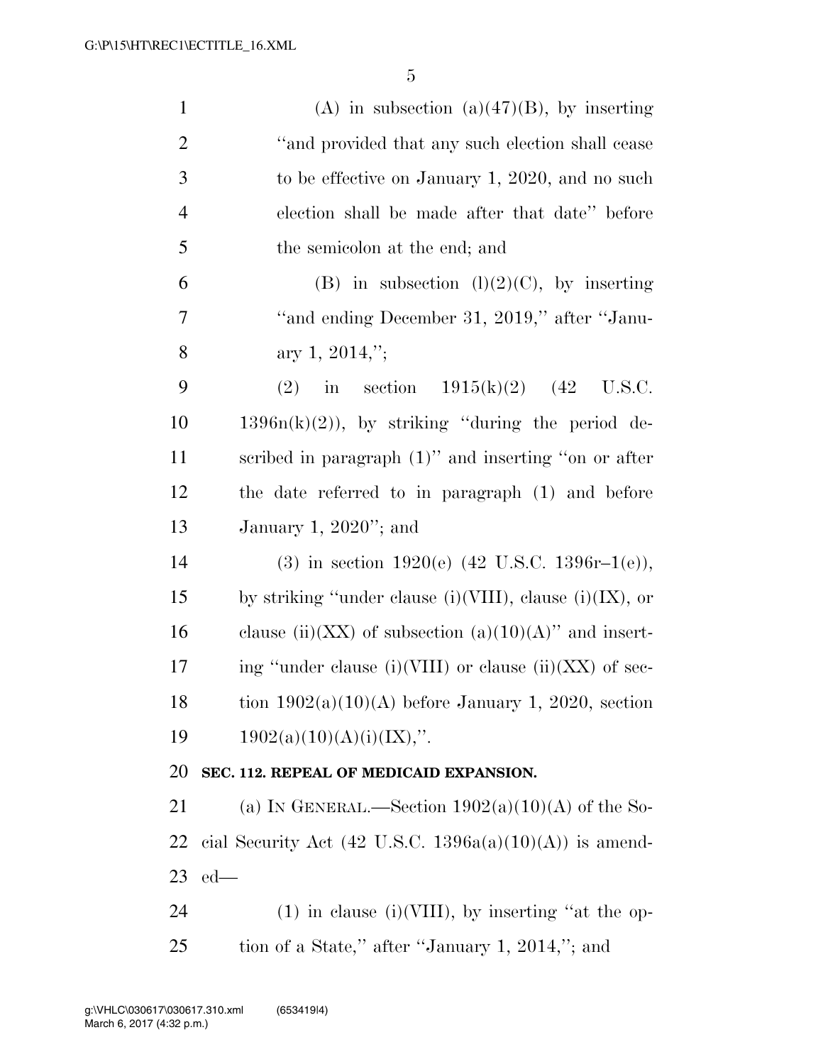(A) in subsection (a)(47)(B), by inserting "and provided that any such election shall cease to be effective on January 1, 2020, and no such election shall be made after that date" before the semicolon at the end; and

(B) in subsection (l)(2)(C), by inserting "and ending December 31, 2019," after "January 1, 2014,";

(2) in section 1915(k)(2) (42 U.S.C. 1396n(k)(2)), by striking "during the period described in paragraph (1)" and inserting "on or after the date referred to in paragraph (1) and before January 1, 2020"; and

(3) in section 1920(e) (42 U.S.C. 1396r–1(e)), by striking "under clause (i)(VIII), clause (i)(IX), or clause (ii)(XX) of subsection (a)(10)(A)" and inserting "under clause (i)(VIII) or clause (ii)(XX) of section 1902(a)(10)(A) before January 1, 2020, section 1902(a)(10)(A)(i)(IX),".

**SEC. 112. REPEAL OF MEDICAID EXPANSION.**

(a) IN GENERAL.—Section 1902(a)(10)(A) of the Social Security Act (42 U.S.C. 1396a(a)(10)(A)) is amended—

(1) in clause (i)(VIII), by inserting "at the option of a State," after "January 1, 2014,"; and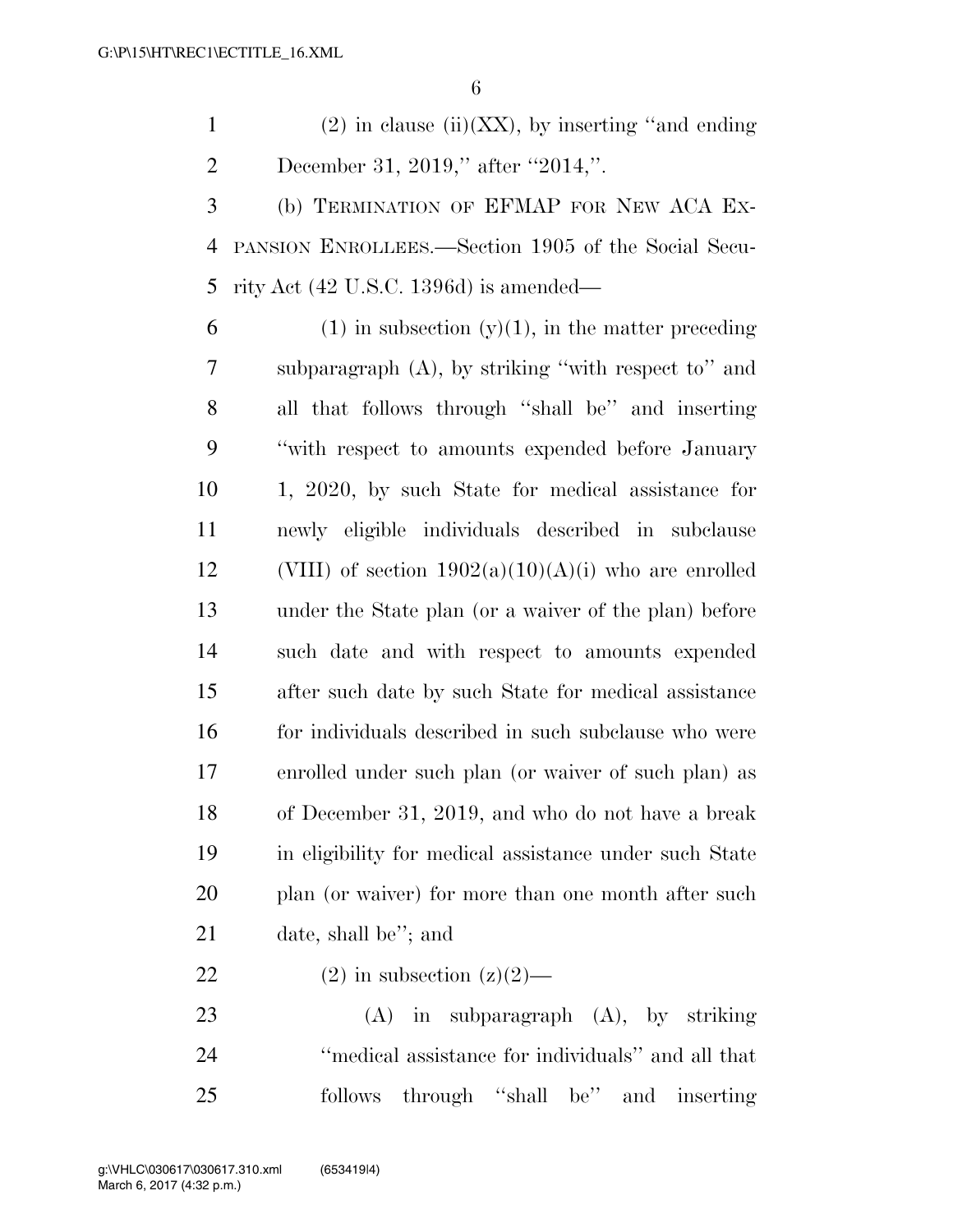(2) in clause (ii)(XX), by inserting "and ending December 31, 2019," after "2014,".

(b) TERMINATION OF EFMAP FOR NEW ACA EXPANSION ENROLLEES.—Section 1905 of the Social Security Act (42 U.S.C. 1396d) is amended—

(1) in subsection (y)(1), in the matter preceding subparagraph (A), by striking "with respect to" and all that follows through "shall be" and inserting "with respect to amounts expended before January 1, 2020, by such State for medical assistance for newly eligible individuals described in subclause (VIII) of section 1902(a)(10)(A)(i) who are enrolled under the State plan (or a waiver of the plan) before such date and with respect to amounts expended after such date by such State for medical assistance for individuals described in such subclause who were enrolled under such plan (or waiver of such plan) as of December 31, 2019, and who do not have a break in eligibility for medical assistance under such State plan (or waiver) for more than one month after such date, shall be"; and

(2) in subsection (z)(2)—

(A) in subparagraph (A), by striking "medical assistance for individuals" and all that follows through "shall be" and inserting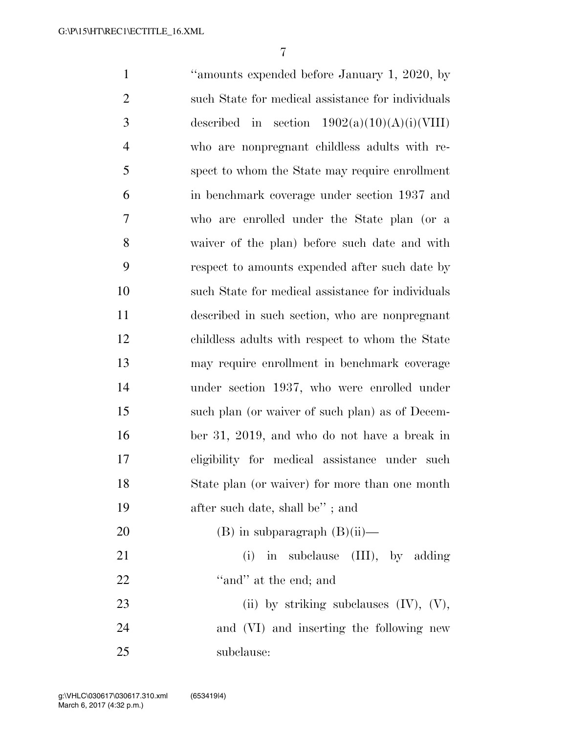"amounts expended before January 1, 2020, by such State for medical assistance for individuals described in section 1902(a)(10)(A)(i)(VIII) who are nonpregnant childless adults with respect to whom the State may require enrollment in benchmark coverage under section 1937 and who are enrolled under the State plan (or a waiver of the plan) before such date and with respect to amounts expended after such date by such State for medical assistance for individuals described in such section, who are nonpregnant childless adults with respect to whom the State may require enrollment in benchmark coverage under section 1937, who were enrolled under such plan (or waiver of such plan) as of December 31, 2019, and who do not have a break in eligibility for medical assistance under such State plan (or waiver) for more than one month after such date, shall be" ; and

(B) in subparagraph (B)(ii)—

(i) in subclause (III), by adding "and" at the end; and

(ii) by striking subclauses (IV), (V), and (VI) and inserting the following new subclause: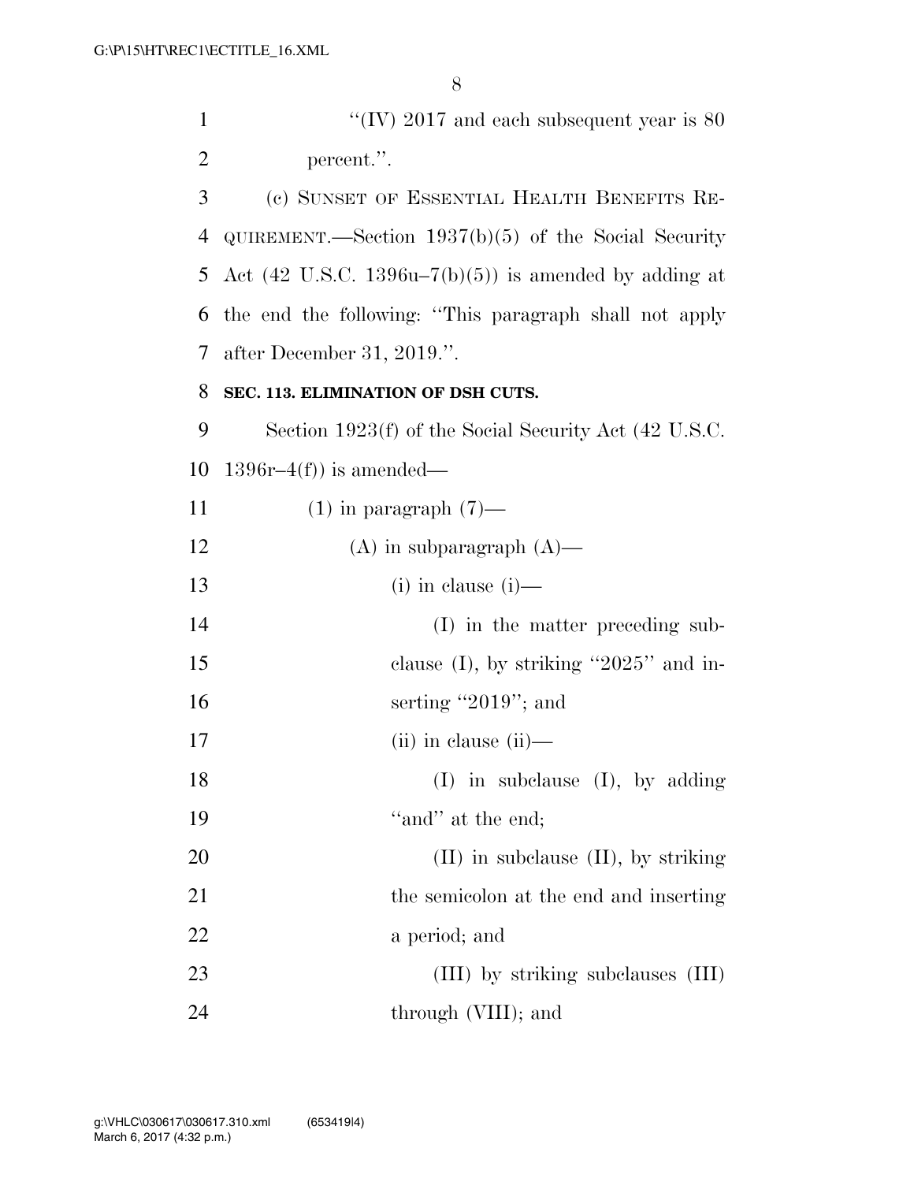"(IV) 2017 and each subsequent year is 80 percent.".

(c) SUNSET OF ESSENTIAL HEALTH BENEFITS REQUIREMENT.—Section 1937(b)(5) of the Social Security Act (42 U.S.C. 1396u–7(b)(5)) is amended by adding at the end the following: "This paragraph shall not apply after December 31, 2019.".

**SEC. 113. ELIMINATION OF DSH CUTS.**

Section 1923(f) of the Social Security Act (42 U.S.C. 1396r–4(f)) is amended—

(1) in paragraph (7)—

(A) in subparagraph (A)—

(i) in clause (i)—

(I) in the matter preceding subclause (I), by striking "2025" and inserting "2019"; and

(ii) in clause (ii)—

(I) in subclause (I), by adding "and" at the end;

(II) in subclause (II), by striking the semicolon at the end and inserting a period; and

(III) by striking subclauses (III) through (VIII); and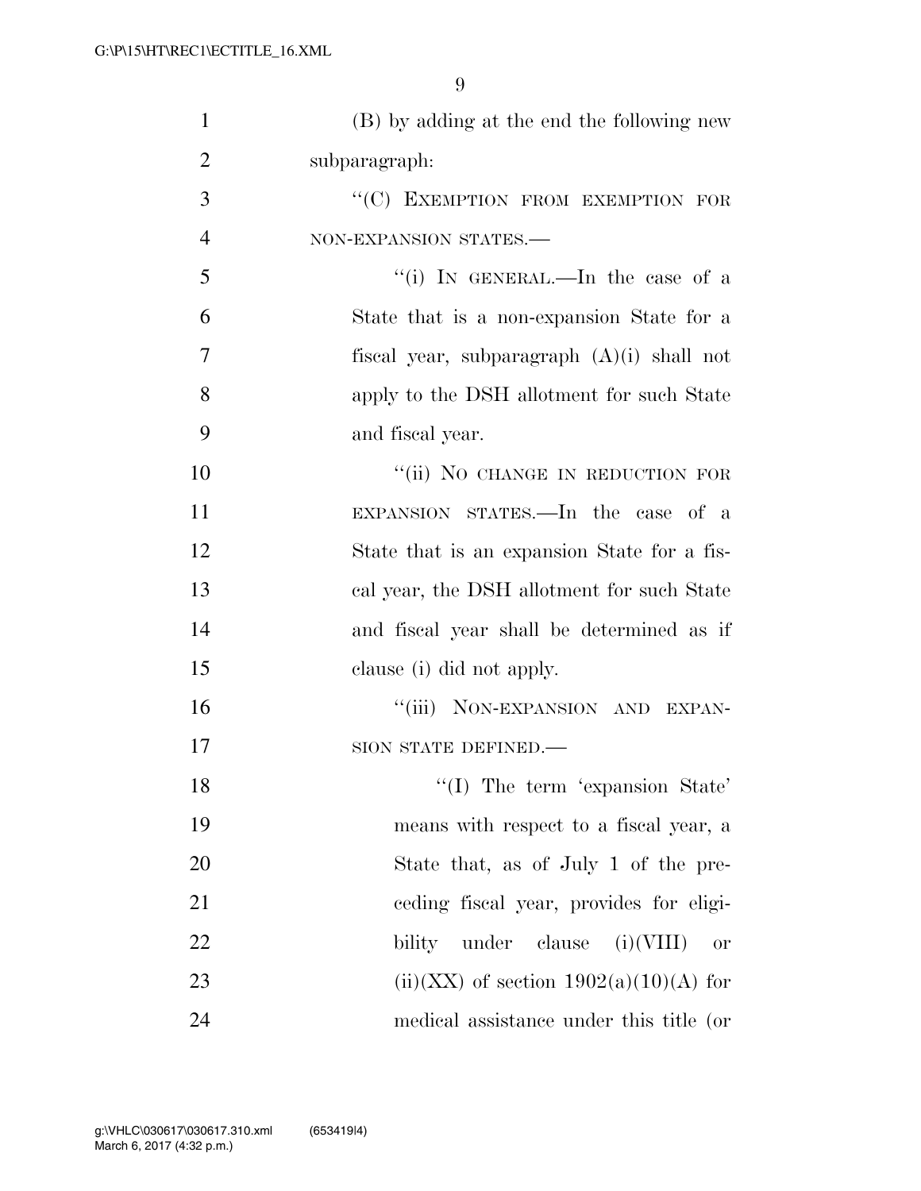(B) by adding at the end the following new subparagraph:

"(C) EXEMPTION FROM EXEMPTION FOR NON-EXPANSION STATES.—

"(i) IN GENERAL.—In the case of a State that is a non-expansion State for a fiscal year, subparagraph (A)(i) shall not apply to the DSH allotment for such State and fiscal year.

"(ii) NO CHANGE IN REDUCTION FOR EXPANSION STATES.—In the case of a State that is an expansion State for a fiscal year, the DSH allotment for such State and fiscal year shall be determined as if clause (i) did not apply.

"(iii) NON-EXPANSION AND EXPANSION STATE DEFINED.—

"(I) The term 'expansion State' means with respect to a fiscal year, a State that, as of July 1 of the preceding fiscal year, provides for eligibility under clause (i)(VIII) or (ii)(XX) of section 1902(a)(10)(A) for medical assistance under this title (or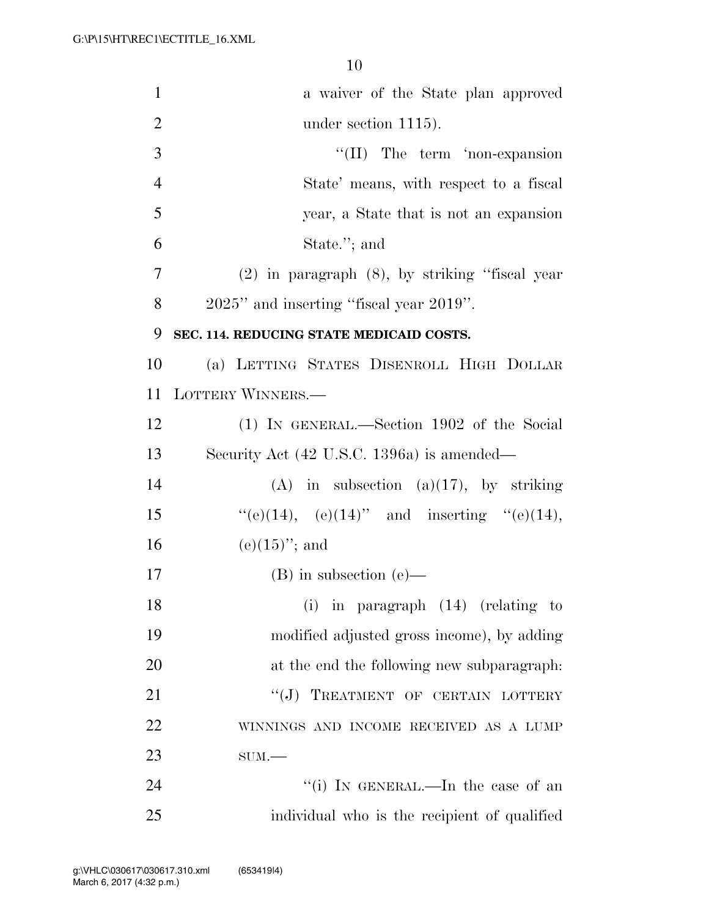a waiver of the State plan approved under section 1115).

"(II) The term 'non-expansion State' means, with respect to a fiscal year, a State that is not an expansion State."; and

(2) in paragraph (8), by striking "fiscal year 2025" and inserting "fiscal year 2019".

**SEC. 114. REDUCING STATE MEDICAID COSTS.**

(a) LETTING STATES DISENROLL HIGH DOLLAR LOTTERY WINNERS.—

(1) IN GENERAL.—Section 1902 of the Social Security Act (42 U.S.C. 1396a) is amended—

(A) in subsection (a)(17), by striking "(e)(14), (e)(14)" and inserting "(e)(14), (e)(15)"; and

(B) in subsection (e)—

(i) in paragraph (14) (relating to modified adjusted gross income), by adding at the end the following new subparagraph:

"(J) TREATMENT OF CERTAIN LOTTERY WINNINGS AND INCOME RECEIVED AS A LUMP SUM.—

"(i) IN GENERAL.—In the case of an individual who is the recipient of qualified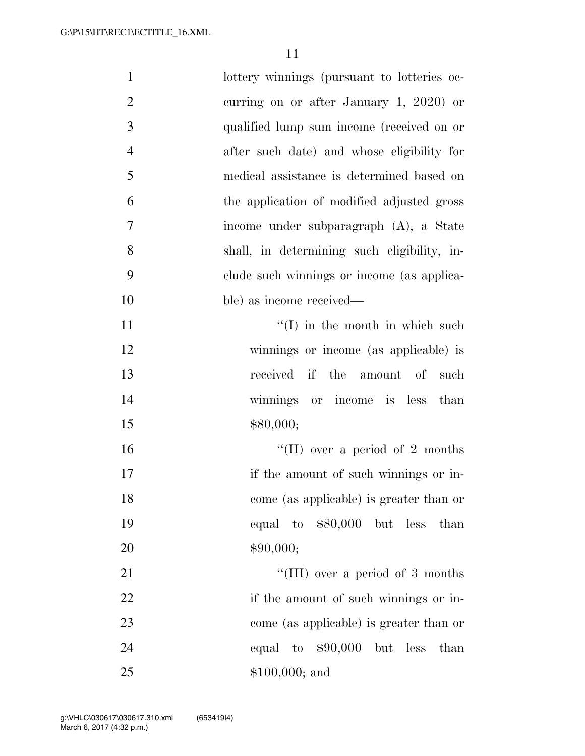lottery winnings (pursuant to lotteries occurring on or after January 1, 2020) or qualified lump sum income (received on or after such date) and whose eligibility for medical assistance is determined based on the application of modified adjusted gross income under subparagraph (A), a State shall, in determining such eligibility, include such winnings or income (as applicable) as income received—

"(I) in the month in which such winnings or income (as applicable) is received if the amount of such winnings or income is less than $80,000;

"(II) over a period of 2 months if the amount of such winnings or income (as applicable) is greater than or equal to $80,000 but less than $90,000;

"(III) over a period of 3 months if the amount of such winnings or income (as applicable) is greater than or equal to $90,000 but less than $100,000; and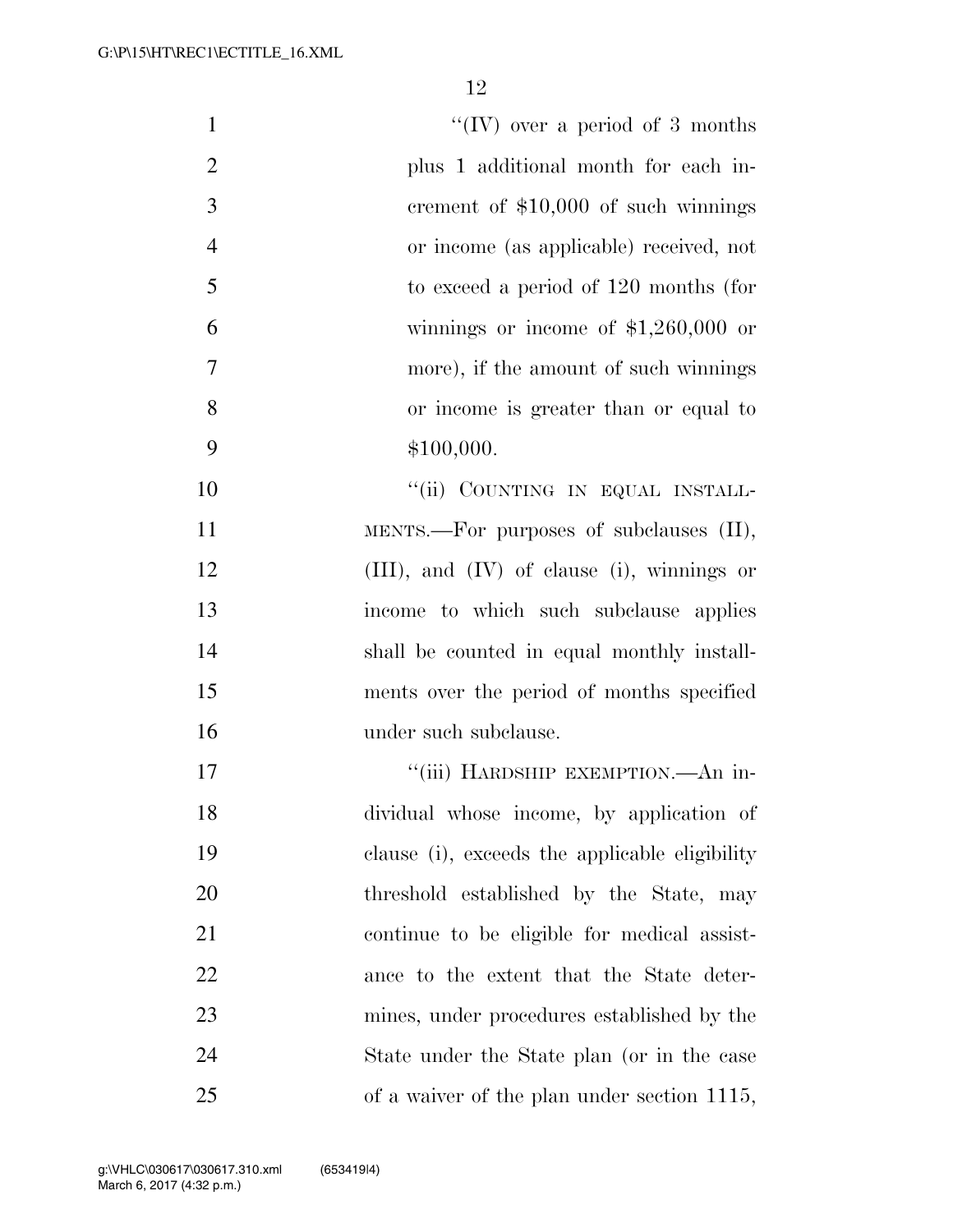"(IV) over a period of 3 months plus 1 additional month for each increment of $10,000 of such winnings or income (as applicable) received, not to exceed a period of 120 months (for winnings or income of $1,260,000 or more), if the amount of such winnings or income is greater than or equal to $100,000.

"(ii) COUNTING IN EQUAL INSTALLMENTS.—For purposes of subclauses (II), (III), and (IV) of clause (i), winnings or income to which such subclause applies shall be counted in equal monthly installments over the period of months specified under such subclause.

"(iii) HARDSHIP EXEMPTION.—An individual whose income, by application of clause (i), exceeds the applicable eligibility threshold established by the State, may continue to be eligible for medical assistance to the extent that the State determines, under procedures established by the State under the State plan (or in the case of a waiver of the plan under section 1115,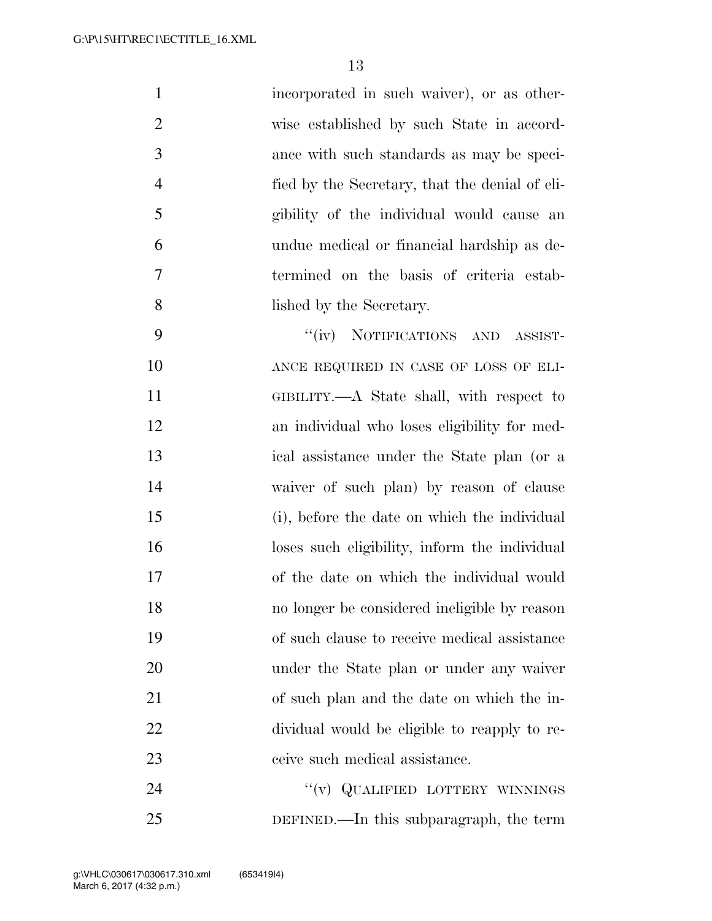incorporated in such waiver), or as otherwise established by such State in accordance with such standards as may be specified by the Secretary, that the denial of eligibility of the individual would cause an undue medical or financial hardship as determined on the basis of criteria established by the Secretary.

"(iv) NOTIFICATIONS AND ASSISTANCE REQUIRED IN CASE OF LOSS OF ELIGIBILITY.—A State shall, with respect to an individual who loses eligibility for medical assistance under the State plan (or a waiver of such plan) by reason of clause (i), before the date on which the individual loses such eligibility, inform the individual of the date on which the individual would no longer be considered ineligible by reason of such clause to receive medical assistance under the State plan or under any waiver of such plan and the date on which the individual would be eligible to reapply to receive such medical assistance.

"(v) QUALIFIED LOTTERY WINNINGS DEFINED.—In this subparagraph, the term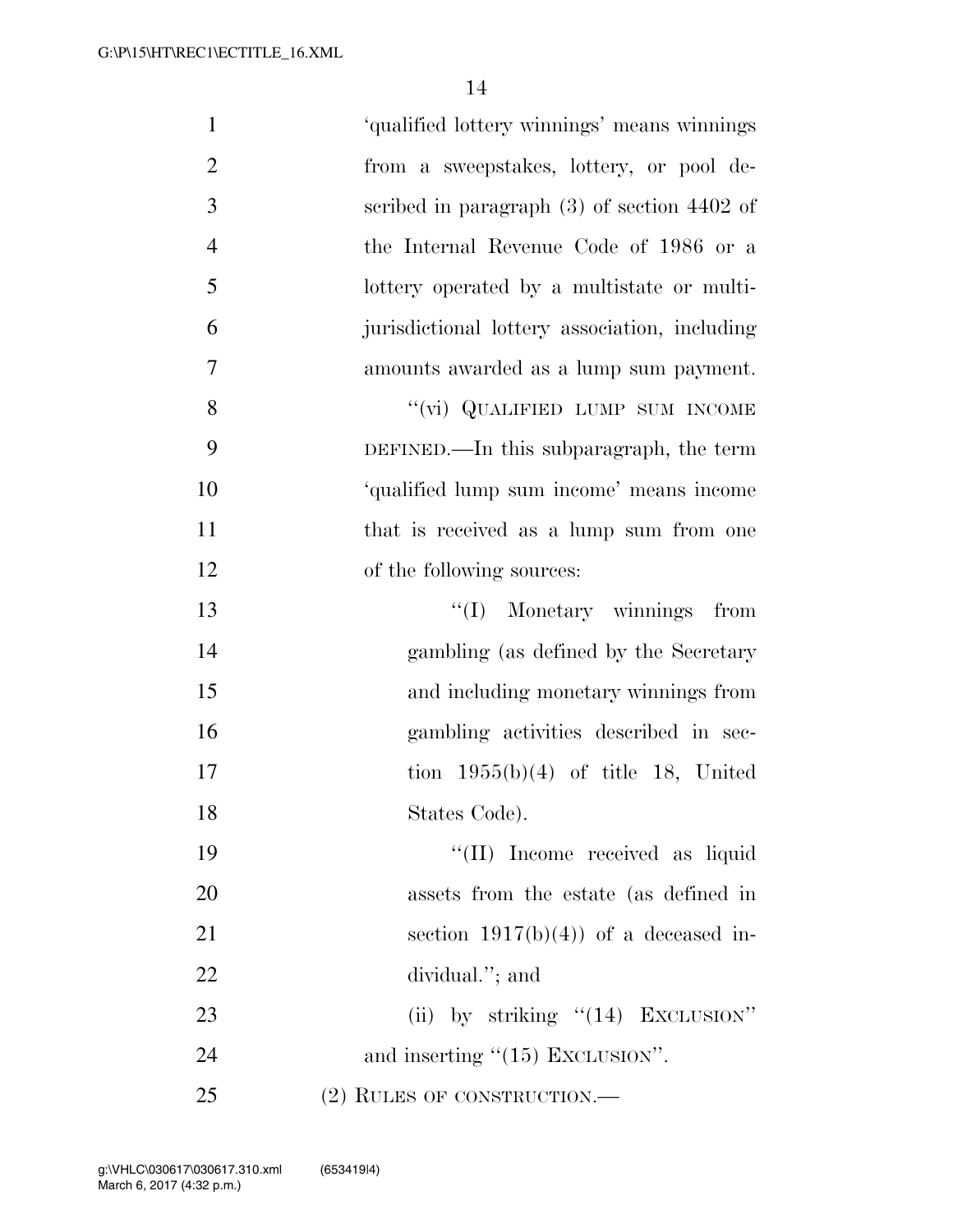'qualified lottery winnings' means winnings from a sweepstakes, lottery, or pool described in paragraph (3) of section 4402 of the Internal Revenue Code of 1986 or a lottery operated by a multistate or multijurisdictional lottery association, including amounts awarded as a lump sum payment.

"(vi) QUALIFIED LUMP SUM INCOME DEFINED.—In this subparagraph, the term 'qualified lump sum income' means income that is received as a lump sum from one of the following sources:

"(I) Monetary winnings from gambling (as defined by the Secretary and including monetary winnings from gambling activities described in section 1955(b)(4) of title 18, United States Code).

"(II) Income received as liquid assets from the estate (as defined in section 1917(b)(4)) of a deceased individual."; and

(ii) by striking "(14) EXCLUSION" and inserting "(15) EXCLUSION".

(2) RULES OF CONSTRUCTION.—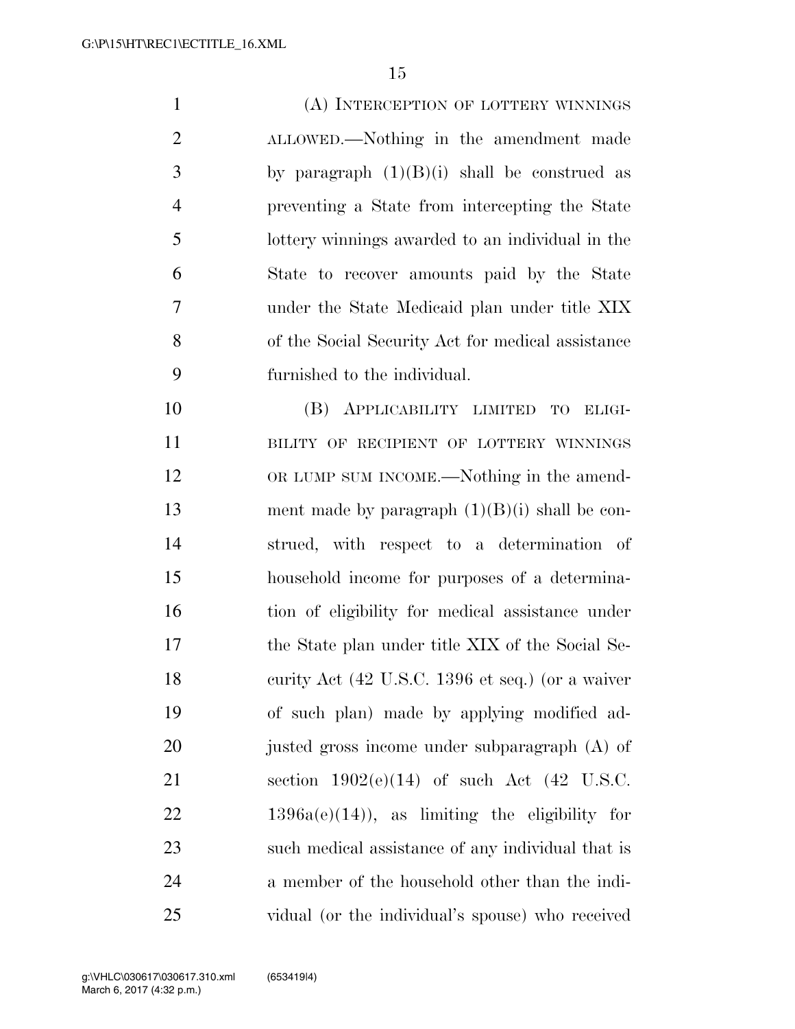(A) INTERCEPTION OF LOTTERY WINNINGS ALLOWED.—Nothing in the amendment made by paragraph (1)(B)(i) shall be construed as preventing a State from intercepting the State lottery winnings awarded to an individual in the State to recover amounts paid by the State under the State Medicaid plan under title XIX of the Social Security Act for medical assistance furnished to the individual.

(B) APPLICABILITY LIMITED TO ELIGIBILITY OF RECIPIENT OF LOTTERY WINNINGS OR LUMP SUM INCOME.—Nothing in the amendment made by paragraph (1)(B)(i) shall be construed, with respect to a determination of household income for purposes of a determination of eligibility for medical assistance under the State plan under title XIX of the Social Security Act (42 U.S.C. 1396 et seq.) (or a waiver of such plan) made by applying modified adjusted gross income under subparagraph (A) of section 1902(e)(14) of such Act (42 U.S.C. 1396a(e)(14)), as limiting the eligibility for such medical assistance of any individual that is a member of the household other than the individual (or the individual's spouse) who received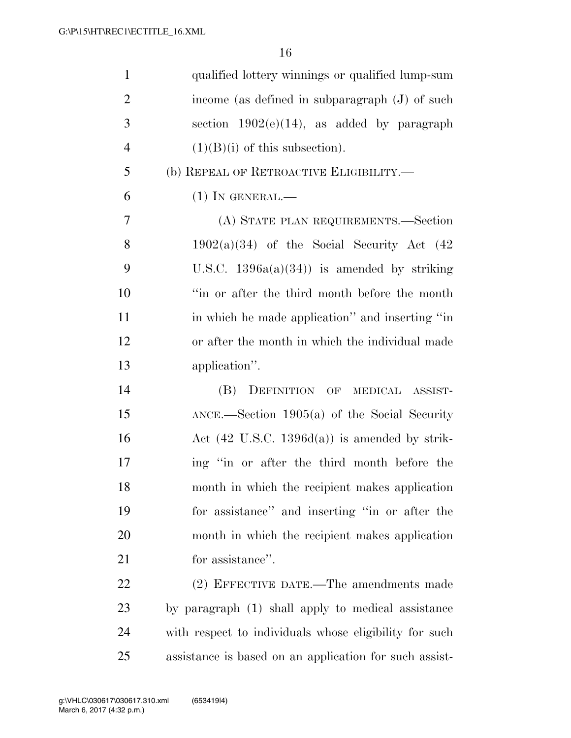qualified lottery winnings or qualified lump-sum income (as defined in subparagraph (J) of such section 1902(e)(14), as added by paragraph (1)(B)(i) of this subsection).

(b) REPEAL OF RETROACTIVE ELIGIBILITY.—

(1) IN GENERAL.—

(A) STATE PLAN REQUIREMENTS.—Section 1902(a)(34) of the Social Security Act (42 U.S.C. 1396a(a)(34)) is amended by striking "in or after the third month before the month in which he made application" and inserting "in or after the month in which the individual made application".

(B) DEFINITION OF MEDICAL ASSISTANCE.—Section 1905(a) of the Social Security Act (42 U.S.C. 1396d(a)) is amended by striking "in or after the third month before the month in which the recipient makes application for assistance" and inserting "in or after the month in which the recipient makes application for assistance".

(2) EFFECTIVE DATE.—The amendments made by paragraph (1) shall apply to medical assistance with respect to individuals whose eligibility for such assistance is based on an application for such assist-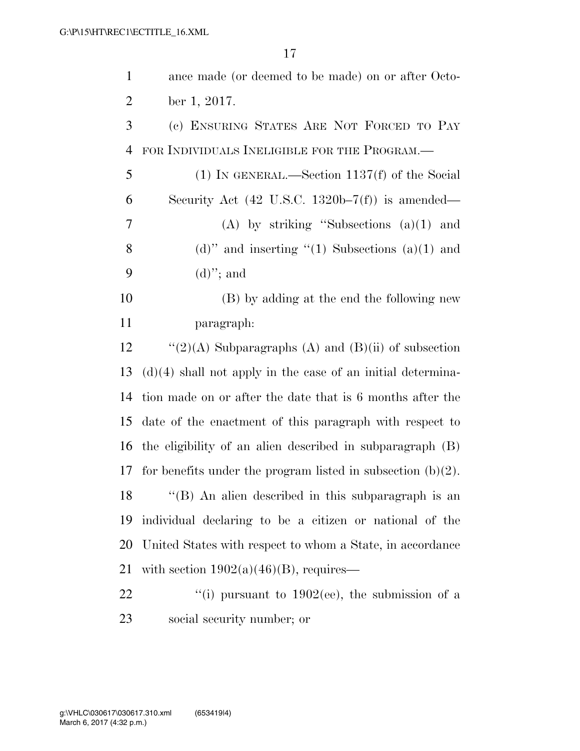ance made (or deemed to be made) on or after October 1, 2017.

(c) ENSURING STATES ARE NOT FORCED TO PAY FOR INDIVIDUALS INELIGIBLE FOR THE PROGRAM.—

(1) IN GENERAL.—Section 1137(f) of the Social Security Act (42 U.S.C. 1320b–7(f)) is amended—

(A) by striking ''Subsections (a)(1) and (d)'' and inserting ''(1) Subsections (a)(1) and (d)''; and

(B) by adding at the end the following new paragraph:

''(2)(A) Subparagraphs (A) and (B)(ii) of subsection (d)(4) shall not apply in the case of an initial determination made on or after the date that is 6 months after the date of the enactment of this paragraph with respect to the eligibility of an alien described in subparagraph (B) for benefits under the program listed in subsection (b)(2).

''(B) An alien described in this subparagraph is an individual declaring to be a citizen or national of the United States with respect to whom a State, in accordance with section 1902(a)(46)(B), requires—

''(i) pursuant to 1902(ee), the submission of a social security number; or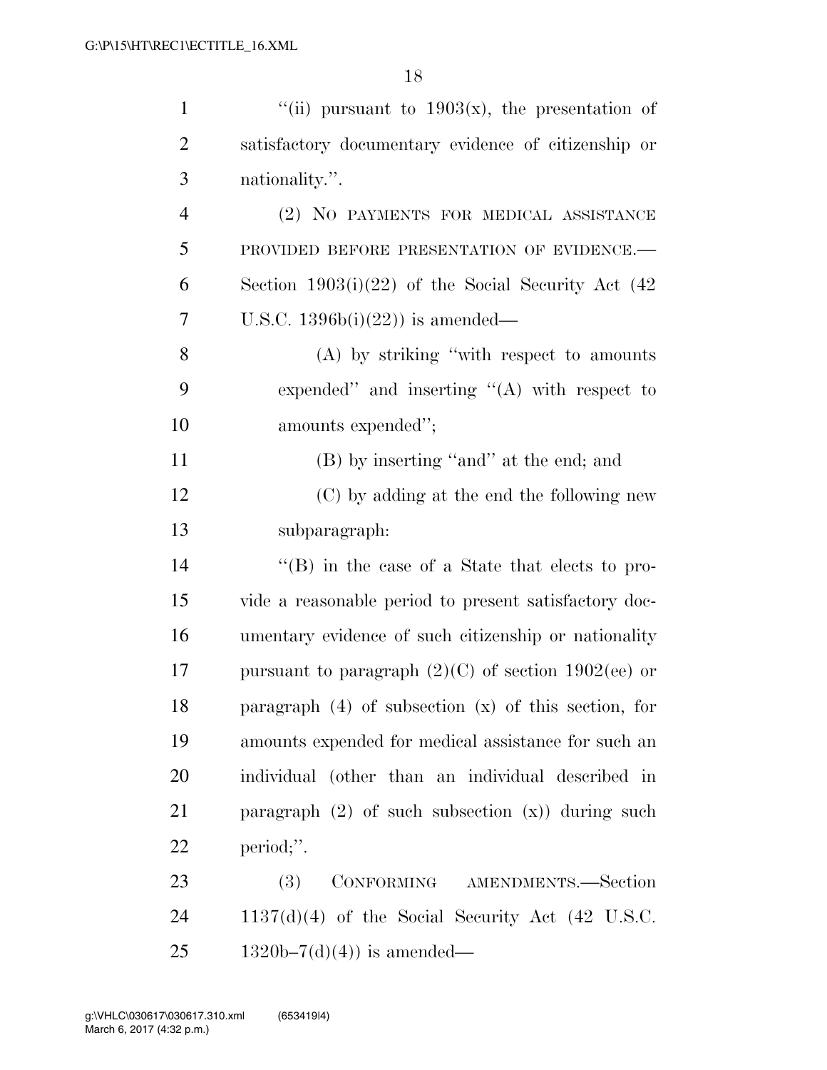''(ii) pursuant to 1903(x), the presentation of satisfactory documentary evidence of citizenship or nationality.''.

(2) NO PAYMENTS FOR MEDICAL ASSISTANCE PROVIDED BEFORE PRESENTATION OF EVIDENCE.—Section 1903(i)(22) of the Social Security Act (42 U.S.C. 1396b(i)(22)) is amended—

(A) by striking ''with respect to amounts expended'' and inserting ''(A) with respect to amounts expended'';

(B) by inserting ''and'' at the end; and

(C) by adding at the end the following new subparagraph:

''(B) in the case of a State that elects to provide a reasonable period to present satisfactory documentary evidence of such citizenship or nationality pursuant to paragraph (2)(C) of section 1902(ee) or paragraph (4) of subsection (x) of this section, for amounts expended for medical assistance for such an individual (other than an individual described in paragraph (2) of such subsection (x)) during such period;''.

(3) CONFORMING AMENDMENTS.—Section 1137(d)(4) of the Social Security Act (42 U.S.C. 1320b–7(d)(4)) is amended—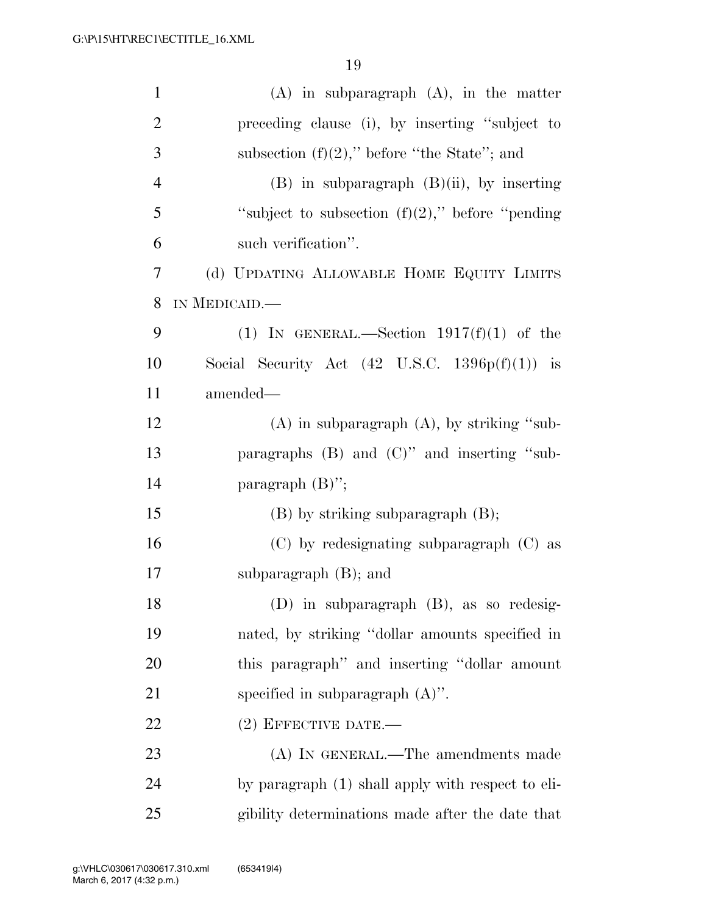(A) in subparagraph (A), in the matter preceding clause (i), by inserting ''subject to subsection (f)(2),'' before ''the State''; and

(B) in subparagraph (B)(ii), by inserting ''subject to subsection (f)(2),'' before ''pending such verification''.

(d) UPDATING ALLOWABLE HOME EQUITY LIMITS IN MEDICAID.—

(1) IN GENERAL.—Section 1917(f)(1) of the Social Security Act (42 U.S.C. 1396p(f)(1)) is amended—

(A) in subparagraph (A), by striking ''subparagraphs (B) and (C)'' and inserting ''subparagraph (B)'';

(B) by striking subparagraph (B);

(C) by redesignating subparagraph (C) as subparagraph (B); and

(D) in subparagraph (B), as so redesignated, by striking ''dollar amounts specified in this paragraph'' and inserting ''dollar amount specified in subparagraph (A)''.

(2) EFFECTIVE DATE.—

(A) IN GENERAL.—The amendments made by paragraph (1) shall apply with respect to eligibility determinations made after the date that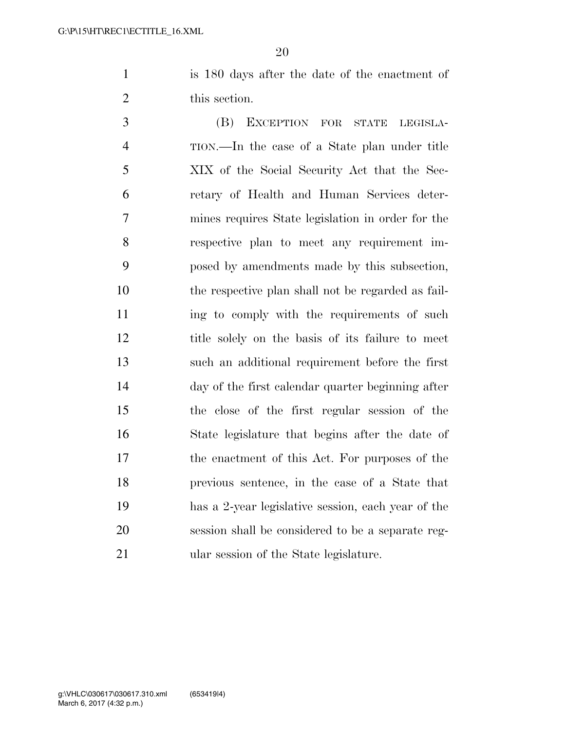is 180 days after the date of the enactment of this section.

(B) EXCEPTION FOR STATE LEGISLATION.—In the case of a State plan under title XIX of the Social Security Act that the Secretary of Health and Human Services determines requires State legislation in order for the respective plan to meet any requirement imposed by amendments made by this subsection, the respective plan shall not be regarded as failing to comply with the requirements of such title solely on the basis of its failure to meet such an additional requirement before the first day of the first calendar quarter beginning after the close of the first regular session of the State legislature that begins after the date of the enactment of this Act. For purposes of the previous sentence, in the case of a State that has a 2-year legislative session, each year of the session shall be considered to be a separate regular session of the State legislature.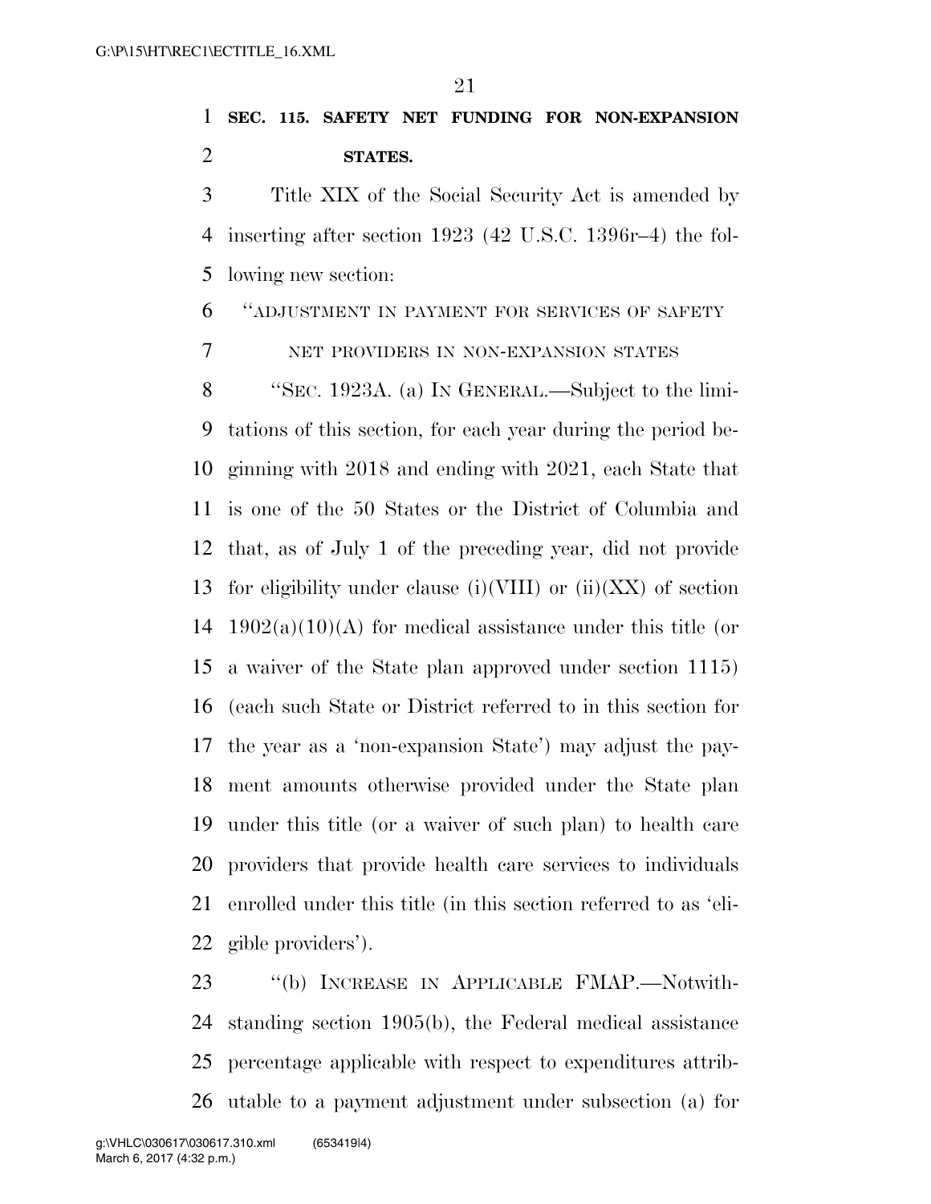**SEC. 115. SAFETY NET FUNDING FOR NON-EXPANSION STATES.**

Title XIX of the Social Security Act is amended by inserting after section 1923 (42 U.S.C. 1396r–4) the following new section:

"ADJUSTMENT IN PAYMENT FOR SERVICES OF SAFETY NET PROVIDERS IN NON-EXPANSION STATES

"SEC. 1923A. (a) IN GENERAL.—Subject to the limitations of this section, for each year during the period beginning with 2018 and ending with 2021, each State that is one of the 50 States or the District of Columbia and that, as of July 1 of the preceding year, did not provide for eligibility under clause (i)(VIII) or (ii)(XX) of section 1902(a)(10)(A) for medical assistance under this title (or a waiver of the State plan approved under section 1115) (each such State or District referred to in this section for the year as a 'non-expansion State') may adjust the payment amounts otherwise provided under the State plan under this title (or a waiver of such plan) to health care providers that provide health care services to individuals enrolled under this title (in this section referred to as 'eligible providers').

"(b) INCREASE IN APPLICABLE FMAP.—Notwithstanding section 1905(b), the Federal medical assistance percentage applicable with respect to expenditures attributable to a payment adjustment under subsection (a) for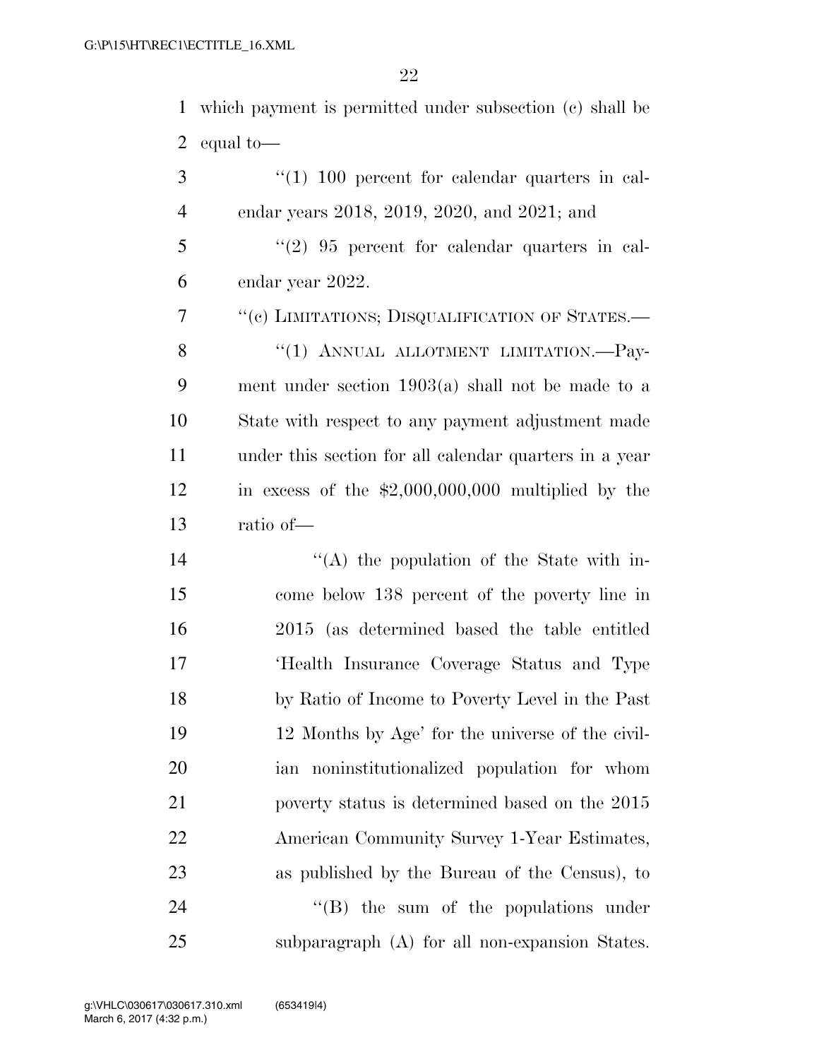which payment is permitted under subsection (c) shall be equal to—

"(1) 100 percent for calendar quarters in calendar years 2018, 2019, 2020, and 2021; and

"(2) 95 percent for calendar quarters in calendar year 2022.

"(c) LIMITATIONS; DISQUALIFICATION OF STATES.—

"(1) ANNUAL ALLOTMENT LIMITATION.—Payment under section 1903(a) shall not be made to a State with respect to any payment adjustment made under this section for all calendar quarters in a year in excess of the $2,000,000,000 multiplied by the ratio of—

"(A) the population of the State with income below 138 percent of the poverty line in 2015 (as determined based the table entitled 'Health Insurance Coverage Status and Type by Ratio of Income to Poverty Level in the Past 12 Months by Age' for the universe of the civilian noninstitutionalized population for whom poverty status is determined based on the 2015 American Community Survey 1-Year Estimates, as published by the Bureau of the Census), to

"(B) the sum of the populations under subparagraph (A) for all non-expansion States.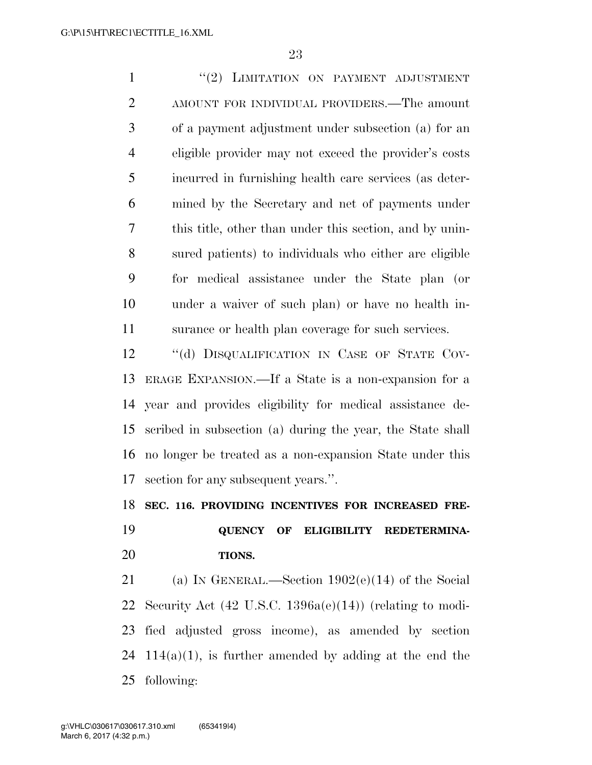"(2) LIMITATION ON PAYMENT ADJUSTMENT AMOUNT FOR INDIVIDUAL PROVIDERS.—The amount of a payment adjustment under subsection (a) for an eligible provider may not exceed the provider's costs incurred in furnishing health care services (as determined by the Secretary and net of payments under this title, other than under this section, and by uninsured patients) to individuals who either are eligible for medical assistance under the State plan (or under a waiver of such plan) or have no health insurance or health plan coverage for such services.

"(d) DISQUALIFICATION IN CASE OF STATE COVERAGE EXPANSION.—If a State is a non-expansion for a year and provides eligibility for medical assistance described in subsection (a) during the year, the State shall no longer be treated as a non-expansion State under this section for any subsequent years.".

**SEC. 116. PROVIDING INCENTIVES FOR INCREASED FREQUENCY OF ELIGIBILITY REDETERMINATIONS.**

(a) IN GENERAL.—Section 1902(e)(14) of the Social Security Act (42 U.S.C. 1396a(e)(14)) (relating to modified adjusted gross income), as amended by section 114(a)(1), is further amended by adding at the end the following: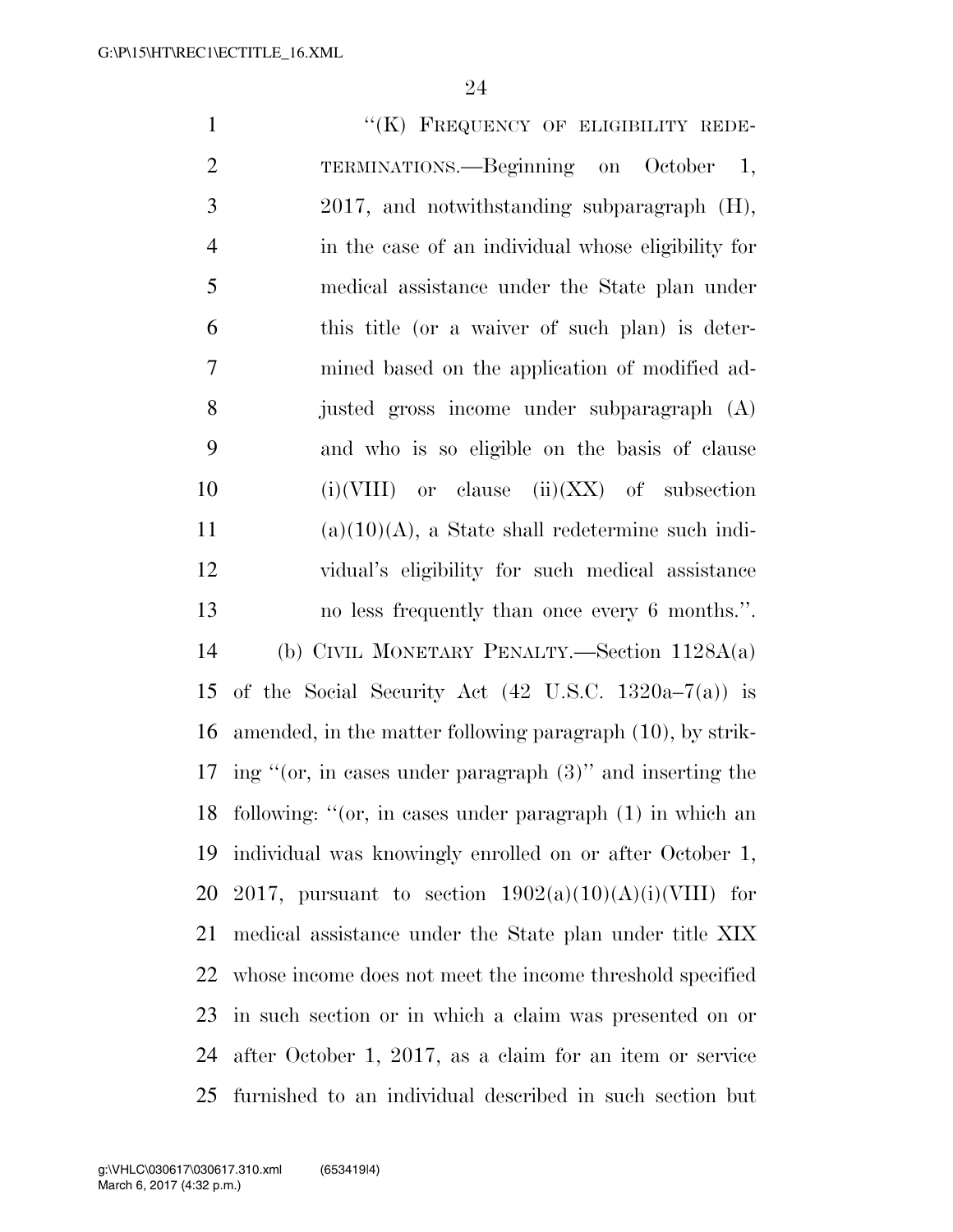"(K) FREQUENCY OF ELIGIBILITY REDETERMINATIONS.—Beginning on October 1, 2017, and notwithstanding subparagraph (H), in the case of an individual whose eligibility for medical assistance under the State plan under this title (or a waiver of such plan) is determined based on the application of modified adjusted gross income under subparagraph (A) and who is so eligible on the basis of clause (i)(VIII) or clause (ii)(XX) of subsection (a)(10)(A), a State shall redetermine such individual's eligibility for such medical assistance no less frequently than once every 6 months.".

(b) CIVIL MONETARY PENALTY.—Section 1128A(a) of the Social Security Act (42 U.S.C. 1320a–7(a)) is amended, in the matter following paragraph (10), by striking "(or, in cases under paragraph (3)" and inserting the following: "(or, in cases under paragraph (1) in which an individual was knowingly enrolled on or after October 1, 2017, pursuant to section 1902(a)(10)(A)(i)(VIII) for medical assistance under the State plan under title XIX whose income does not meet the income threshold specified in such section or in which a claim was presented on or after October 1, 2017, as a claim for an item or service furnished to an individual described in such section but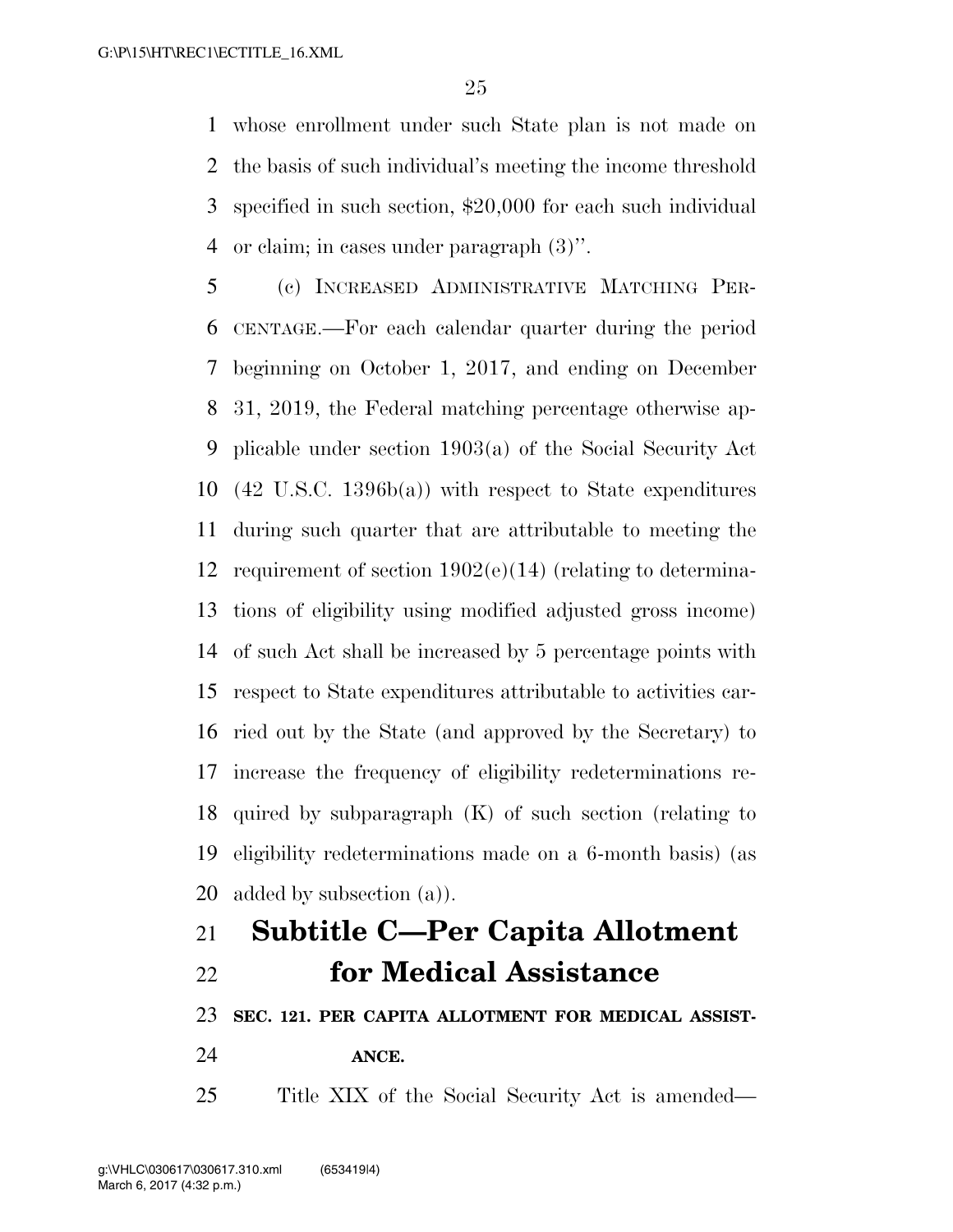whose enrollment under such State plan is not made on the basis of such individual's meeting the income threshold specified in such section, $20,000 for each such individual or claim; in cases under paragraph (3)''.

(c) INCREASED ADMINISTRATIVE MATCHING PERCENTAGE.—For each calendar quarter during the period beginning on October 1, 2017, and ending on December 31, 2019, the Federal matching percentage otherwise applicable under section 1903(a) of the Social Security Act (42 U.S.C. 1396b(a)) with respect to State expenditures during such quarter that are attributable to meeting the requirement of section 1902(e)(14) (relating to determinations of eligibility using modified adjusted gross income) of such Act shall be increased by 5 percentage points with respect to State expenditures attributable to activities carried out by the State (and approved by the Secretary) to increase the frequency of eligibility redeterminations required by subparagraph (K) of such section (relating to eligibility redeterminations made on a 6-month basis) (as added by subsection (a)).

# Subtitle C—Per Capita Allotment for Medical Assistance

**SEC. 121. PER CAPITA ALLOTMENT FOR MEDICAL ASSISTANCE.**

Title XIX of the Social Security Act is amended—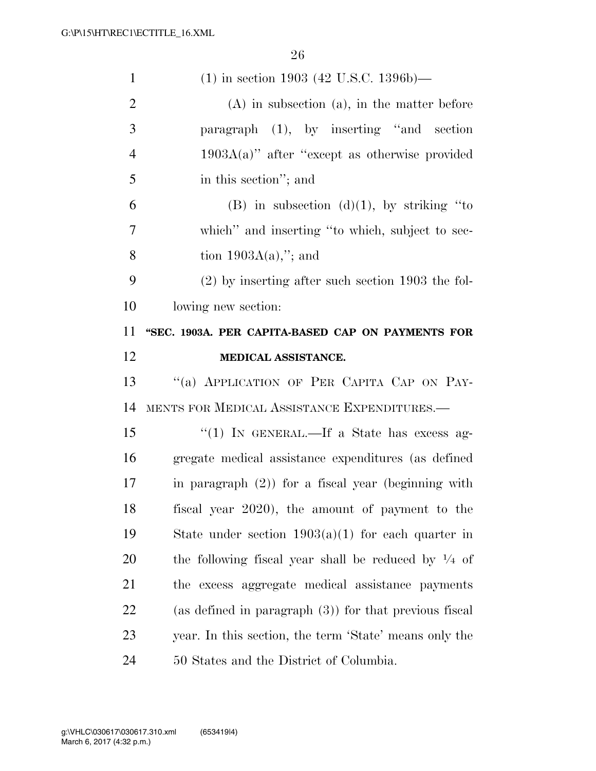(1) in section 1903 (42 U.S.C. 1396b)—

(A) in subsection (a), in the matter before paragraph (1), by inserting "and section 1903A(a)" after "except as otherwise provided in this section"; and

(B) in subsection (d)(1), by striking "to which" and inserting "to which, subject to section 1903A(a),"; and

(2) by inserting after such section 1903 the following new section:

**"SEC. 1903A. PER CAPITA-BASED CAP ON PAYMENTS FOR MEDICAL ASSISTANCE.**

"(a) APPLICATION OF PER CAPITA CAP ON PAYMENTS FOR MEDICAL ASSISTANCE EXPENDITURES.—

"(1) IN GENERAL.—If a State has excess aggregate medical assistance expenditures (as defined in paragraph (2)) for a fiscal year (beginning with fiscal year 2020), the amount of payment to the State under section 1903(a)(1) for each quarter in the following fiscal year shall be reduced by 1/4 of the excess aggregate medical assistance payments (as defined in paragraph (3)) for that previous fiscal year. In this section, the term 'State' means only the 50 States and the District of Columbia.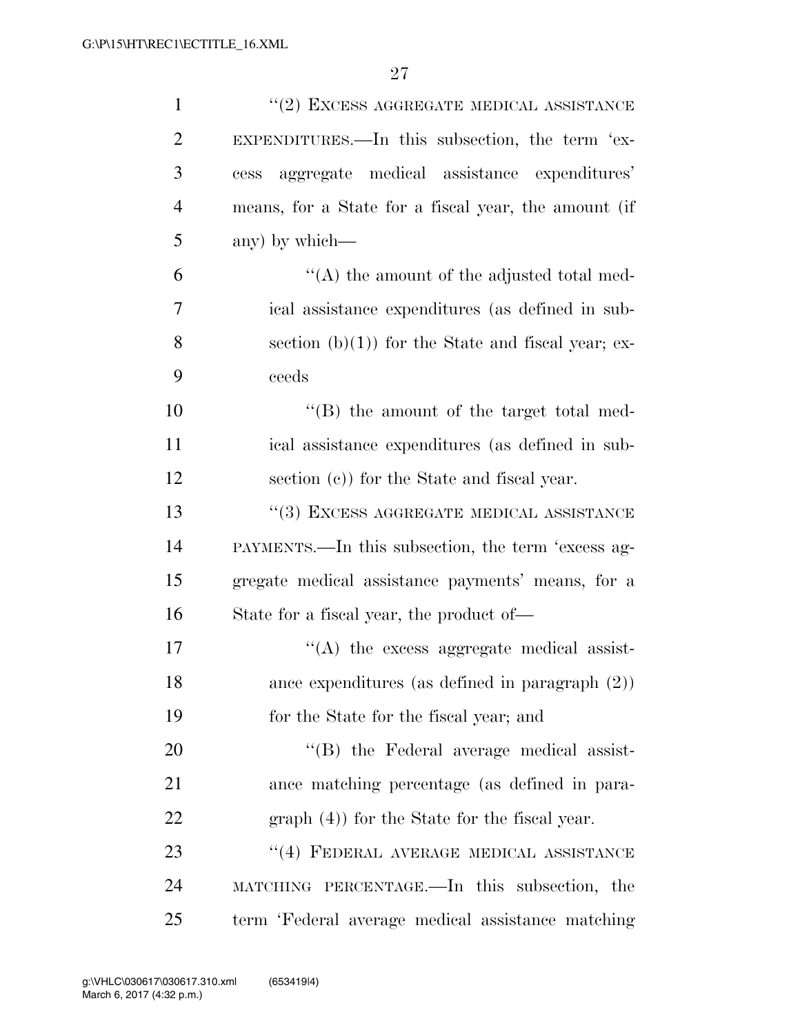"(2) EXCESS AGGREGATE MEDICAL ASSISTANCE EXPENDITURES.—In this subsection, the term 'excess aggregate medical assistance expenditures' means, for a State for a fiscal year, the amount (if any) by which—

"(A) the amount of the adjusted total medical assistance expenditures (as defined in subsection (b)(1)) for the State and fiscal year; exceeds

"(B) the amount of the target total medical assistance expenditures (as defined in subsection (c)) for the State and fiscal year.

"(3) EXCESS AGGREGATE MEDICAL ASSISTANCE PAYMENTS.—In this subsection, the term 'excess aggregate medical assistance payments' means, for a State for a fiscal year, the product of—

"(A) the excess aggregate medical assistance expenditures (as defined in paragraph (2)) for the State for the fiscal year; and

"(B) the Federal average medical assistance matching percentage (as defined in paragraph (4)) for the State for the fiscal year.

"(4) FEDERAL AVERAGE MEDICAL ASSISTANCE MATCHING PERCENTAGE.—In this subsection, the term 'Federal average medical assistance matching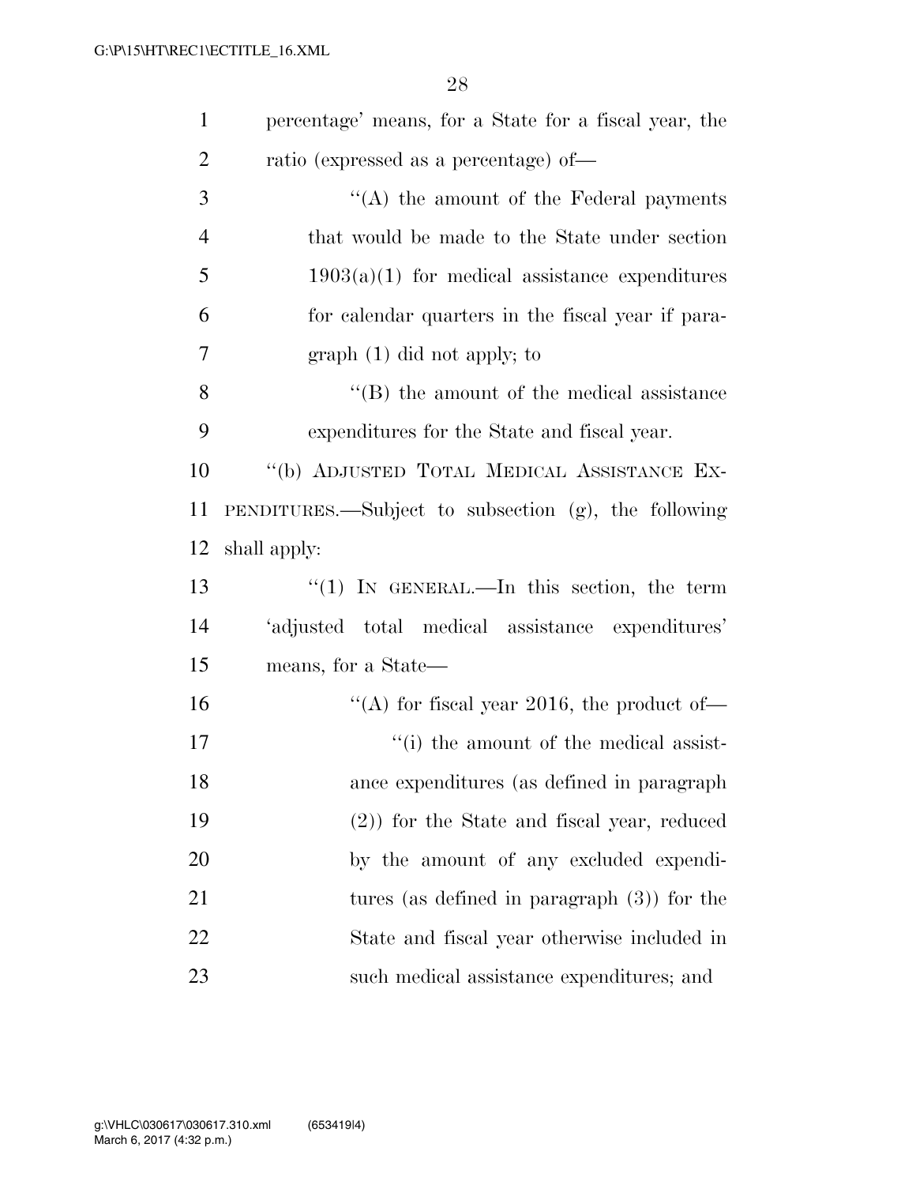percentage' means, for a State for a fiscal year, the ratio (expressed as a percentage) of—

"(A) the amount of the Federal payments that would be made to the State under section 1903(a)(1) for medical assistance expenditures for calendar quarters in the fiscal year if paragraph (1) did not apply; to

"(B) the amount of the medical assistance expenditures for the State and fiscal year.

"(b) ADJUSTED TOTAL MEDICAL ASSISTANCE EXPENDITURES.—Subject to subsection (g), the following shall apply:

"(1) IN GENERAL.—In this section, the term 'adjusted total medical assistance expenditures' means, for a State—

"(A) for fiscal year 2016, the product of—

"(i) the amount of the medical assistance expenditures (as defined in paragraph (2)) for the State and fiscal year, reduced by the amount of any excluded expenditures (as defined in paragraph (3)) for the State and fiscal year otherwise included in such medical assistance expenditures; and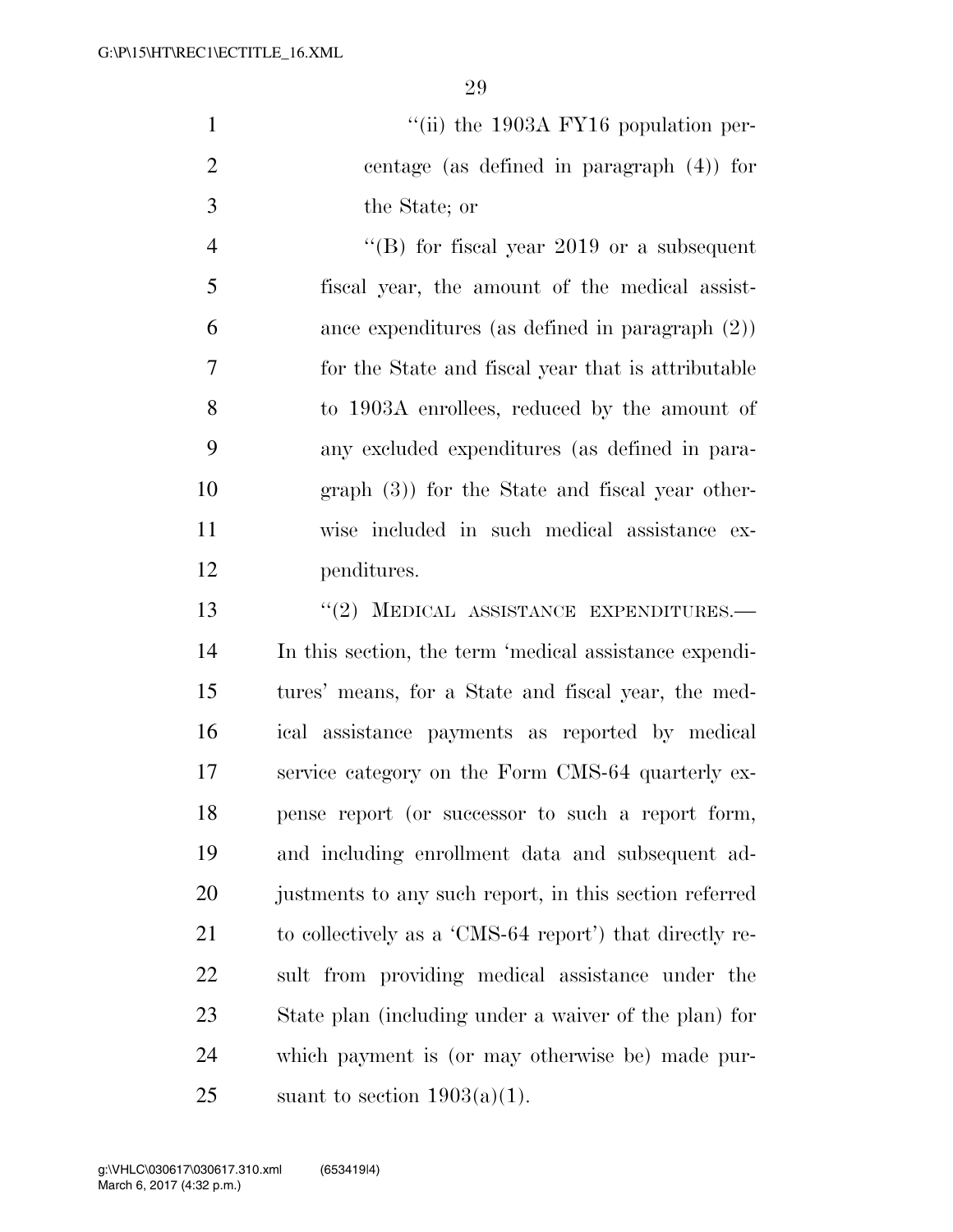"(ii) the 1903A FY16 population percentage (as defined in paragraph (4)) for the State; or

"(B) for fiscal year 2019 or a subsequent fiscal year, the amount of the medical assistance expenditures (as defined in paragraph (2)) for the State and fiscal year that is attributable to 1903A enrollees, reduced by the amount of any excluded expenditures (as defined in paragraph (3)) for the State and fiscal year otherwise included in such medical assistance expenditures.

"(2) MEDICAL ASSISTANCE EXPENDITURES.—In this section, the term 'medical assistance expenditures' means, for a State and fiscal year, the medical assistance payments as reported by medical service category on the Form CMS-64 quarterly expense report (or successor to such a report form, and including enrollment data and subsequent adjustments to any such report, in this section referred to collectively as a 'CMS-64 report') that directly result from providing medical assistance under the State plan (including under a waiver of the plan) for which payment is (or may otherwise be) made pursuant to section 1903(a)(1).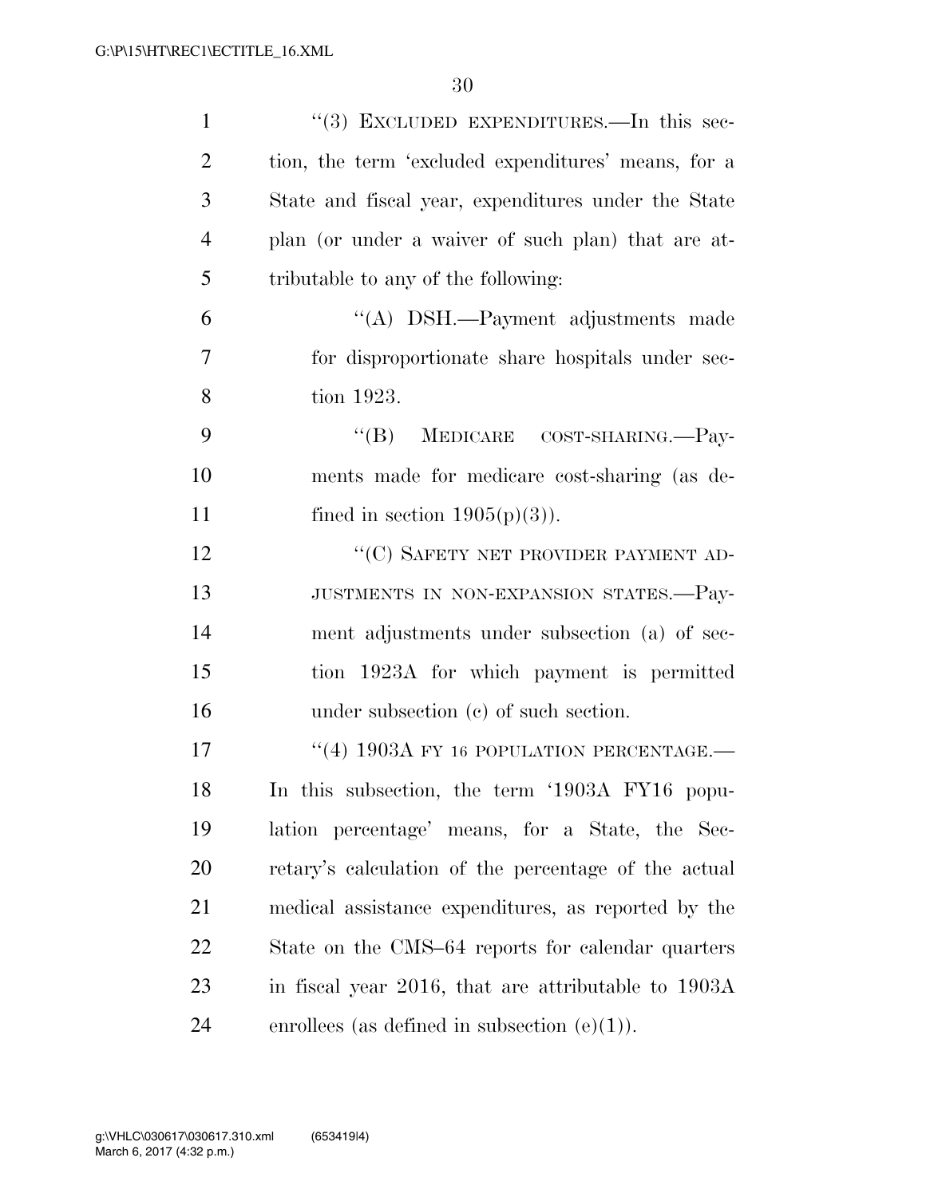"(3) EXCLUDED EXPENDITURES.—In this section, the term 'excluded expenditures' means, for a State and fiscal year, expenditures under the State plan (or under a waiver of such plan) that are attributable to any of the following:

"(A) DSH.—Payment adjustments made for disproportionate share hospitals under section 1923.

"(B) MEDICARE COST-SHARING.—Payments made for medicare cost-sharing (as defined in section 1905(p)(3)).

"(C) SAFETY NET PROVIDER PAYMENT ADJUSTMENTS IN NON-EXPANSION STATES.—Payment adjustments under subsection (a) of section 1923A for which payment is permitted under subsection (c) of such section.

"(4) 1903A FY 16 POPULATION PERCENTAGE.—In this subsection, the term '1903A FY16 population percentage' means, for a State, the Secretary's calculation of the percentage of the actual medical assistance expenditures, as reported by the State on the CMS–64 reports for calendar quarters in fiscal year 2016, that are attributable to 1903A enrollees (as defined in subsection (e)(1)).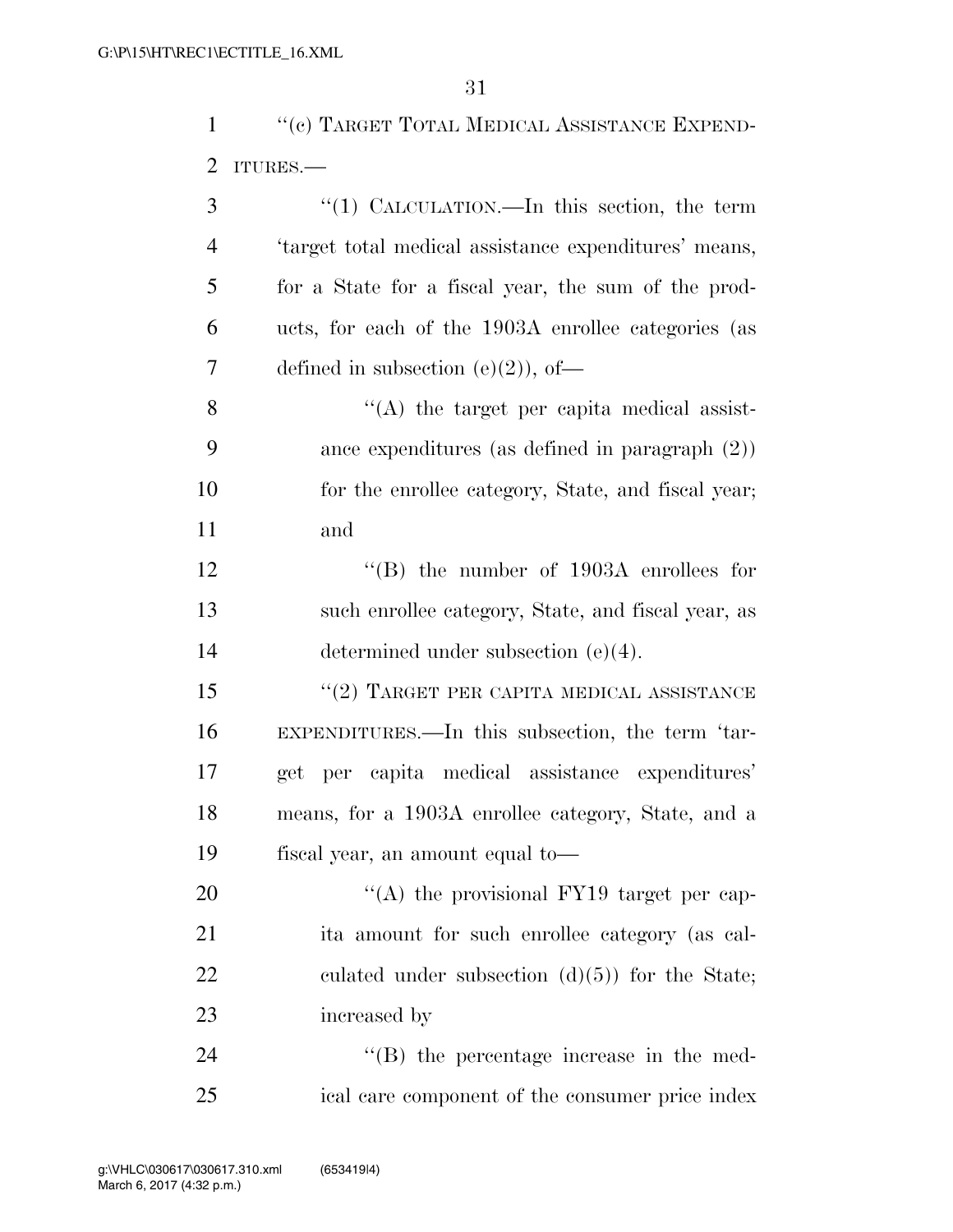"(c) TARGET TOTAL MEDICAL ASSISTANCE EXPENDITURES.—

"(1) CALCULATION.—In this section, the term 'target total medical assistance expenditures' means, for a State for a fiscal year, the sum of the products, for each of the 1903A enrollee categories (as defined in subsection (e)(2)), of—

"(A) the target per capita medical assistance expenditures (as defined in paragraph (2)) for the enrollee category, State, and fiscal year; and

"(B) the number of 1903A enrollees for such enrollee category, State, and fiscal year, as determined under subsection (e)(4).

"(2) TARGET PER CAPITA MEDICAL ASSISTANCE EXPENDITURES.—In this subsection, the term 'target per capita medical assistance expenditures' means, for a 1903A enrollee category, State, and a fiscal year, an amount equal to—

"(A) the provisional FY19 target per capita amount for such enrollee category (as calculated under subsection (d)(5)) for the State; increased by

"(B) the percentage increase in the medical care component of the consumer price index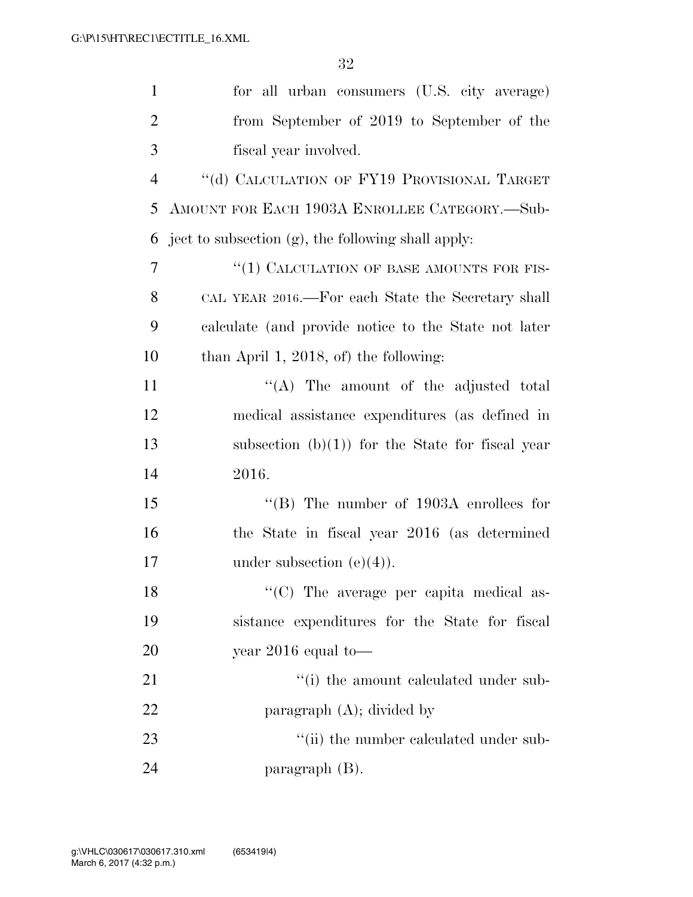for all urban consumers (U.S. city average) from September of 2019 to September of the fiscal year involved.

"(d) CALCULATION OF FY19 PROVISIONAL TARGET AMOUNT FOR EACH 1903A ENROLLEE CATEGORY.—Subject to subsection (g), the following shall apply:

"(1) CALCULATION OF BASE AMOUNTS FOR FISCAL YEAR 2016.—For each State the Secretary shall calculate (and provide notice to the State not later than April 1, 2018, of) the following:

"(A) The amount of the adjusted total medical assistance expenditures (as defined in subsection (b)(1)) for the State for fiscal year 2016.

"(B) The number of 1903A enrollees for the State in fiscal year 2016 (as determined under subsection (e)(4)).

"(C) The average per capita medical assistance expenditures for the State for fiscal year 2016 equal to—

"(i) the amount calculated under subparagraph (A); divided by

"(ii) the number calculated under subparagraph (B).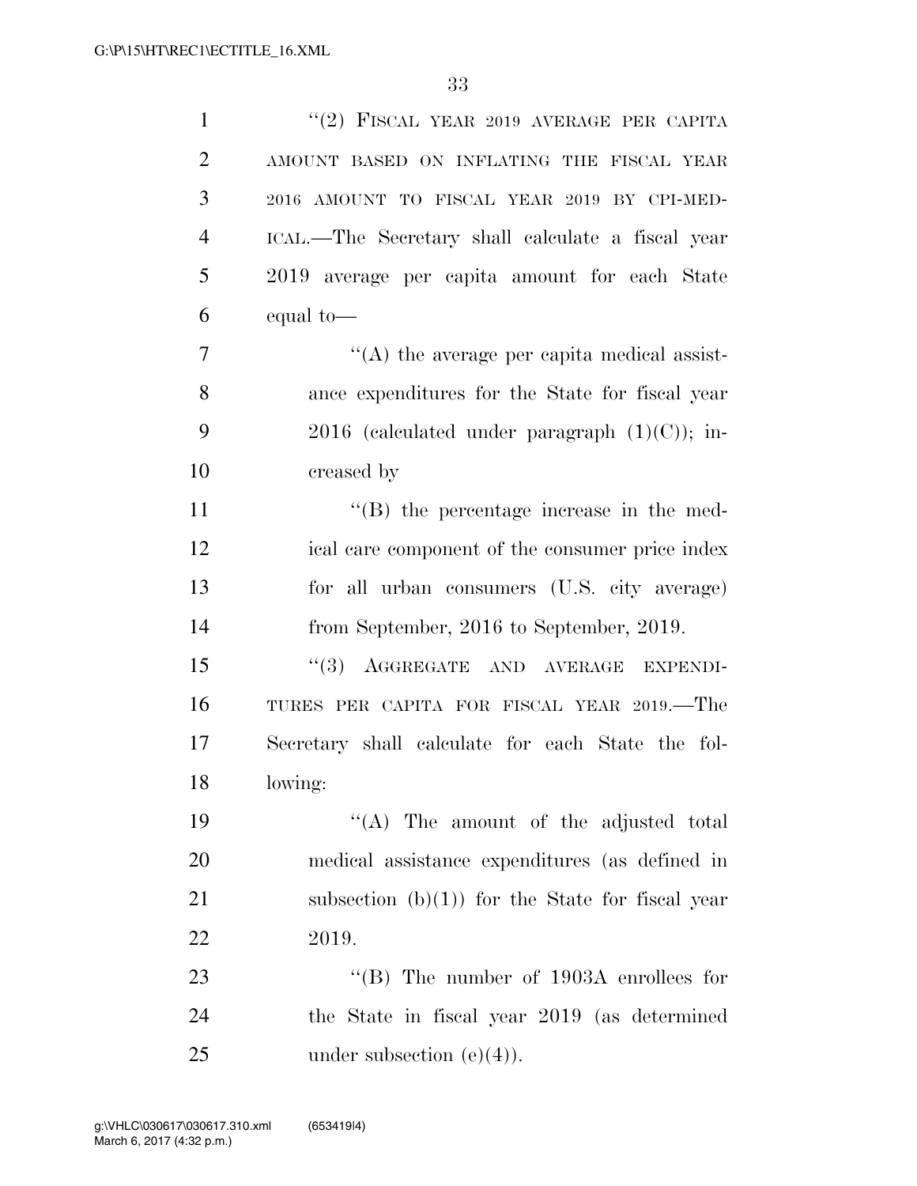"(2) FISCAL YEAR 2019 AVERAGE PER CAPITA AMOUNT BASED ON INFLATING THE FISCAL YEAR 2016 AMOUNT TO FISCAL YEAR 2019 BY CPI-MEDICAL.—The Secretary shall calculate a fiscal year 2019 average per capita amount for each State equal to—

"(A) the average per capita medical assistance expenditures for the State for fiscal year 2016 (calculated under paragraph (1)(C)); increased by

"(B) the percentage increase in the medical care component of the consumer price index for all urban consumers (U.S. city average) from September, 2016 to September, 2019.

"(3) AGGREGATE AND AVERAGE EXPENDITURES PER CAPITA FOR FISCAL YEAR 2019.—The Secretary shall calculate for each State the following:

"(A) The amount of the adjusted total medical assistance expenditures (as defined in subsection (b)(1)) for the State for fiscal year 2019.

"(B) The number of 1903A enrollees for the State in fiscal year 2019 (as determined under subsection (e)(4)).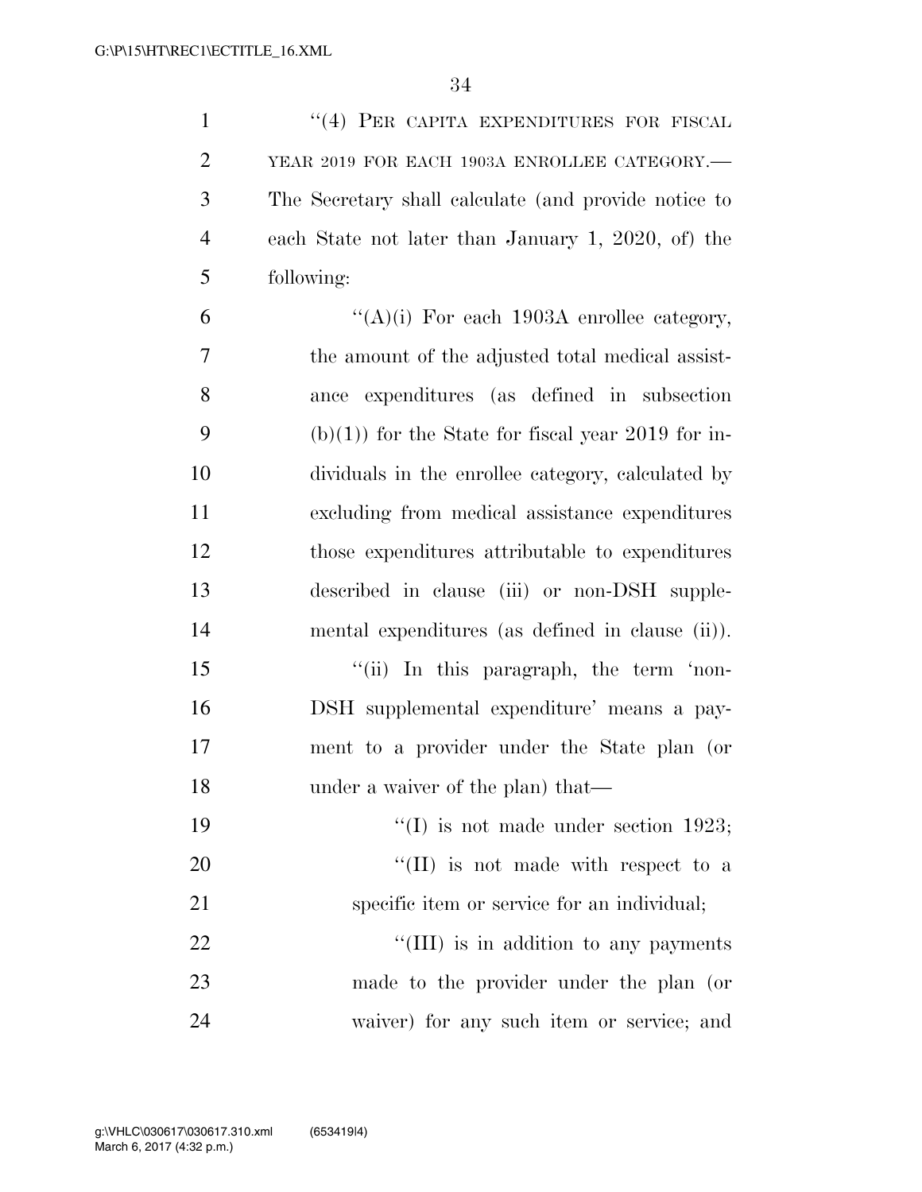"(4) PER CAPITA EXPENDITURES FOR FISCAL YEAR 2019 FOR EACH 1903A ENROLLEE CATEGORY.— The Secretary shall calculate (and provide notice to each State not later than January 1, 2020, of) the following:

"(A)(i) For each 1903A enrollee category, the amount of the adjusted total medical assistance expenditures (as defined in subsection (b)(1)) for the State for fiscal year 2019 for individuals in the enrollee category, calculated by excluding from medical assistance expenditures those expenditures attributable to expenditures described in clause (iii) or non-DSH supplemental expenditures (as defined in clause (ii)).

"(ii) In this paragraph, the term 'non-DSH supplemental expenditure' means a payment to a provider under the State plan (or under a waiver of the plan) that—

"(I) is not made under section 1923;

"(II) is not made with respect to a specific item or service for an individual;

"(III) is in addition to any payments made to the provider under the plan (or waiver) for any such item or service; and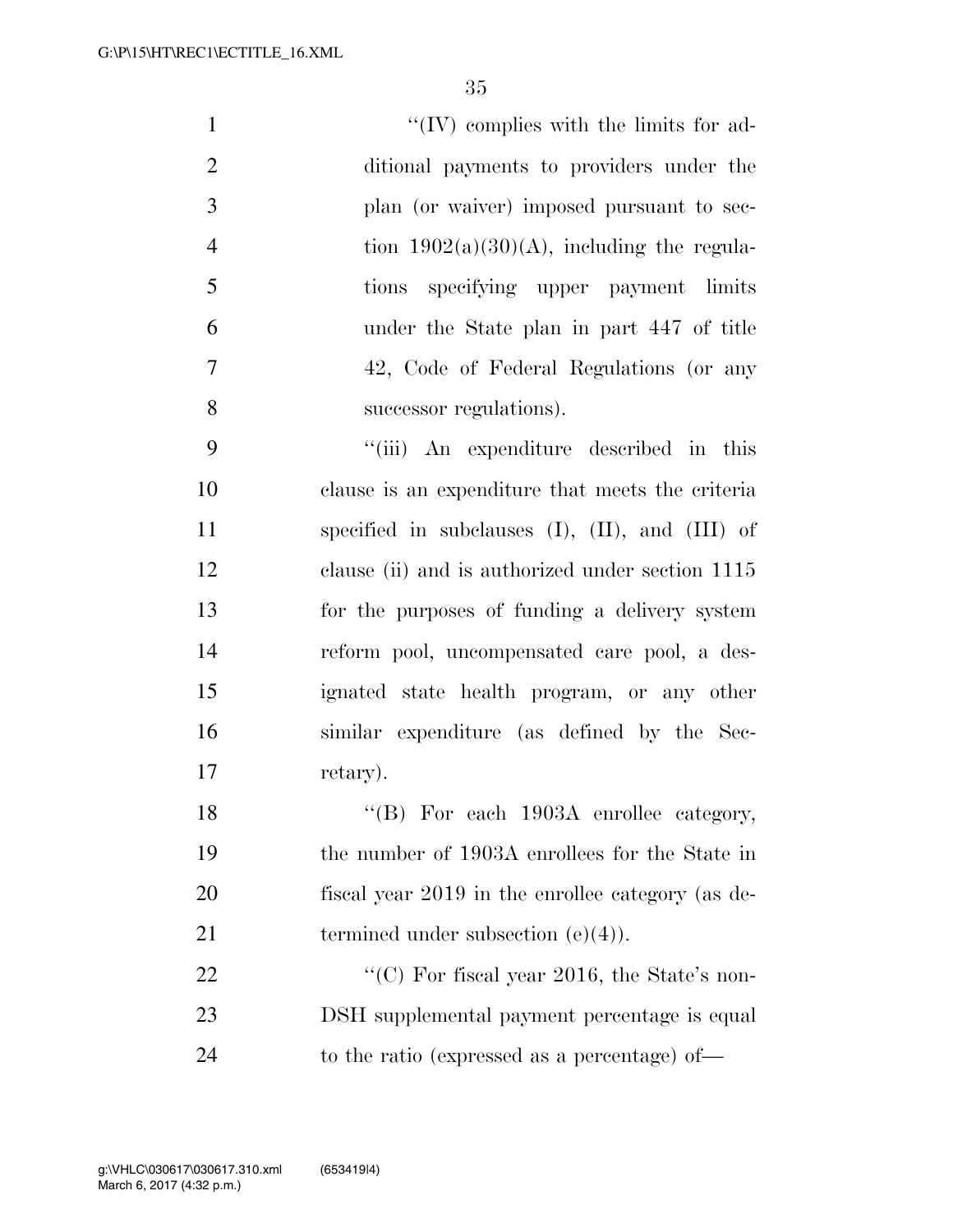"(IV) complies with the limits for additional payments to providers under the plan (or waiver) imposed pursuant to section 1902(a)(30)(A), including the regulations specifying upper payment limits under the State plan in part 447 of title 42, Code of Federal Regulations (or any successor regulations).

"(iii) An expenditure described in this clause is an expenditure that meets the criteria specified in subclauses (I), (II), and (III) of clause (ii) and is authorized under section 1115 for the purposes of funding a delivery system reform pool, uncompensated care pool, a designated state health program, or any other similar expenditure (as defined by the Secretary).

"(B) For each 1903A enrollee category, the number of 1903A enrollees for the State in fiscal year 2019 in the enrollee category (as determined under subsection (e)(4)).

"(C) For fiscal year 2016, the State's non-DSH supplemental payment percentage is equal to the ratio (expressed as a percentage) of—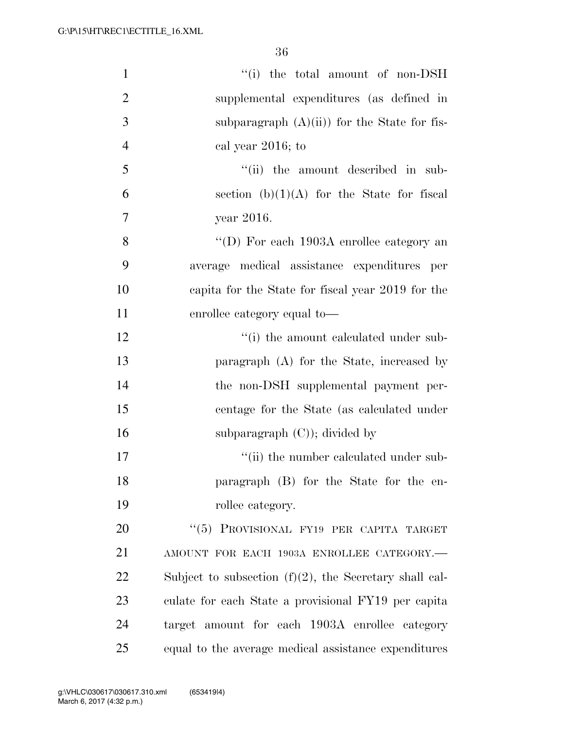"(i) the total amount of non-DSH supplemental expenditures (as defined in subparagraph (A)(ii)) for the State for fiscal year 2016; to

"(ii) the amount described in subsection (b)(1)(A) for the State for fiscal year 2016.

"(D) For each 1903A enrollee category an average medical assistance expenditures per capita for the State for fiscal year 2019 for the enrollee category equal to—

"(i) the amount calculated under subparagraph (A) for the State, increased by the non-DSH supplemental payment percentage for the State (as calculated under subparagraph (C)); divided by

"(ii) the number calculated under subparagraph (B) for the State for the enrollee category.

"(5) PROVISIONAL FY19 PER CAPITA TARGET AMOUNT FOR EACH 1903A ENROLLEE CATEGORY.—Subject to subsection (f)(2), the Secretary shall calculate for each State a provisional FY19 per capita target amount for each 1903A enrollee category equal to the average medical assistance expenditures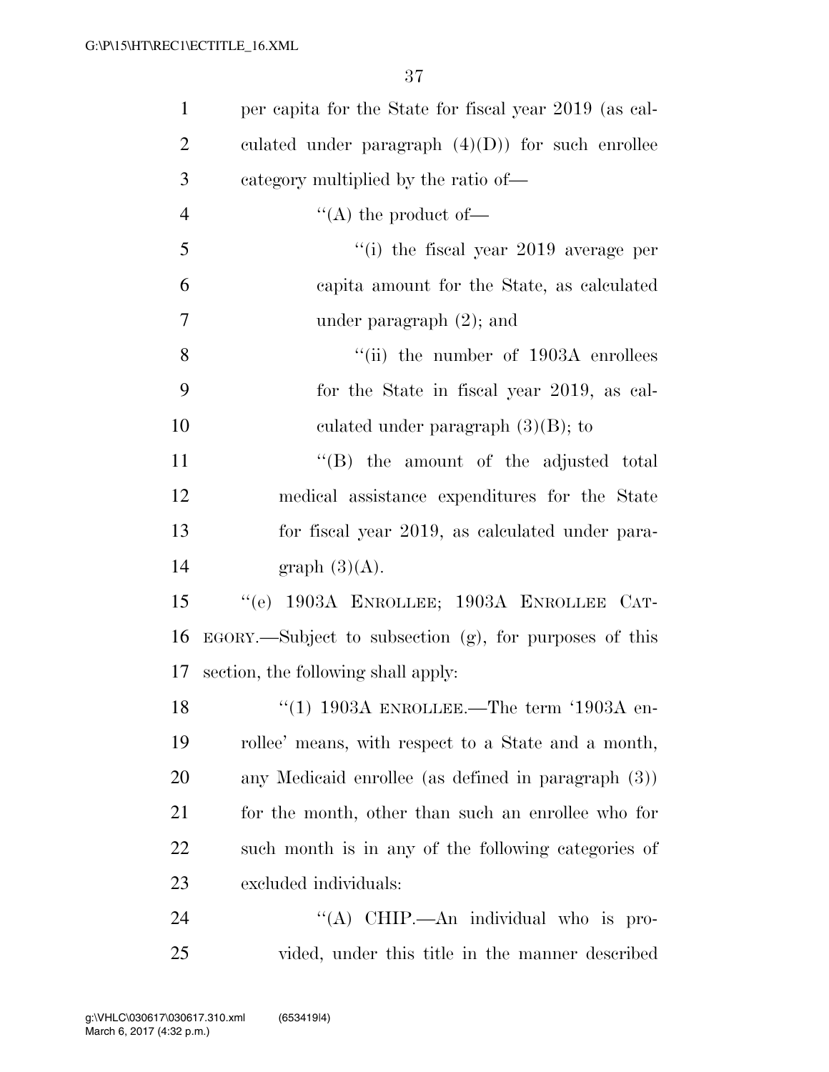per capita for the State for fiscal year 2019 (as calculated under paragraph (4)(D)) for such enrollee category multiplied by the ratio of—

"(A) the product of—

"(i) the fiscal year 2019 average per capita amount for the State, as calculated under paragraph (2); and

"(ii) the number of 1903A enrollees for the State in fiscal year 2019, as calculated under paragraph (3)(B); to

"(B) the amount of the adjusted total medical assistance expenditures for the State for fiscal year 2019, as calculated under paragraph (3)(A).

"(e) 1903A ENROLLEE; 1903A ENROLLEE CATEGORY.—Subject to subsection (g), for purposes of this section, the following shall apply:

"(1) 1903A ENROLLEE.—The term '1903A enrollee' means, with respect to a State and a month, any Medicaid enrollee (as defined in paragraph (3)) for the month, other than such an enrollee who for such month is in any of the following categories of excluded individuals:

"(A) CHIP.—An individual who is provided, under this title in the manner described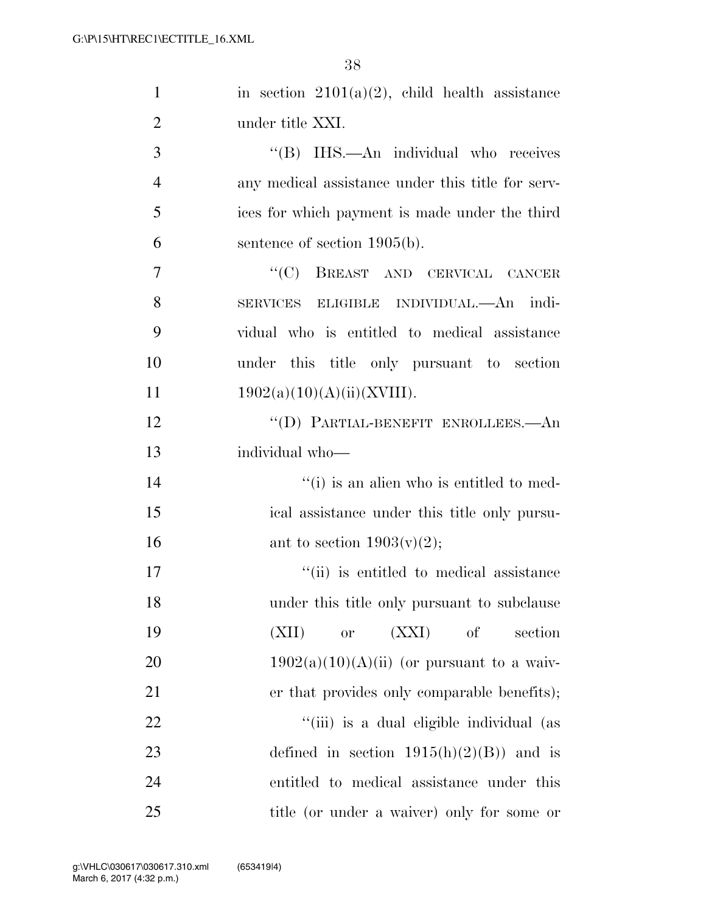in section 2101(a)(2), child health assistance under title XXI.

"(B) IHS.—An individual who receives any medical assistance under this title for services for which payment is made under the third sentence of section 1905(b).

"(C) BREAST AND CERVICAL CANCER SERVICES ELIGIBLE INDIVIDUAL.—An individual who is entitled to medical assistance under this title only pursuant to section 1902(a)(10)(A)(ii)(XVIII).

"(D) PARTIAL-BENEFIT ENROLLEES.—An individual who—

"(i) is an alien who is entitled to medical assistance under this title only pursuant to section 1903(v)(2);

"(ii) is entitled to medical assistance under this title only pursuant to subclause (XII) or (XXI) of section 1902(a)(10)(A)(ii) (or pursuant to a waiver that provides only comparable benefits);

"(iii) is a dual eligible individual (as defined in section 1915(h)(2)(B)) and is entitled to medical assistance under this title (or under a waiver) only for some or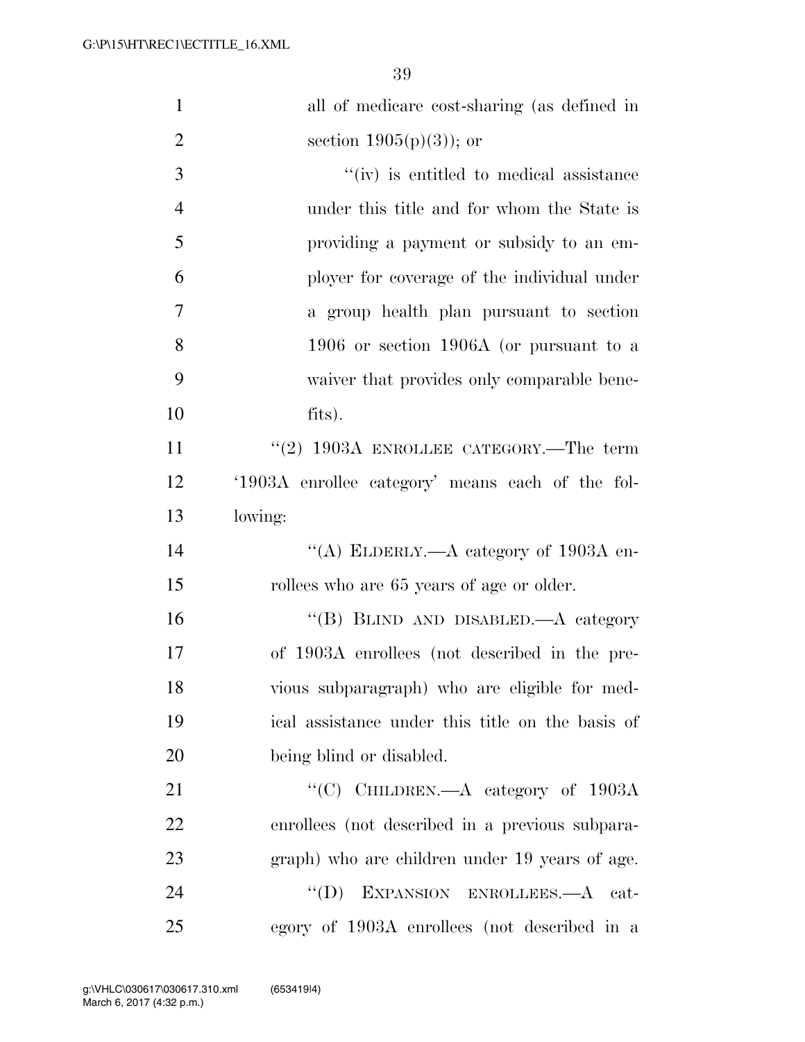all of medicare cost-sharing (as defined in section 1905(p)(3)); or

"(iv) is entitled to medical assistance under this title and for whom the State is providing a payment or subsidy to an employer for coverage of the individual under a group health plan pursuant to section 1906 or section 1906A (or pursuant to a waiver that provides only comparable benefits).

"(2) 1903A ENROLLEE CATEGORY.—The term '1903A enrollee category' means each of the following:

"(A) ELDERLY.—A category of 1903A enrollees who are 65 years of age or older.

"(B) BLIND AND DISABLED.—A category of 1903A enrollees (not described in the previous subparagraph) who are eligible for medical assistance under this title on the basis of being blind or disabled.

"(C) CHILDREN.—A category of 1903A enrollees (not described in a previous subparagraph) who are children under 19 years of age.

"(D) EXPANSION ENROLLEES.—A category of 1903A enrollees (not described in a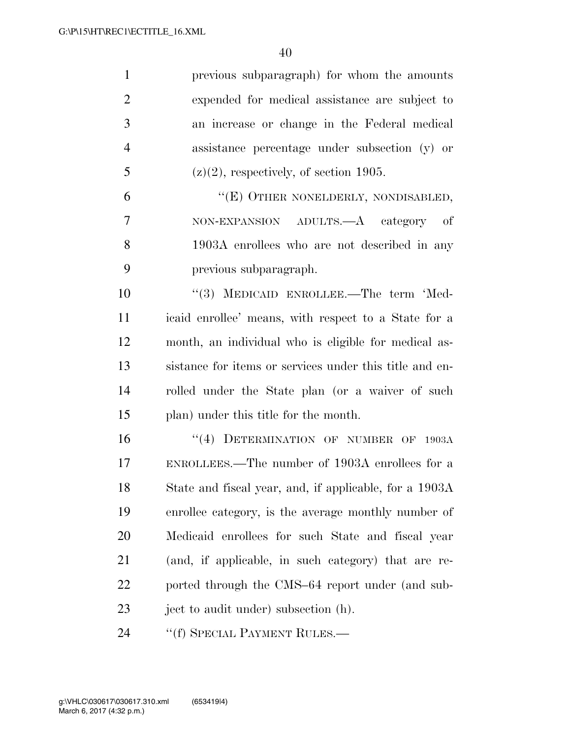previous subparagraph) for whom the amounts expended for medical assistance are subject to an increase or change in the Federal medical assistance percentage under subsection (y) or (z)(2), respectively, of section 1905.

"(E) OTHER NONELDERLY, NONDISABLED, NON-EXPANSION ADULTS.—A category of 1903A enrollees who are not described in any previous subparagraph.

"(3) MEDICAID ENROLLEE.—The term 'Medicaid enrollee' means, with respect to a State for a month, an individual who is eligible for medical assistance for items or services under this title and enrolled under the State plan (or a waiver of such plan) under this title for the month.

"(4) DETERMINATION OF NUMBER OF 1903A ENROLLEES.—The number of 1903A enrollees for a State and fiscal year, and, if applicable, for a 1903A enrollee category, is the average monthly number of Medicaid enrollees for such State and fiscal year (and, if applicable, in such category) that are reported through the CMS–64 report under (and subject to audit under) subsection (h).

"(f) SPECIAL PAYMENT RULES.—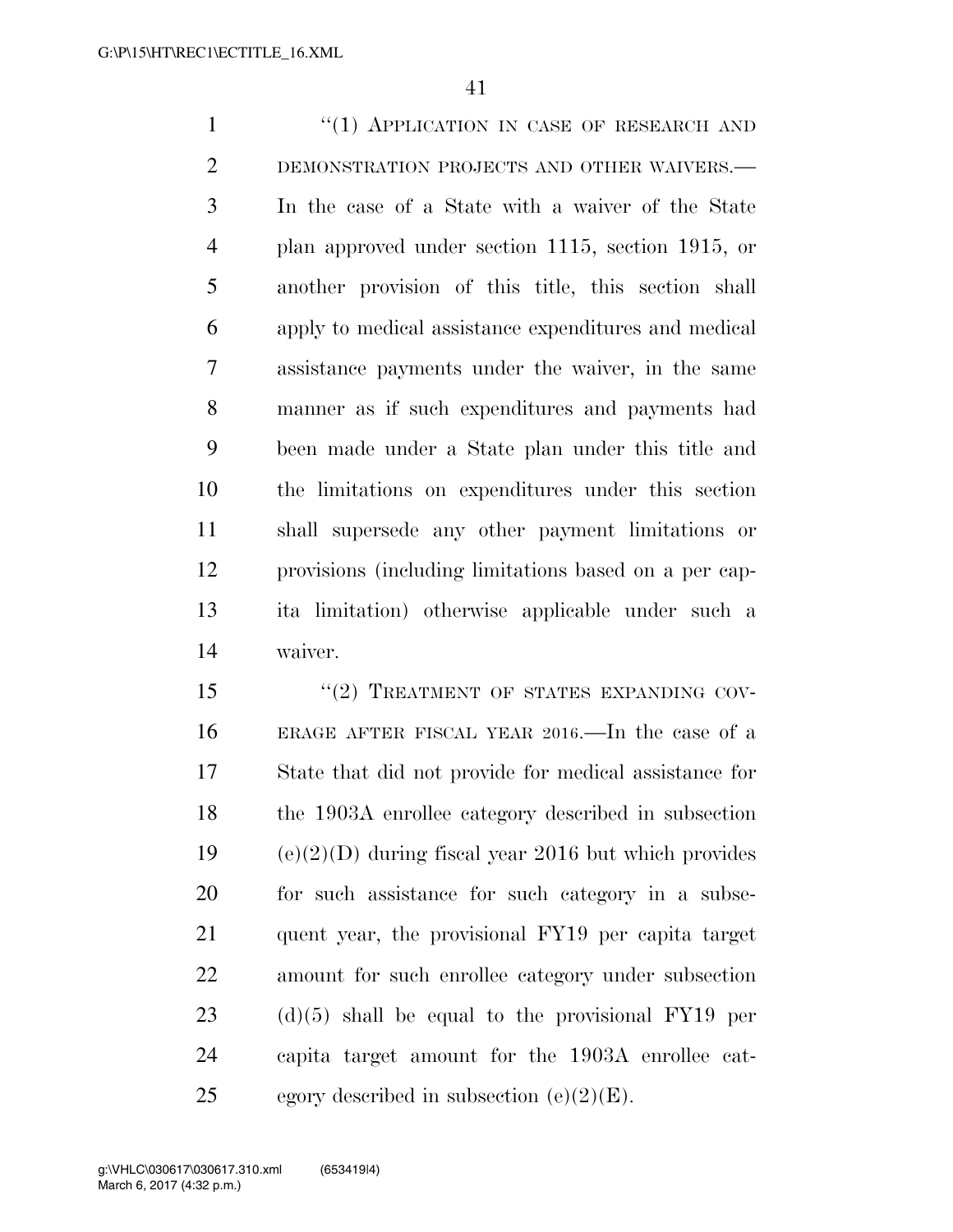"(1) APPLICATION IN CASE OF RESEARCH AND DEMONSTRATION PROJECTS AND OTHER WAIVERS.—In the case of a State with a waiver of the State plan approved under section 1115, section 1915, or another provision of this title, this section shall apply to medical assistance expenditures and medical assistance payments under the waiver, in the same manner as if such expenditures and payments had been made under a State plan under this title and the limitations on expenditures under this section shall supersede any other payment limitations or provisions (including limitations based on a per capita limitation) otherwise applicable under such a waiver.

"(2) TREATMENT OF STATES EXPANDING COVERAGE AFTER FISCAL YEAR 2016.—In the case of a State that did not provide for medical assistance for the 1903A enrollee category described in subsection (e)(2)(D) during fiscal year 2016 but which provides for such assistance for such category in a subsequent year, the provisional FY19 per capita target amount for such enrollee category under subsection (d)(5) shall be equal to the provisional FY19 per capita target amount for the 1903A enrollee category described in subsection (e)(2)(E).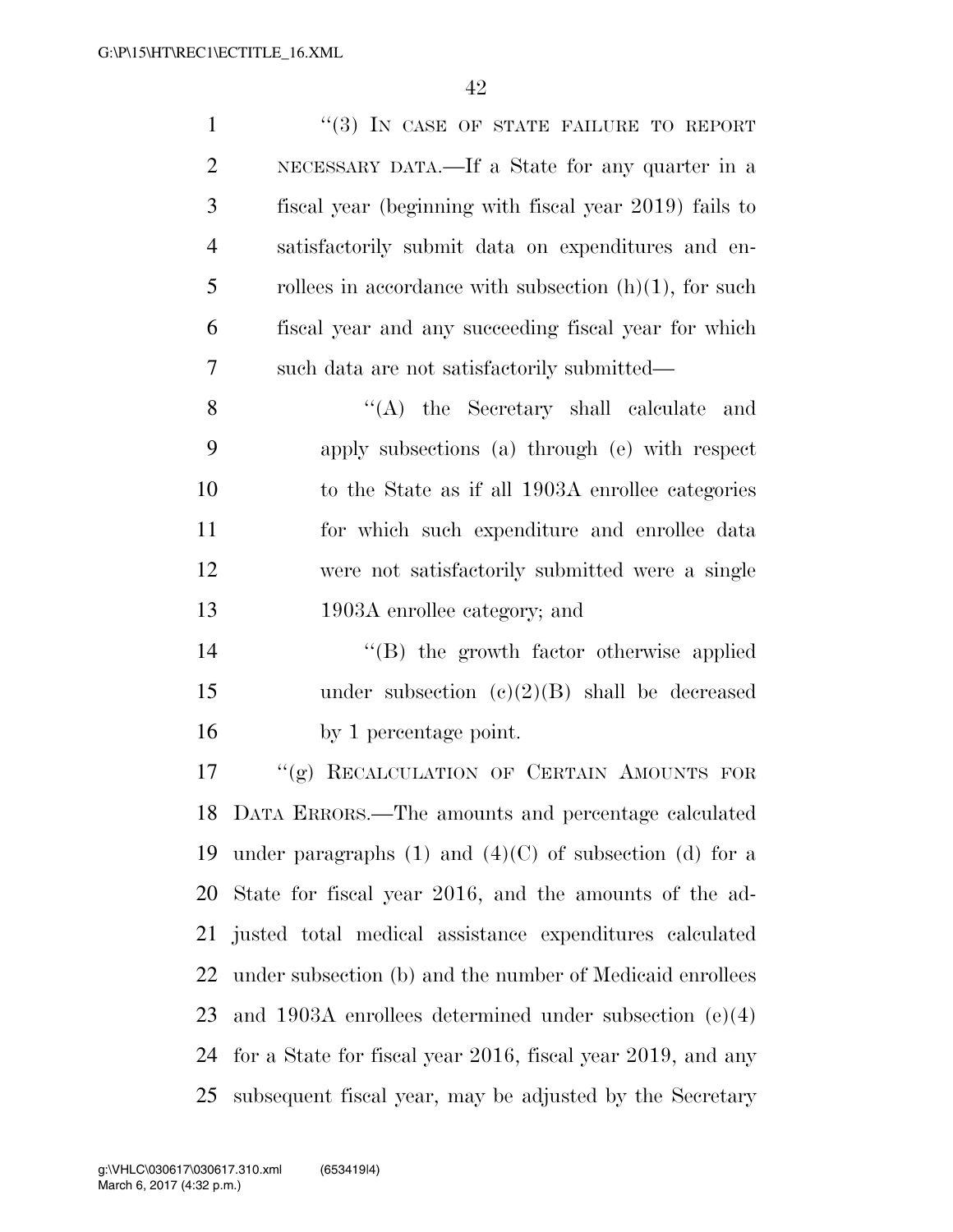"(3) IN CASE OF STATE FAILURE TO REPORT NECESSARY DATA.—If a State for any quarter in a fiscal year (beginning with fiscal year 2019) fails to satisfactorily submit data on expenditures and enrollees in accordance with subsection (h)(1), for such fiscal year and any succeeding fiscal year for which such data are not satisfactorily submitted—

"(A) the Secretary shall calculate and apply subsections (a) through (e) with respect to the State as if all 1903A enrollee categories for which such expenditure and enrollee data were not satisfactorily submitted were a single 1903A enrollee category; and

"(B) the growth factor otherwise applied under subsection (c)(2)(B) shall be decreased by 1 percentage point.

"(g) RECALCULATION OF CERTAIN AMOUNTS FOR DATA ERRORS.—The amounts and percentage calculated under paragraphs (1) and (4)(C) of subsection (d) for a State for fiscal year 2016, and the amounts of the adjusted total medical assistance expenditures calculated under subsection (b) and the number of Medicaid enrollees and 1903A enrollees determined under subsection (e)(4) for a State for fiscal year 2016, fiscal year 2019, and any subsequent fiscal year, may be adjusted by the Secretary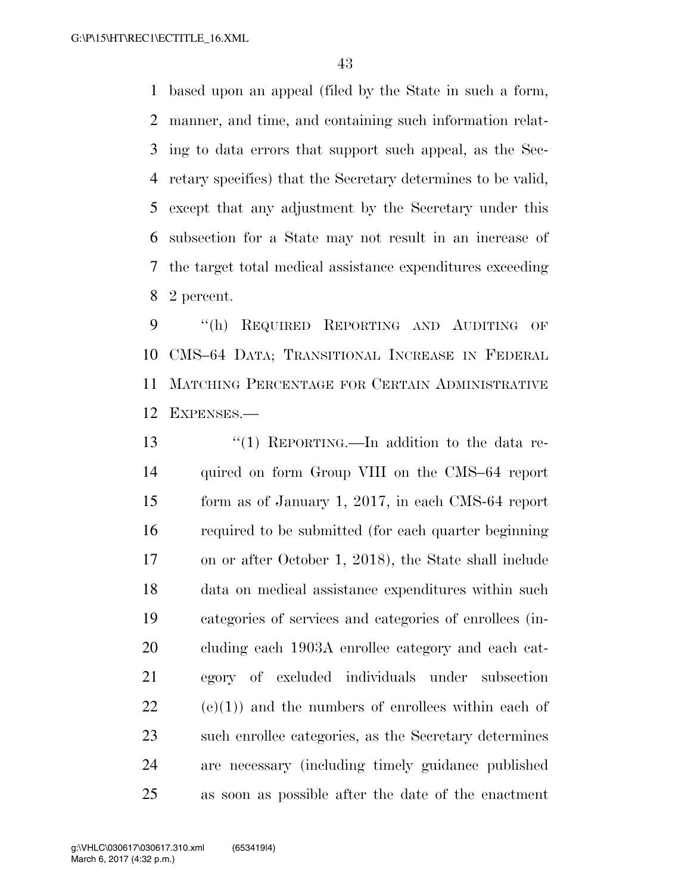based upon an appeal (filed by the State in such a form, manner, and time, and containing such information relating to data errors that support such appeal, as the Secretary specifies) that the Secretary determines to be valid, except that any adjustment by the Secretary under this subsection for a State may not result in an increase of the target total medical assistance expenditures exceeding 2 percent.

"(h) REQUIRED REPORTING AND AUDITING OF CMS–64 DATA; TRANSITIONAL INCREASE IN FEDERAL MATCHING PERCENTAGE FOR CERTAIN ADMINISTRATIVE EXPENSES.—

"(1) REPORTING.—In addition to the data required on form Group VIII on the CMS–64 report form as of January 1, 2017, in each CMS-64 report required to be submitted (for each quarter beginning on or after October 1, 2018), the State shall include data on medical assistance expenditures within such categories of services and categories of enrollees (including each 1903A enrollee category and each category of excluded individuals under subsection (e)(1)) and the numbers of enrollees within each of such enrollee categories, as the Secretary determines are necessary (including timely guidance published as soon as possible after the date of the enactment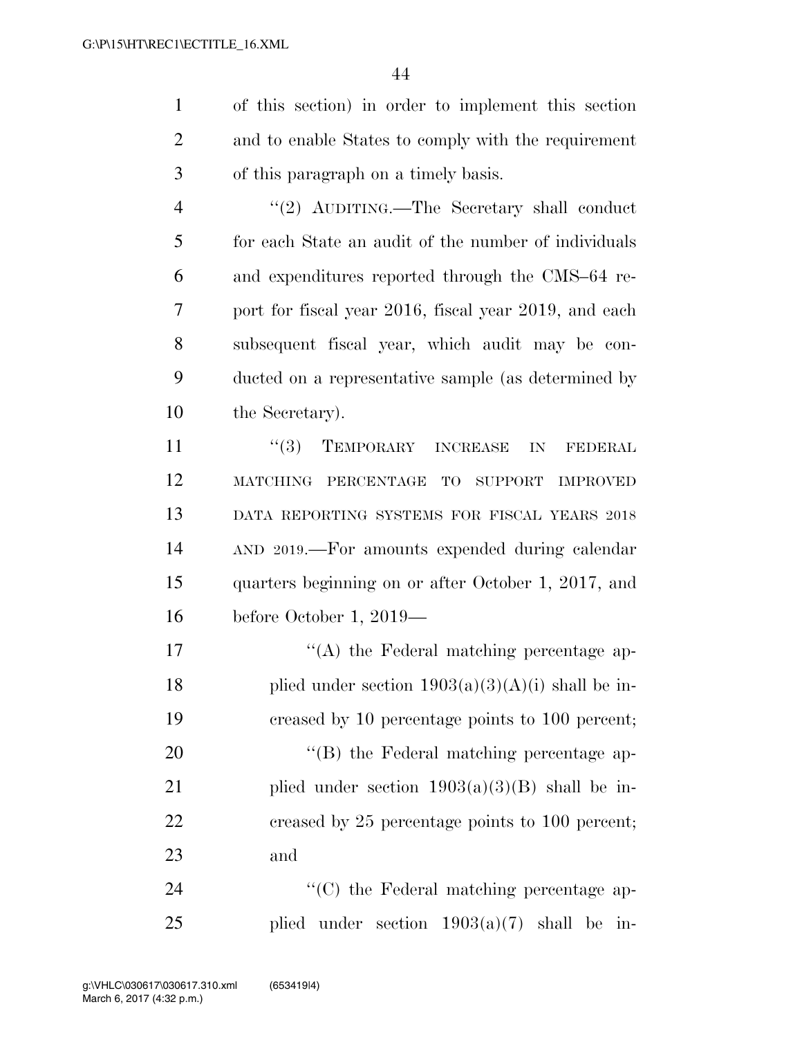of this section) in order to implement this section and to enable States to comply with the requirement of this paragraph on a timely basis.

"(2) AUDITING.—The Secretary shall conduct for each State an audit of the number of individuals and expenditures reported through the CMS–64 report for fiscal year 2016, fiscal year 2019, and each subsequent fiscal year, which audit may be conducted on a representative sample (as determined by the Secretary).

"(3) TEMPORARY INCREASE IN FEDERAL MATCHING PERCENTAGE TO SUPPORT IMPROVED DATA REPORTING SYSTEMS FOR FISCAL YEARS 2018 AND 2019.—For amounts expended during calendar quarters beginning on or after October 1, 2017, and before October 1, 2019—

"(A) the Federal matching percentage applied under section 1903(a)(3)(A)(i) shall be increased by 10 percentage points to 100 percent;

"(B) the Federal matching percentage applied under section 1903(a)(3)(B) shall be increased by 25 percentage points to 100 percent; and

"(C) the Federal matching percentage applied under section 1903(a)(7) shall be in-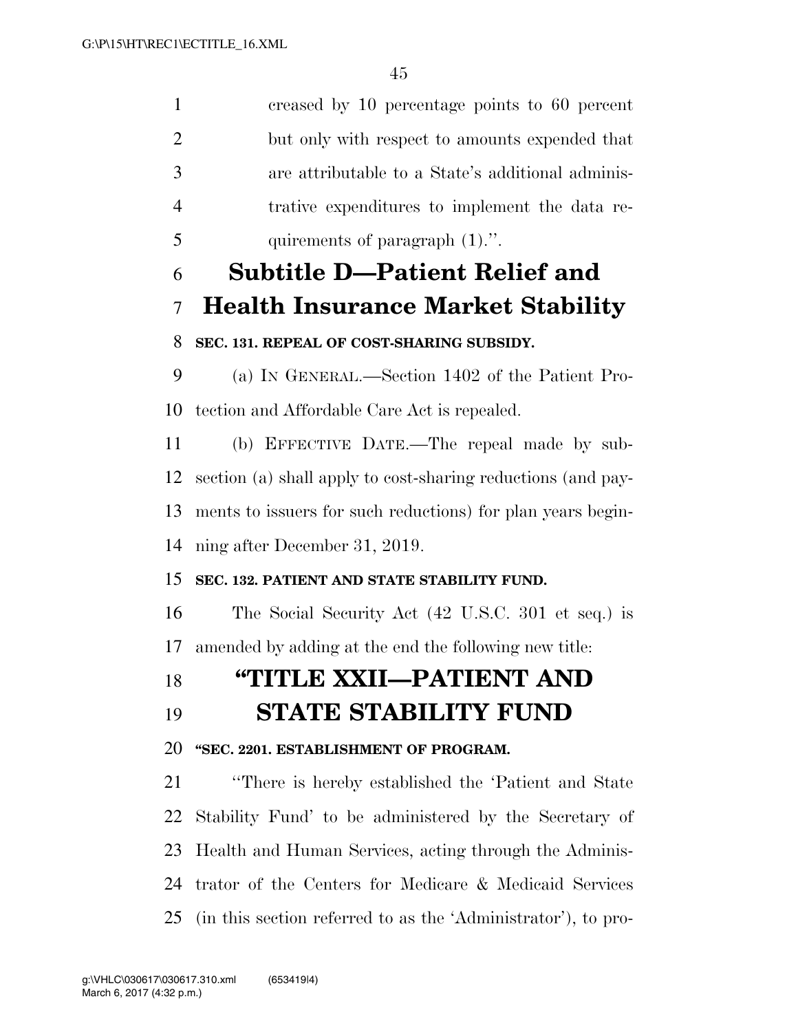creased by 10 percentage points to 60 percent but only with respect to amounts expended that are attributable to a State's additional administrative expenditures to implement the data requirements of paragraph (1).''.

## Subtitle D—Patient Relief and Health Insurance Market Stability

**SEC. 131. REPEAL OF COST-SHARING SUBSIDY.**

(a) IN GENERAL.—Section 1402 of the Patient Protection and Affordable Care Act is repealed.

(b) EFFECTIVE DATE.—The repeal made by subsection (a) shall apply to cost-sharing reductions (and payments to issuers for such reductions) for plan years beginning after December 31, 2019.

**SEC. 132. PATIENT AND STATE STABILITY FUND.**

The Social Security Act (42 U.S.C. 301 et seq.) is amended by adding at the end the following new title:

## "TITLE XXII—PATIENT AND STATE STABILITY FUND

**"SEC. 2201. ESTABLISHMENT OF PROGRAM.**

"There is hereby established the 'Patient and State Stability Fund' to be administered by the Secretary of Health and Human Services, acting through the Administrator of the Centers for Medicare & Medicaid Services (in this section referred to as the 'Administrator'), to pro-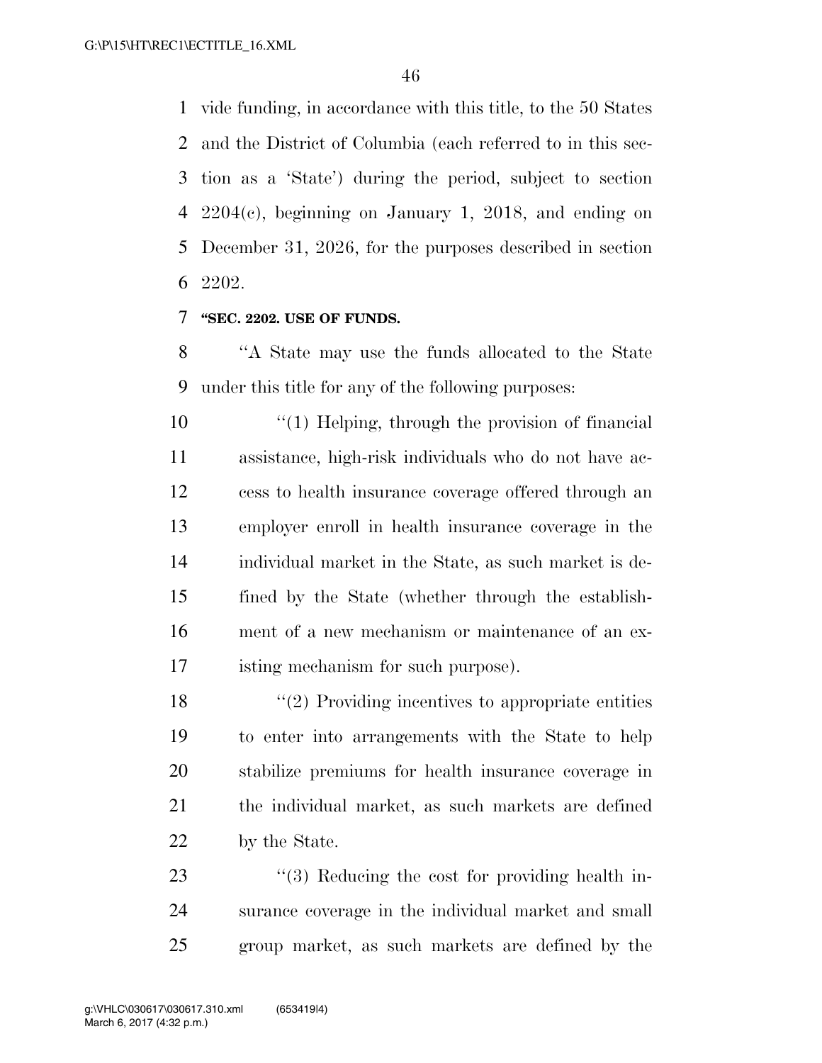vide funding, in accordance with this title, to the 50 States and the District of Columbia (each referred to in this section as a 'State') during the period, subject to section 2204(c), beginning on January 1, 2018, and ending on December 31, 2026, for the purposes described in section 2202.

**"SEC. 2202. USE OF FUNDS.**

"A State may use the funds allocated to the State under this title for any of the following purposes:

"(1) Helping, through the provision of financial assistance, high-risk individuals who do not have access to health insurance coverage offered through an employer enroll in health insurance coverage in the individual market in the State, as such market is defined by the State (whether through the establishment of a new mechanism or maintenance of an existing mechanism for such purpose).

"(2) Providing incentives to appropriate entities to enter into arrangements with the State to help stabilize premiums for health insurance coverage in the individual market, as such markets are defined by the State.

"(3) Reducing the cost for providing health insurance coverage in the individual market and small group market, as such markets are defined by the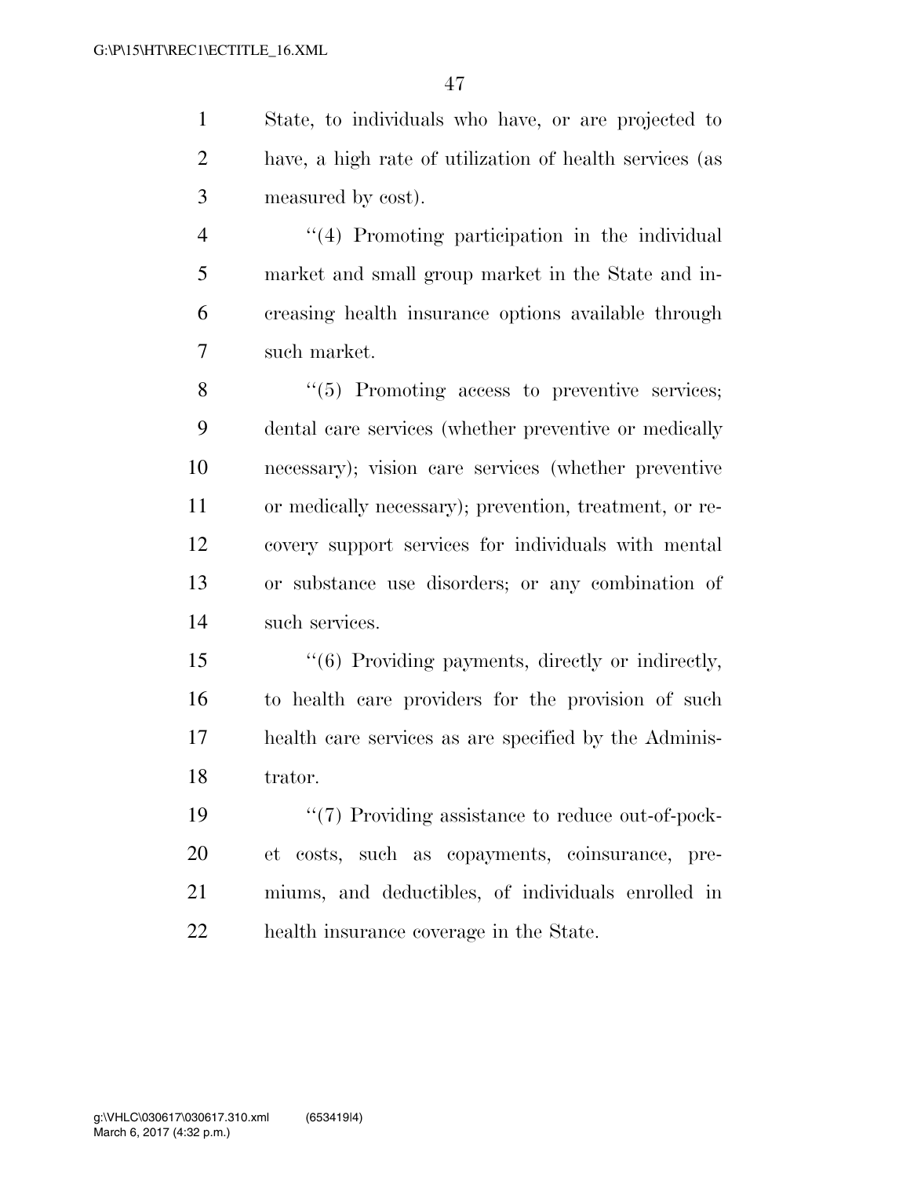State, to individuals who have, or are projected to have, a high rate of utilization of health services (as measured by cost).

''(4) Promoting participation in the individual market and small group market in the State and increasing health insurance options available through such market.

''(5) Promoting access to preventive services; dental care services (whether preventive or medically necessary); vision care services (whether preventive or medically necessary); prevention, treatment, or recovery support services for individuals with mental or substance use disorders; or any combination of such services.

''(6) Providing payments, directly or indirectly, to health care providers for the provision of such health care services as are specified by the Administrator.

''(7) Providing assistance to reduce out-of-pocket costs, such as copayments, coinsurance, premiums, and deductibles, of individuals enrolled in health insurance coverage in the State.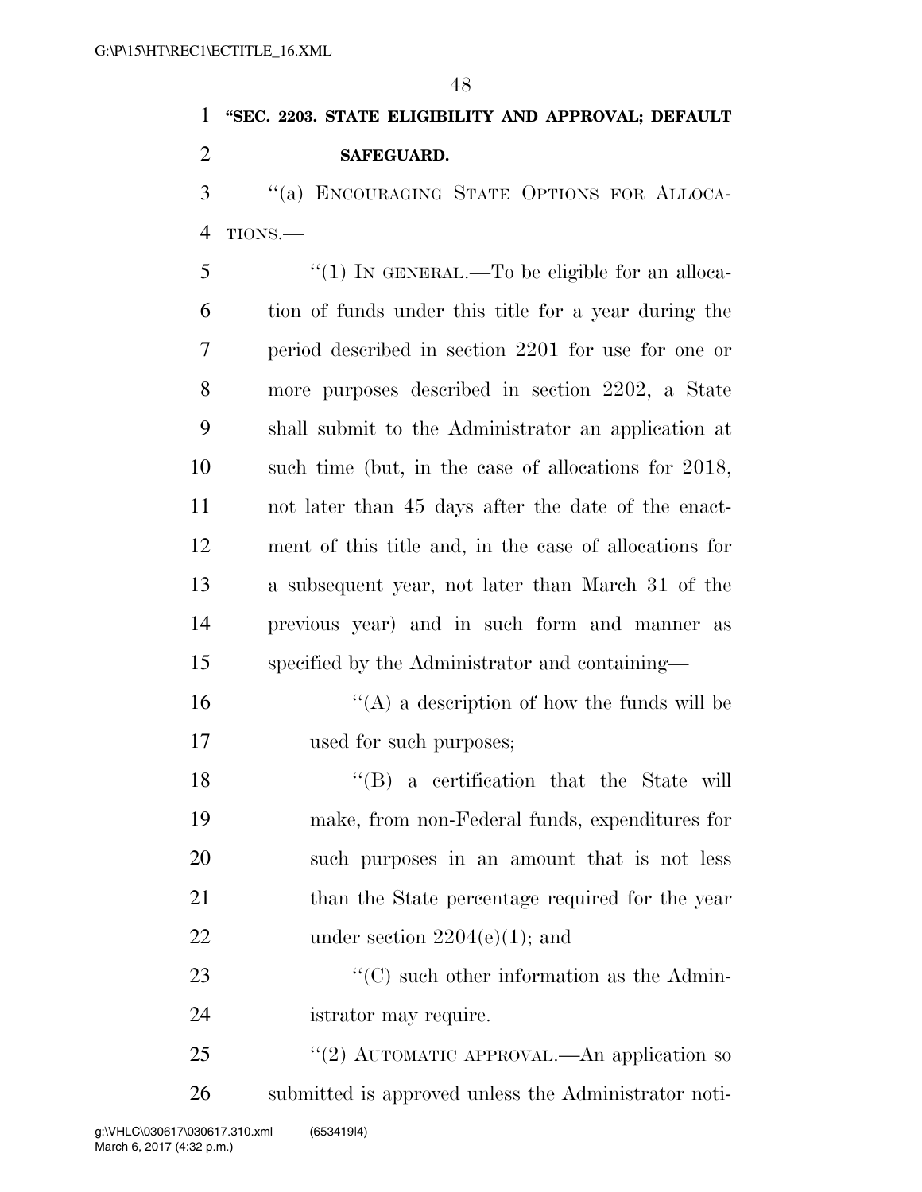**"SEC. 2203. STATE ELIGIBILITY AND APPROVAL; DEFAULT SAFEGUARD.**

"(a) ENCOURAGING STATE OPTIONS FOR ALLOCATIONS.—

"(1) IN GENERAL.—To be eligible for an allocation of funds under this title for a year during the period described in section 2201 for use for one or more purposes described in section 2202, a State shall submit to the Administrator an application at such time (but, in the case of allocations for 2018, not later than 45 days after the date of the enactment of this title and, in the case of allocations for a subsequent year, not later than March 31 of the previous year) and in such form and manner as specified by the Administrator and containing—

"(A) a description of how the funds will be used for such purposes;

"(B) a certification that the State will make, from non-Federal funds, expenditures for such purposes in an amount that is not less than the State percentage required for the year under section 2204(e)(1); and

"(C) such other information as the Administrator may require.

"(2) AUTOMATIC APPROVAL.—An application so submitted is approved unless the Administrator noti-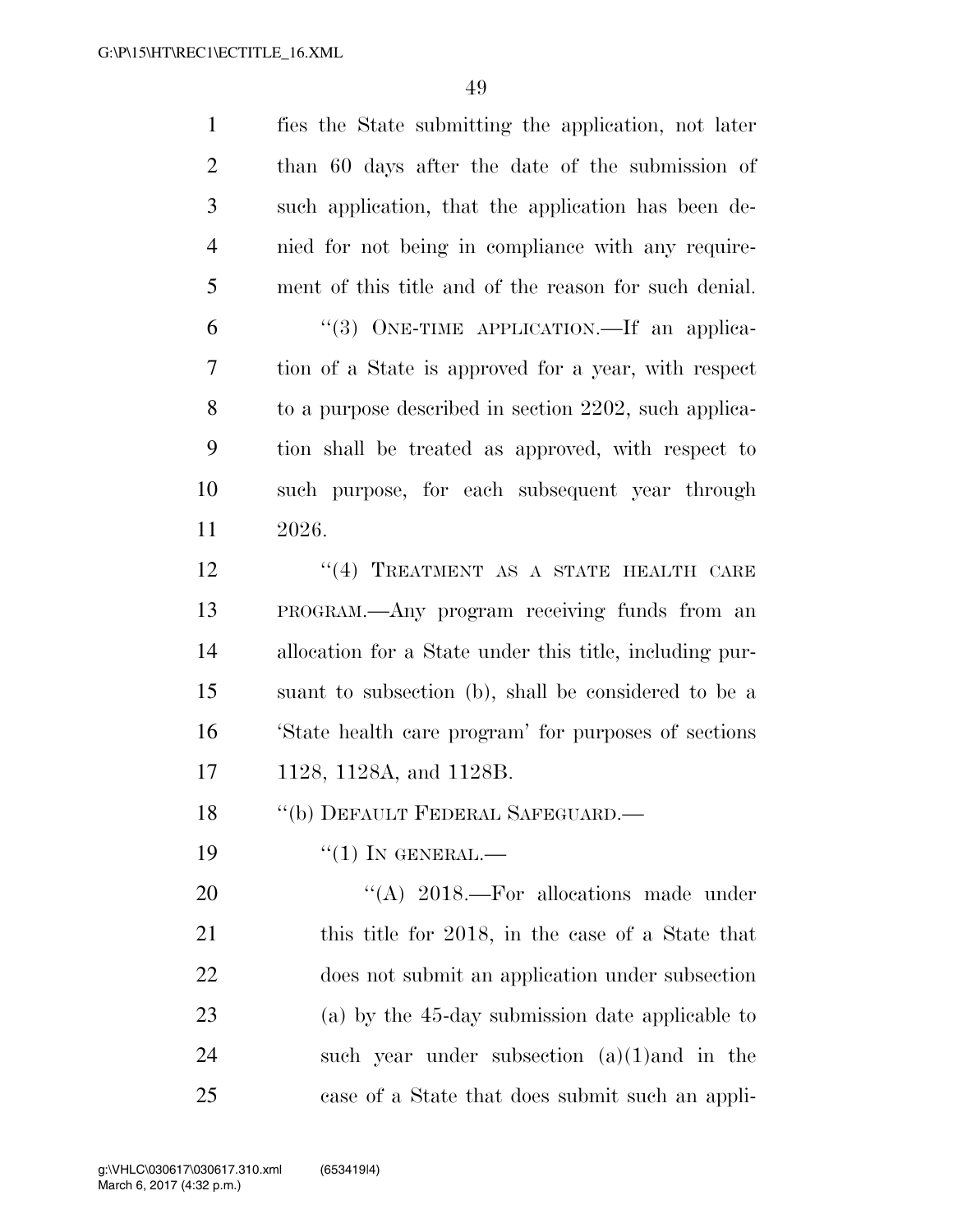fies the State submitting the application, not later than 60 days after the date of the submission of such application, that the application has been denied for not being in compliance with any requirement of this title and of the reason for such denial.

"(3) ONE-TIME APPLICATION.—If an application of a State is approved for a year, with respect to a purpose described in section 2202, such application shall be treated as approved, with respect to such purpose, for each subsequent year through 2026.

"(4) TREATMENT AS A STATE HEALTH CARE PROGRAM.—Any program receiving funds from an allocation for a State under this title, including pursuant to subsection (b), shall be considered to be a 'State health care program' for purposes of sections 1128, 1128A, and 1128B.

"(b) DEFAULT FEDERAL SAFEGUARD.—

"(1) IN GENERAL.—

"(A) 2018.—For allocations made under this title for 2018, in the case of a State that does not submit an application under subsection (a) by the 45-day submission date applicable to such year under subsection (a)(1)and in the case of a State that does submit such an appli-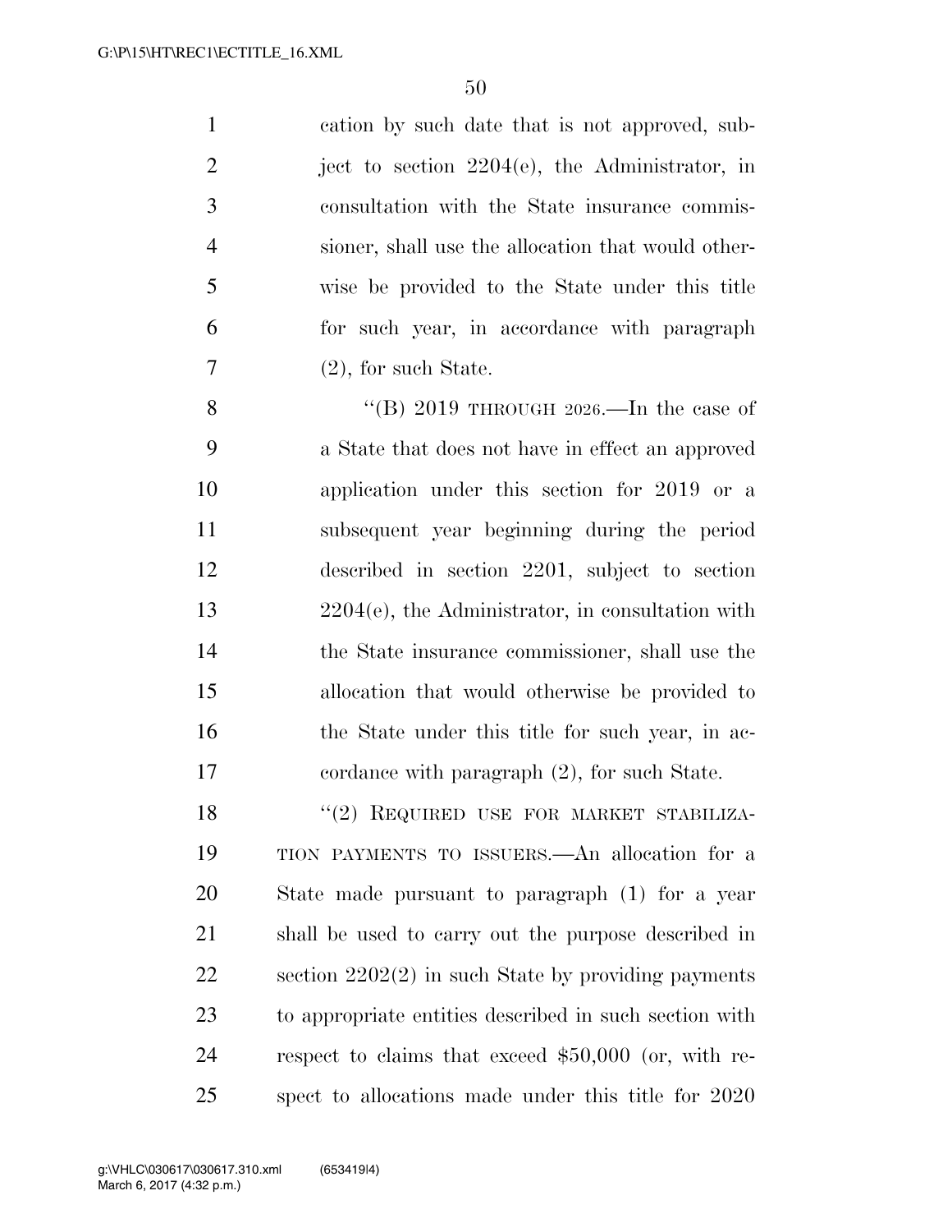cation by such date that is not approved, subject to section 2204(e), the Administrator, in consultation with the State insurance commissioner, shall use the allocation that would otherwise be provided to the State under this title for such year, in accordance with paragraph (2), for such State.

"(B) 2019 THROUGH 2026.—In the case of a State that does not have in effect an approved application under this section for 2019 or a subsequent year beginning during the period described in section 2201, subject to section 2204(e), the Administrator, in consultation with the State insurance commissioner, shall use the allocation that would otherwise be provided to the State under this title for such year, in accordance with paragraph (2), for such State.

"(2) REQUIRED USE FOR MARKET STABILIZATION PAYMENTS TO ISSUERS.—An allocation for a State made pursuant to paragraph (1) for a year shall be used to carry out the purpose described in section 2202(2) in such State by providing payments to appropriate entities described in such section with respect to claims that exceed $50,000 (or, with respect to allocations made under this title for 2020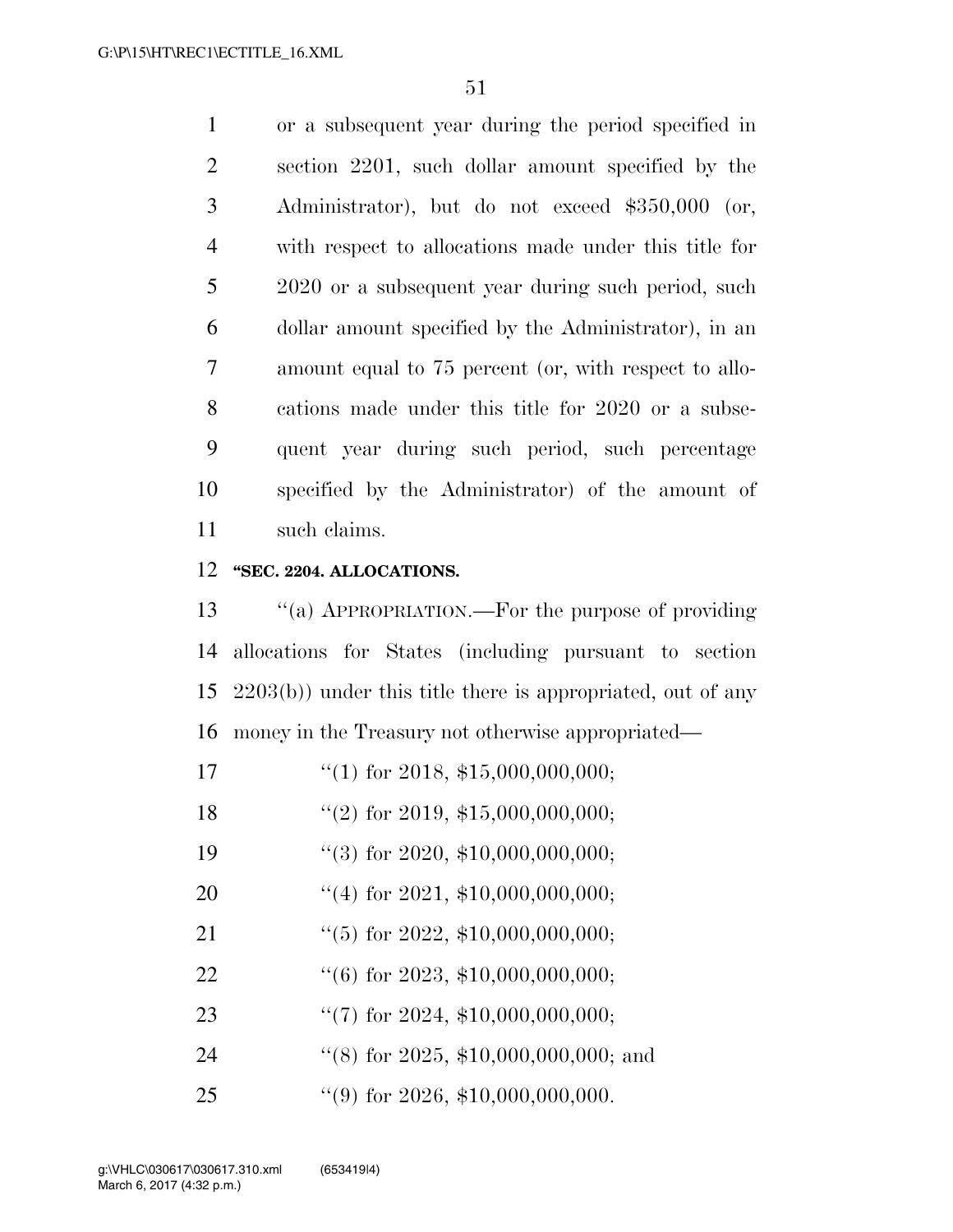or a subsequent year during the period specified in section 2201, such dollar amount specified by the Administrator), but do not exceed $350,000 (or, with respect to allocations made under this title for 2020 or a subsequent year during such period, such dollar amount specified by the Administrator), in an amount equal to 75 percent (or, with respect to allocations made under this title for 2020 or a subsequent year during such period, such percentage specified by the Administrator) of the amount of such claims.

**"SEC. 2204. ALLOCATIONS.**

"(a) APPROPRIATION.—For the purpose of providing allocations for States (including pursuant to section 2203(b)) under this title there is appropriated, out of any money in the Treasury not otherwise appropriated—

"(1) for 2018, $15,000,000,000;

"(2) for 2019, $15,000,000,000;

"(3) for 2020, $10,000,000,000;

"(4) for 2021, $10,000,000,000;

"(5) for 2022, $10,000,000,000;

"(6) for 2023, $10,000,000,000;

"(7) for 2024, $10,000,000,000;

"(8) for 2025, $10,000,000,000; and

"(9) for 2026, $10,000,000,000.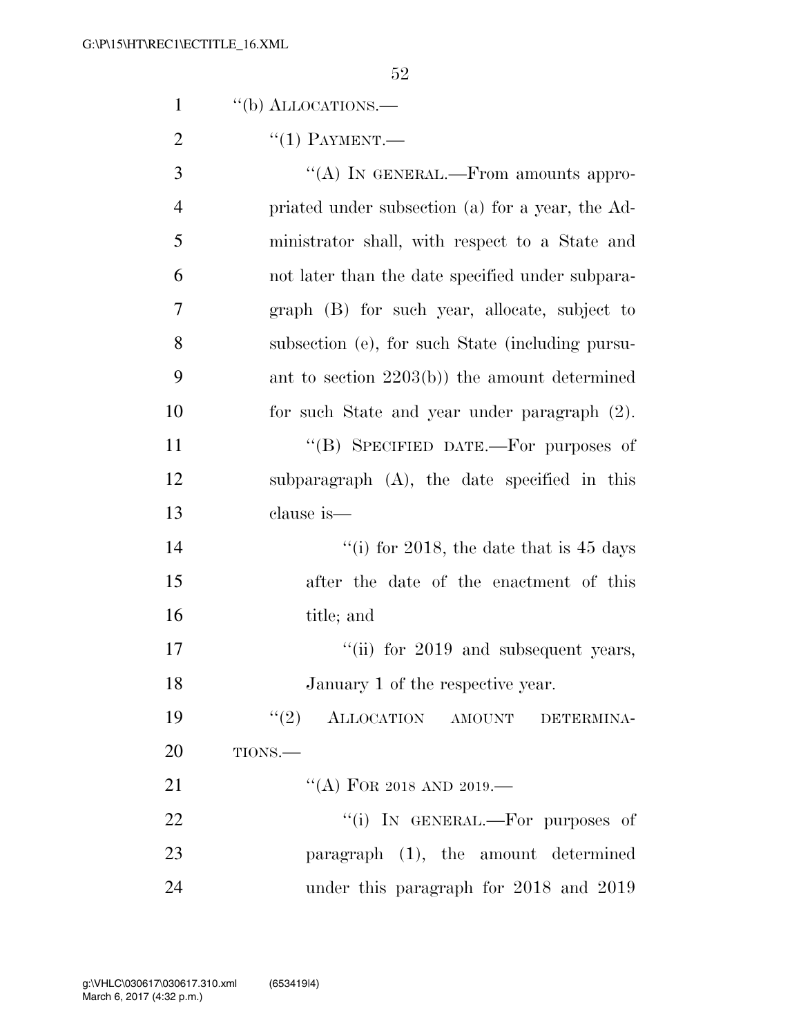"(b) ALLOCATIONS.—

"(1) PAYMENT.—

"(A) IN GENERAL.—From amounts appropriated under subsection (a) for a year, the Administrator shall, with respect to a State and not later than the date specified under subparagraph (B) for such year, allocate, subject to subsection (e), for such State (including pursuant to section 2203(b)) the amount determined for such State and year under paragraph (2).

"(B) SPECIFIED DATE.—For purposes of subparagraph (A), the date specified in this clause is—

"(i) for 2018, the date that is 45 days after the date of the enactment of this title; and

"(ii) for 2019 and subsequent years, January 1 of the respective year.

"(2) ALLOCATION AMOUNT DETERMINATIONS.—

"(A) FOR 2018 AND 2019.—

"(i) IN GENERAL.—For purposes of paragraph (1), the amount determined under this paragraph for 2018 and 2019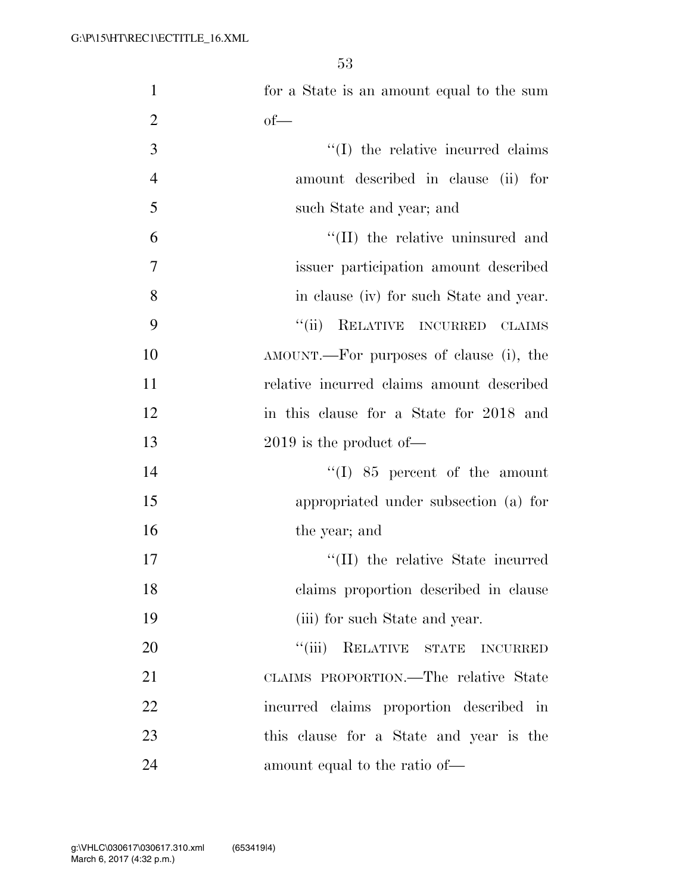for a State is an amount equal to the sum of—

''(I) the relative incurred claims amount described in clause (ii) for such State and year; and

''(II) the relative uninsured and issuer participation amount described in clause (iv) for such State and year.

''(ii) RELATIVE INCURRED CLAIMS AMOUNT.—For purposes of clause (i), the relative incurred claims amount described in this clause for a State for 2018 and 2019 is the product of—

''(I) 85 percent of the amount appropriated under subsection (a) for the year; and

''(II) the relative State incurred claims proportion described in clause (iii) for such State and year.

''(iii) RELATIVE STATE INCURRED CLAIMS PROPORTION.—The relative State incurred claims proportion described in this clause for a State and year is the amount equal to the ratio of—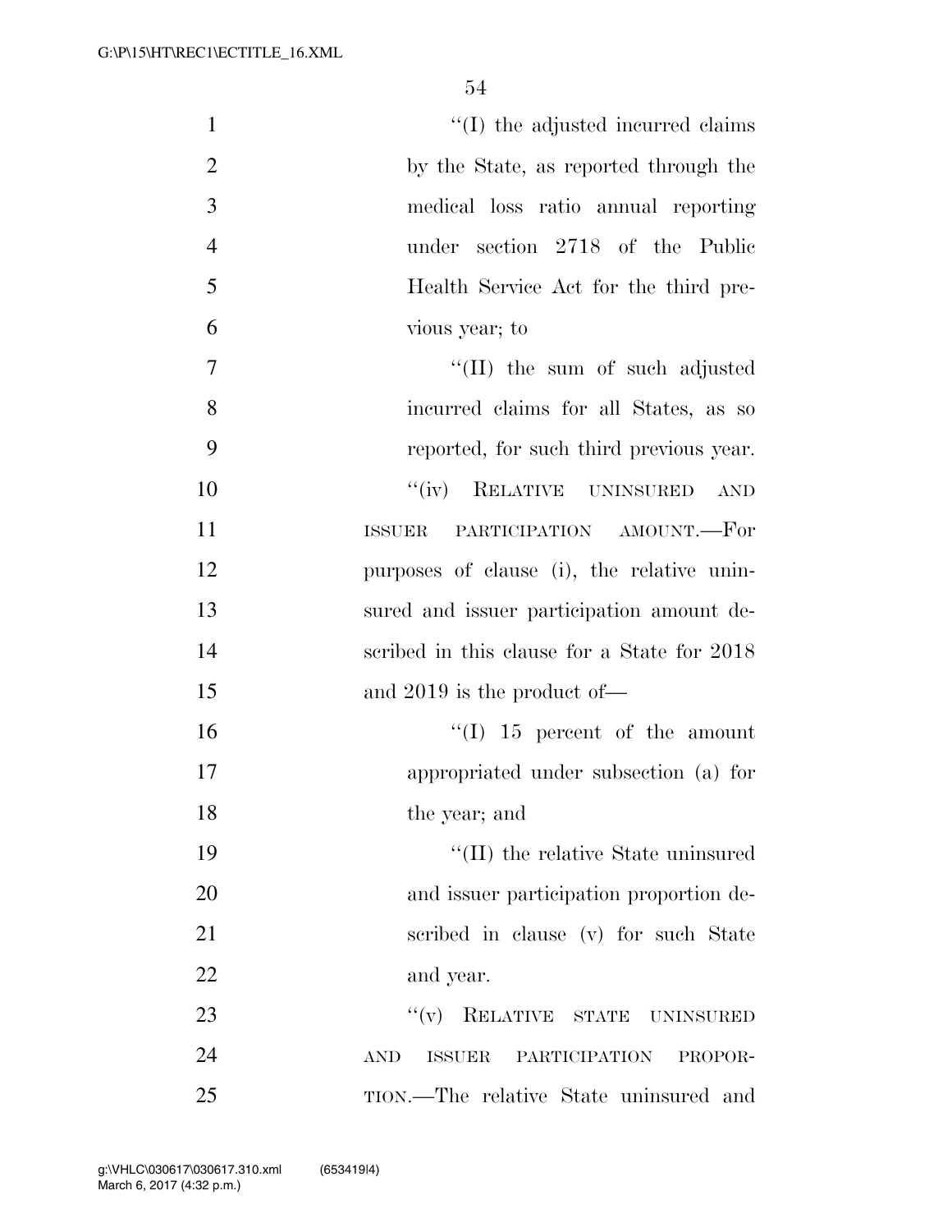"(I) the adjusted incurred claims by the State, as reported through the medical loss ratio annual reporting under section 2718 of the Public Health Service Act for the third previous year; to

"(II) the sum of such adjusted incurred claims for all States, as so reported, for such third previous year.

"(iv) RELATIVE UNINSURED AND ISSUER PARTICIPATION AMOUNT.—For purposes of clause (i), the relative uninsured and issuer participation amount described in this clause for a State for 2018 and 2019 is the product of—

"(I) 15 percent of the amount appropriated under subsection (a) for the year; and

"(II) the relative State uninsured and issuer participation proportion described in clause (v) for such State and year.

"(v) RELATIVE STATE UNINSURED AND ISSUER PARTICIPATION PROPORTION.—The relative State uninsured and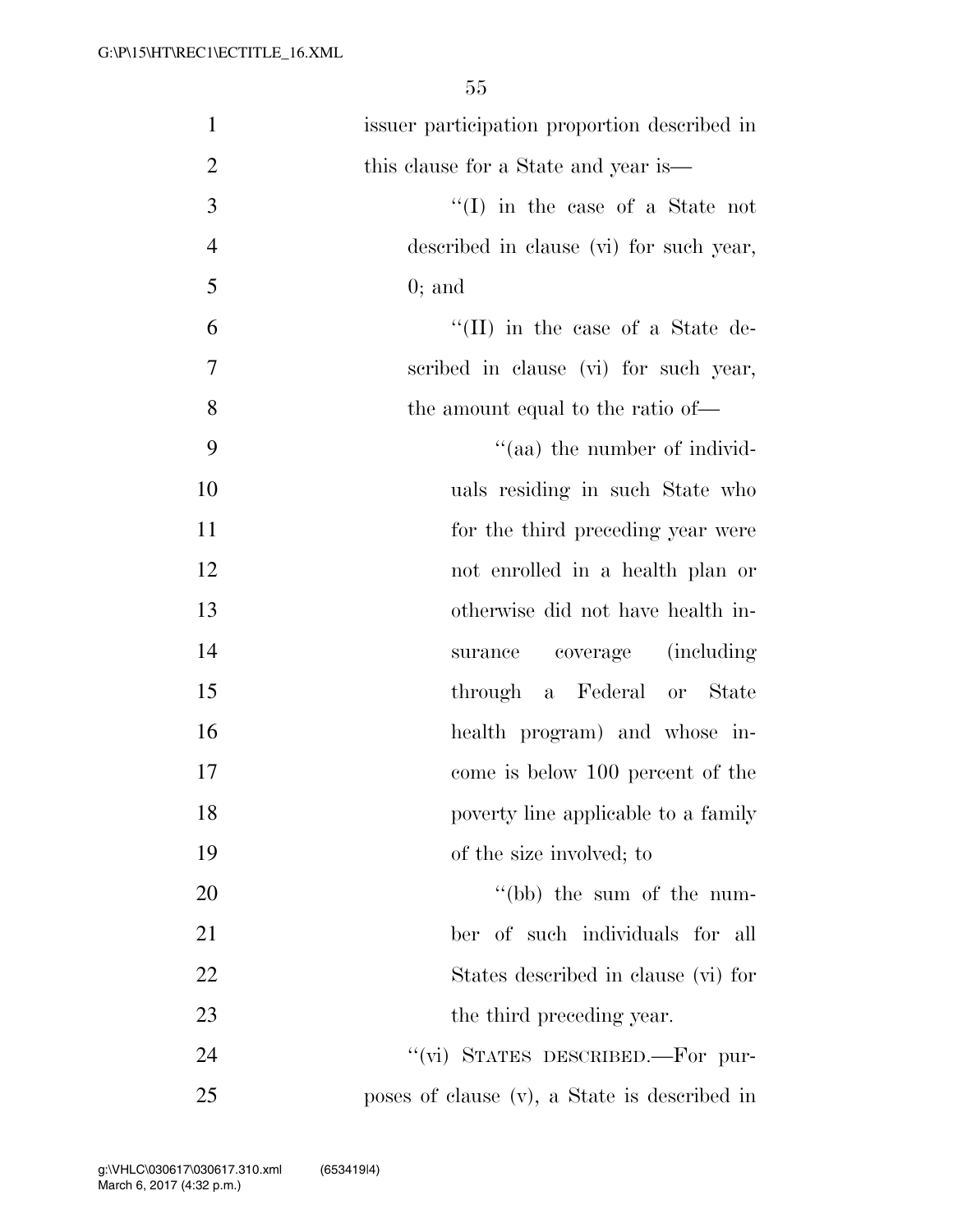issuer participation proportion described in this clause for a State and year is—

''(I) in the case of a State not described in clause (vi) for such year, 0; and

''(II) in the case of a State described in clause (vi) for such year, the amount equal to the ratio of—

''(aa) the number of individuals residing in such State who for the third preceding year were not enrolled in a health plan or otherwise did not have health insurance coverage (including through a Federal or State health program) and whose income is below 100 percent of the poverty line applicable to a family of the size involved; to

''(bb) the sum of the number of such individuals for all States described in clause (vi) for the third preceding year.

''(vi) STATES DESCRIBED.—For purposes of clause (v), a State is described in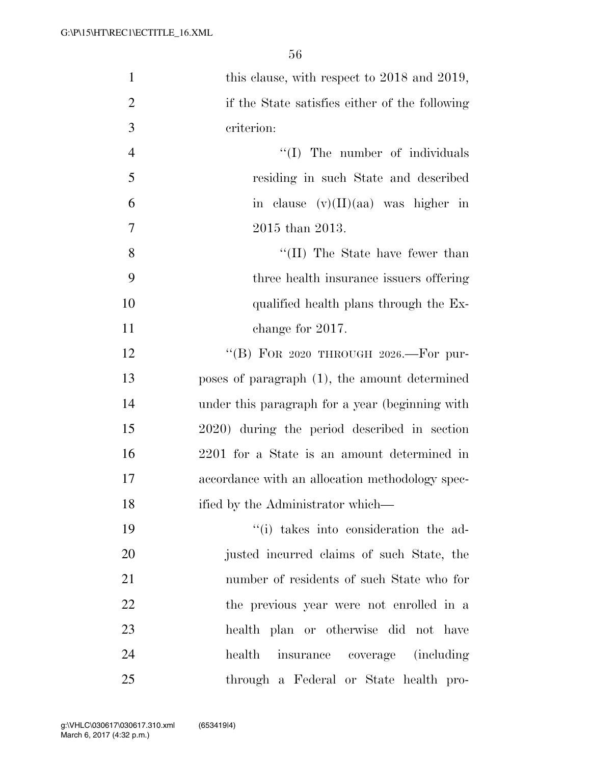this clause, with respect to 2018 and 2019, if the State satisfies either of the following criterion:

"(I) The number of individuals residing in such State and described in clause (v)(II)(aa) was higher in 2015 than 2013.

"(II) The State have fewer than three health insurance issuers offering qualified health plans through the Exchange for 2017.

"(B) FOR 2020 THROUGH 2026.—For purposes of paragraph (1), the amount determined under this paragraph for a year (beginning with 2020) during the period described in section 2201 for a State is an amount determined in accordance with an allocation methodology specified by the Administrator which—

"(i) takes into consideration the adjusted incurred claims of such State, the number of residents of such State who for the previous year were not enrolled in a health plan or otherwise did not have health insurance coverage (including through a Federal or State health pro-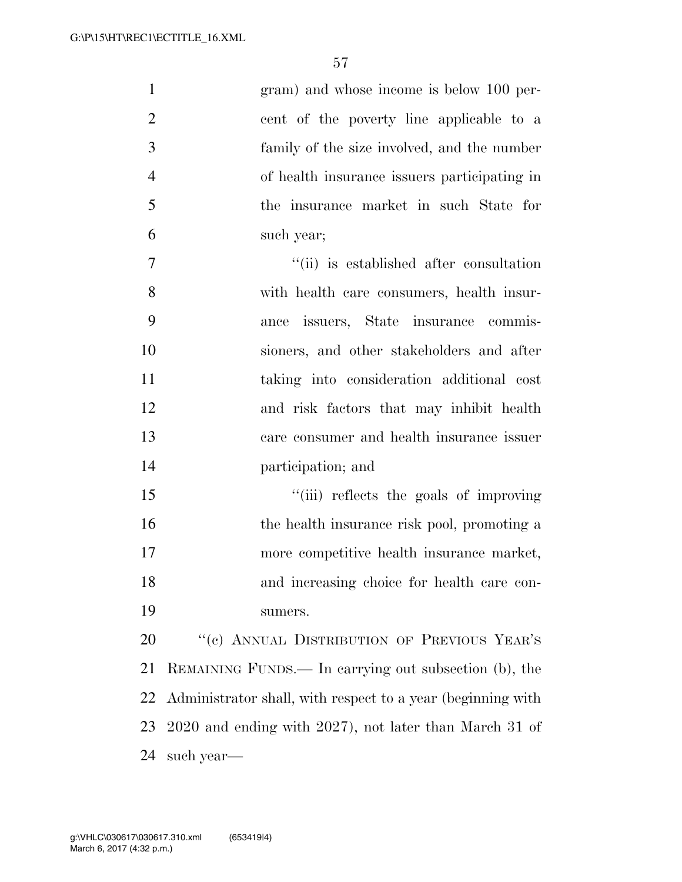gram) and whose income is below 100 percent of the poverty line applicable to a family of the size involved, and the number of health insurance issuers participating in the insurance market in such State for such year;

"(ii) is established after consultation with health care consumers, health insurance issuers, State insurance commissioners, and other stakeholders and after taking into consideration additional cost and risk factors that may inhibit health care consumer and health insurance issuer participation; and

"(iii) reflects the goals of improving the health insurance risk pool, promoting a more competitive health insurance market, and increasing choice for health care consumers.

"(c) ANNUAL DISTRIBUTION OF PREVIOUS YEAR'S REMAINING FUNDS.— In carrying out subsection (b), the Administrator shall, with respect to a year (beginning with 2020 and ending with 2027), not later than March 31 of such year—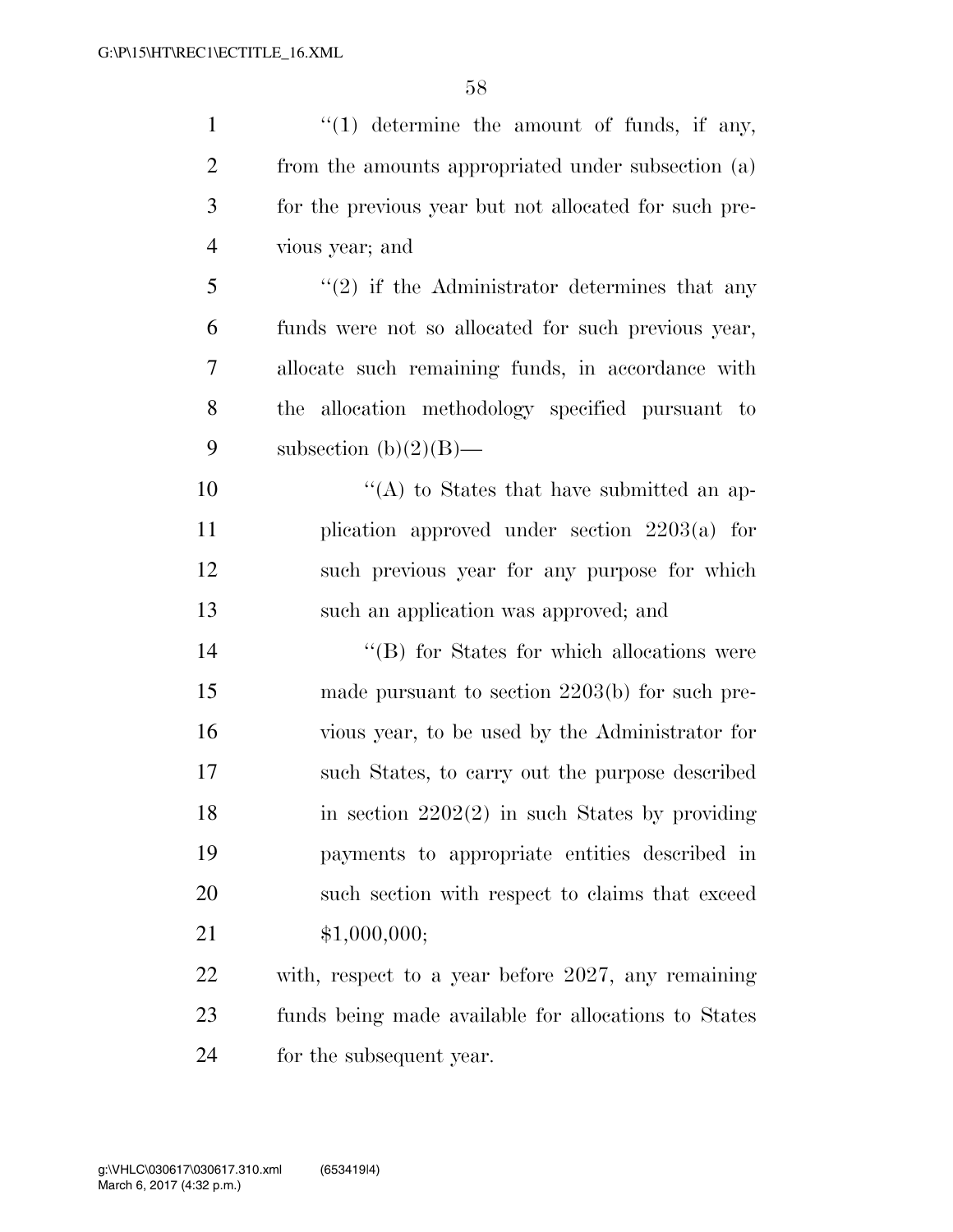''(1) determine the amount of funds, if any, from the amounts appropriated under subsection (a) for the previous year but not allocated for such previous year; and

''(2) if the Administrator determines that any funds were not so allocated for such previous year, allocate such remaining funds, in accordance with the allocation methodology specified pursuant to subsection (b)(2)(B)—

''(A) to States that have submitted an application approved under section 2203(a) for such previous year for any purpose for which such an application was approved; and

''(B) for States for which allocations were made pursuant to section 2203(b) for such previous year, to be used by the Administrator for such States, to carry out the purpose described in section 2202(2) in such States by providing payments to appropriate entities described in such section with respect to claims that exceed $1,000,000;

with, respect to a year before 2027, any remaining funds being made available for allocations to States for the subsequent year.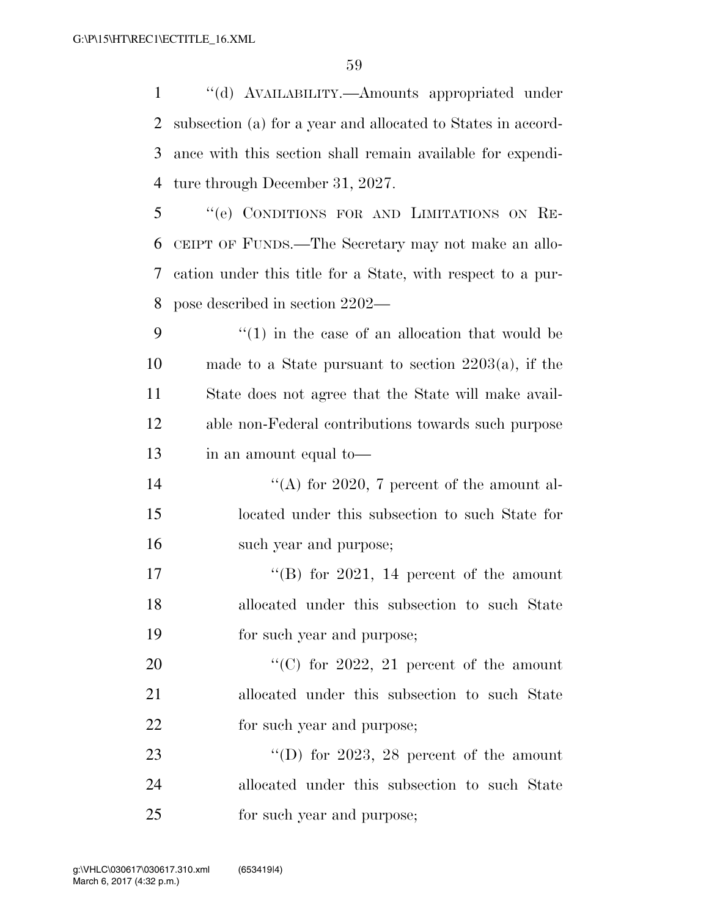"(d) AVAILABILITY.—Amounts appropriated under subsection (a) for a year and allocated to States in accordance with this section shall remain available for expenditure through December 31, 2027.

"(e) CONDITIONS FOR AND LIMITATIONS ON RECEIPT OF FUNDS.—The Secretary may not make an allocation under this title for a State, with respect to a purpose described in section 2202—

"(1) in the case of an allocation that would be made to a State pursuant to section 2203(a), if the State does not agree that the State will make available non-Federal contributions towards such purpose in an amount equal to—

"(A) for 2020, 7 percent of the amount allocated under this subsection to such State for such year and purpose;

"(B) for 2021, 14 percent of the amount allocated under this subsection to such State for such year and purpose;

"(C) for 2022, 21 percent of the amount allocated under this subsection to such State for such year and purpose;

"(D) for 2023, 28 percent of the amount allocated under this subsection to such State for such year and purpose;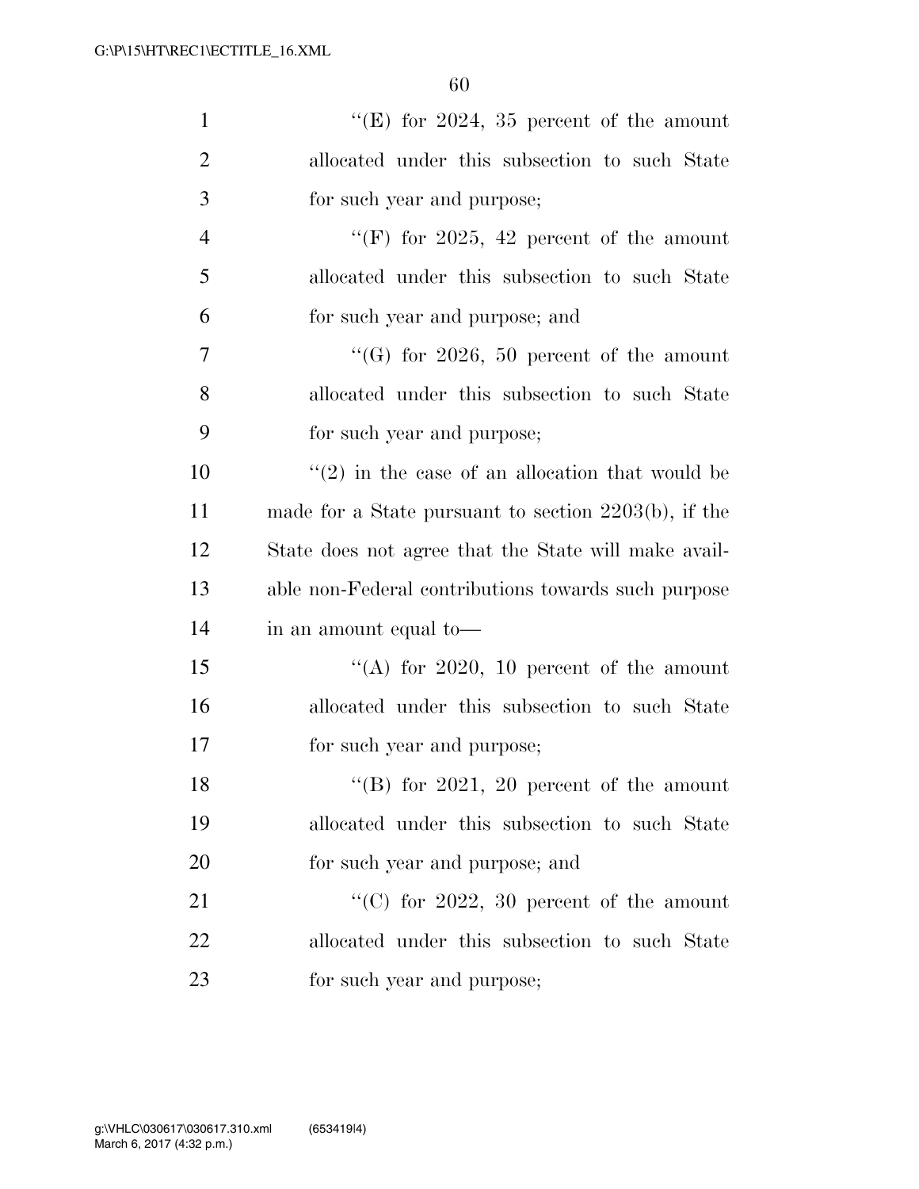"(E) for 2024, 35 percent of the amount allocated under this subsection to such State for such year and purpose;

"(F) for 2025, 42 percent of the amount allocated under this subsection to such State for such year and purpose; and

"(G) for 2026, 50 percent of the amount allocated under this subsection to such State for such year and purpose;

"(2) in the case of an allocation that would be made for a State pursuant to section 2203(b), if the State does not agree that the State will make available non-Federal contributions towards such purpose in an amount equal to—

"(A) for 2020, 10 percent of the amount allocated under this subsection to such State for such year and purpose;

"(B) for 2021, 20 percent of the amount allocated under this subsection to such State for such year and purpose; and

"(C) for 2022, 30 percent of the amount allocated under this subsection to such State for such year and purpose;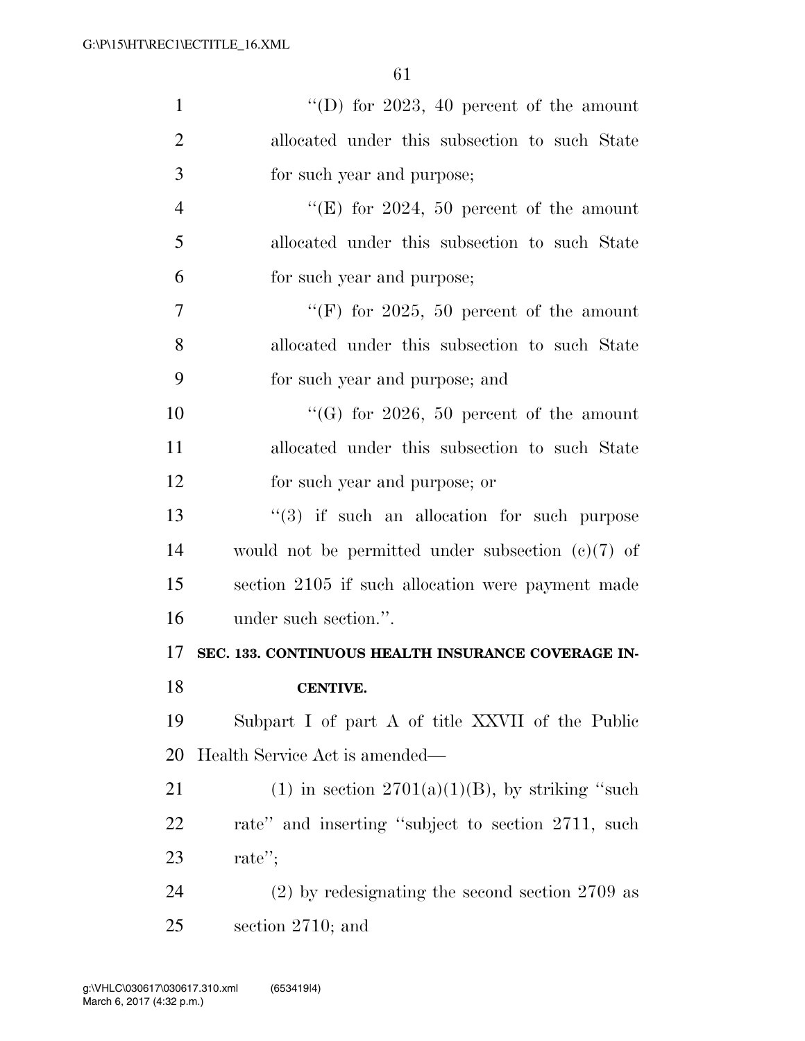"(D) for 2023, 40 percent of the amount allocated under this subsection to such State for such year and purpose;

"(E) for 2024, 50 percent of the amount allocated under this subsection to such State for such year and purpose;

"(F) for 2025, 50 percent of the amount allocated under this subsection to such State for such year and purpose; and

"(G) for 2026, 50 percent of the amount allocated under this subsection to such State for such year and purpose; or

"(3) if such an allocation for such purpose would not be permitted under subsection (c)(7) of section 2105 if such allocation were payment made under such section.".

**SEC. 133. CONTINUOUS HEALTH INSURANCE COVERAGE INCENTIVE.**

Subpart I of part A of title XXVII of the Public Health Service Act is amended—

(1) in section 2701(a)(1)(B), by striking "such rate" and inserting "subject to section 2711, such rate";

(2) by redesignating the second section 2709 as section 2710; and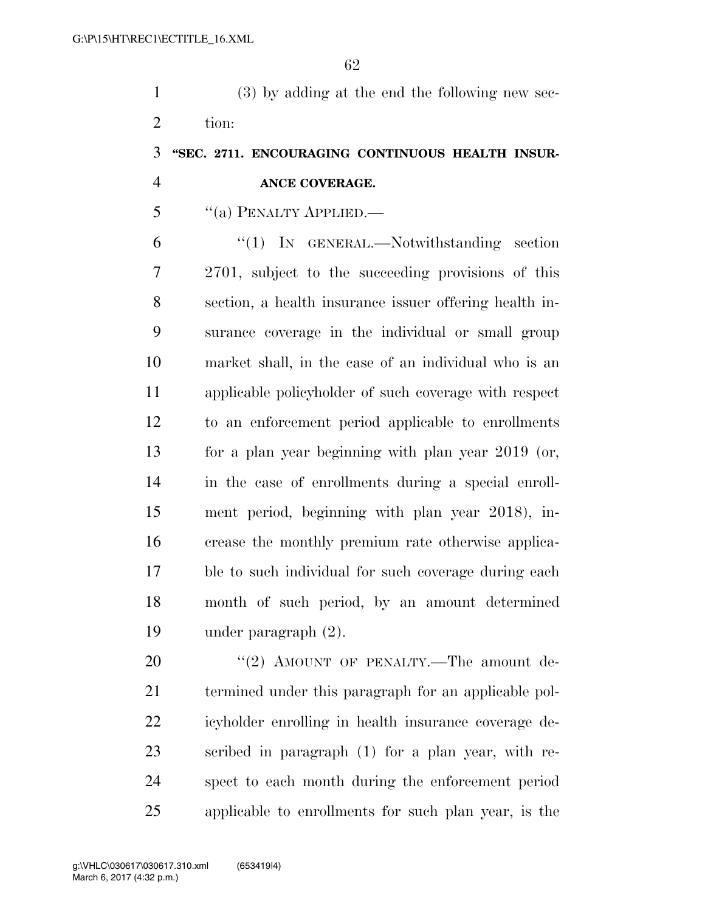(3) by adding at the end the following new section:

**"SEC. 2711. ENCOURAGING CONTINUOUS HEALTH INSURANCE COVERAGE.**

"(a) PENALTY APPLIED.—

"(1) IN GENERAL.—Notwithstanding section 2701, subject to the succeeding provisions of this section, a health insurance issuer offering health insurance coverage in the individual or small group market shall, in the case of an individual who is an applicable policyholder of such coverage with respect to an enforcement period applicable to enrollments for a plan year beginning with plan year 2019 (or, in the case of enrollments during a special enrollment period, beginning with plan year 2018), increase the monthly premium rate otherwise applicable to such individual for such coverage during each month of such period, by an amount determined under paragraph (2).

"(2) AMOUNT OF PENALTY.—The amount determined under this paragraph for an applicable policyholder enrolling in health insurance coverage described in paragraph (1) for a plan year, with respect to each month during the enforcement period applicable to enrollments for such plan year, is the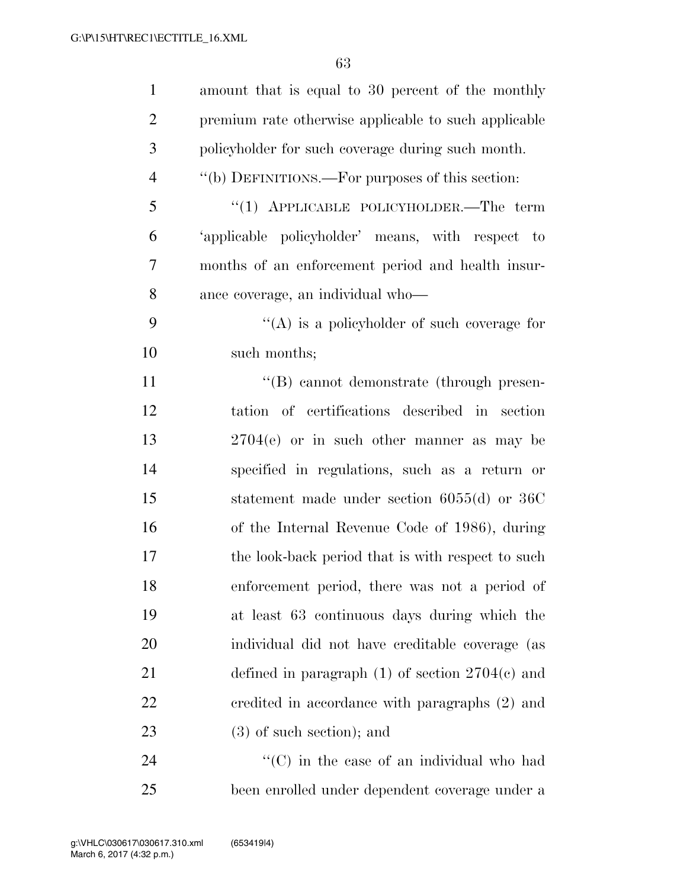amount that is equal to 30 percent of the monthly premium rate otherwise applicable to such applicable policyholder for such coverage during such month.

''(b) DEFINITIONS.—For purposes of this section:

''(1) APPLICABLE POLICYHOLDER.—The term 'applicable policyholder' means, with respect to months of an enforcement period and health insurance coverage, an individual who—

''(A) is a policyholder of such coverage for such months;

''(B) cannot demonstrate (through presentation of certifications described in section 2704(e) or in such other manner as may be specified in regulations, such as a return or statement made under section 6055(d) or 36C of the Internal Revenue Code of 1986), during the look-back period that is with respect to such enforcement period, there was not a period of at least 63 continuous days during which the individual did not have creditable coverage (as defined in paragraph (1) of section 2704(c) and credited in accordance with paragraphs (2) and (3) of such section); and

''(C) in the case of an individual who had been enrolled under dependent coverage under a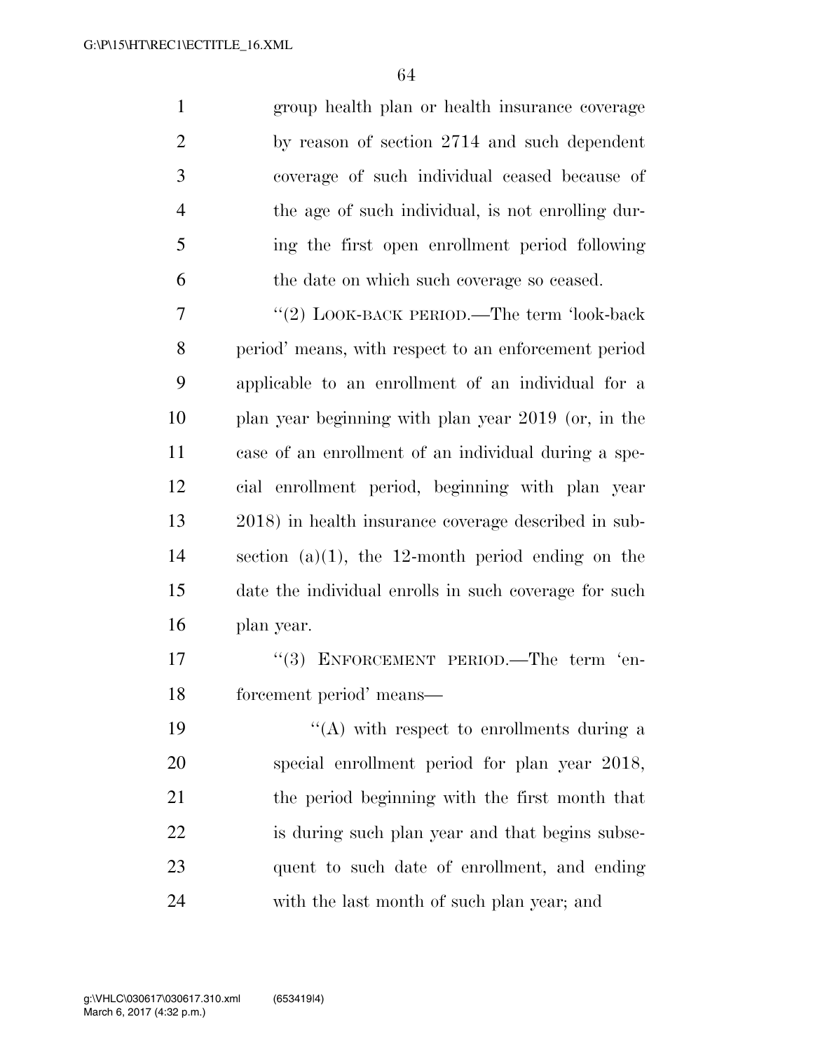group health plan or health insurance coverage by reason of section 2714 and such dependent coverage of such individual ceased because of the age of such individual, is not enrolling during the first open enrollment period following the date on which such coverage so ceased.

"(2) LOOK-BACK PERIOD.—The term 'look-back period' means, with respect to an enforcement period applicable to an enrollment of an individual for a plan year beginning with plan year 2019 (or, in the case of an enrollment of an individual during a special enrollment period, beginning with plan year 2018) in health insurance coverage described in subsection (a)(1), the 12-month period ending on the date the individual enrolls in such coverage for such plan year.

"(3) ENFORCEMENT PERIOD.—The term 'enforcement period' means—

"(A) with respect to enrollments during a special enrollment period for plan year 2018, the period beginning with the first month that is during such plan year and that begins subsequent to such date of enrollment, and ending with the last month of such plan year; and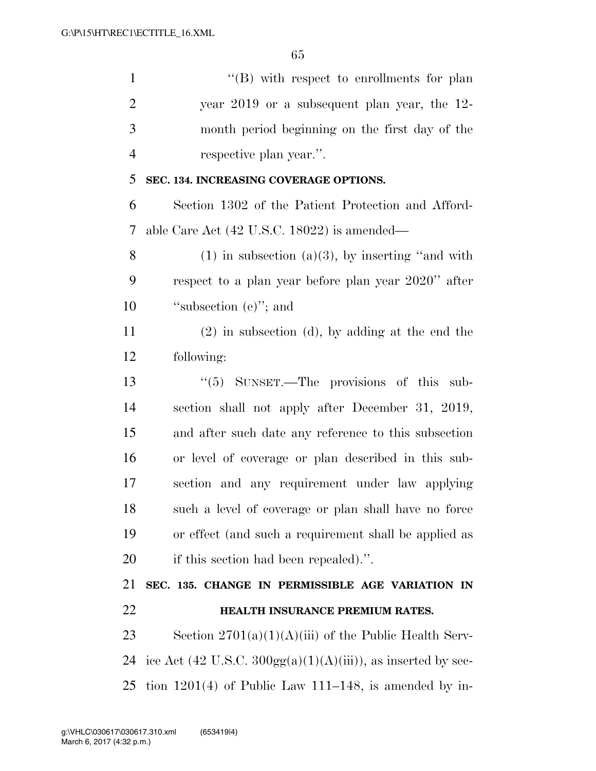"(B) with respect to enrollments for plan year 2019 or a subsequent plan year, the 12-month period beginning on the first day of the respective plan year.".

**SEC. 134. INCREASING COVERAGE OPTIONS.**

Section 1302 of the Patient Protection and Affordable Care Act (42 U.S.C. 18022) is amended—

(1) in subsection (a)(3), by inserting "and with respect to a plan year before plan year 2020" after "subsection (e)"; and

(2) in subsection (d), by adding at the end the following:

"(5) SUNSET.—The provisions of this subsection shall not apply after December 31, 2019, and after such date any reference to this subsection or level of coverage or plan described in this subsection and any requirement under law applying such a level of coverage or plan shall have no force or effect (and such a requirement shall be applied as if this section had been repealed).".

**SEC. 135. CHANGE IN PERMISSIBLE AGE VARIATION IN HEALTH INSURANCE PREMIUM RATES.**

Section 2701(a)(1)(A)(iii) of the Public Health Service Act (42 U.S.C. 300gg(a)(1)(A)(iii)), as inserted by section 1201(4) of Public Law 111–148, is amended by in-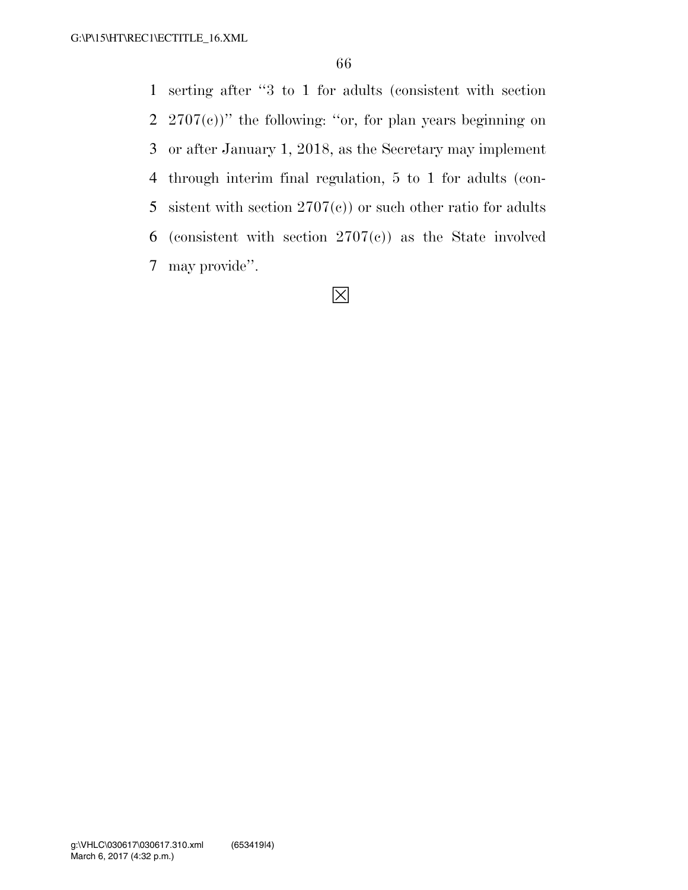serting after "3 to 1 for adults (consistent with section 2707(c))" the following: "or, for plan years beginning on or after January 1, 2018, as the Secretary may implement through interim final regulation, 5 to 1 for adults (consistent with section 2707(c)) or such other ratio for adults (consistent with section 2707(c)) as the State involved may provide".

☒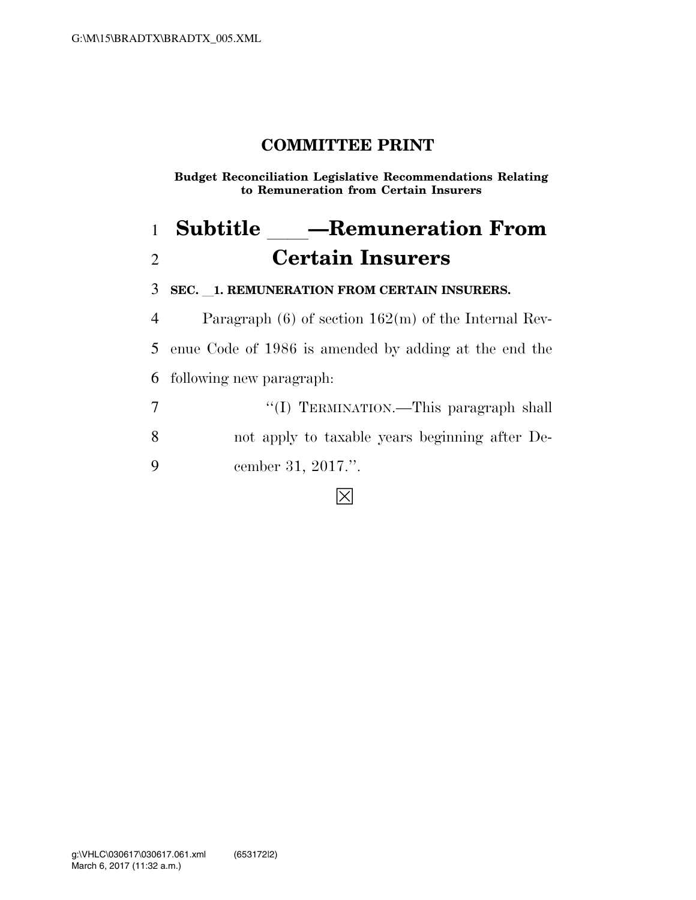# COMMITTEE PRINT

**Budget Reconciliation Legislative Recommendations Relating to Remuneration from Certain Insurers**

## Subtitle ___—Remuneration From Certain Insurers

**SEC. __1. REMUNERATION FROM CERTAIN INSURERS.**

Paragraph (6) of section 162(m) of the Internal Revenue Code of 1986 is amended by adding at the end the following new paragraph:

"(I) TERMINATION.—This paragraph shall not apply to taxable years beginning after December 31, 2017.".

☒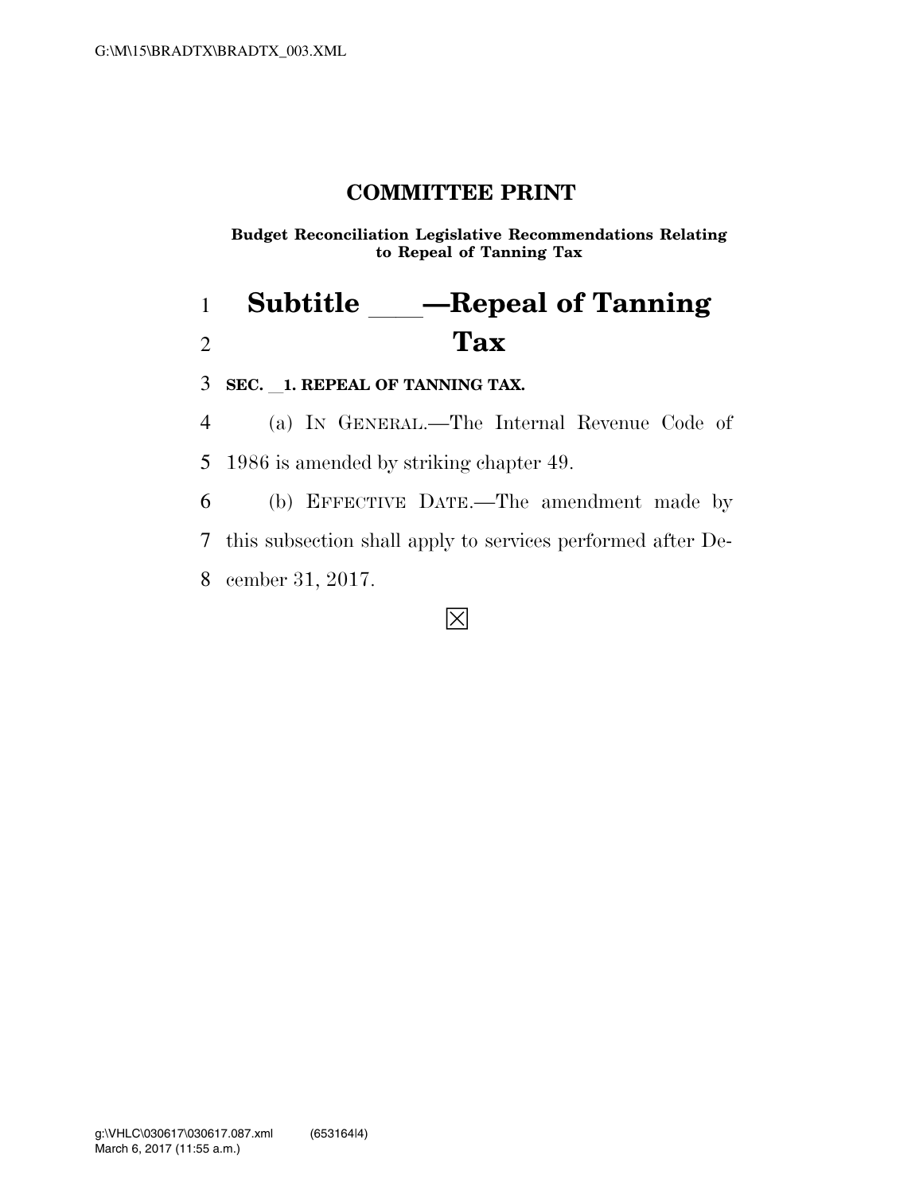**COMMITTEE PRINT**

**Budget Reconciliation Legislative Recommendations Relating to Repeal of Tanning Tax**

# Subtitle \_\_\_\_—Repeal of Tanning Tax

**SEC. \_\_1. REPEAL OF TANNING TAX.**

(a) IN GENERAL.—The Internal Revenue Code of 1986 is amended by striking chapter 49.

(b) EFFECTIVE DATE.—The amendment made by this subsection shall apply to services performed after December 31, 2017.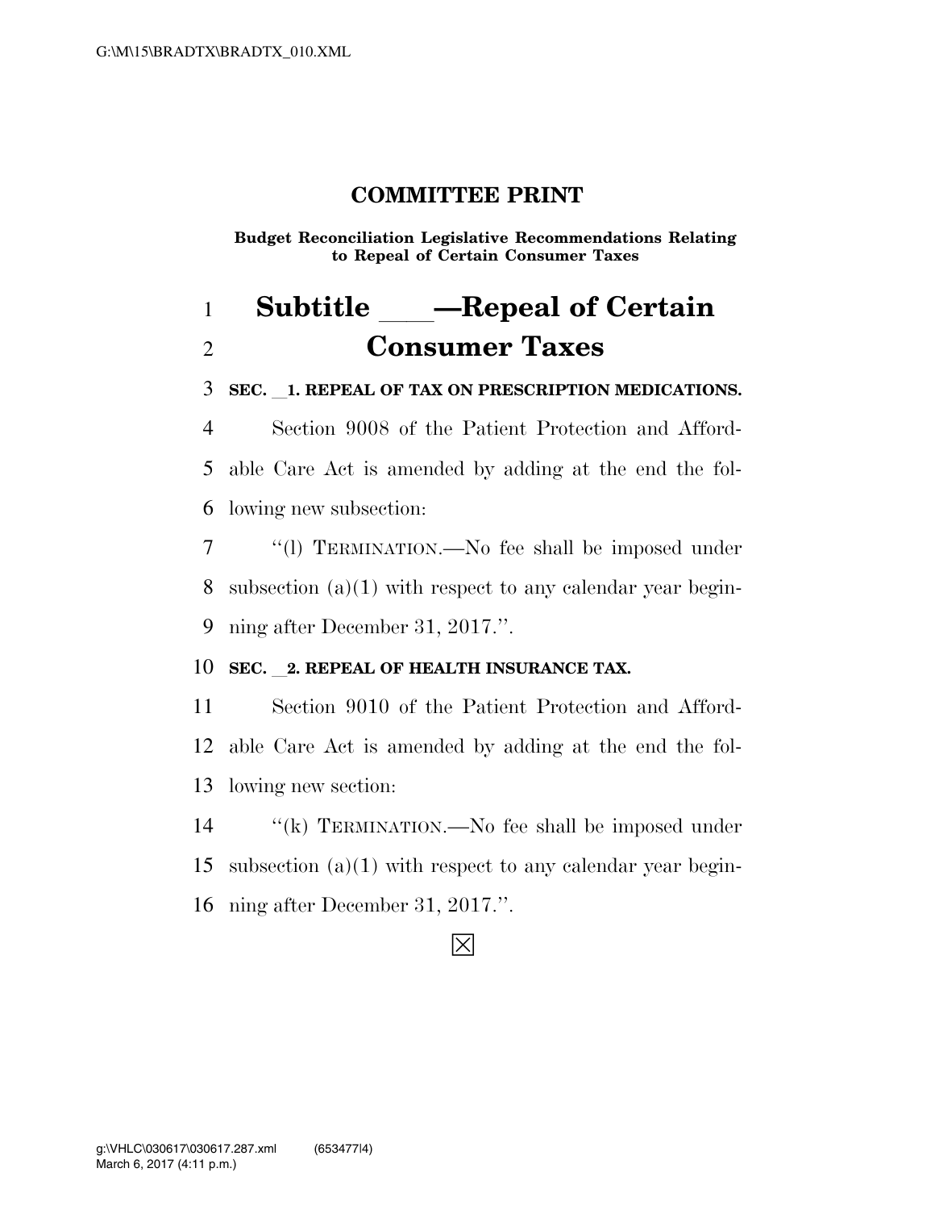**COMMITTEE PRINT**

**Budget Reconciliation Legislative Recommendations Relating to Repeal of Certain Consumer Taxes**

# Subtitle ___—Repeal of Certain Consumer Taxes

**SEC. __1. REPEAL OF TAX ON PRESCRIPTION MEDICATIONS.**

Section 9008 of the Patient Protection and Affordable Care Act is amended by adding at the end the following new subsection:

"(l) TERMINATION.—No fee shall be imposed under subsection (a)(1) with respect to any calendar year beginning after December 31, 2017.".

**SEC. __2. REPEAL OF HEALTH INSURANCE TAX.**

Section 9010 of the Patient Protection and Affordable Care Act is amended by adding at the end the following new section:

"(k) TERMINATION.—No fee shall be imposed under subsection (a)(1) with respect to any calendar year beginning after December 31, 2017.".

☒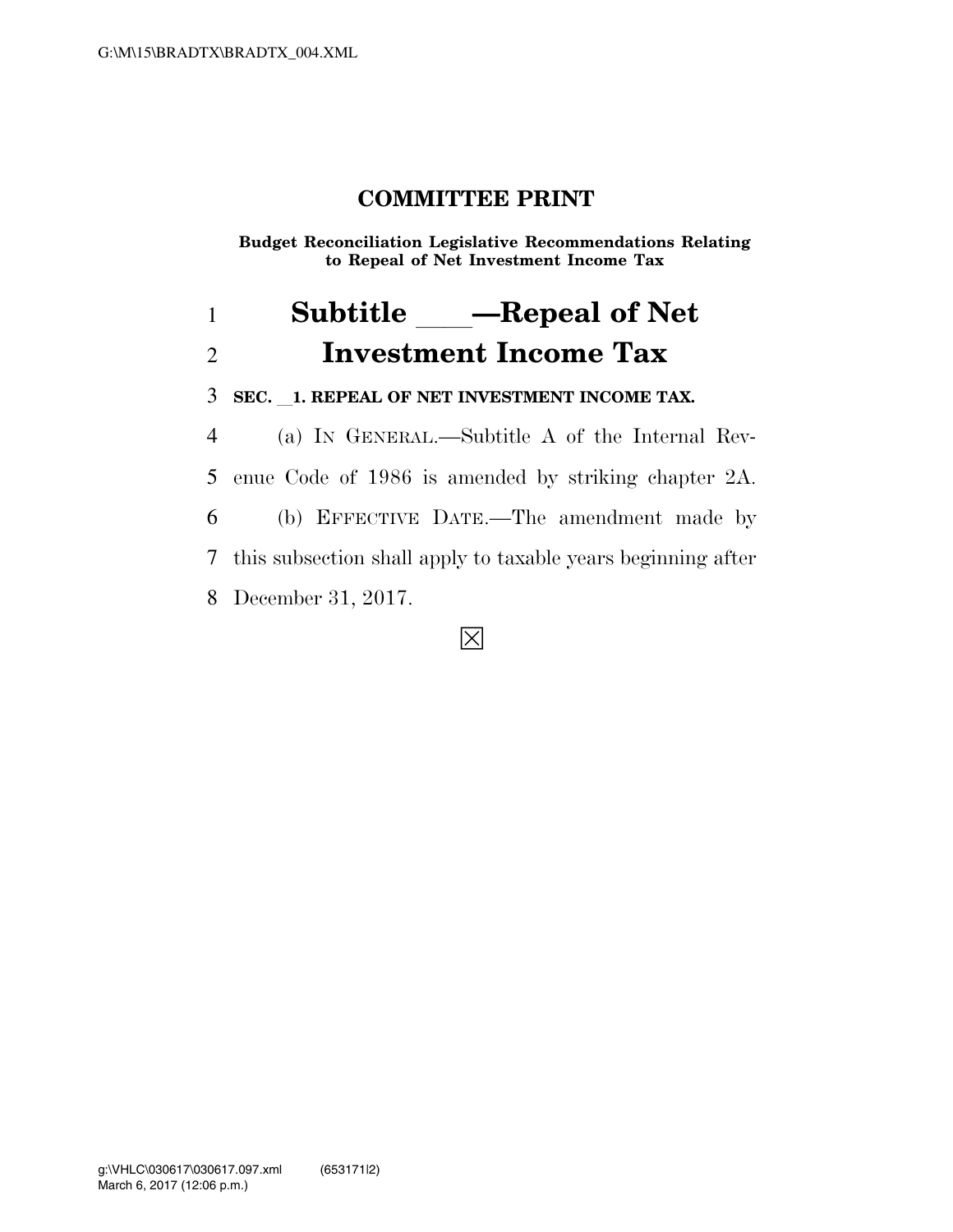# COMMITTEE PRINT

**Budget Reconciliation Legislative Recommendations Relating to Repeal of Net Investment Income Tax**

## Subtitle ___—Repeal of Net Investment Income Tax

**SEC. __1. REPEAL OF NET INVESTMENT INCOME TAX.**

(a) IN GENERAL.—Subtitle A of the Internal Revenue Code of 1986 is amended by striking chapter 2A.

(b) EFFECTIVE DATE.—The amendment made by this subsection shall apply to taxable years beginning after December 31, 2017.

☒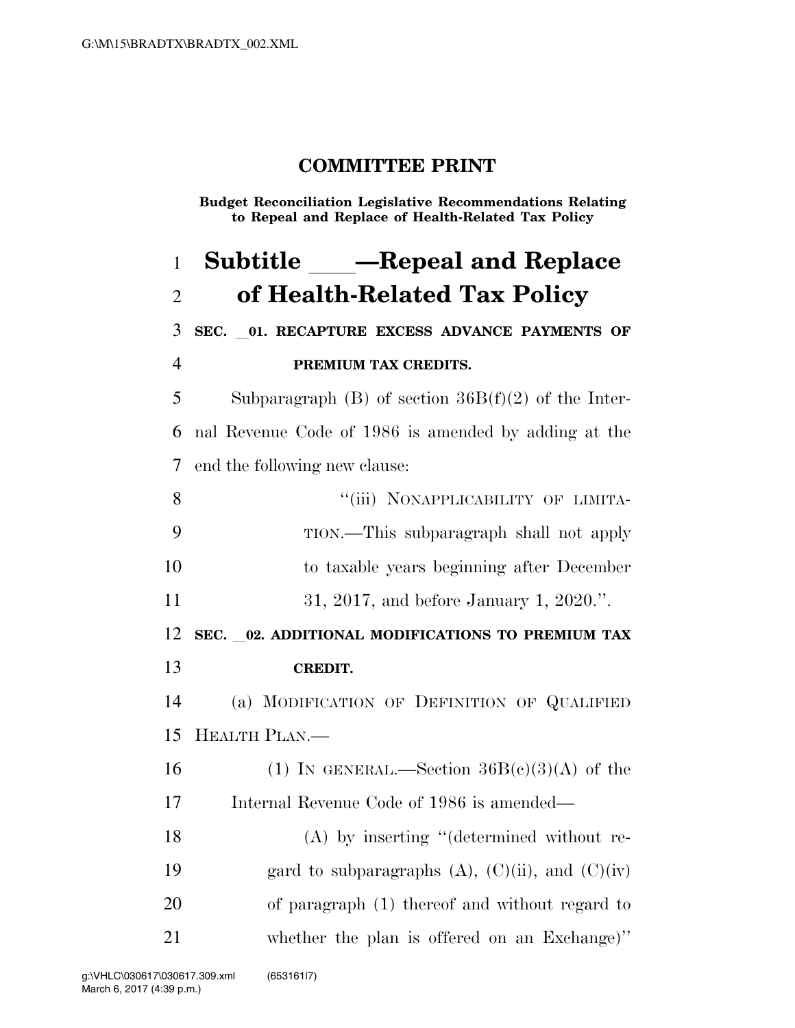**COMMITTEE PRINT**

**Budget Reconciliation Legislative Recommendations Relating to Repeal and Replace of Health-Related Tax Policy**

# Subtitle ___—Repeal and Replace of Health-Related Tax Policy

**SEC. __01. RECAPTURE EXCESS ADVANCE PAYMENTS OF PREMIUM TAX CREDITS.**

Subparagraph (B) of section 36B(f)(2) of the Internal Revenue Code of 1986 is amended by adding at the end the following new clause:

> "(iii) NONAPPLICABILITY OF LIMITATION.—This subparagraph shall not apply to taxable years beginning after December 31, 2017, and before January 1, 2020.".

**SEC. __02. ADDITIONAL MODIFICATIONS TO PREMIUM TAX CREDIT.**

(a) MODIFICATION OF DEFINITION OF QUALIFIED HEALTH PLAN.—

(1) IN GENERAL.—Section 36B(c)(3)(A) of the Internal Revenue Code of 1986 is amended—

(A) by inserting "(determined without regard to subparagraphs (A), (C)(ii), and (C)(iv) of paragraph (1) thereof and without regard to whether the plan is offered on an Exchange)"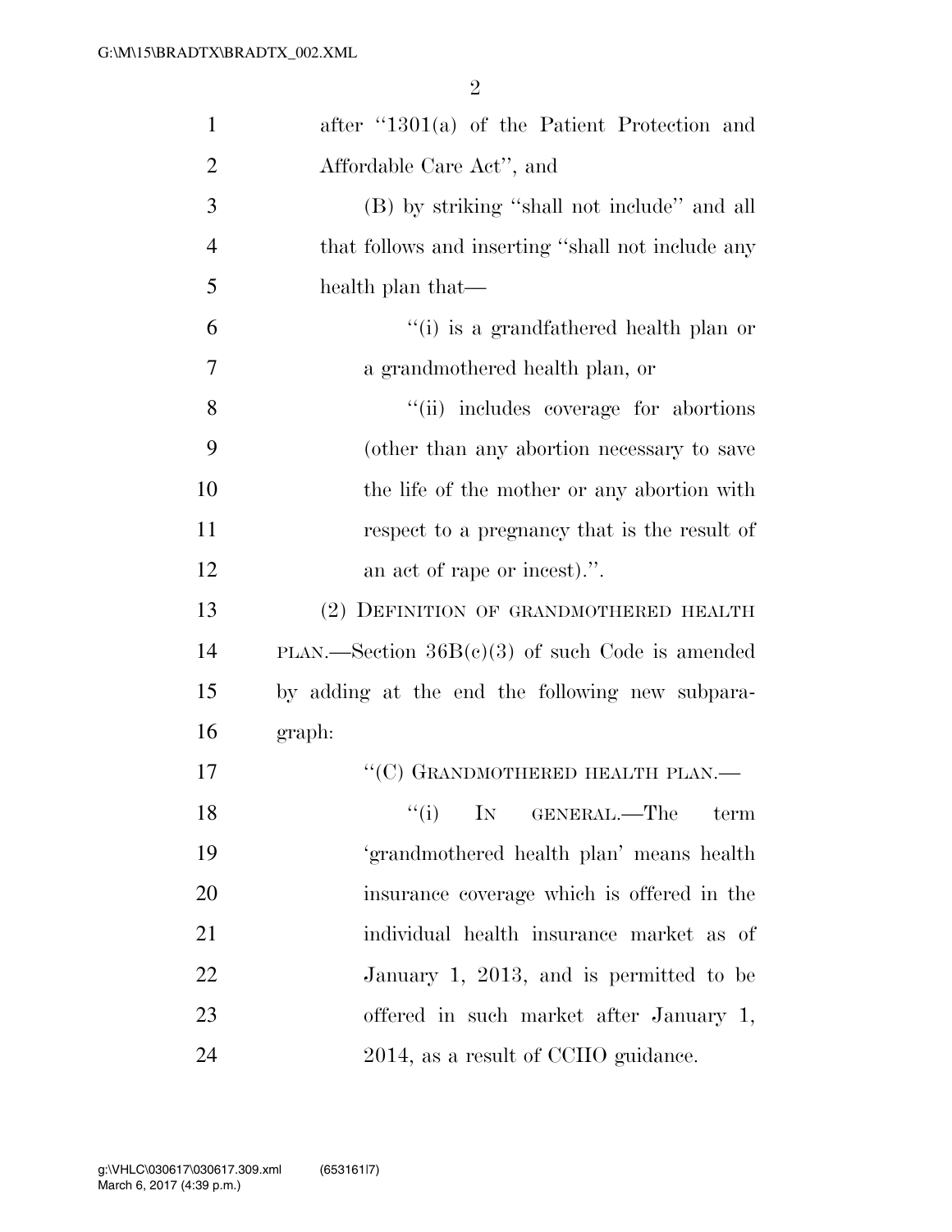after "1301(a) of the Patient Protection and Affordable Care Act", and

(B) by striking "shall not include" and all that follows and inserting "shall not include any health plan that—

"(i) is a grandfathered health plan or a grandmothered health plan, or

"(ii) includes coverage for abortions (other than any abortion necessary to save the life of the mother or any abortion with respect to a pregnancy that is the result of an act of rape or incest).".

(2) DEFINITION OF GRANDMOTHERED HEALTH PLAN.—Section 36B(c)(3) of such Code is amended by adding at the end the following new subparagraph:

"(C) GRANDMOTHERED HEALTH PLAN.—

"(i) IN GENERAL.—The term 'grandmothered health plan' means health insurance coverage which is offered in the individual health insurance market as of January 1, 2013, and is permitted to be offered in such market after January 1, 2014, as a result of CCIIO guidance.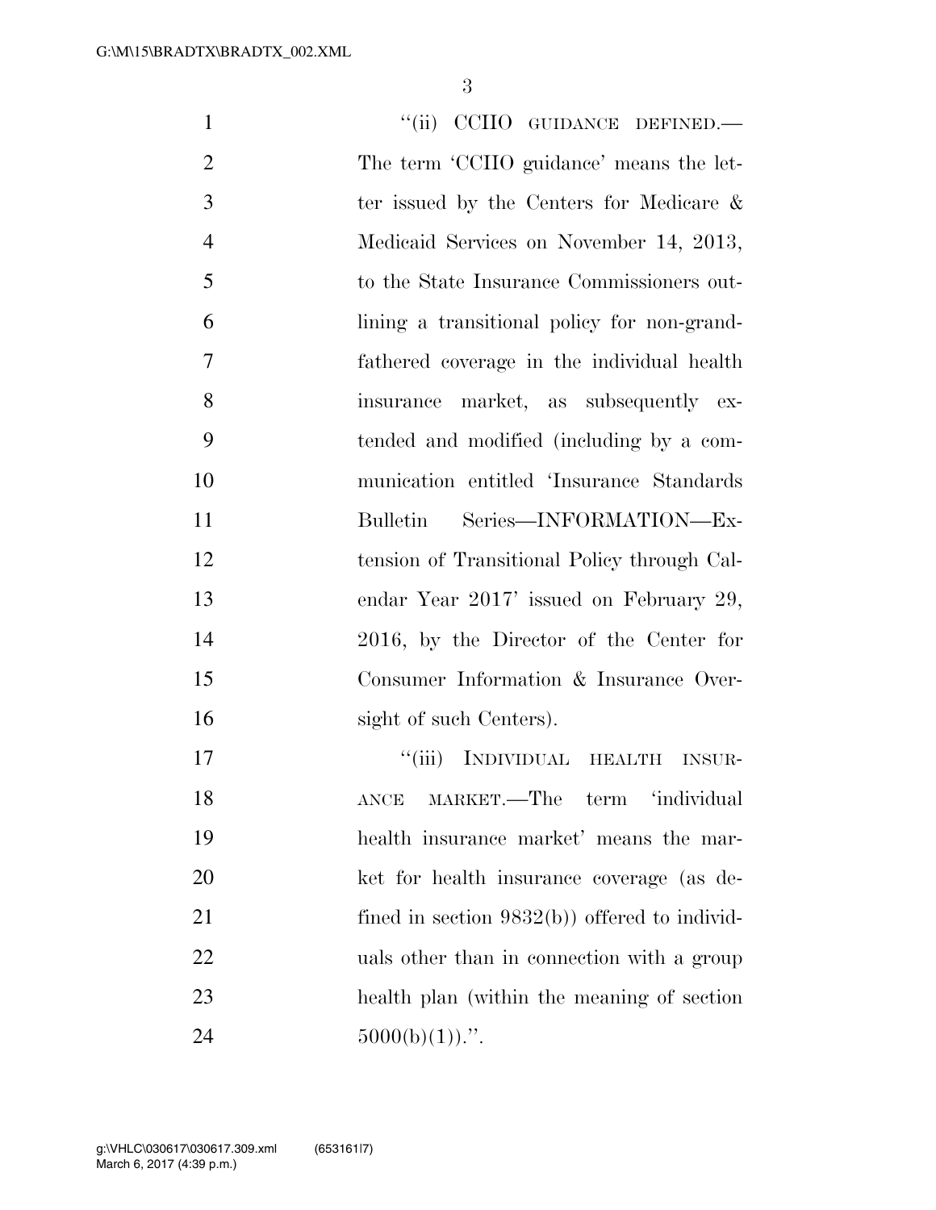"(ii) CCIIO GUIDANCE DEFINED.— The term 'CCIIO guidance' means the letter issued by the Centers for Medicare & Medicaid Services on November 14, 2013, to the State Insurance Commissioners outlining a transitional policy for non-grandfathered coverage in the individual health insurance market, as subsequently extended and modified (including by a communication entitled 'Insurance Standards Bulletin Series—INFORMATION—Extension of Transitional Policy through Calendar Year 2017' issued on February 29, 2016, by the Director of the Center for Consumer Information & Insurance Oversight of such Centers).

"(iii) INDIVIDUAL HEALTH INSURANCE MARKET.—The term 'individual health insurance market' means the market for health insurance coverage (as defined in section 9832(b)) offered to individuals other than in connection with a group health plan (within the meaning of section 5000(b)(1)).".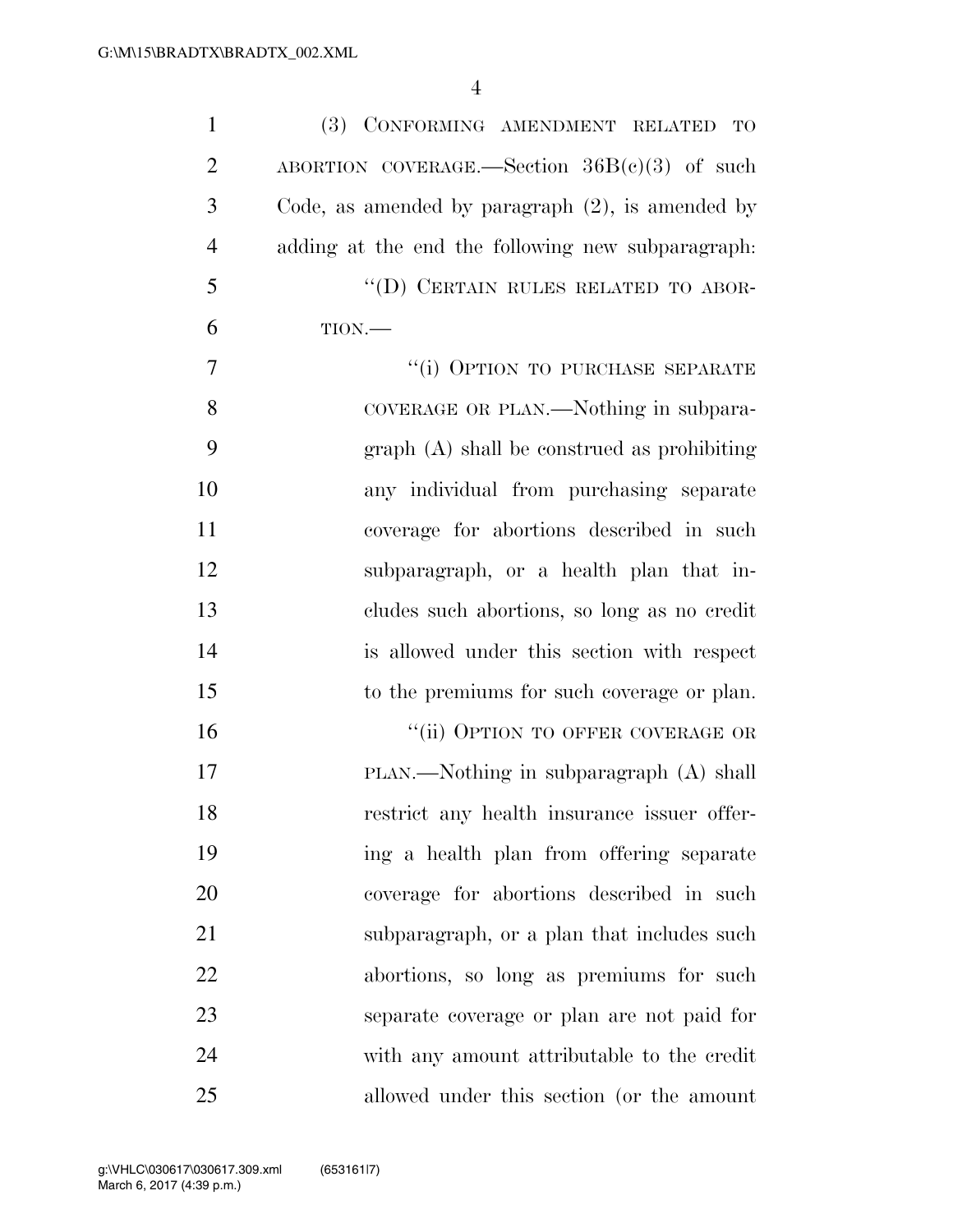(3) CONFORMING AMENDMENT RELATED TO ABORTION COVERAGE.—Section 36B(c)(3) of such Code, as amended by paragraph (2), is amended by adding at the end the following new subparagraph:

"(D) CERTAIN RULES RELATED TO ABORTION.—

"(i) OPTION TO PURCHASE SEPARATE COVERAGE OR PLAN.—Nothing in subparagraph (A) shall be construed as prohibiting any individual from purchasing separate coverage for abortions described in such subparagraph, or a health plan that includes such abortions, so long as no credit is allowed under this section with respect to the premiums for such coverage or plan.

"(ii) OPTION TO OFFER COVERAGE OR PLAN.—Nothing in subparagraph (A) shall restrict any health insurance issuer offering a health plan from offering separate coverage for abortions described in such subparagraph, or a plan that includes such abortions, so long as premiums for such separate coverage or plan are not paid for with any amount attributable to the credit allowed under this section (or the amount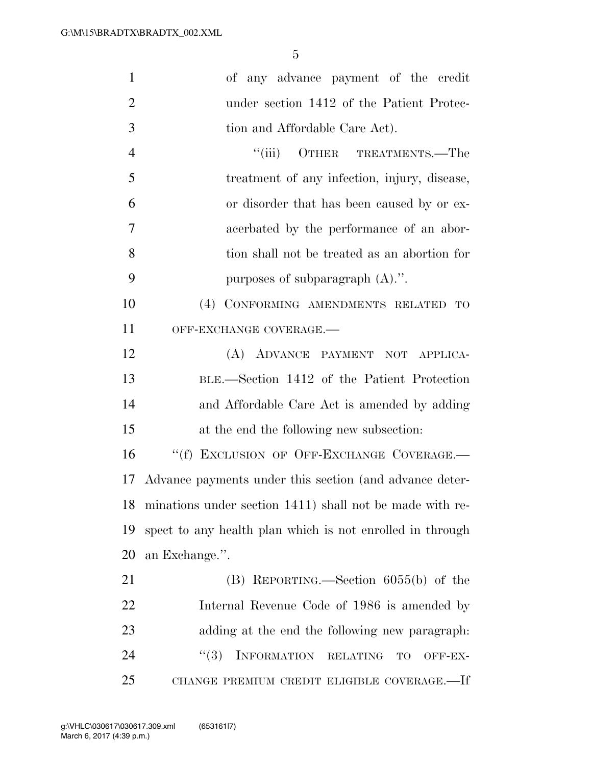of any advance payment of the credit under section 1412 of the Patient Protection and Affordable Care Act).

"(iii) OTHER TREATMENTS.—The treatment of any infection, injury, disease, or disorder that has been caused by or exacerbated by the performance of an abortion shall not be treated as an abortion for purposes of subparagraph (A).".

(4) CONFORMING AMENDMENTS RELATED TO OFF-EXCHANGE COVERAGE.—

(A) ADVANCE PAYMENT NOT APPLICABLE.—Section 1412 of the Patient Protection and Affordable Care Act is amended by adding at the end the following new subsection:

"(f) EXCLUSION OF OFF-EXCHANGE COVERAGE.—Advance payments under this section (and advance determinations under section 1411) shall not be made with respect to any health plan which is not enrolled in through an Exchange.".

(B) REPORTING.—Section 6055(b) of the Internal Revenue Code of 1986 is amended by adding at the end the following new paragraph:

"(3) INFORMATION RELATING TO OFF-EXCHANGE PREMIUM CREDIT ELIGIBLE COVERAGE.—If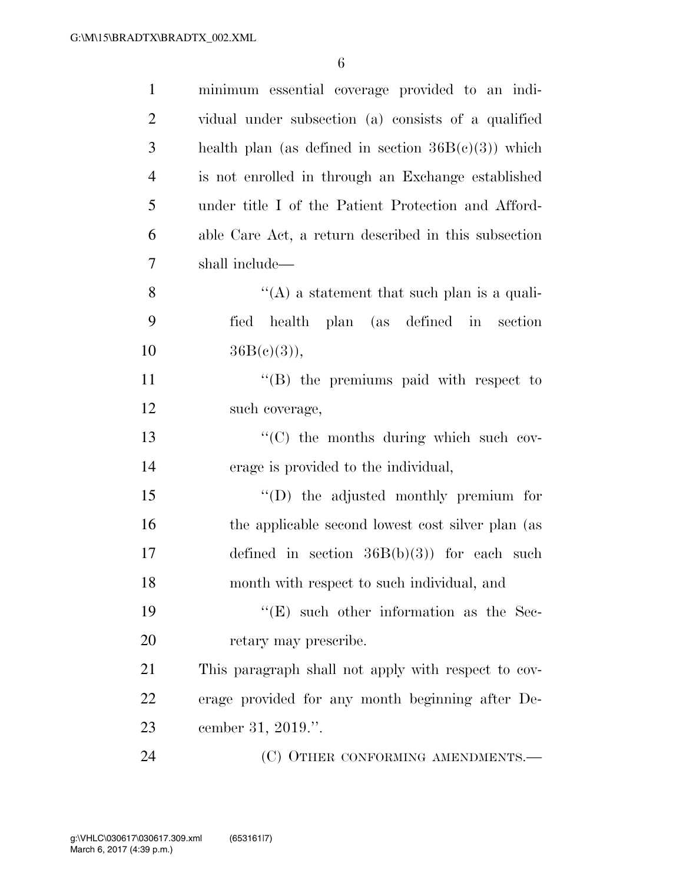minimum essential coverage provided to an individual under subsection (a) consists of a qualified health plan (as defined in section 36B(c)(3)) which is not enrolled in through an Exchange established under title I of the Patient Protection and Affordable Care Act, a return described in this subsection shall include—

"(A) a statement that such plan is a qualified health plan (as defined in section 36B(c)(3)),

"(B) the premiums paid with respect to such coverage,

"(C) the months during which such coverage is provided to the individual,

"(D) the adjusted monthly premium for the applicable second lowest cost silver plan (as defined in section 36B(b)(3)) for each such month with respect to such individual, and

"(E) such other information as the Secretary may prescribe.

This paragraph shall not apply with respect to coverage provided for any month beginning after December 31, 2019.".

(C) OTHER CONFORMING AMENDMENTS.—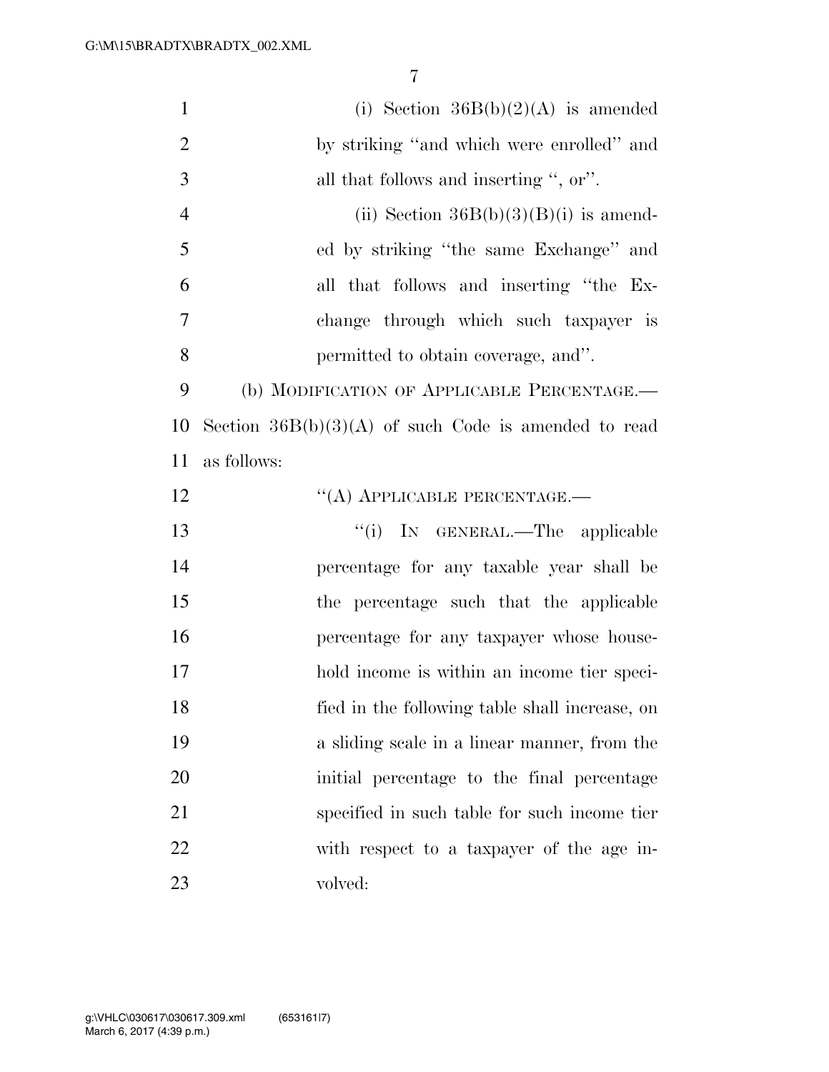(i) Section 36B(b)(2)(A) is amended by striking "and which were enrolled" and all that follows and inserting ", or".

(ii) Section 36B(b)(3)(B)(i) is amended by striking "the same Exchange" and all that follows and inserting "the Exchange through which such taxpayer is permitted to obtain coverage, and".

(b) MODIFICATION OF APPLICABLE PERCENTAGE.— Section 36B(b)(3)(A) of such Code is amended to read as follows:

"(A) APPLICABLE PERCENTAGE.—

"(i) IN GENERAL.—The applicable percentage for any taxable year shall be the percentage such that the applicable percentage for any taxpayer whose household income is within an income tier specified in the following table shall increase, on a sliding scale in a linear manner, from the initial percentage to the final percentage specified in such table for such income tier with respect to a taxpayer of the age involved: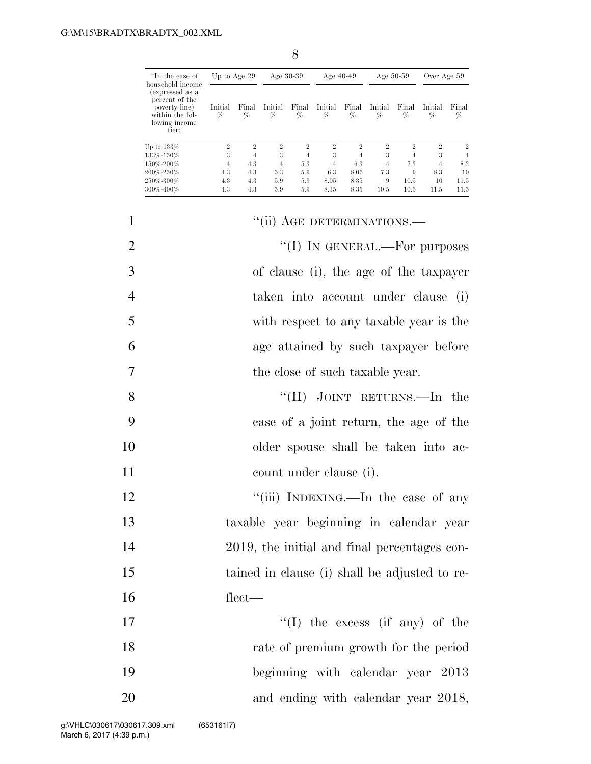| "In the case of household income (expressed as a percent of the poverty line) within the following income tier: | Up to Age 29 | | Age 30-39 | | Age 40-49 | | Age 50-59 | | Over Age 59 | |
|---|---|---|---|---|---|---|---|---|---|---|
| | Initial % | Final % | Initial % | Final % | Initial % | Final % | Initial % | Final % | Initial % | Final % |
| Up to 133% | 2 | 2 | 2 | 2 | 2 | 2 | 2 | 2 | 2 | 2 |
| 133%-150% | 3 | 4 | 3 | 4 | 3 | 4 | 3 | 4 | 3 | 4 |
| 150%-200% | 4 | 4.3 | 4 | 5.3 | 4 | 6.3 | 4 | 7.3 | 4 | 8.3 |
| 200%-250% | 4.3 | 4.3 | 5.3 | 5.9 | 6.3 | 8.05 | 7.3 | 9 | 8.3 | 10 |
| 250%-300% | 4.3 | 4.3 | 5.9 | 5.9 | 8.05 | 8.35 | 9 | 10.5 | 10 | 11.5 |
| 300%-400% | 4.3 | 4.3 | 5.9 | 5.9 | 8.35 | 8.35 | 10.5 | 10.5 | 11.5 | 11.5 |

"(ii) AGE DETERMINATIONS.—

"(I) IN GENERAL.—For purposes of clause (i), the age of the taxpayer taken into account under clause (i) with respect to any taxable year is the age attained by such taxpayer before the close of such taxable year.

"(II) JOINT RETURNS.—In the case of a joint return, the age of the older spouse shall be taken into account under clause (i).

"(iii) INDEXING.—In the case of any taxable year beginning in calendar year 2019, the initial and final percentages contained in clause (i) shall be adjusted to reflect—

"(I) the excess (if any) of the rate of premium growth for the period beginning with calendar year 2013 and ending with calendar year 2018,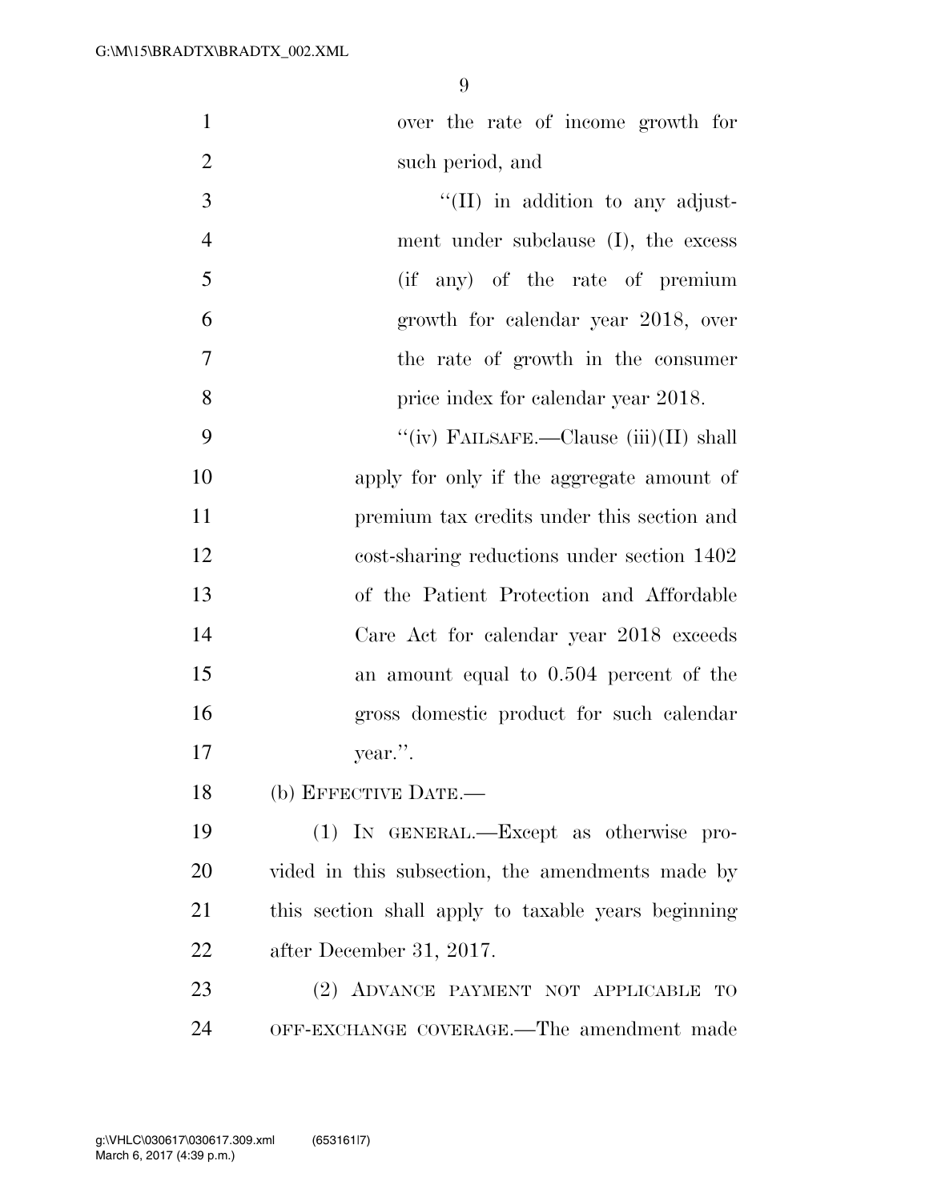over the rate of income growth for such period, and

"(II) in addition to any adjustment under subclause (I), the excess (if any) of the rate of premium growth for calendar year 2018, over the rate of growth in the consumer price index for calendar year 2018.

"(iv) FAILSAFE.—Clause (iii)(II) shall apply for only if the aggregate amount of premium tax credits under this section and cost-sharing reductions under section 1402 of the Patient Protection and Affordable Care Act for calendar year 2018 exceeds an amount equal to 0.504 percent of the gross domestic product for such calendar year.".

(b) EFFECTIVE DATE.—

(1) IN GENERAL.—Except as otherwise provided in this subsection, the amendments made by this section shall apply to taxable years beginning after December 31, 2017.

(2) ADVANCE PAYMENT NOT APPLICABLE TO OFF-EXCHANGE COVERAGE.—The amendment made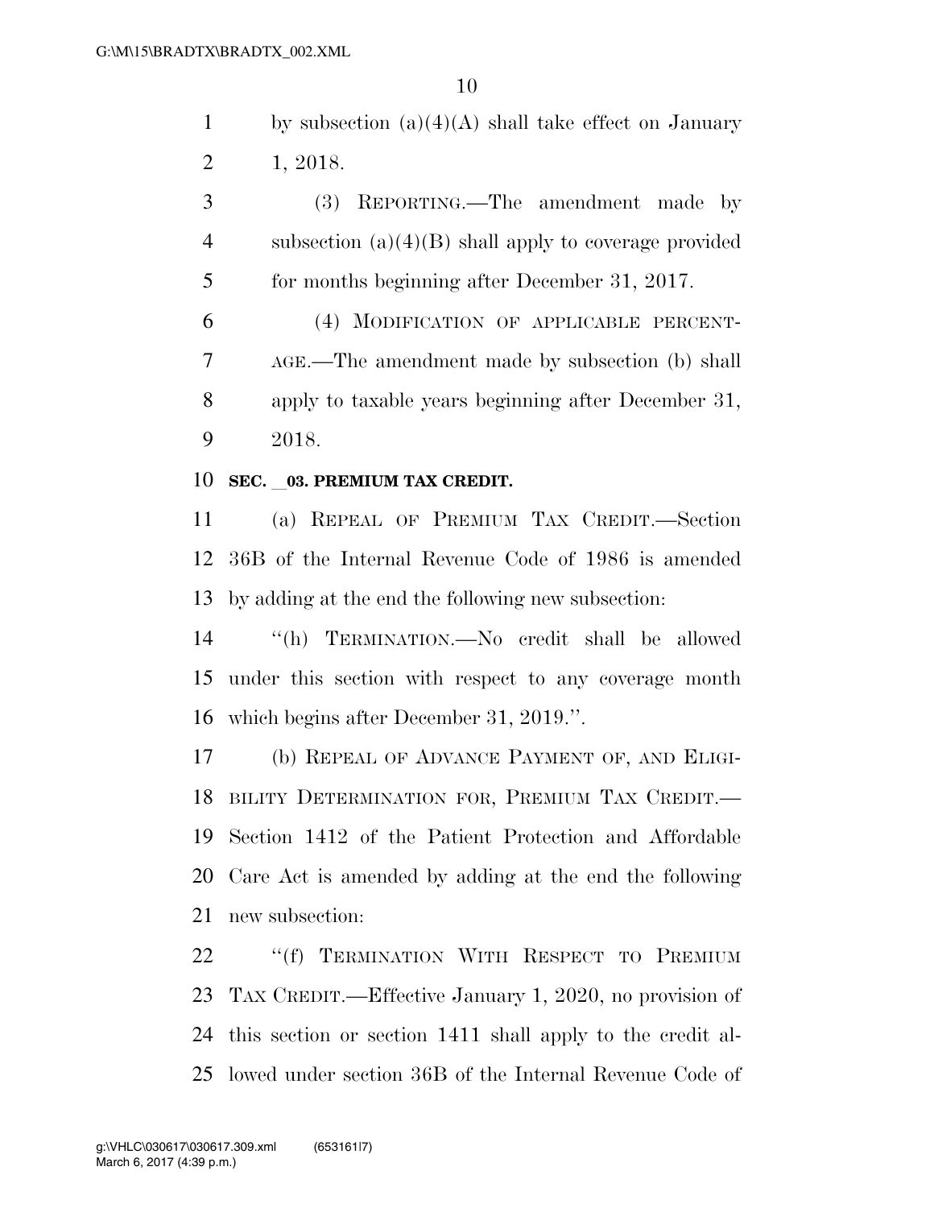by subsection (a)(4)(A) shall take effect on January 1, 2018.

(3) REPORTING.—The amendment made by subsection (a)(4)(B) shall apply to coverage provided for months beginning after December 31, 2017.

(4) MODIFICATION OF APPLICABLE PERCENTAGE.—The amendment made by subsection (b) shall apply to taxable years beginning after December 31, 2018.

**SEC. __03. PREMIUM TAX CREDIT.**

(a) REPEAL OF PREMIUM TAX CREDIT.—Section 36B of the Internal Revenue Code of 1986 is amended by adding at the end the following new subsection:

"(h) TERMINATION.—No credit shall be allowed under this section with respect to any coverage month which begins after December 31, 2019.".

(b) REPEAL OF ADVANCE PAYMENT OF, AND ELIGIBILITY DETERMINATION FOR, PREMIUM TAX CREDIT.—Section 1412 of the Patient Protection and Affordable Care Act is amended by adding at the end the following new subsection:

"(f) TERMINATION WITH RESPECT TO PREMIUM TAX CREDIT.—Effective January 1, 2020, no provision of this section or section 1411 shall apply to the credit allowed under section 36B of the Internal Revenue Code of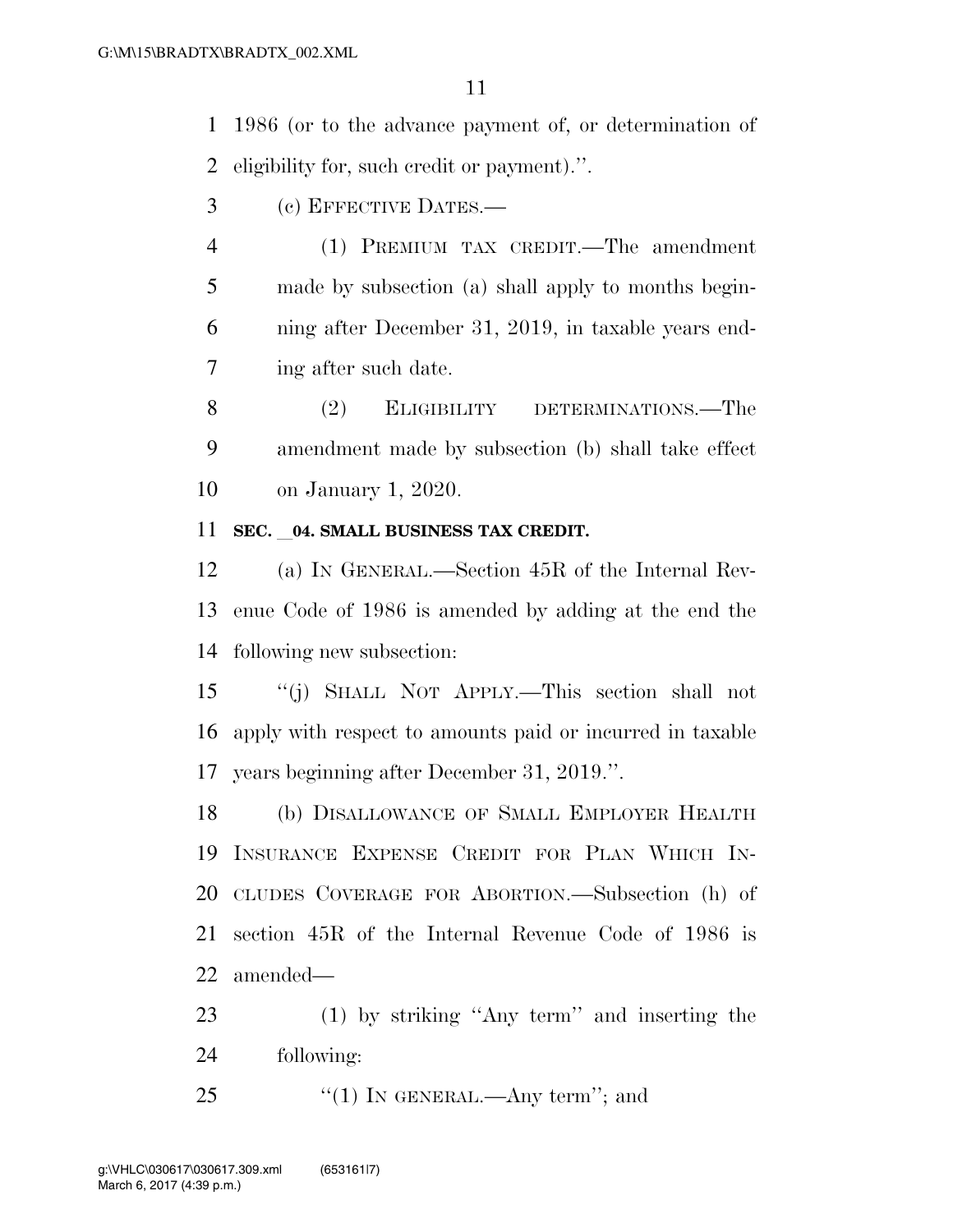1986 (or to the advance payment of, or determination of eligibility for, such credit or payment).''.

(c) EFFECTIVE DATES.—

(1) PREMIUM TAX CREDIT.—The amendment made by subsection (a) shall apply to months beginning after December 31, 2019, in taxable years ending after such date.

(2) ELIGIBILITY DETERMINATIONS.—The amendment made by subsection (b) shall take effect on January 1, 2020.

**SEC. __04. SMALL BUSINESS TAX CREDIT.**

(a) IN GENERAL.—Section 45R of the Internal Revenue Code of 1986 is amended by adding at the end the following new subsection:

''(j) SHALL NOT APPLY.—This section shall not apply with respect to amounts paid or incurred in taxable years beginning after December 31, 2019.''.

(b) DISALLOWANCE OF SMALL EMPLOYER HEALTH INSURANCE EXPENSE CREDIT FOR PLAN WHICH INCLUDES COVERAGE FOR ABORTION.—Subsection (h) of section 45R of the Internal Revenue Code of 1986 is amended—

(1) by striking ''Any term'' and inserting the following:

''(1) IN GENERAL.—Any term''; and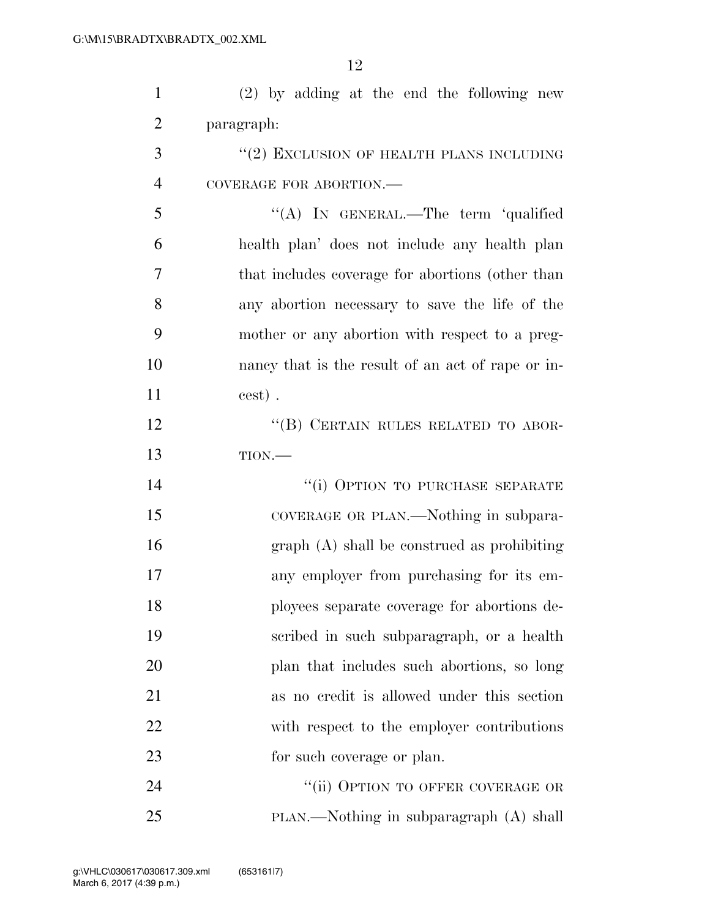(2) by adding at the end the following new paragraph:

"(2) EXCLUSION OF HEALTH PLANS INCLUDING COVERAGE FOR ABORTION.—

"(A) IN GENERAL.—The term 'qualified health plan' does not include any health plan that includes coverage for abortions (other than any abortion necessary to save the life of the mother or any abortion with respect to a pregnancy that is the result of an act of rape or incest) .

"(B) CERTAIN RULES RELATED TO ABORTION.—

"(i) OPTION TO PURCHASE SEPARATE COVERAGE OR PLAN.—Nothing in subparagraph (A) shall be construed as prohibiting any employer from purchasing for its employees separate coverage for abortions described in such subparagraph, or a health plan that includes such abortions, so long as no credit is allowed under this section with respect to the employer contributions for such coverage or plan.

"(ii) OPTION TO OFFER COVERAGE OR PLAN.—Nothing in subparagraph (A) shall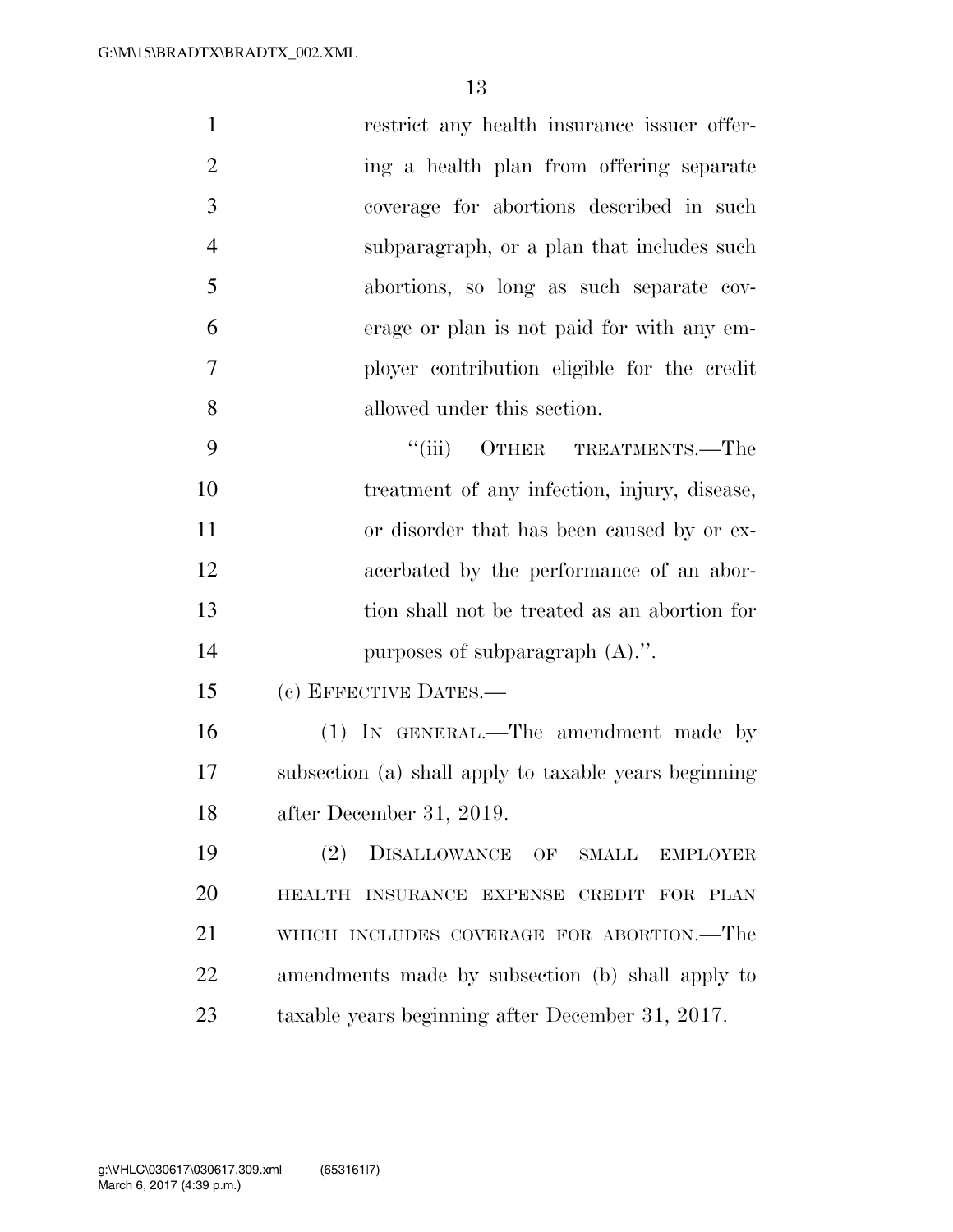restrict any health insurance issuer offering a health plan from offering separate coverage for abortions described in such subparagraph, or a plan that includes such abortions, so long as such separate coverage or plan is not paid for with any employer contribution eligible for the credit allowed under this section.

"(iii) OTHER TREATMENTS.—The treatment of any infection, injury, disease, or disorder that has been caused by or exacerbated by the performance of an abortion shall not be treated as an abortion for purposes of subparagraph (A).".

(c) EFFECTIVE DATES.—

(1) IN GENERAL.—The amendment made by subsection (a) shall apply to taxable years beginning after December 31, 2019.

(2) DISALLOWANCE OF SMALL EMPLOYER HEALTH INSURANCE EXPENSE CREDIT FOR PLAN WHICH INCLUDES COVERAGE FOR ABORTION.—The amendments made by subsection (b) shall apply to taxable years beginning after December 31, 2017.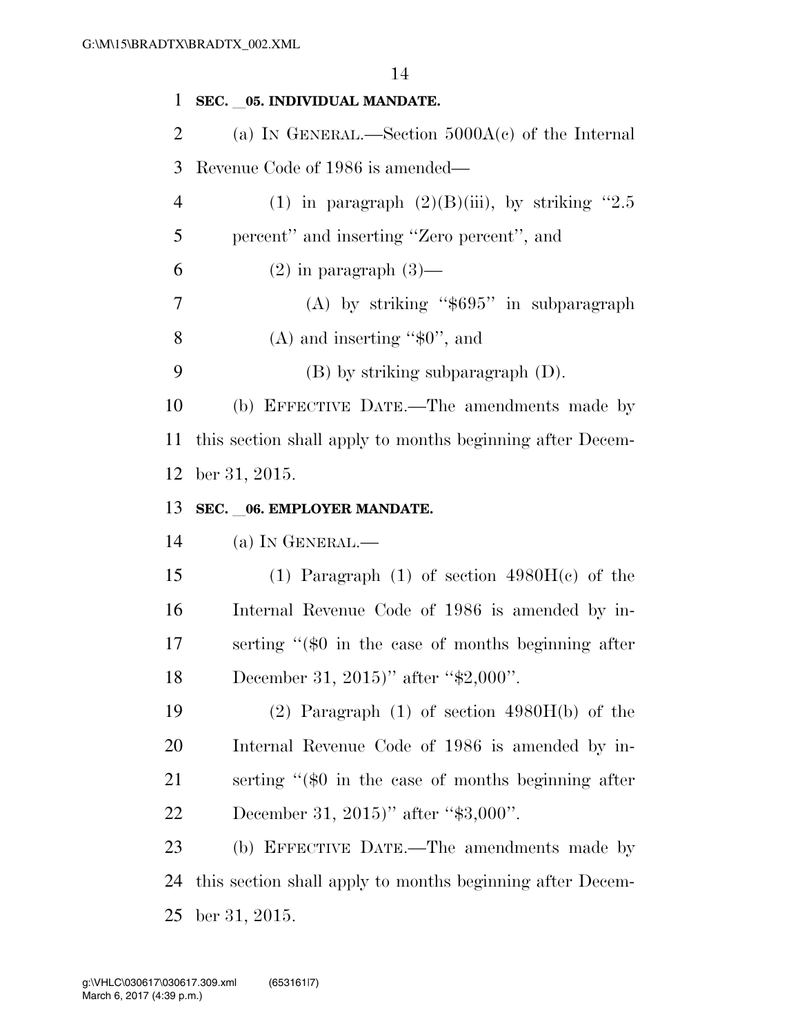**SEC. __05. INDIVIDUAL MANDATE.**

(a) IN GENERAL.—Section 5000A(c) of the Internal Revenue Code of 1986 is amended—

(1) in paragraph (2)(B)(iii), by striking ''2.5 percent'' and inserting ''Zero percent'', and

(2) in paragraph (3)—

(A) by striking ''$695'' in subparagraph (A) and inserting ''$0'', and

(B) by striking subparagraph (D).

(b) EFFECTIVE DATE.—The amendments made by this section shall apply to months beginning after December 31, 2015.

**SEC. __06. EMPLOYER MANDATE.**

(a) IN GENERAL.—

(1) Paragraph (1) of section 4980H(c) of the Internal Revenue Code of 1986 is amended by inserting ''($0 in the case of months beginning after December 31, 2015)'' after ''$2,000''.

(2) Paragraph (1) of section 4980H(b) of the Internal Revenue Code of 1986 is amended by inserting ''($0 in the case of months beginning after December 31, 2015)'' after ''$3,000''.

(b) EFFECTIVE DATE.—The amendments made by this section shall apply to months beginning after December 31, 2015.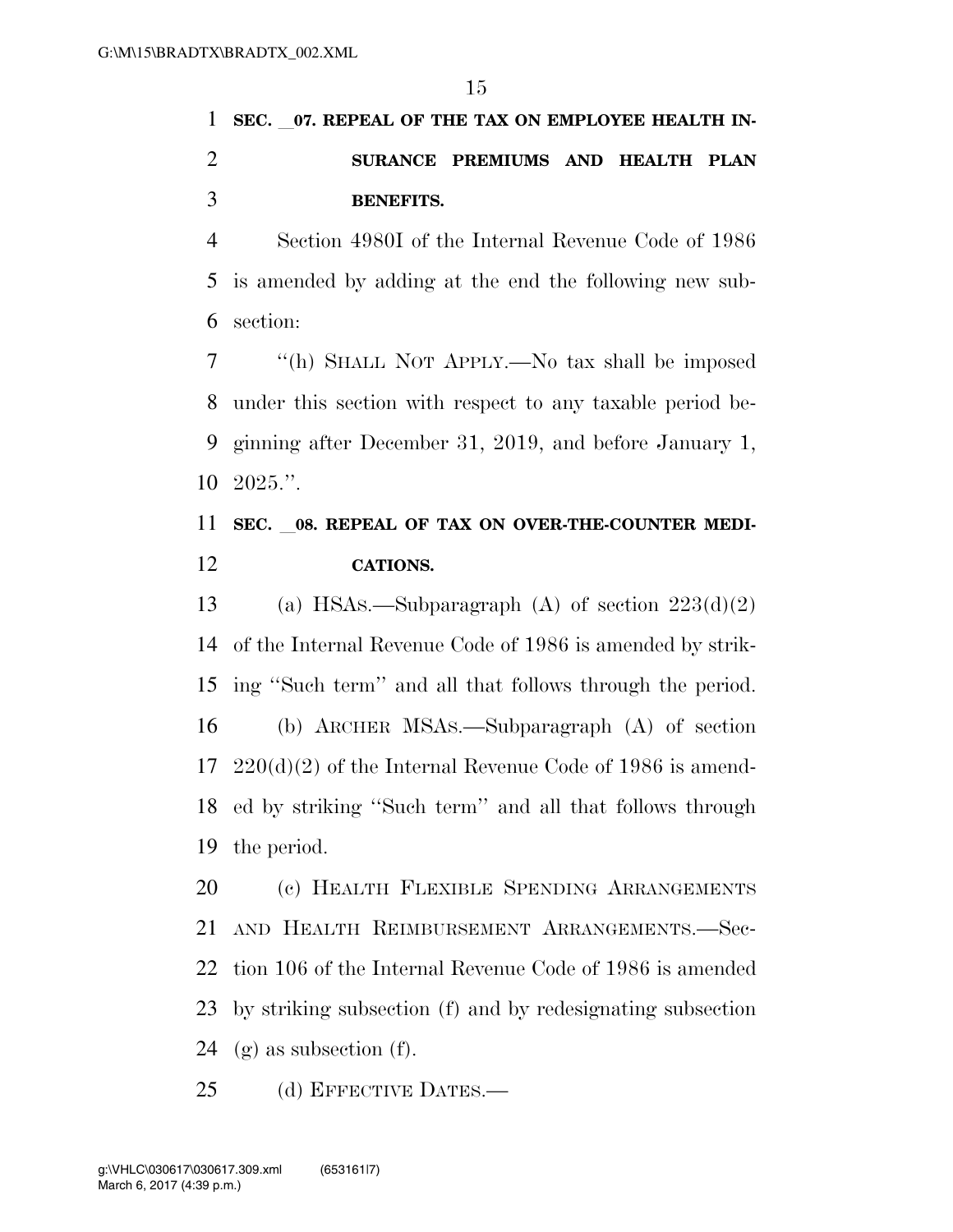**SEC. __07. REPEAL OF THE TAX ON EMPLOYEE HEALTH INSURANCE PREMIUMS AND HEALTH PLAN BENEFITS.**

Section 4980I of the Internal Revenue Code of 1986 is amended by adding at the end the following new subsection:

''(h) SHALL NOT APPLY.—No tax shall be imposed under this section with respect to any taxable period beginning after December 31, 2019, and before January 1, 2025.''.

**SEC. __08. REPEAL OF TAX ON OVER-THE-COUNTER MEDICATIONS.**

(a) HSAS.—Subparagraph (A) of section 223(d)(2) of the Internal Revenue Code of 1986 is amended by striking ''Such term'' and all that follows through the period.

(b) ARCHER MSAS.—Subparagraph (A) of section 220(d)(2) of the Internal Revenue Code of 1986 is amended by striking ''Such term'' and all that follows through the period.

(c) HEALTH FLEXIBLE SPENDING ARRANGEMENTS AND HEALTH REIMBURSEMENT ARRANGEMENTS.—Section 106 of the Internal Revenue Code of 1986 is amended by striking subsection (f) and by redesignating subsection (g) as subsection (f).

(d) EFFECTIVE DATES.—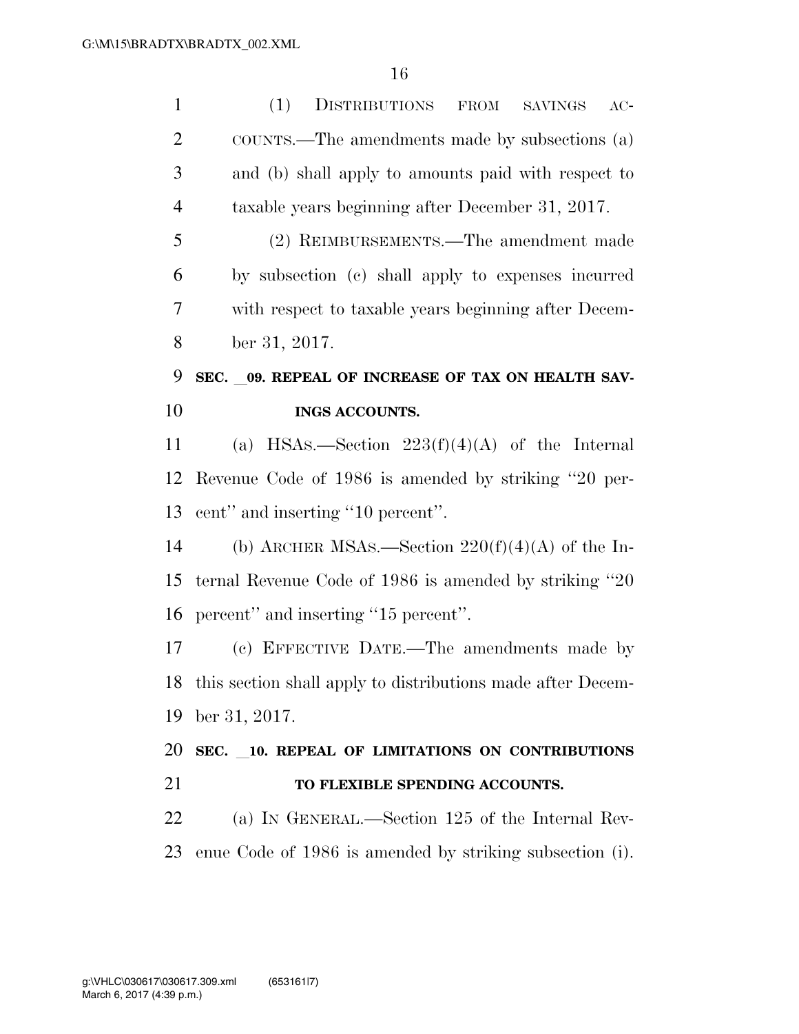(1) DISTRIBUTIONS FROM SAVINGS ACCOUNTS.—The amendments made by subsections (a) and (b) shall apply to amounts paid with respect to taxable years beginning after December 31, 2017.

(2) REIMBURSEMENTS.—The amendment made by subsection (c) shall apply to expenses incurred with respect to taxable years beginning after December 31, 2017.

**SEC. __09. REPEAL OF INCREASE OF TAX ON HEALTH SAVINGS ACCOUNTS.**

(a) HSAS.—Section 223(f)(4)(A) of the Internal Revenue Code of 1986 is amended by striking "20 percent" and inserting "10 percent".

(b) ARCHER MSAS.—Section 220(f)(4)(A) of the Internal Revenue Code of 1986 is amended by striking "20 percent" and inserting "15 percent".

(c) EFFECTIVE DATE.—The amendments made by this section shall apply to distributions made after December 31, 2017.

**SEC. __10. REPEAL OF LIMITATIONS ON CONTRIBUTIONS TO FLEXIBLE SPENDING ACCOUNTS.**

(a) IN GENERAL.—Section 125 of the Internal Revenue Code of 1986 is amended by striking subsection (i).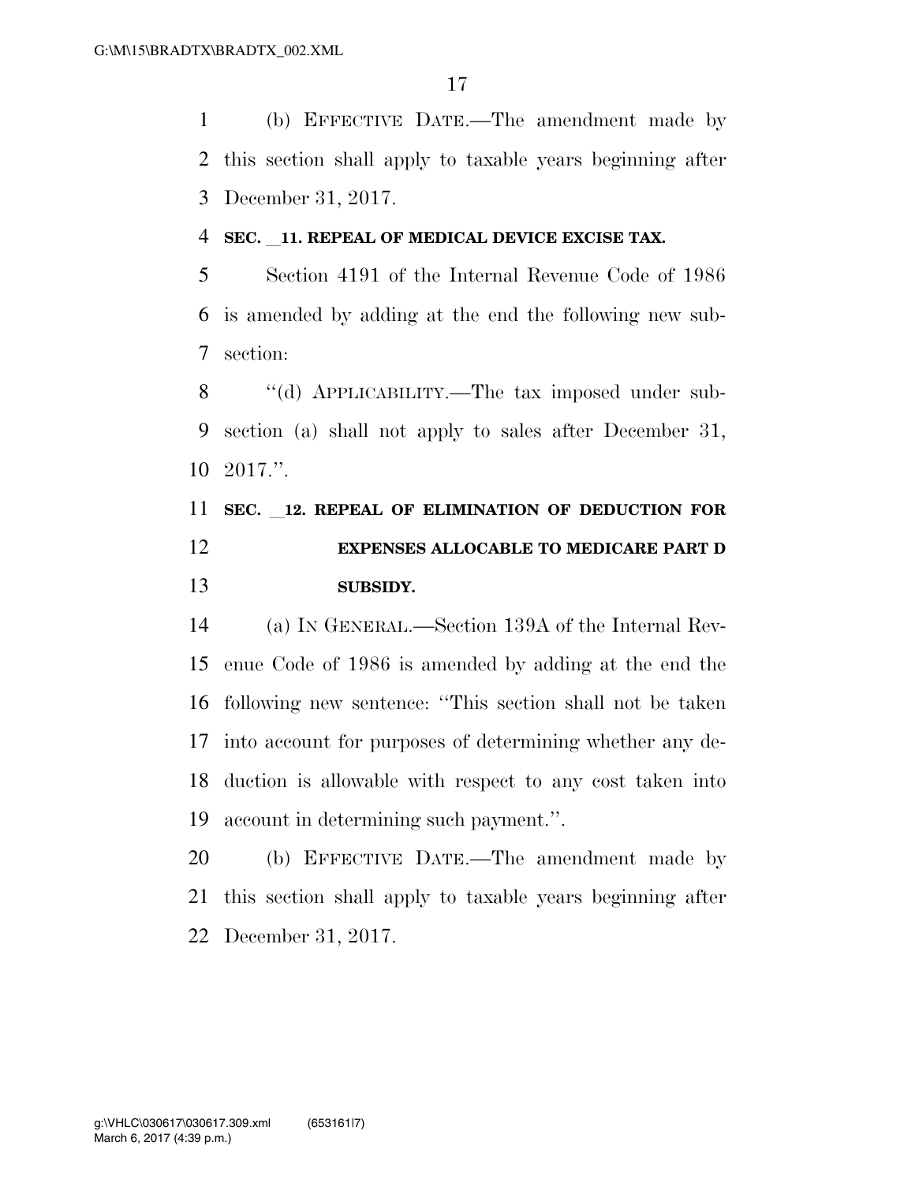(b) EFFECTIVE DATE.—The amendment made by this section shall apply to taxable years beginning after December 31, 2017.

**SEC. __11. REPEAL OF MEDICAL DEVICE EXCISE TAX.**

Section 4191 of the Internal Revenue Code of 1986 is amended by adding at the end the following new subsection:

''(d) APPLICABILITY.—The tax imposed under subsection (a) shall not apply to sales after December 31, 2017.''.

**SEC. __12. REPEAL OF ELIMINATION OF DEDUCTION FOR EXPENSES ALLOCABLE TO MEDICARE PART D SUBSIDY.**

(a) IN GENERAL.—Section 139A of the Internal Revenue Code of 1986 is amended by adding at the end the following new sentence: ''This section shall not be taken into account for purposes of determining whether any deduction is allowable with respect to any cost taken into account in determining such payment.''.

(b) EFFECTIVE DATE.—The amendment made by this section shall apply to taxable years beginning after December 31, 2017.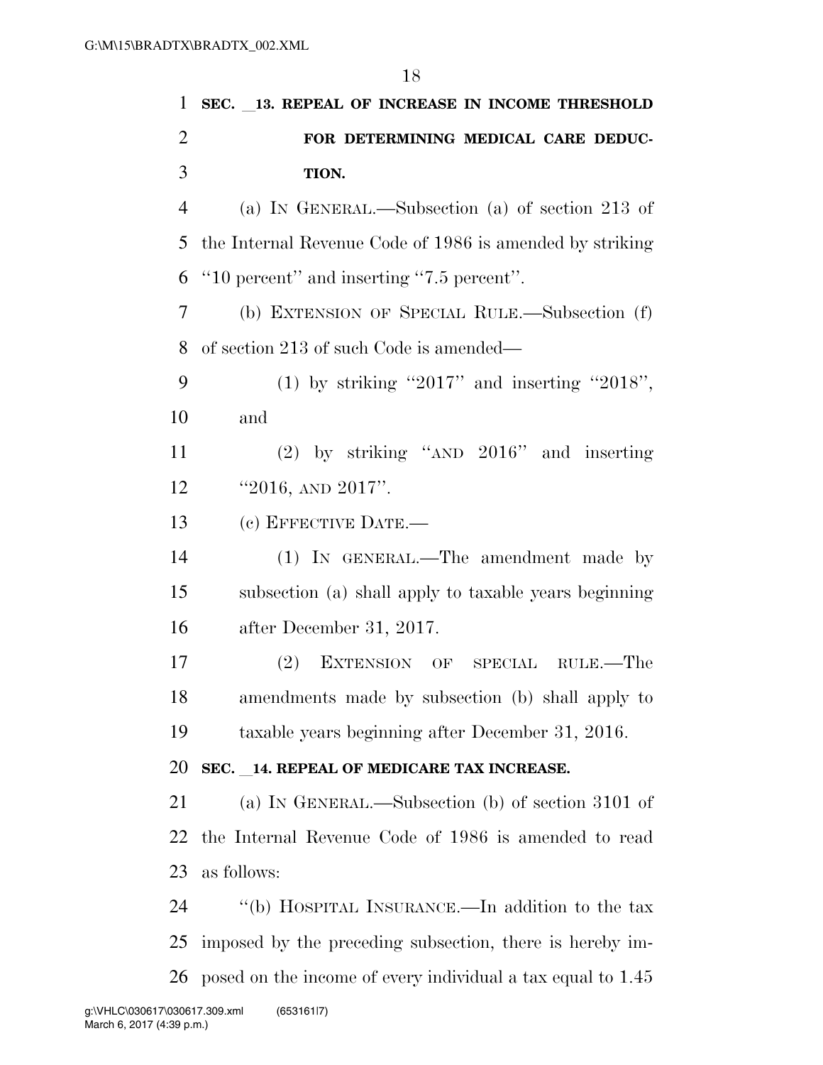**SEC. _13. REPEAL OF INCREASE IN INCOME THRESHOLD FOR DETERMINING MEDICAL CARE DEDUCTION.**

(a) IN GENERAL.—Subsection (a) of section 213 of the Internal Revenue Code of 1986 is amended by striking "10 percent" and inserting "7.5 percent".

(b) EXTENSION OF SPECIAL RULE.—Subsection (f) of section 213 of such Code is amended—

(1) by striking "2017" and inserting "2018", and

(2) by striking "AND 2016" and inserting "2016, AND 2017".

(c) EFFECTIVE DATE.—

(1) IN GENERAL.—The amendment made by subsection (a) shall apply to taxable years beginning after December 31, 2017.

(2) EXTENSION OF SPECIAL RULE.—The amendments made by subsection (b) shall apply to taxable years beginning after December 31, 2016.

**SEC. _14. REPEAL OF MEDICARE TAX INCREASE.**

(a) IN GENERAL.—Subsection (b) of section 3101 of the Internal Revenue Code of 1986 is amended to read as follows:

"(b) HOSPITAL INSURANCE.—In addition to the tax imposed by the preceding subsection, there is hereby imposed on the income of every individual a tax equal to 1.45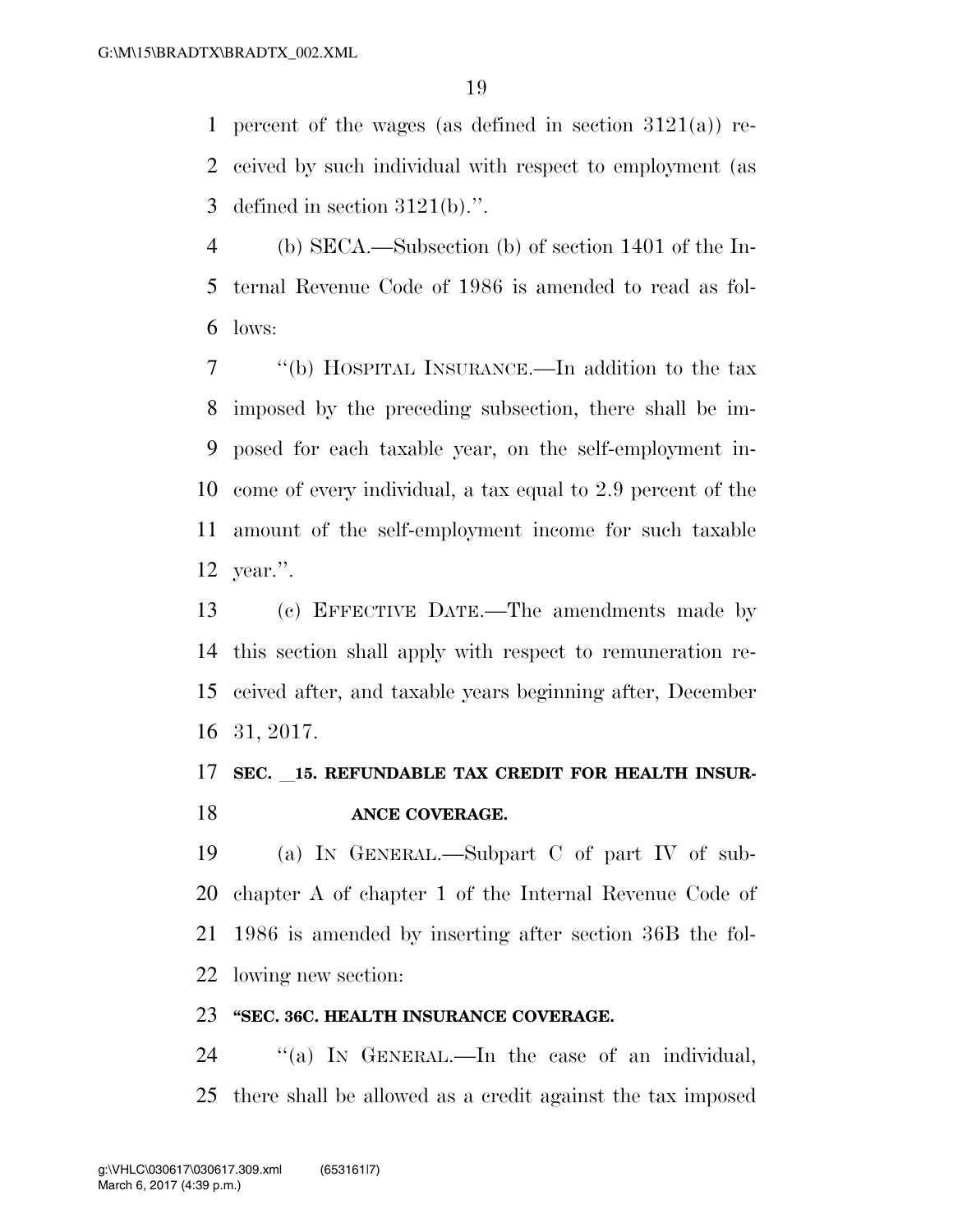percent of the wages (as defined in section 3121(a)) received by such individual with respect to employment (as defined in section 3121(b).''.

(b) SECA.—Subsection (b) of section 1401 of the Internal Revenue Code of 1986 is amended to read as follows:

''(b) HOSPITAL INSURANCE.—In addition to the tax imposed by the preceding subsection, there shall be imposed for each taxable year, on the self-employment income of every individual, a tax equal to 2.9 percent of the amount of the self-employment income for such taxable year.''.

(c) EFFECTIVE DATE.—The amendments made by this section shall apply with respect to remuneration received after, and taxable years beginning after, December 31, 2017.

**SEC. __15. REFUNDABLE TAX CREDIT FOR HEALTH INSURANCE COVERAGE.**

(a) IN GENERAL.—Subpart C of part IV of subchapter A of chapter 1 of the Internal Revenue Code of 1986 is amended by inserting after section 36B the following new section:

**''SEC. 36C. HEALTH INSURANCE COVERAGE.**

''(a) IN GENERAL.—In the case of an individual, there shall be allowed as a credit against the tax imposed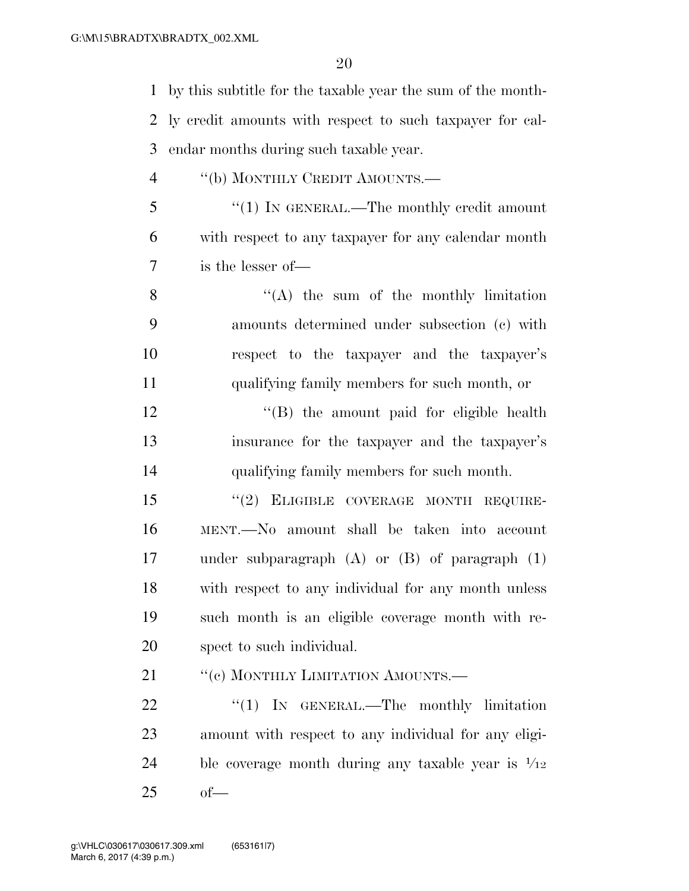by this subtitle for the taxable year the sum of the monthly credit amounts with respect to such taxpayer for calendar months during such taxable year.

"(b) MONTHLY CREDIT AMOUNTS.—

"(1) IN GENERAL.—The monthly credit amount with respect to any taxpayer for any calendar month is the lesser of—

"(A) the sum of the monthly limitation amounts determined under subsection (c) with respect to the taxpayer and the taxpayer's qualifying family members for such month, or

"(B) the amount paid for eligible health insurance for the taxpayer and the taxpayer's qualifying family members for such month.

"(2) ELIGIBLE COVERAGE MONTH REQUIREMENT.—No amount shall be taken into account under subparagraph (A) or (B) of paragraph (1) with respect to any individual for any month unless such month is an eligible coverage month with respect to such individual.

"(c) MONTHLY LIMITATION AMOUNTS.—

"(1) IN GENERAL.—The monthly limitation amount with respect to any individual for any eligible coverage month during any taxable year is $1/12$ of—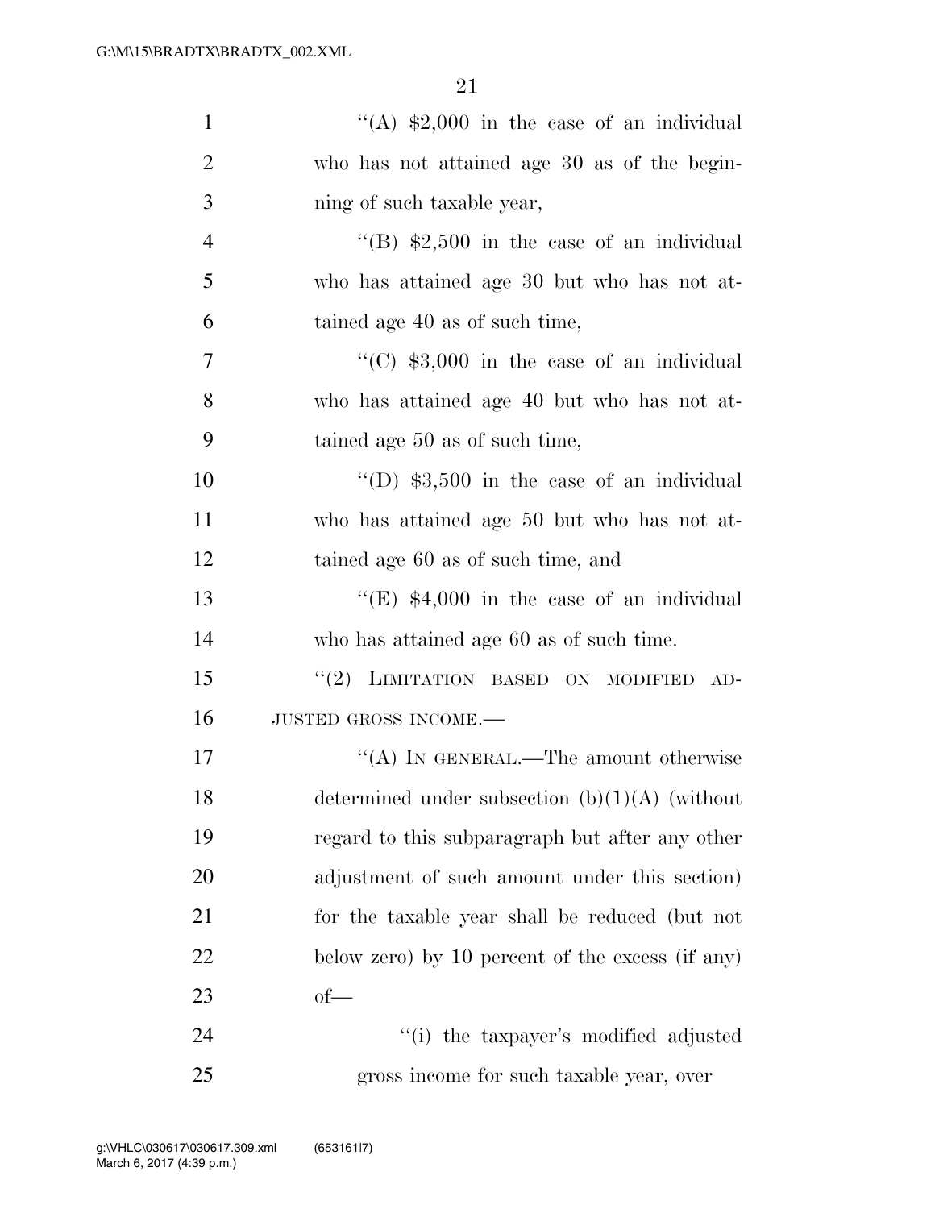''(A) $2,000 in the case of an individual who has not attained age 30 as of the beginning of such taxable year,

''(B) $2,500 in the case of an individual who has attained age 30 but who has not attained age 40 as of such time,

''(C) $3,000 in the case of an individual who has attained age 40 but who has not attained age 50 as of such time,

''(D) $3,500 in the case of an individual who has attained age 50 but who has not attained age 60 as of such time, and

''(E) $4,000 in the case of an individual who has attained age 60 as of such time.

''(2) LIMITATION BASED ON MODIFIED ADJUSTED GROSS INCOME.—

''(A) IN GENERAL.—The amount otherwise determined under subsection (b)(1)(A) (without regard to this subparagraph but after any other adjustment of such amount under this section) for the taxable year shall be reduced (but not below zero) by 10 percent of the excess (if any) of—

''(i) the taxpayer's modified adjusted gross income for such taxable year, over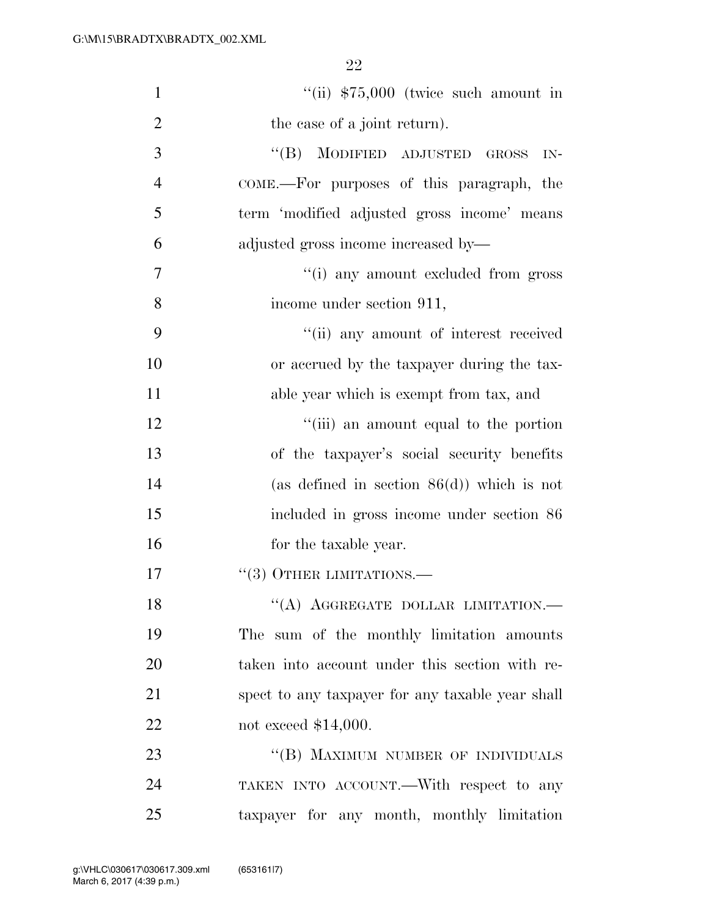"(ii) $75,000 (twice such amount in the case of a joint return).

"(B) MODIFIED ADJUSTED GROSS INCOME.—For purposes of this paragraph, the term 'modified adjusted gross income' means adjusted gross income increased by—

"(i) any amount excluded from gross income under section 911,

"(ii) any amount of interest received or accrued by the taxpayer during the taxable year which is exempt from tax, and

"(iii) an amount equal to the portion of the taxpayer's social security benefits (as defined in section 86(d)) which is not included in gross income under section 86 for the taxable year.

"(3) OTHER LIMITATIONS.—

"(A) AGGREGATE DOLLAR LIMITATION.—The sum of the monthly limitation amounts taken into account under this section with respect to any taxpayer for any taxable year shall not exceed $14,000.

"(B) MAXIMUM NUMBER OF INDIVIDUALS TAKEN INTO ACCOUNT.—With respect to any taxpayer for any month, monthly limitation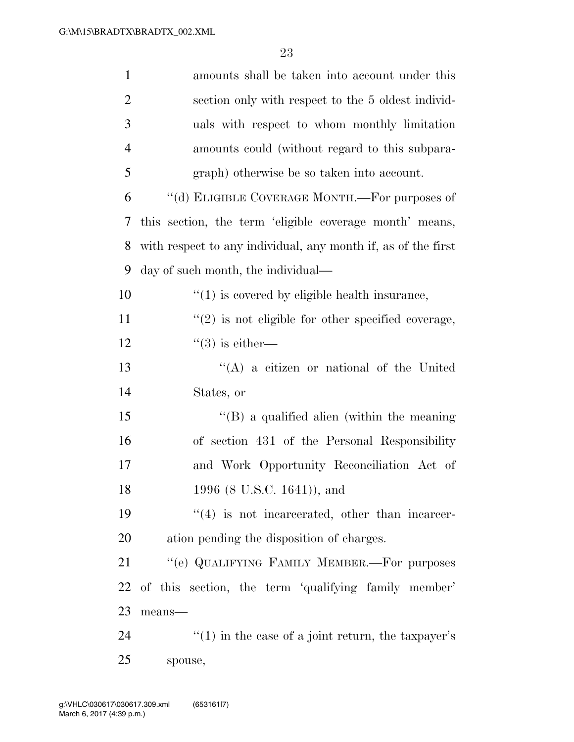amounts shall be taken into account under this section only with respect to the 5 oldest individuals with respect to whom monthly limitation amounts could (without regard to this subparagraph) otherwise be so taken into account.

"(d) ELIGIBLE COVERAGE MONTH.—For purposes of this section, the term 'eligible coverage month' means, with respect to any individual, any month if, as of the first day of such month, the individual—

"(1) is covered by eligible health insurance,

"(2) is not eligible for other specified coverage,

"(3) is either—

"(A) a citizen or national of the United States, or

"(B) a qualified alien (within the meaning of section 431 of the Personal Responsibility and Work Opportunity Reconciliation Act of 1996 (8 U.S.C. 1641)), and

"(4) is not incarcerated, other than incarceration pending the disposition of charges.

"(e) QUALIFYING FAMILY MEMBER.—For purposes of this section, the term 'qualifying family member' means—

"(1) in the case of a joint return, the taxpayer's spouse,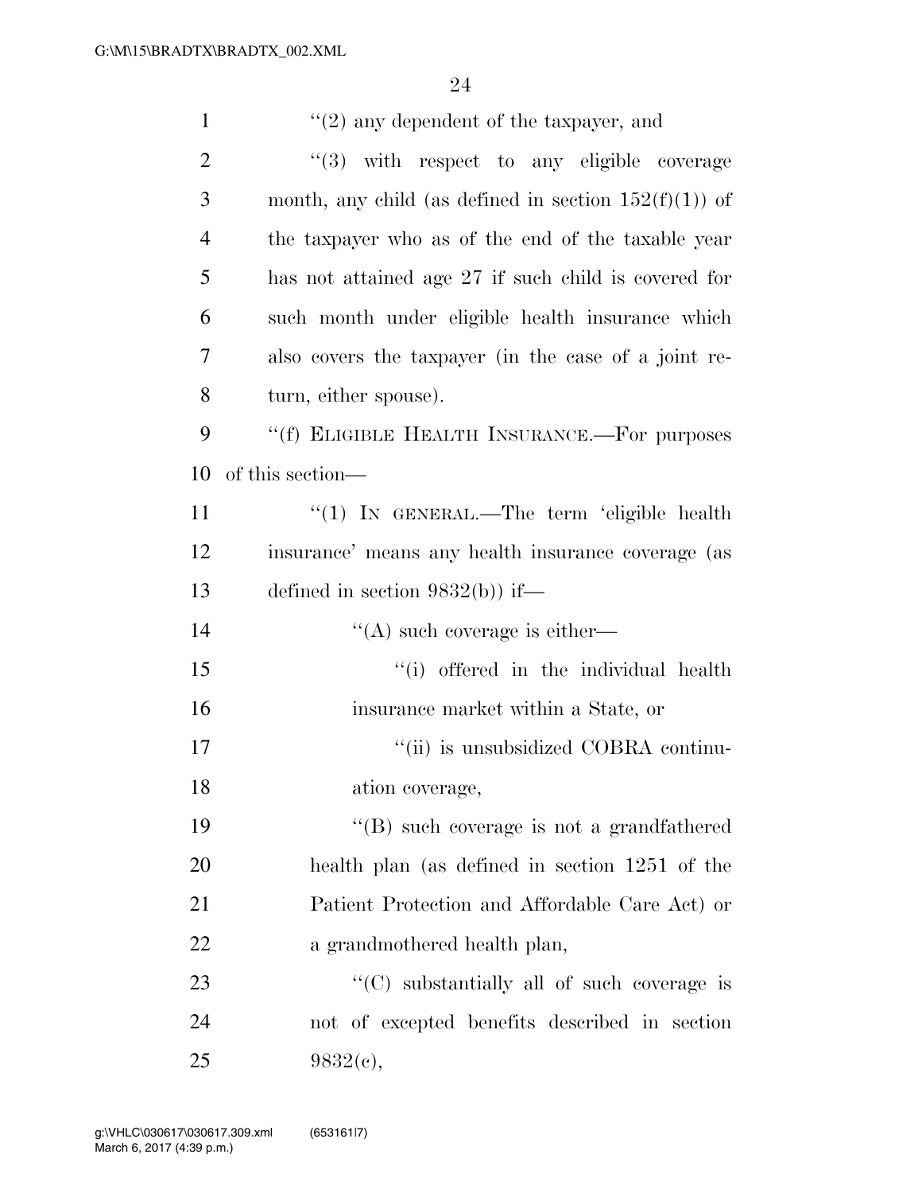''(2) any dependent of the taxpayer, and

''(3) with respect to any eligible coverage month, any child (as defined in section 152(f)(1)) of the taxpayer who as of the end of the taxable year has not attained age 27 if such child is covered for such month under eligible health insurance which also covers the taxpayer (in the case of a joint return, either spouse).

''(f) ELIGIBLE HEALTH INSURANCE.—For purposes of this section—

''(1) IN GENERAL.—The term 'eligible health insurance' means any health insurance coverage (as defined in section 9832(b)) if—

''(A) such coverage is either—

''(i) offered in the individual health insurance market within a State, or

''(ii) is unsubsidized COBRA continuation coverage,

''(B) such coverage is not a grandfathered health plan (as defined in section 1251 of the Patient Protection and Affordable Care Act) or a grandmothered health plan,

''(C) substantially all of such coverage is not of excepted benefits described in section 9832(c),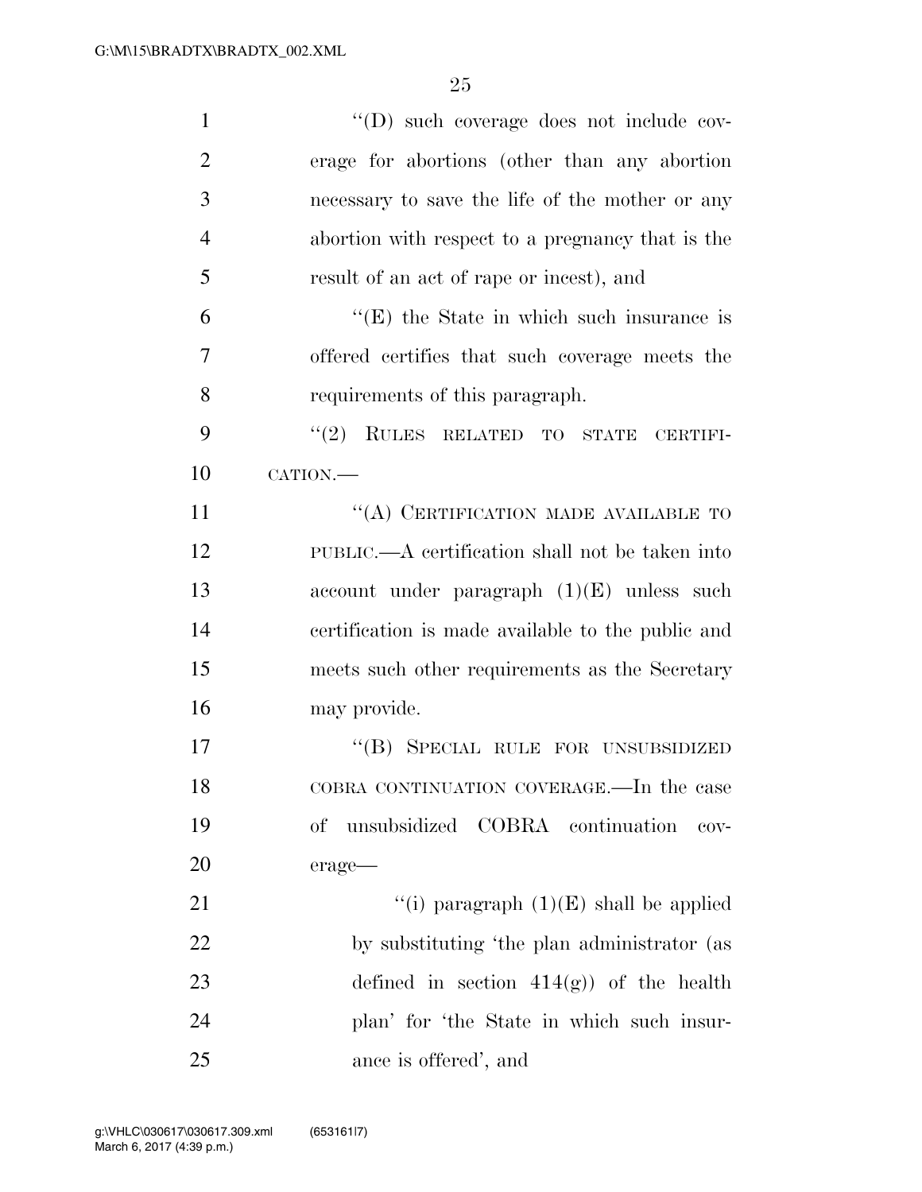"(D) such coverage does not include coverage for abortions (other than any abortion necessary to save the life of the mother or any abortion with respect to a pregnancy that is the result of an act of rape or incest), and

"(E) the State in which such insurance is offered certifies that such coverage meets the requirements of this paragraph.

"(2) RULES RELATED TO STATE CERTIFICATION.—

"(A) CERTIFICATION MADE AVAILABLE TO PUBLIC.—A certification shall not be taken into account under paragraph (1)(E) unless such certification is made available to the public and meets such other requirements as the Secretary may provide.

"(B) SPECIAL RULE FOR UNSUBSIDIZED COBRA CONTINUATION COVERAGE.—In the case of unsubsidized COBRA continuation coverage—

"(i) paragraph (1)(E) shall be applied by substituting 'the plan administrator (as defined in section 414(g)) of the health plan' for 'the State in which such insurance is offered', and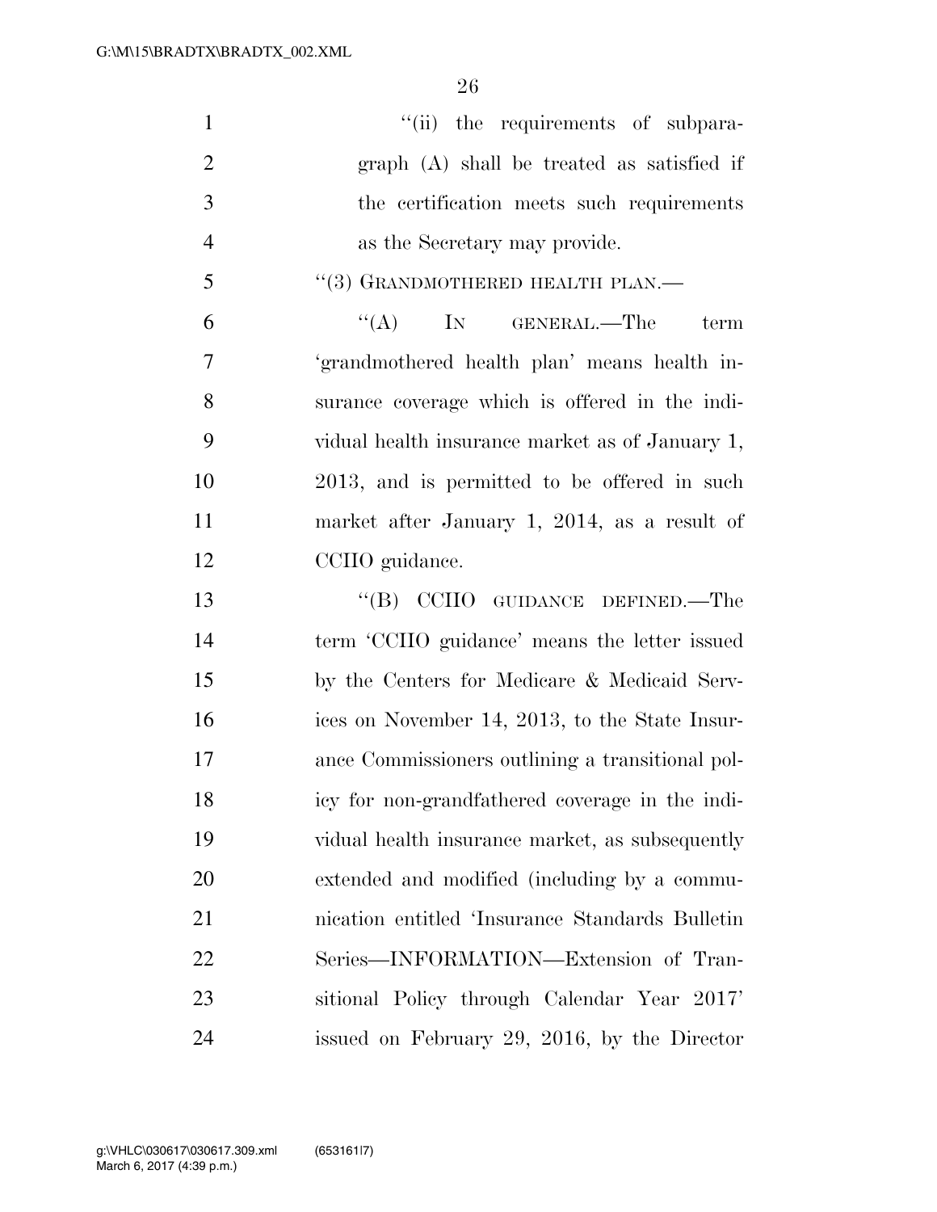“(ii) the requirements of subparagraph (A) shall be treated as satisfied if the certification meets such requirements as the Secretary may provide.

“(3) GRANDMOTHERED HEALTH PLAN.—

“(A) IN GENERAL.—The term ‘grandmothered health plan’ means health insurance coverage which is offered in the individual health insurance market as of January 1, 2013, and is permitted to be offered in such market after January 1, 2014, as a result of CCIIO guidance.

“(B) CCIIO GUIDANCE DEFINED.—The term ‘CCIIO guidance’ means the letter issued by the Centers for Medicare & Medicaid Services on November 14, 2013, to the State Insurance Commissioners outlining a transitional policy for non-grandfathered coverage in the individual health insurance market, as subsequently extended and modified (including by a communication entitled ‘Insurance Standards Bulletin Series—INFORMATION—Extension of Transitional Policy through Calendar Year 2017’ issued on February 29, 2016, by the Director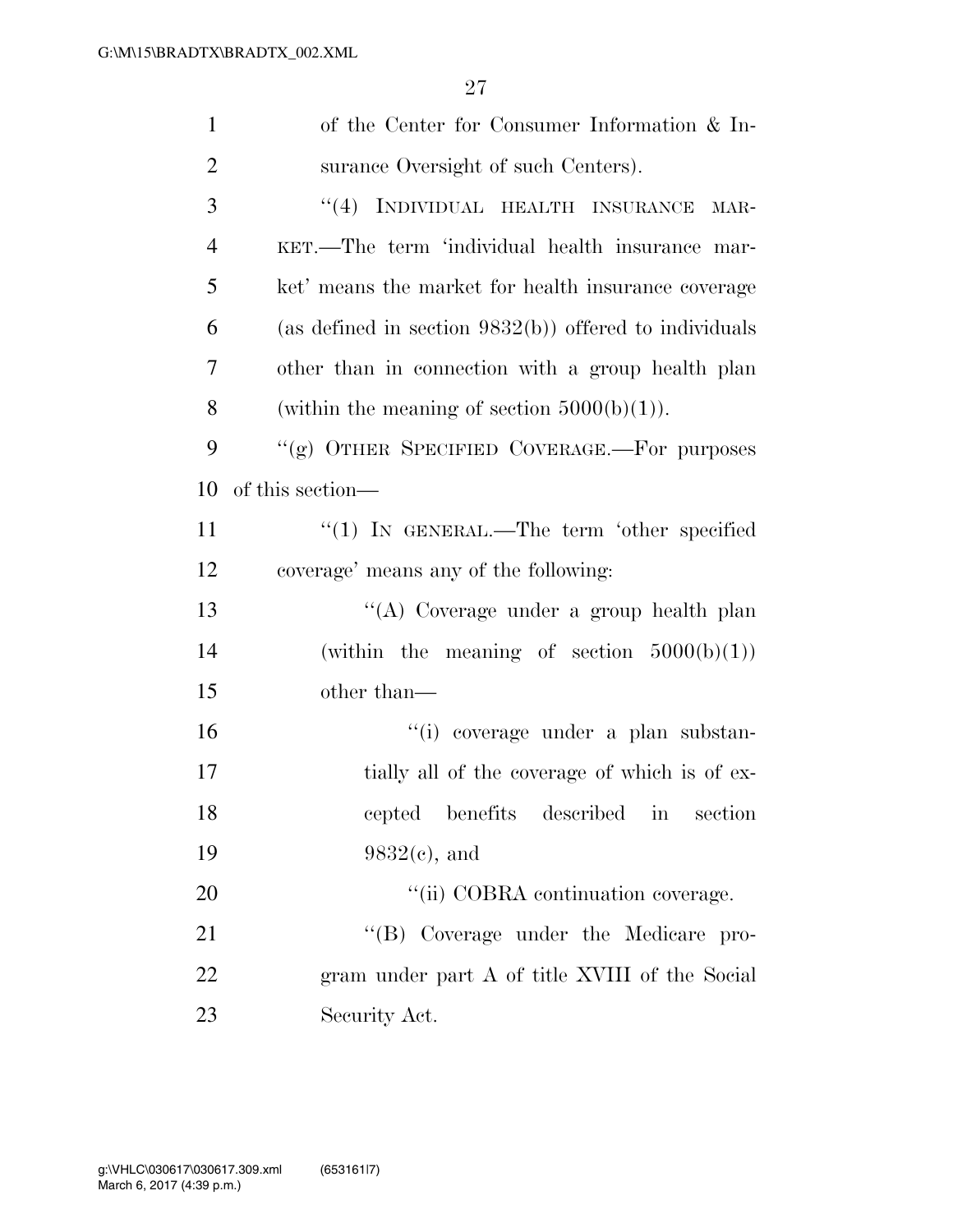of the Center for Consumer Information & Insurance Oversight of such Centers).

''(4) INDIVIDUAL HEALTH INSURANCE MARKET.—The term 'individual health insurance market' means the market for health insurance coverage (as defined in section 9832(b)) offered to individuals other than in connection with a group health plan (within the meaning of section 5000(b)(1)).

''(g) OTHER SPECIFIED COVERAGE.—For purposes of this section—

''(1) IN GENERAL.—The term 'other specified coverage' means any of the following:

''(A) Coverage under a group health plan (within the meaning of section 5000(b)(1)) other than—

''(i) coverage under a plan substantially all of the coverage of which is of excepted benefits described in section 9832(c), and

''(ii) COBRA continuation coverage.

''(B) Coverage under the Medicare program under part A of title XVIII of the Social Security Act.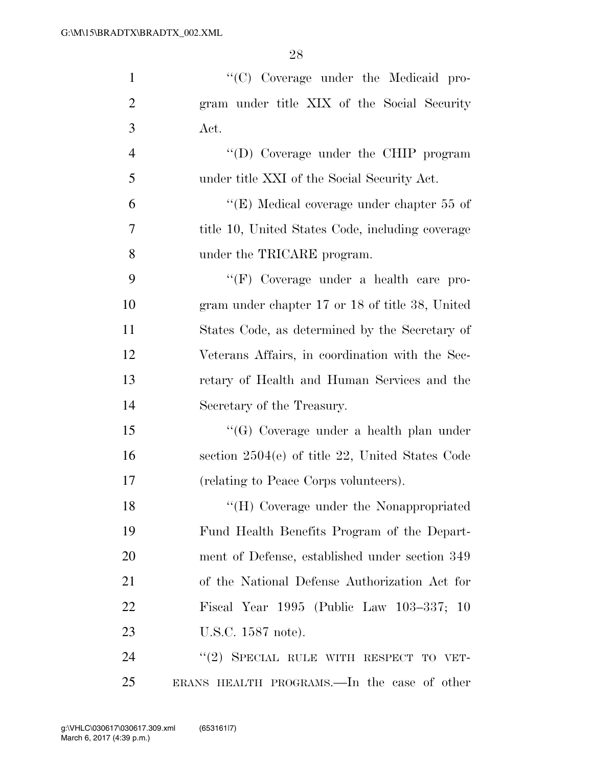"(C) Coverage under the Medicaid program under title XIX of the Social Security Act.

"(D) Coverage under the CHIP program under title XXI of the Social Security Act.

"(E) Medical coverage under chapter 55 of title 10, United States Code, including coverage under the TRICARE program.

"(F) Coverage under a health care program under chapter 17 or 18 of title 38, United States Code, as determined by the Secretary of Veterans Affairs, in coordination with the Secretary of Health and Human Services and the Secretary of the Treasury.

"(G) Coverage under a health plan under section 2504(e) of title 22, United States Code (relating to Peace Corps volunteers).

"(H) Coverage under the Nonappropriated Fund Health Benefits Program of the Department of Defense, established under section 349 of the National Defense Authorization Act for Fiscal Year 1995 (Public Law 103–337; 10 U.S.C. 1587 note).

"(2) SPECIAL RULE WITH RESPECT TO VETERANS HEALTH PROGRAMS.—In the case of other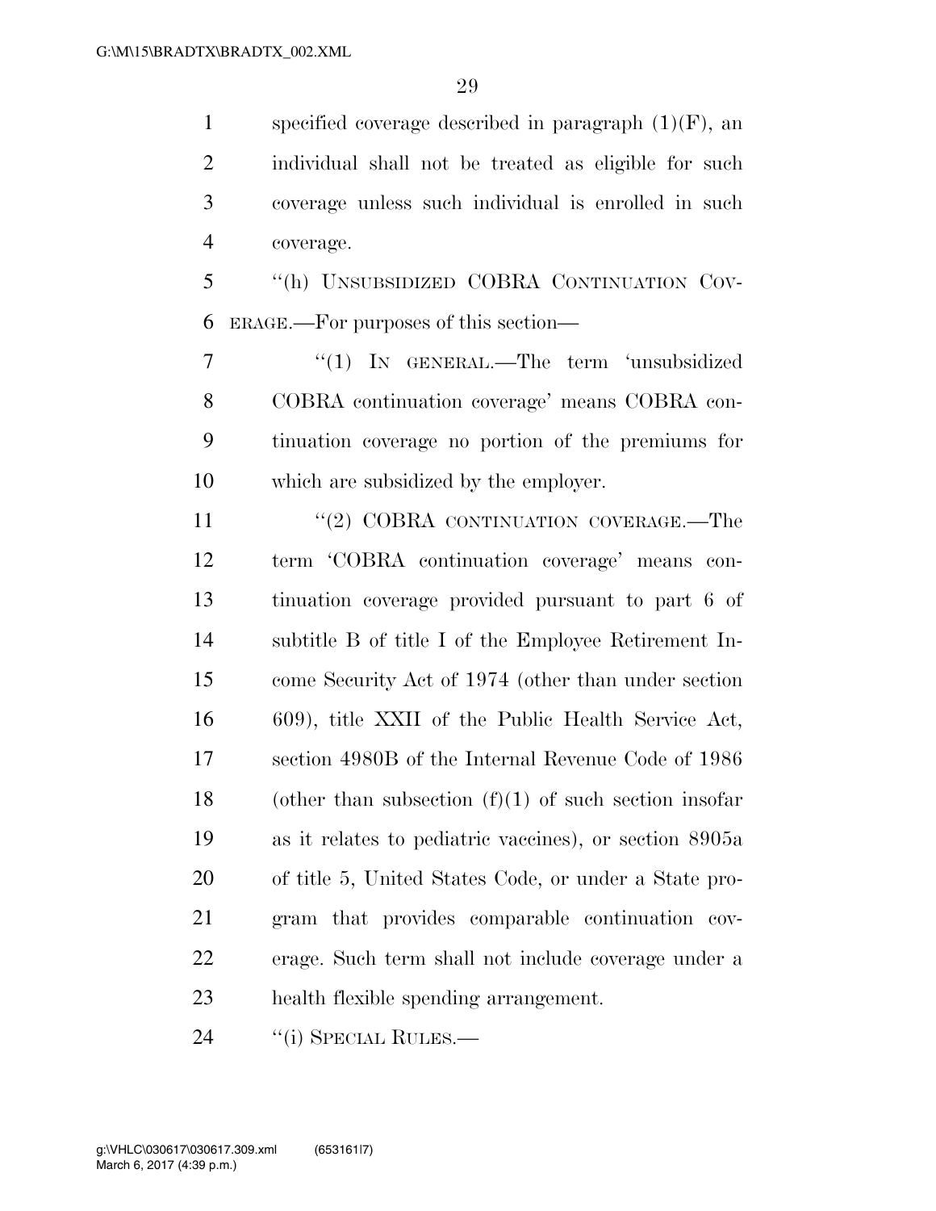specified coverage described in paragraph (1)(F), an individual shall not be treated as eligible for such coverage unless such individual is enrolled in such coverage.

"(h) UNSUBSIDIZED COBRA CONTINUATION COVERAGE.—For purposes of this section—

"(1) IN GENERAL.—The term 'unsubsidized COBRA continuation coverage' means COBRA continuation coverage no portion of the premiums for which are subsidized by the employer.

"(2) COBRA CONTINUATION COVERAGE.—The term 'COBRA continuation coverage' means continuation coverage provided pursuant to part 6 of subtitle B of title I of the Employee Retirement Income Security Act of 1974 (other than under section 609), title XXII of the Public Health Service Act, section 4980B of the Internal Revenue Code of 1986 (other than subsection (f)(1) of such section insofar as it relates to pediatric vaccines), or section 8905a of title 5, United States Code, or under a State program that provides comparable continuation coverage. Such term shall not include coverage under a health flexible spending arrangement.

"(i) SPECIAL RULES.—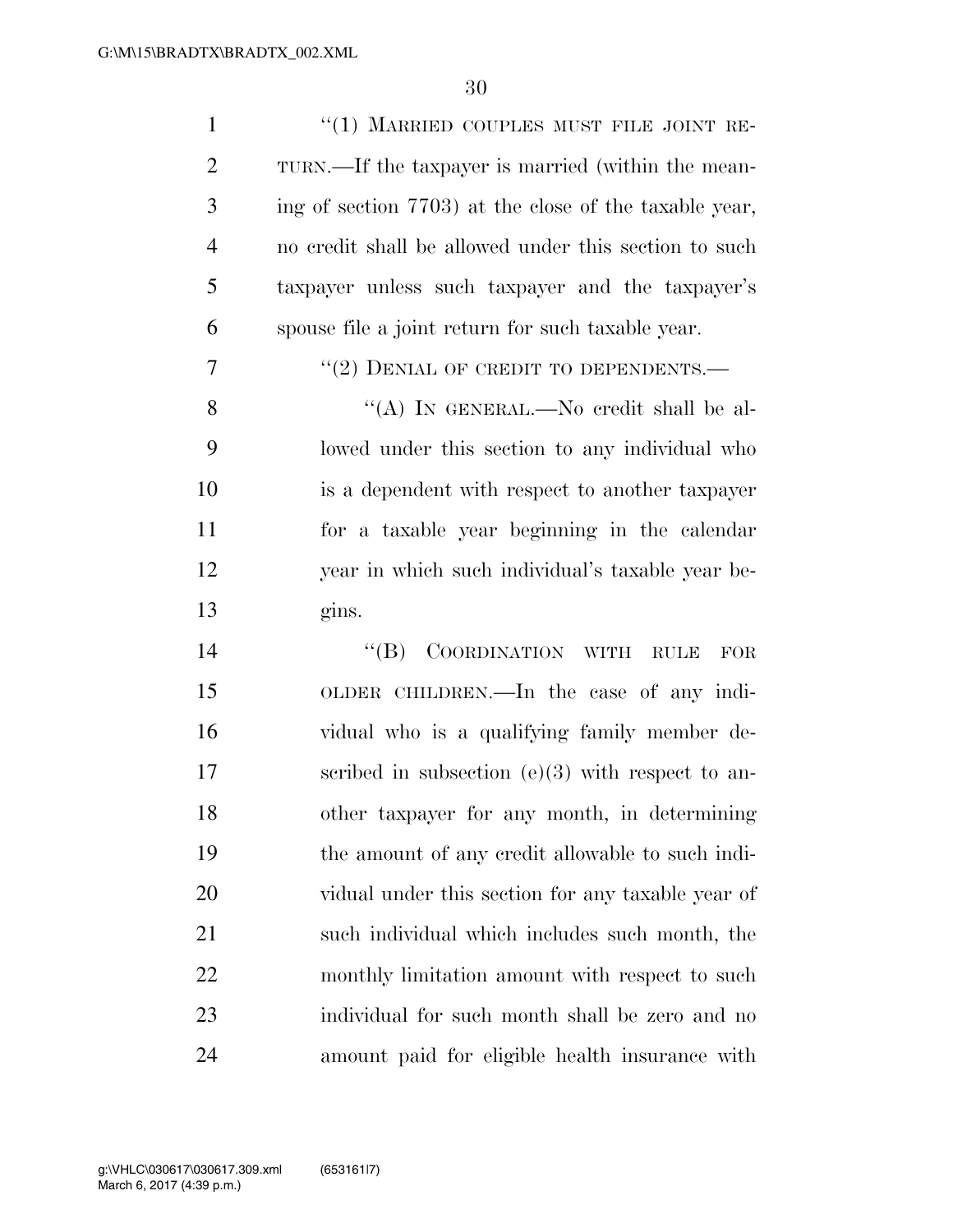"(1) MARRIED COUPLES MUST FILE JOINT RETURN.—If the taxpayer is married (within the meaning of section 7703) at the close of the taxable year, no credit shall be allowed under this section to such taxpayer unless such taxpayer and the taxpayer's spouse file a joint return for such taxable year.

"(2) DENIAL OF CREDIT TO DEPENDENTS.—

"(A) IN GENERAL.—No credit shall be allowed under this section to any individual who is a dependent with respect to another taxpayer for a taxable year beginning in the calendar year in which such individual's taxable year begins.

"(B) COORDINATION WITH RULE FOR OLDER CHILDREN.—In the case of any individual who is a qualifying family member described in subsection (e)(3) with respect to another taxpayer for any month, in determining the amount of any credit allowable to such individual under this section for any taxable year of such individual which includes such month, the monthly limitation amount with respect to such individual for such month shall be zero and no amount paid for eligible health insurance with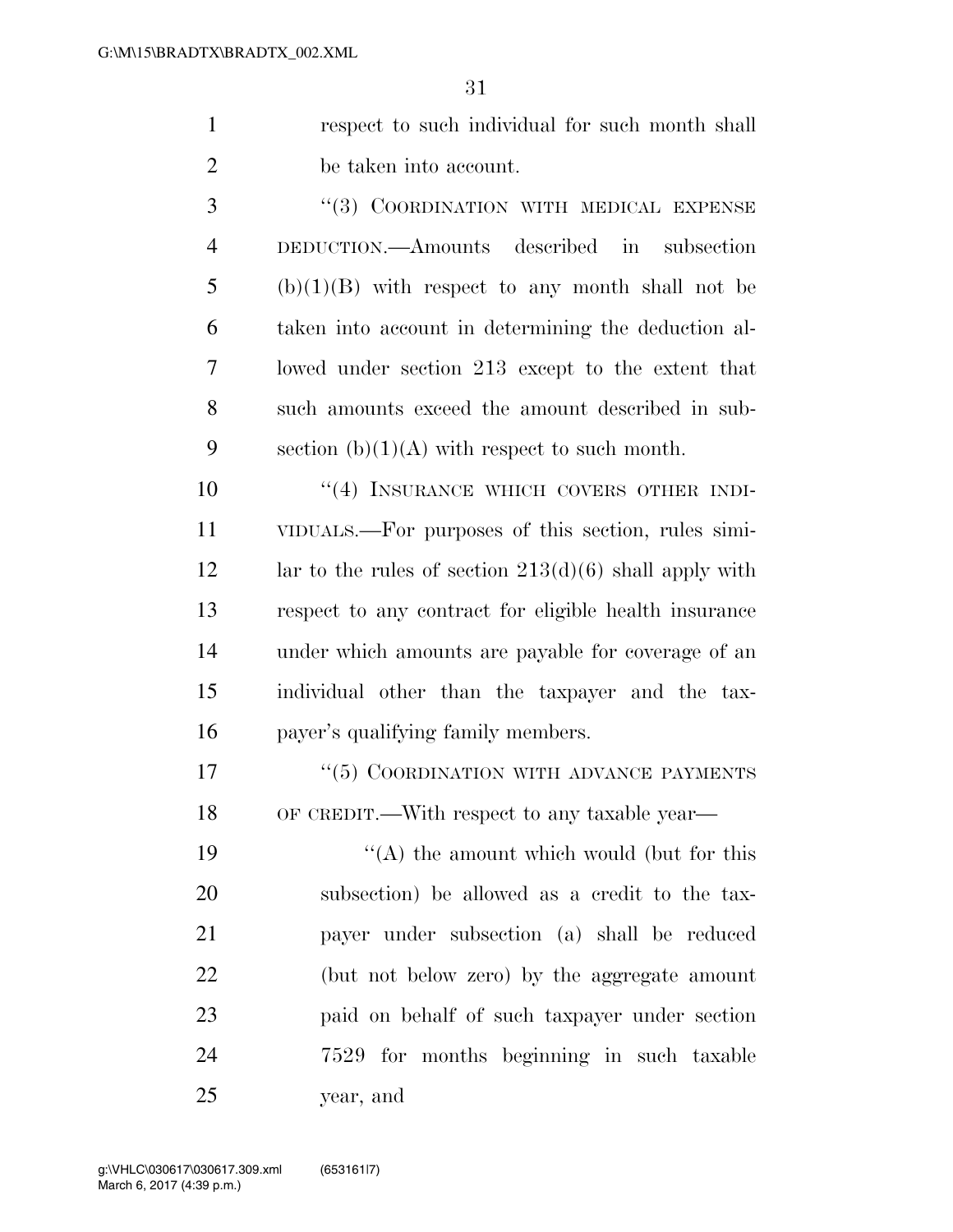respect to such individual for such month shall be taken into account.

"(3) COORDINATION WITH MEDICAL EXPENSE DEDUCTION.—Amounts described in subsection (b)(1)(B) with respect to any month shall not be taken into account in determining the deduction allowed under section 213 except to the extent that such amounts exceed the amount described in subsection (b)(1)(A) with respect to such month.

"(4) INSURANCE WHICH COVERS OTHER INDIVIDUALS.—For purposes of this section, rules similar to the rules of section 213(d)(6) shall apply with respect to any contract for eligible health insurance under which amounts are payable for coverage of an individual other than the taxpayer and the taxpayer's qualifying family members.

"(5) COORDINATION WITH ADVANCE PAYMENTS OF CREDIT.—With respect to any taxable year—

"(A) the amount which would (but for this subsection) be allowed as a credit to the taxpayer under subsection (a) shall be reduced (but not below zero) by the aggregate amount paid on behalf of such taxpayer under section 7529 for months beginning in such taxable year, and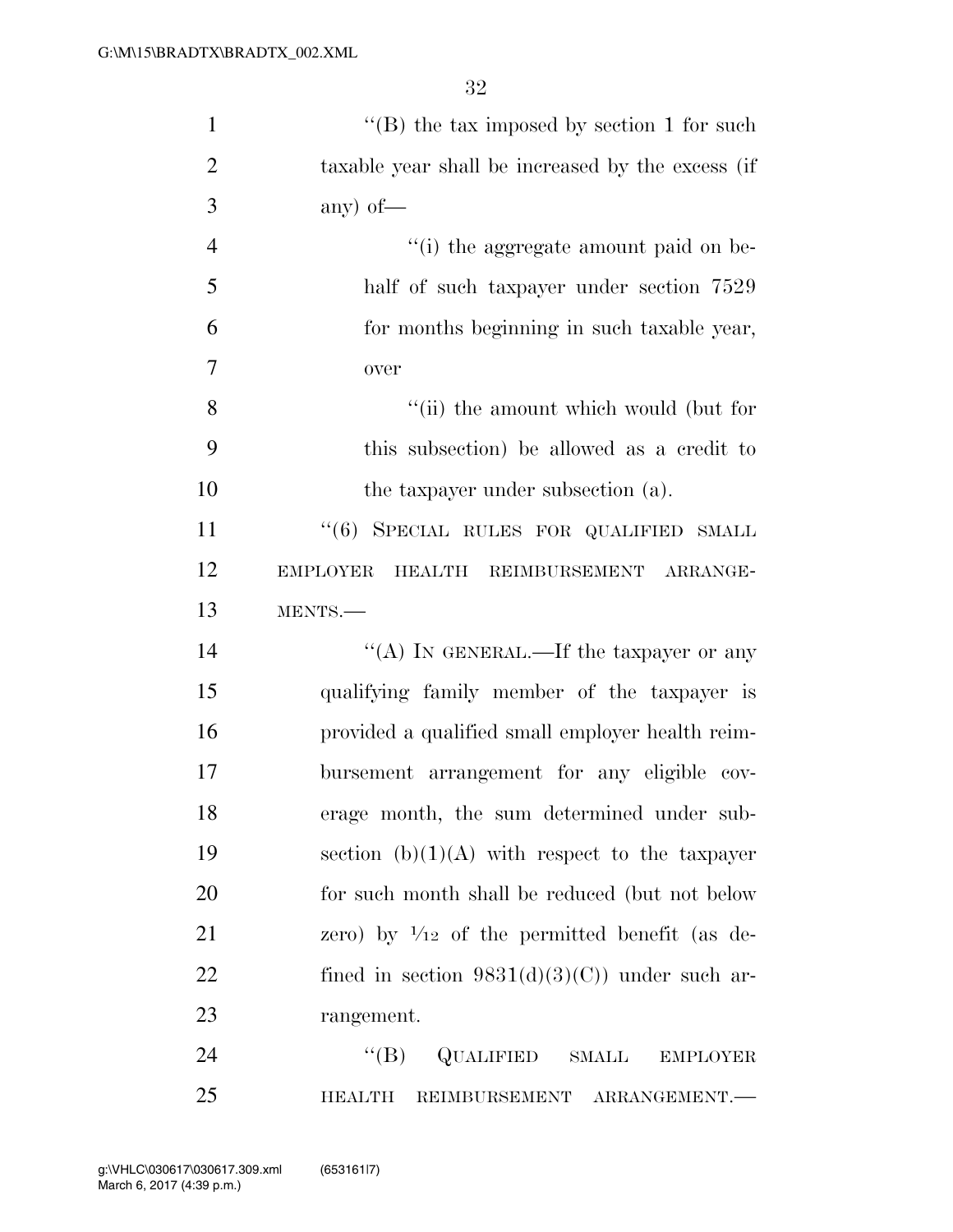''(B) the tax imposed by section 1 for such taxable year shall be increased by the excess (if any) of—

''(i) the aggregate amount paid on behalf of such taxpayer under section 7529 for months beginning in such taxable year, over

''(ii) the amount which would (but for this subsection) be allowed as a credit to the taxpayer under subsection (a).

''(6) SPECIAL RULES FOR QUALIFIED SMALL EMPLOYER HEALTH REIMBURSEMENT ARRANGEMENTS.—

''(A) IN GENERAL.—If the taxpayer or any qualifying family member of the taxpayer is provided a qualified small employer health reimbursement arrangement for any eligible coverage month, the sum determined under subsection (b)(1)(A) with respect to the taxpayer for such month shall be reduced (but not below zero) by 1/12 of the permitted benefit (as defined in section 9831(d)(3)(C)) under such arrangement.

''(B) QUALIFIED SMALL EMPLOYER HEALTH REIMBURSEMENT ARRANGEMENT.—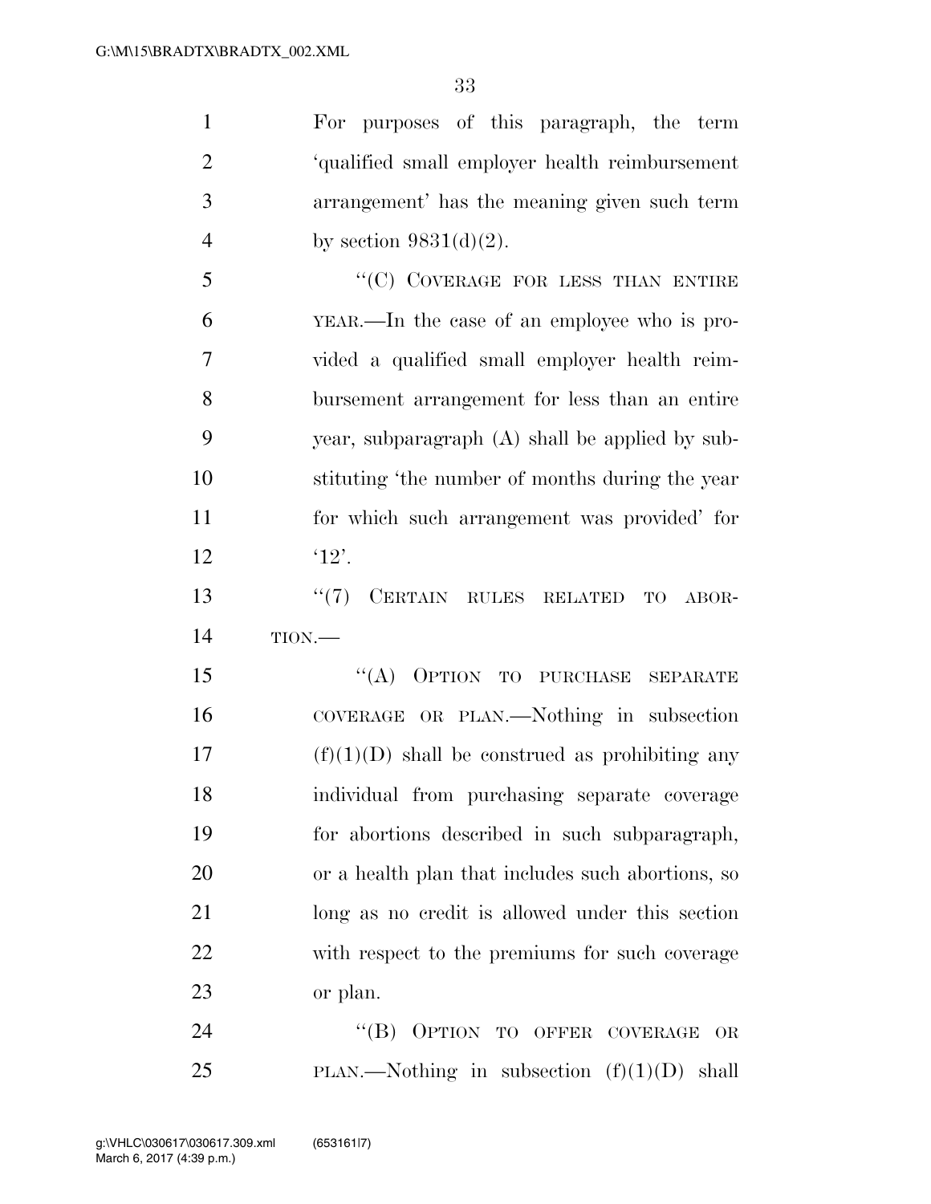For purposes of this paragraph, the term 'qualified small employer health reimbursement arrangement' has the meaning given such term by section 9831(d)(2).

"(C) COVERAGE FOR LESS THAN ENTIRE YEAR.—In the case of an employee who is provided a qualified small employer health reimbursement arrangement for less than an entire year, subparagraph (A) shall be applied by substituting 'the number of months during the year for which such arrangement was provided' for '12'.

"(7) CERTAIN RULES RELATED TO ABORTION.—

"(A) OPTION TO PURCHASE SEPARATE COVERAGE OR PLAN.—Nothing in subsection (f)(1)(D) shall be construed as prohibiting any individual from purchasing separate coverage for abortions described in such subparagraph, or a health plan that includes such abortions, so long as no credit is allowed under this section with respect to the premiums for such coverage or plan.

"(B) OPTION TO OFFER COVERAGE OR PLAN.—Nothing in subsection (f)(1)(D) shall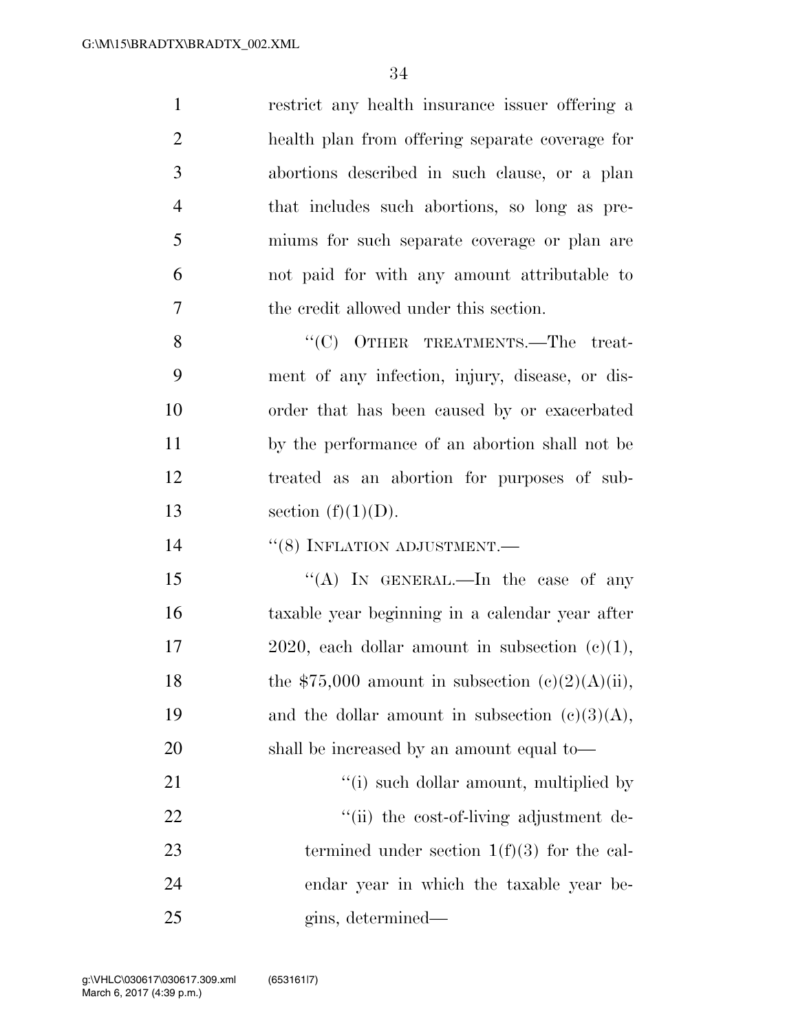restrict any health insurance issuer offering a health plan from offering separate coverage for abortions described in such clause, or a plan that includes such abortions, so long as premiums for such separate coverage or plan are not paid for with any amount attributable to the credit allowed under this section.

"(C) OTHER TREATMENTS.—The treatment of any infection, injury, disease, or disorder that has been caused by or exacerbated by the performance of an abortion shall not be treated as an abortion for purposes of subsection (f)(1)(D).

"(8) INFLATION ADJUSTMENT.—

"(A) IN GENERAL.—In the case of any taxable year beginning in a calendar year after 2020, each dollar amount in subsection (c)(1), the $75,000 amount in subsection (c)(2)(A)(ii), and the dollar amount in subsection (c)(3)(A), shall be increased by an amount equal to—

"(i) such dollar amount, multiplied by

"(ii) the cost-of-living adjustment determined under section 1(f)(3) for the calendar year in which the taxable year begins, determined—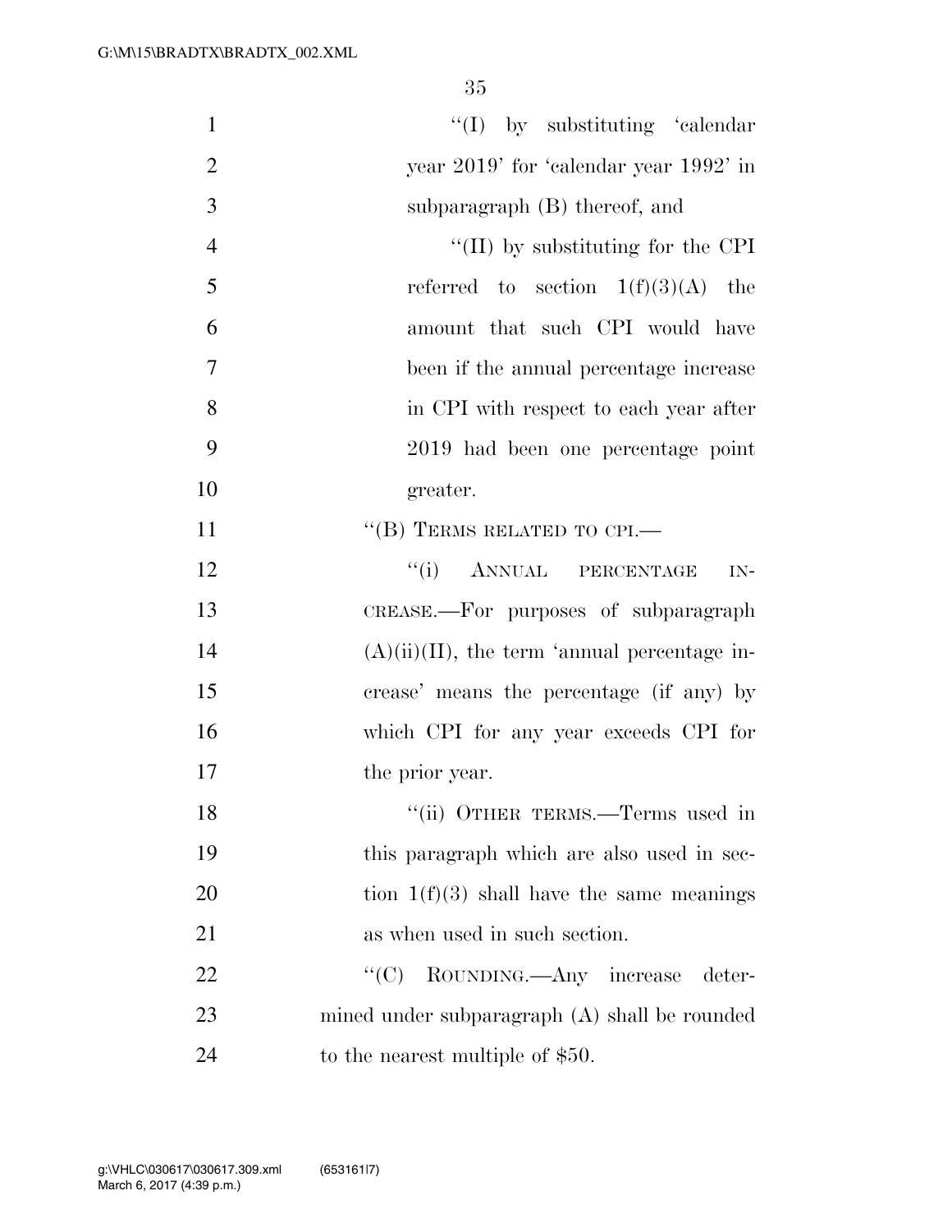"(I) by substituting 'calendar year 2019' for 'calendar year 1992' in subparagraph (B) thereof, and

"(II) by substituting for the CPI referred to section 1(f)(3)(A) the amount that such CPI would have been if the annual percentage increase in CPI with respect to each year after 2019 had been one percentage point greater.

"(B) TERMS RELATED TO CPI.—

"(i) ANNUAL PERCENTAGE INCREASE.—For purposes of subparagraph (A)(ii)(II), the term 'annual percentage increase' means the percentage (if any) by which CPI for any year exceeds CPI for the prior year.

"(ii) OTHER TERMS.—Terms used in this paragraph which are also used in section 1(f)(3) shall have the same meanings as when used in such section.

"(C) ROUNDING.—Any increase determined under subparagraph (A) shall be rounded to the nearest multiple of $50.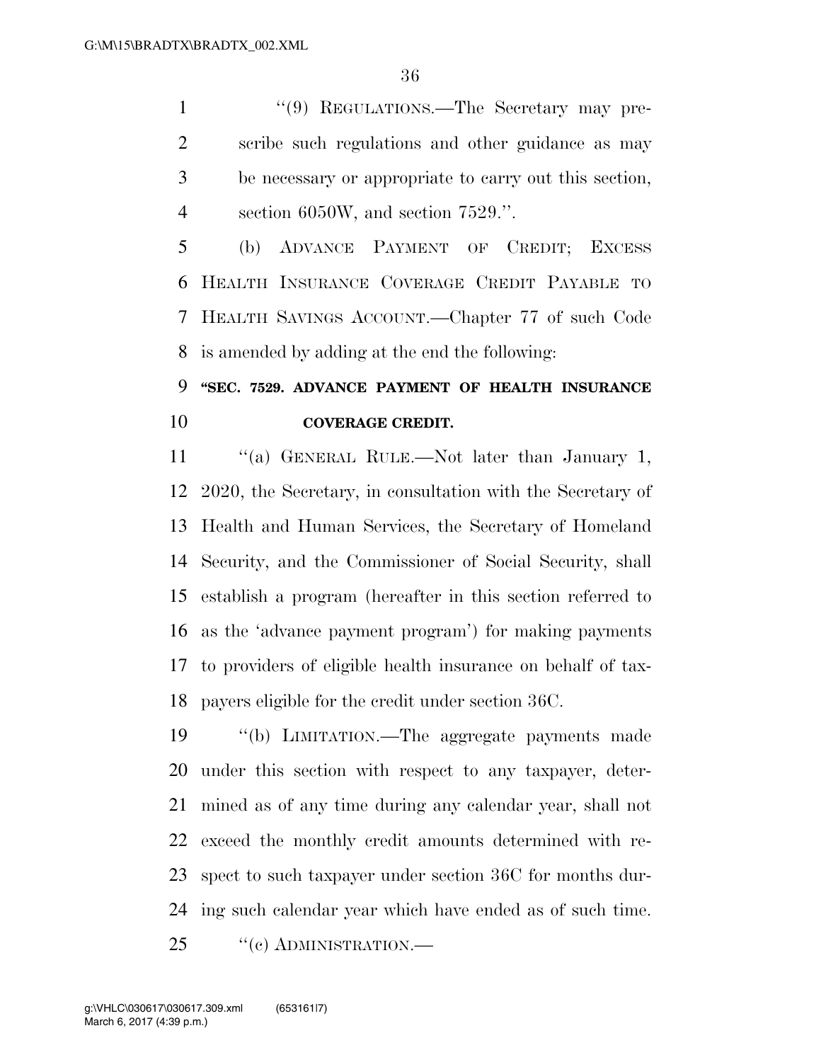''(9) REGULATIONS.—The Secretary may prescribe such regulations and other guidance as may be necessary or appropriate to carry out this section, section 6050W, and section 7529.''.

(b) ADVANCE PAYMENT OF CREDIT; EXCESS HEALTH INSURANCE COVERAGE CREDIT PAYABLE TO HEALTH SAVINGS ACCOUNT.—Chapter 77 of such Code is amended by adding at the end the following:

**''SEC. 7529. ADVANCE PAYMENT OF HEALTH INSURANCE COVERAGE CREDIT.**

''(a) GENERAL RULE.—Not later than January 1, 2020, the Secretary, in consultation with the Secretary of Health and Human Services, the Secretary of Homeland Security, and the Commissioner of Social Security, shall establish a program (hereafter in this section referred to as the 'advance payment program') for making payments to providers of eligible health insurance on behalf of taxpayers eligible for the credit under section 36C.

''(b) LIMITATION.—The aggregate payments made under this section with respect to any taxpayer, determined as of any time during any calendar year, shall not exceed the monthly credit amounts determined with respect to such taxpayer under section 36C for months during such calendar year which have ended as of such time.

''(c) ADMINISTRATION.—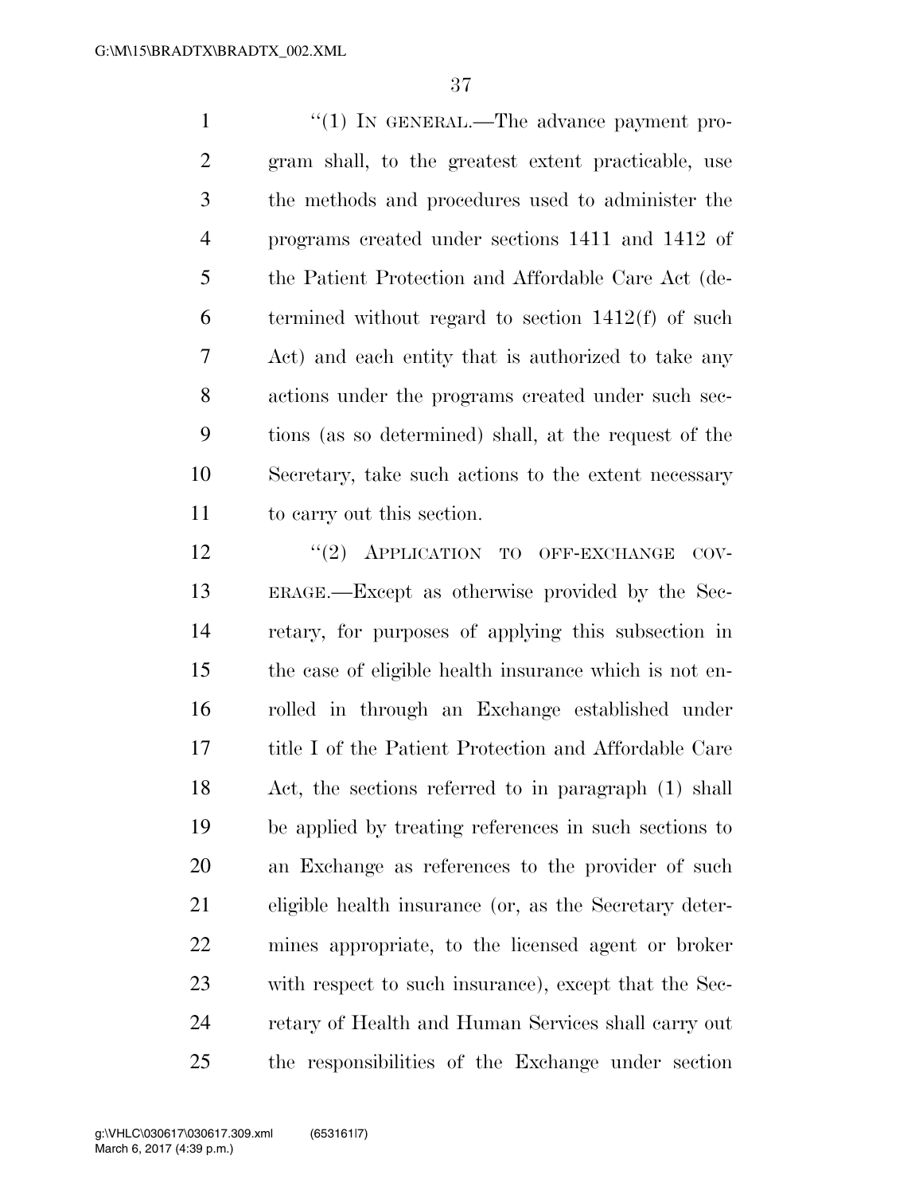"(1) IN GENERAL.—The advance payment program shall, to the greatest extent practicable, use the methods and procedures used to administer the programs created under sections 1411 and 1412 of the Patient Protection and Affordable Care Act (determined without regard to section 1412(f) of such Act) and each entity that is authorized to take any actions under the programs created under such sections (as so determined) shall, at the request of the Secretary, take such actions to the extent necessary to carry out this section.

"(2) APPLICATION TO OFF-EXCHANGE COVERAGE.—Except as otherwise provided by the Secretary, for purposes of applying this subsection in the case of eligible health insurance which is not enrolled in through an Exchange established under title I of the Patient Protection and Affordable Care Act, the sections referred to in paragraph (1) shall be applied by treating references in such sections to an Exchange as references to the provider of such eligible health insurance (or, as the Secretary determines appropriate, to the licensed agent or broker with respect to such insurance), except that the Secretary of Health and Human Services shall carry out the responsibilities of the Exchange under section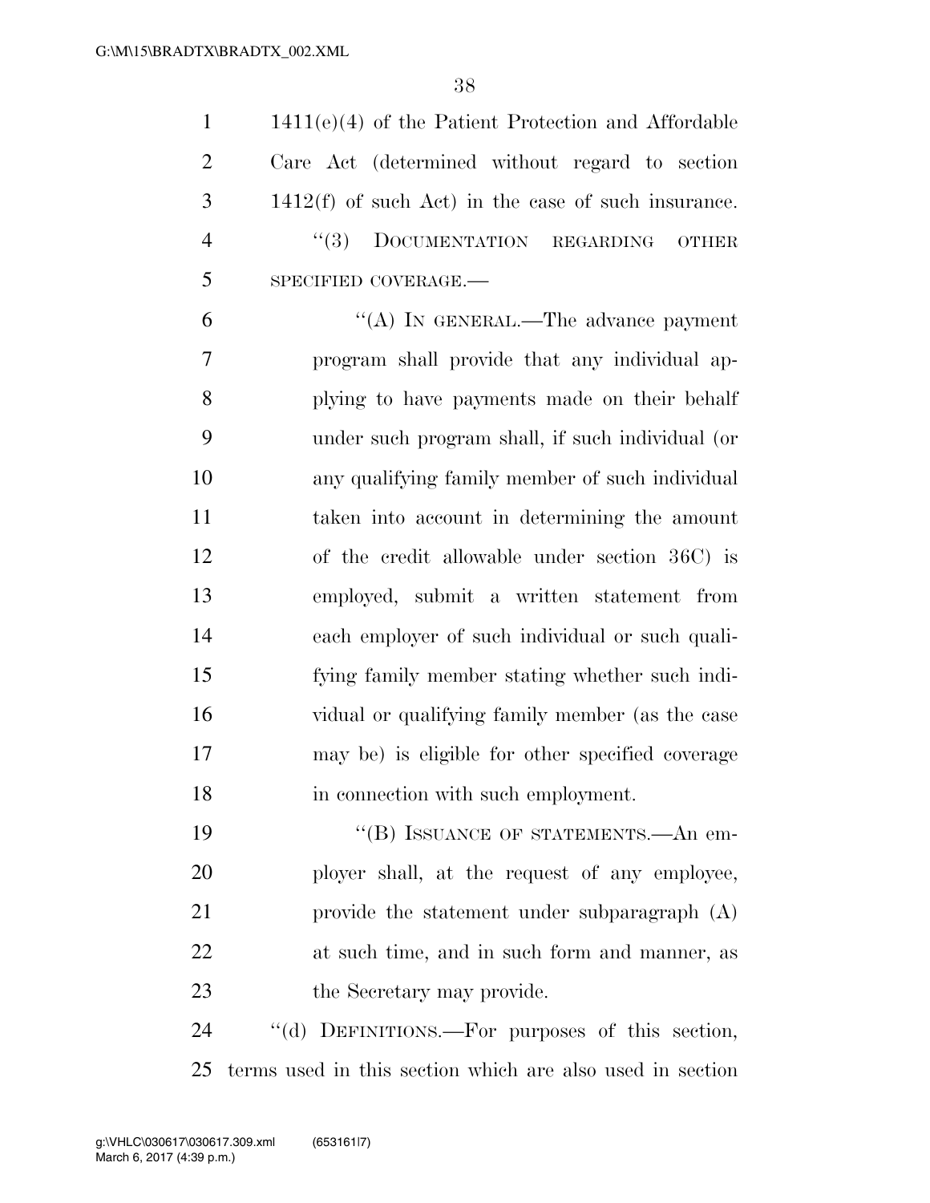1411(e)(4) of the Patient Protection and Affordable Care Act (determined without regard to section 1412(f) of such Act) in the case of such insurance.

"(3) DOCUMENTATION REGARDING OTHER SPECIFIED COVERAGE.—

"(A) IN GENERAL.—The advance payment program shall provide that any individual applying to have payments made on their behalf under such program shall, if such individual (or any qualifying family member of such individual taken into account in determining the amount of the credit allowable under section 36C) is employed, submit a written statement from each employer of such individual or such qualifying family member stating whether such individual or qualifying family member (as the case may be) is eligible for other specified coverage in connection with such employment.

"(B) ISSUANCE OF STATEMENTS.—An employer shall, at the request of any employee, provide the statement under subparagraph (A) at such time, and in such form and manner, as the Secretary may provide.

"(d) DEFINITIONS.—For purposes of this section, terms used in this section which are also used in section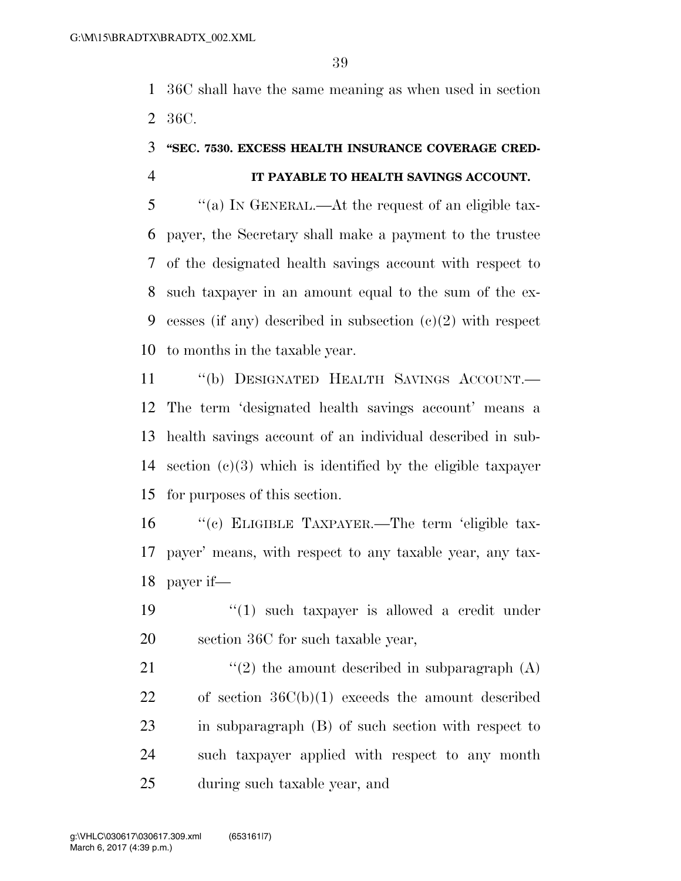36C shall have the same meaning as when used in section 36C.

**"SEC. 7530. EXCESS HEALTH INSURANCE COVERAGE CREDIT PAYABLE TO HEALTH SAVINGS ACCOUNT.**

"(a) IN GENERAL.—At the request of an eligible taxpayer, the Secretary shall make a payment to the trustee of the designated health savings account with respect to such taxpayer in an amount equal to the sum of the excesses (if any) described in subsection (c)(2) with respect to months in the taxable year.

"(b) DESIGNATED HEALTH SAVINGS ACCOUNT.—The term 'designated health savings account' means a health savings account of an individual described in subsection (c)(3) which is identified by the eligible taxpayer for purposes of this section.

"(c) ELIGIBLE TAXPAYER.—The term 'eligible taxpayer' means, with respect to any taxable year, any taxpayer if—

"(1) such taxpayer is allowed a credit under section 36C for such taxable year,

"(2) the amount described in subparagraph (A) of section 36C(b)(1) exceeds the amount described in subparagraph (B) of such section with respect to such taxpayer applied with respect to any month during such taxable year, and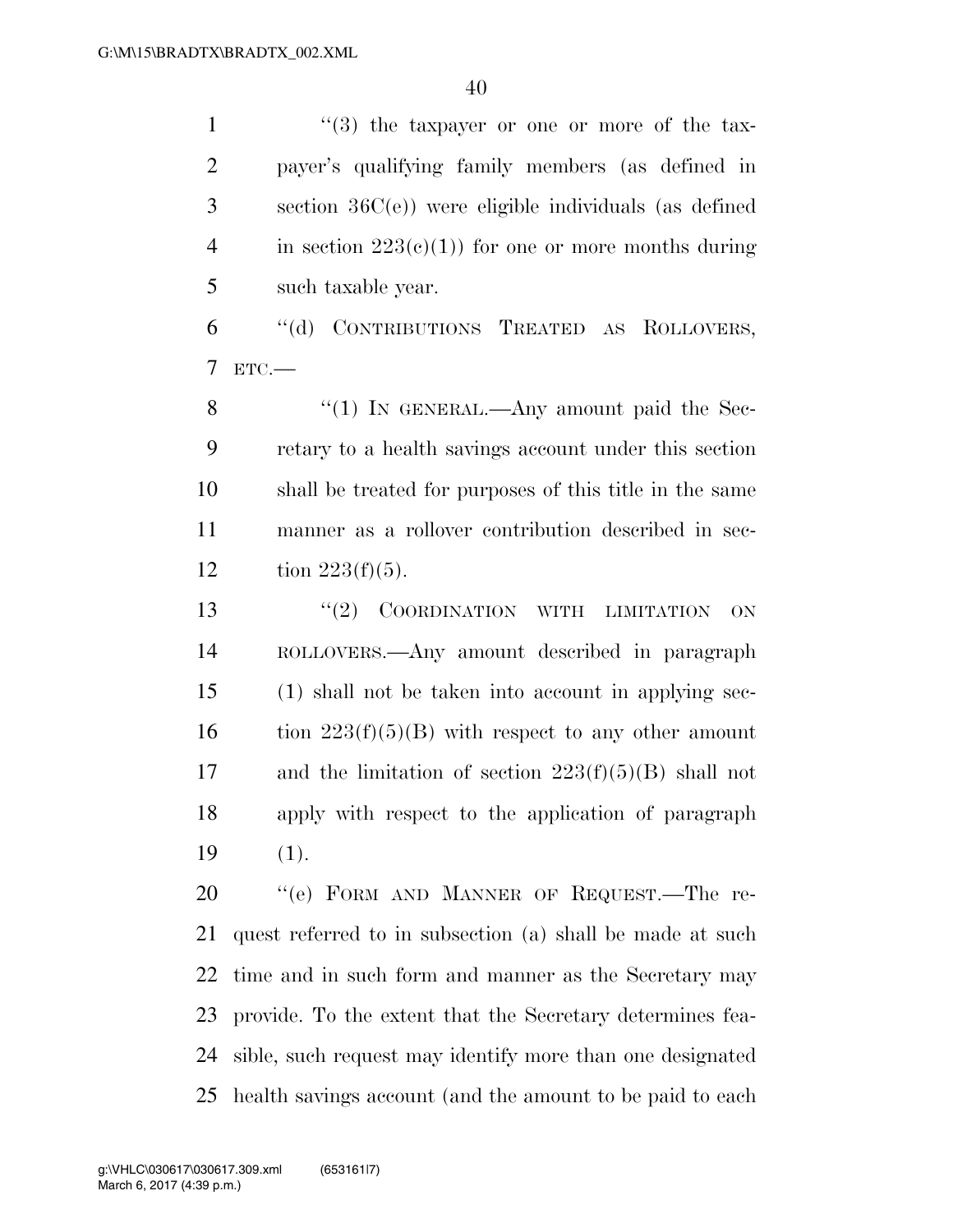"(3) the taxpayer or one or more of the taxpayer's qualifying family members (as defined in section 36C(e)) were eligible individuals (as defined in section 223(c)(1)) for one or more months during such taxable year.

"(d) CONTRIBUTIONS TREATED AS ROLLOVERS, ETC.—

"(1) IN GENERAL.—Any amount paid the Secretary to a health savings account under this section shall be treated for purposes of this title in the same manner as a rollover contribution described in section 223(f)(5).

"(2) COORDINATION WITH LIMITATION ON ROLLOVERS.—Any amount described in paragraph (1) shall not be taken into account in applying section 223(f)(5)(B) with respect to any other amount and the limitation of section 223(f)(5)(B) shall not apply with respect to the application of paragraph (1).

"(e) FORM AND MANNER OF REQUEST.—The request referred to in subsection (a) shall be made at such time and in such form and manner as the Secretary may provide. To the extent that the Secretary determines feasible, such request may identify more than one designated health savings account (and the amount to be paid to each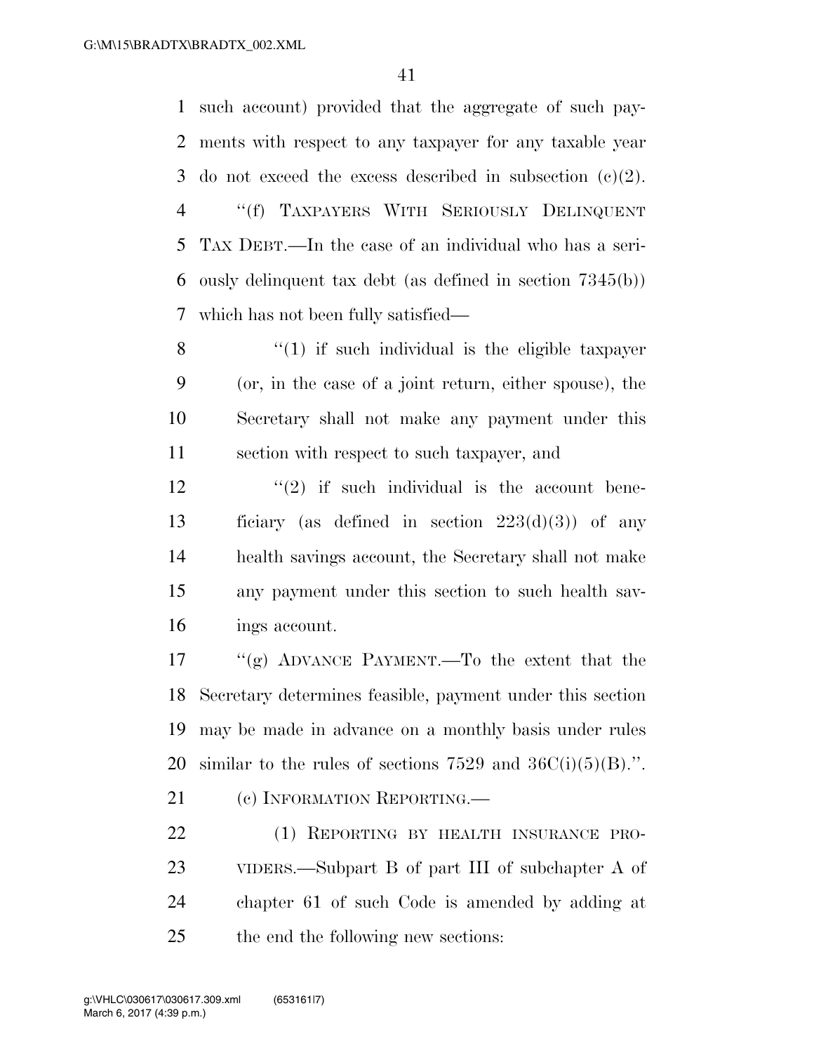such account) provided that the aggregate of such payments with respect to any taxpayer for any taxable year do not exceed the excess described in subsection (c)(2).

"(f) TAXPAYERS WITH SERIOUSLY DELINQUENT TAX DEBT.—In the case of an individual who has a seriously delinquent tax debt (as defined in section 7345(b)) which has not been fully satisfied—

"(1) if such individual is the eligible taxpayer (or, in the case of a joint return, either spouse), the Secretary shall not make any payment under this section with respect to such taxpayer, and

"(2) if such individual is the account beneficiary (as defined in section 223(d)(3)) of any health savings account, the Secretary shall not make any payment under this section to such health savings account.

"(g) ADVANCE PAYMENT.—To the extent that the Secretary determines feasible, payment under this section may be made in advance on a monthly basis under rules similar to the rules of sections 7529 and 36C(i)(5)(B).".

(c) INFORMATION REPORTING.—

(1) REPORTING BY HEALTH INSURANCE PROVIDERS.—Subpart B of part III of subchapter A of chapter 61 of such Code is amended by adding at the end the following new sections: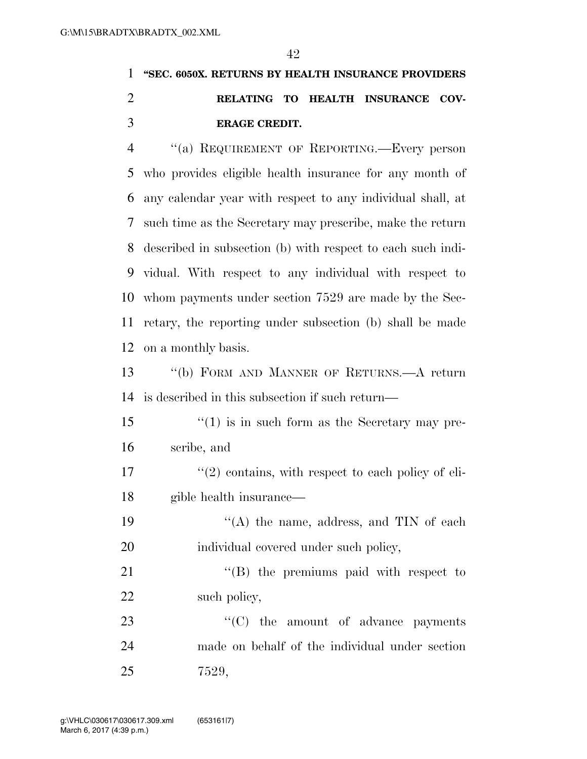**"SEC. 6050X. RETURNS BY HEALTH INSURANCE PROVIDERS RELATING TO HEALTH INSURANCE COVERAGE CREDIT.**

"(a) REQUIREMENT OF REPORTING.—Every person who provides eligible health insurance for any month of any calendar year with respect to any individual shall, at such time as the Secretary may prescribe, make the return described in subsection (b) with respect to each such individual. With respect to any individual with respect to whom payments under section 7529 are made by the Secretary, the reporting under subsection (b) shall be made on a monthly basis.

"(b) FORM AND MANNER OF RETURNS.—A return is described in this subsection if such return—

"(1) is in such form as the Secretary may prescribe, and

"(2) contains, with respect to each policy of eligible health insurance—

"(A) the name, address, and TIN of each individual covered under such policy,

"(B) the premiums paid with respect to such policy,

"(C) the amount of advance payments made on behalf of the individual under section 7529,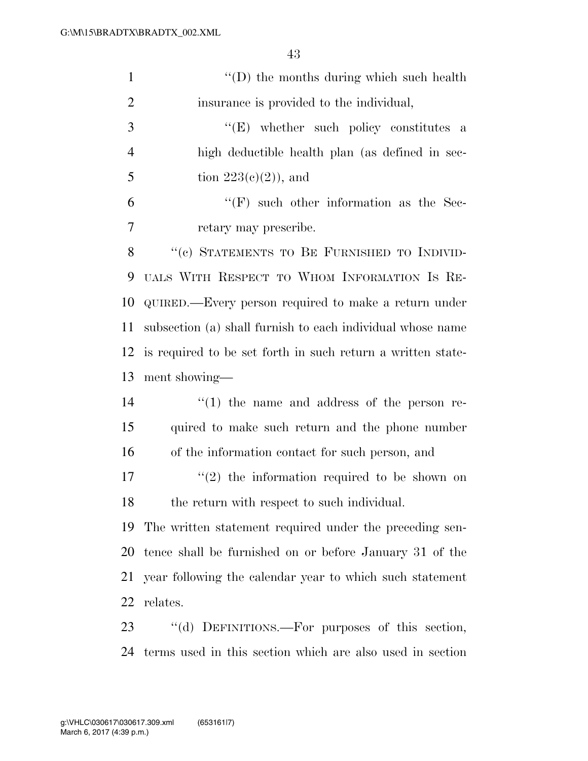''(D) the months during which such health insurance is provided to the individual,

''(E) whether such policy constitutes a high deductible health plan (as defined in section 223(c)(2)), and

''(F) such other information as the Secretary may prescribe.

''(c) STATEMENTS TO BE FURNISHED TO INDIVIDUALS WITH RESPECT TO WHOM INFORMATION IS REQUIRED.—Every person required to make a return under subsection (a) shall furnish to each individual whose name is required to be set forth in such return a written statement showing—

''(1) the name and address of the person required to make such return and the phone number of the information contact for such person, and

''(2) the information required to be shown on the return with respect to such individual.

The written statement required under the preceding sentence shall be furnished on or before January 31 of the year following the calendar year to which such statement relates.

''(d) DEFINITIONS.—For purposes of this section, terms used in this section which are also used in section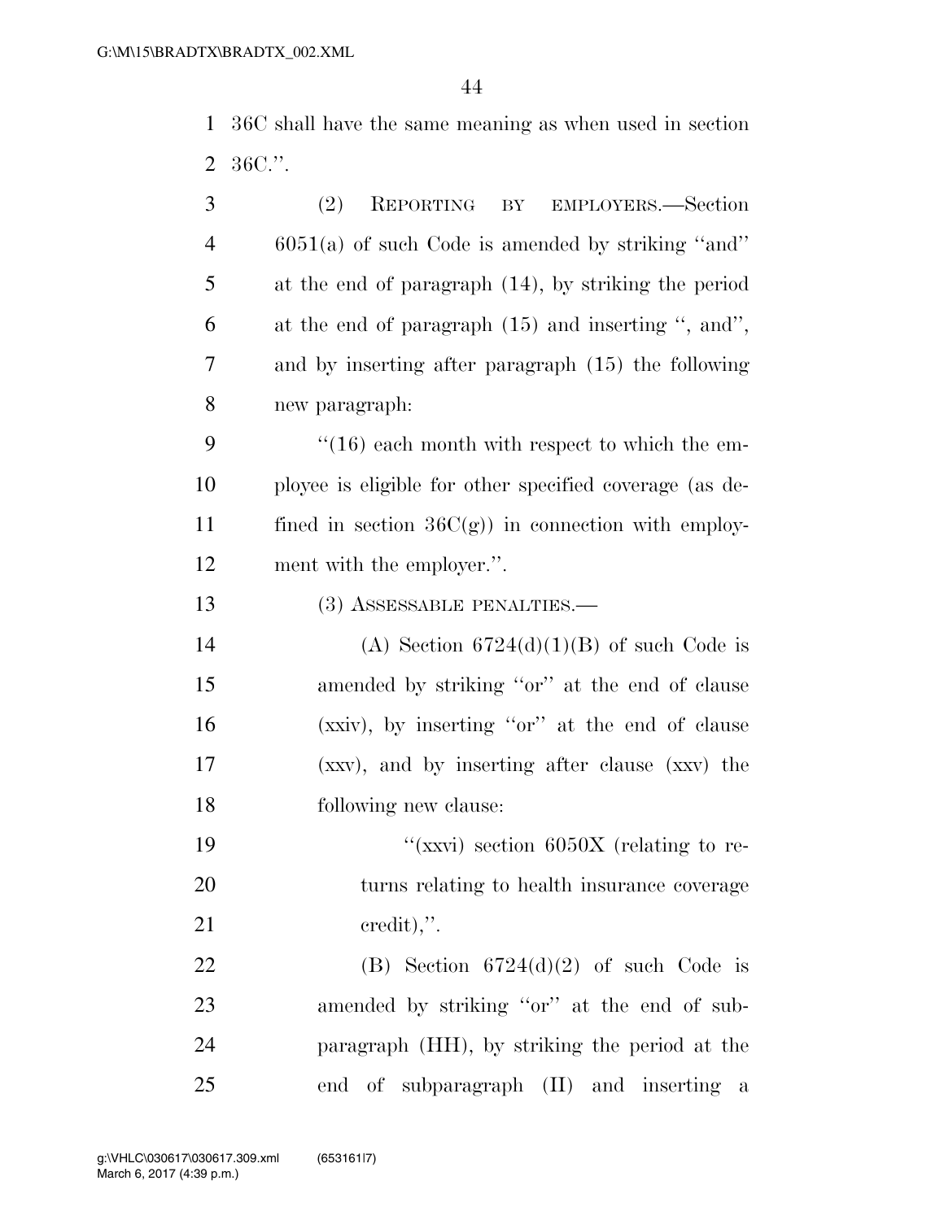36C shall have the same meaning as when used in section 36C.''.

(2) REPORTING BY EMPLOYERS.—Section 6051(a) of such Code is amended by striking ''and'' at the end of paragraph (14), by striking the period at the end of paragraph (15) and inserting '', and'', and by inserting after paragraph (15) the following new paragraph:

''(16) each month with respect to which the employee is eligible for other specified coverage (as defined in section 36C(g)) in connection with employment with the employer.''.

(3) ASSESSABLE PENALTIES.—

(A) Section 6724(d)(1)(B) of such Code is amended by striking ''or'' at the end of clause (xxiv), by inserting ''or'' at the end of clause (xxv), and by inserting after clause (xxv) the following new clause:

''(xxvi) section 6050X (relating to returns relating to health insurance coverage credit),''.

(B) Section 6724(d)(2) of such Code is amended by striking ''or'' at the end of subparagraph (HH), by striking the period at the end of subparagraph (II) and inserting a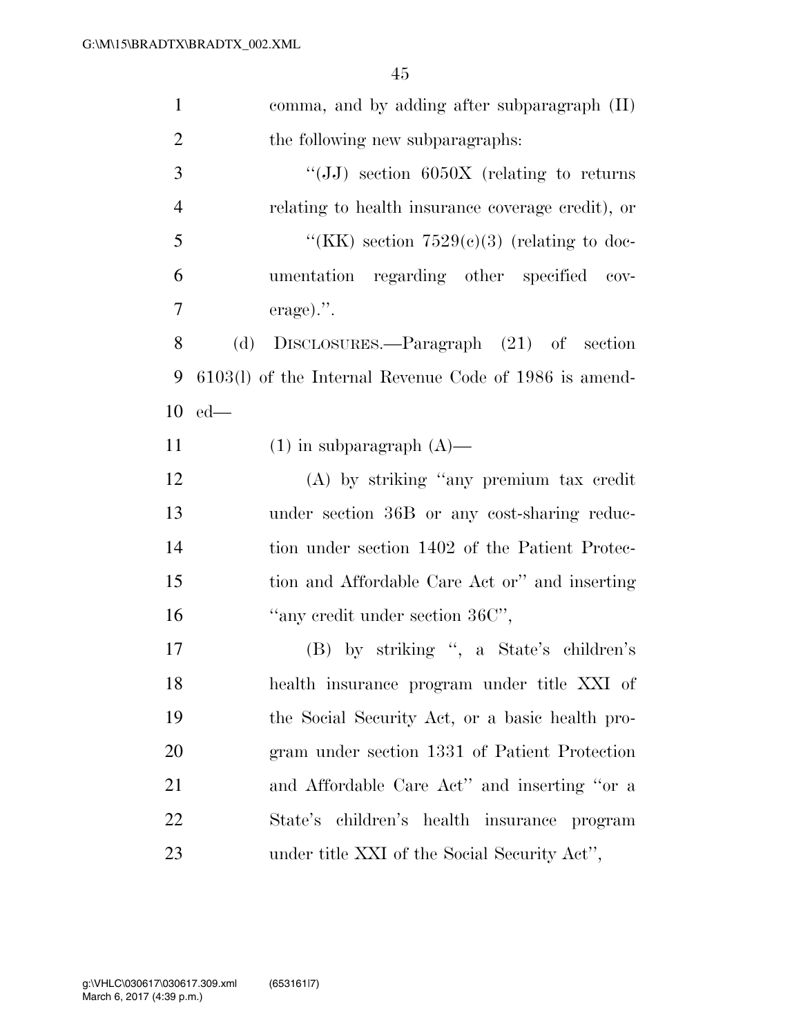comma, and by adding after subparagraph (II) the following new subparagraphs:

"(JJ) section 6050X (relating to returns relating to health insurance coverage credit), or

"(KK) section 7529(c)(3) (relating to documentation regarding other specified coverage).".

(d) DISCLOSURES.—Paragraph (21) of section 6103(l) of the Internal Revenue Code of 1986 is amended—

(1) in subparagraph (A)—

(A) by striking "any premium tax credit under section 36B or any cost-sharing reduction under section 1402 of the Patient Protection and Affordable Care Act or" and inserting "any credit under section 36C",

(B) by striking ", a State's children's health insurance program under title XXI of the Social Security Act, or a basic health program under section 1331 of Patient Protection and Affordable Care Act" and inserting "or a State's children's health insurance program under title XXI of the Social Security Act",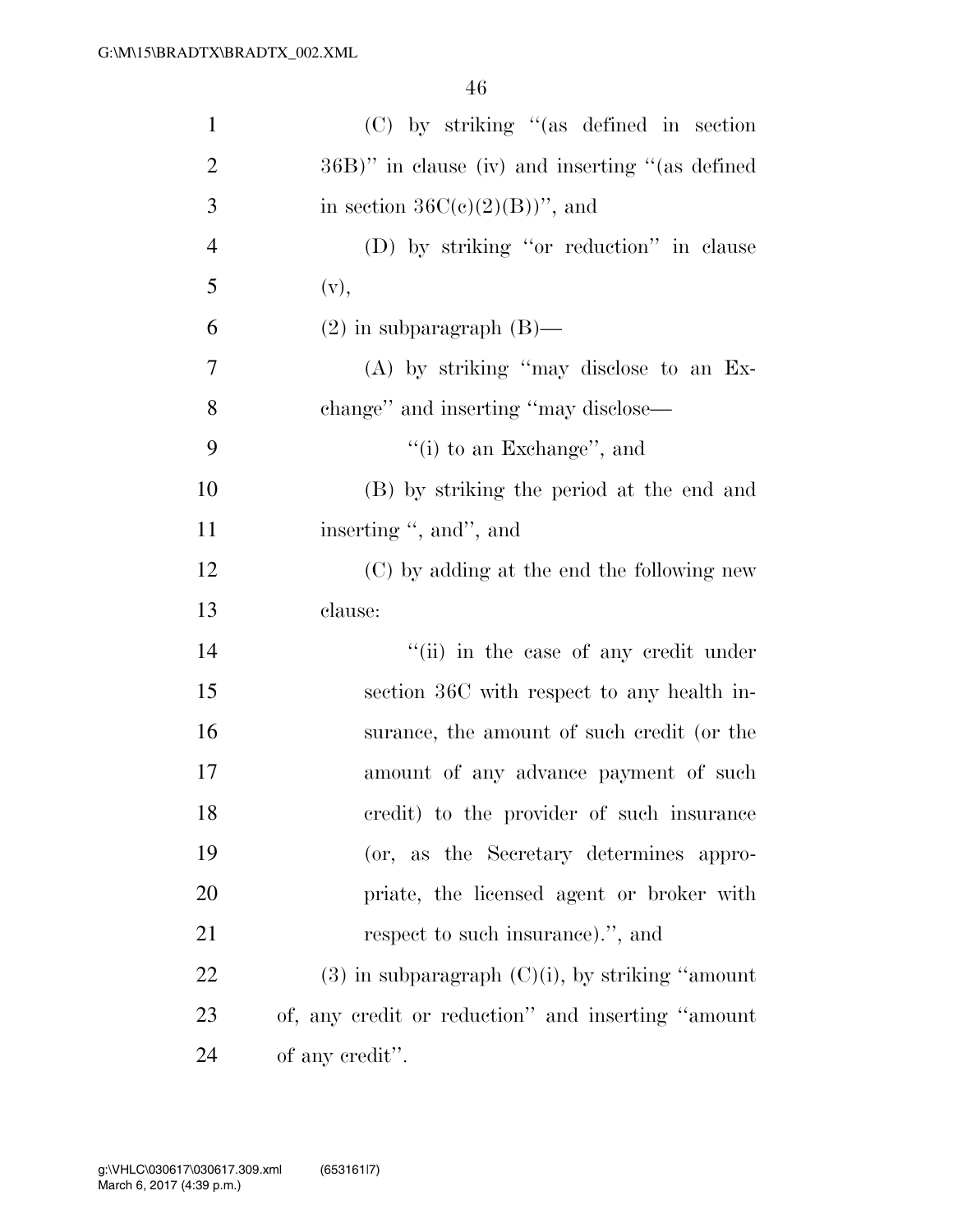(C) by striking "(as defined in section 36B)" in clause (iv) and inserting "(as defined in section 36C(c)(2)(B))", and

(D) by striking "or reduction" in clause (v),

(2) in subparagraph (B)—

(A) by striking "may disclose to an Exchange" and inserting "may disclose—

"(i) to an Exchange", and

(B) by striking the period at the end and inserting ", and", and

(C) by adding at the end the following new clause:

"(ii) in the case of any credit under section 36C with respect to any health insurance, the amount of such credit (or the amount of any advance payment of such credit) to the provider of such insurance (or, as the Secretary determines appropriate, the licensed agent or broker with respect to such insurance).", and

(3) in subparagraph (C)(i), by striking "amount of, any credit or reduction" and inserting "amount of any credit".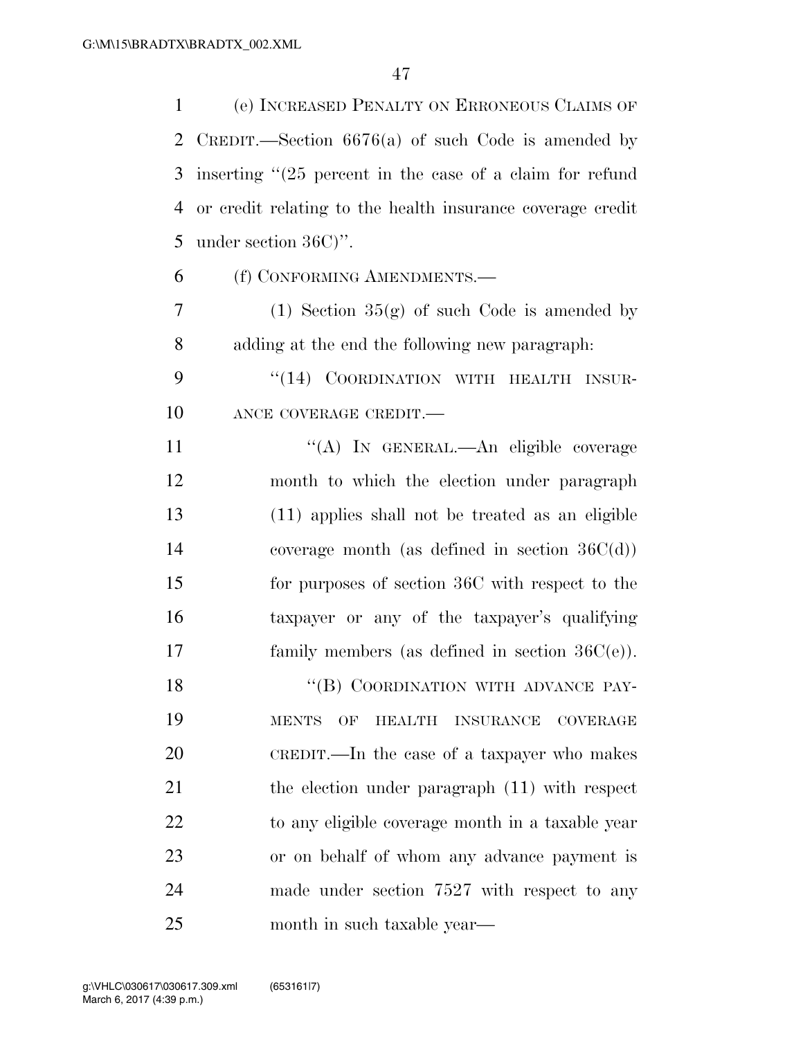(e) INCREASED PENALTY ON ERRONEOUS CLAIMS OF CREDIT.—Section 6676(a) of such Code is amended by inserting "(25 percent in the case of a claim for refund or credit relating to the health insurance coverage credit under section 36C)".

(f) CONFORMING AMENDMENTS.—

(1) Section 35(g) of such Code is amended by adding at the end the following new paragraph:

"(14) COORDINATION WITH HEALTH INSURANCE COVERAGE CREDIT.—

"(A) IN GENERAL.—An eligible coverage month to which the election under paragraph (11) applies shall not be treated as an eligible coverage month (as defined in section 36C(d)) for purposes of section 36C with respect to the taxpayer or any of the taxpayer's qualifying family members (as defined in section 36C(e)).

"(B) COORDINATION WITH ADVANCE PAYMENTS OF HEALTH INSURANCE COVERAGE CREDIT.—In the case of a taxpayer who makes the election under paragraph (11) with respect to any eligible coverage month in a taxable year or on behalf of whom any advance payment is made under section 7527 with respect to any month in such taxable year—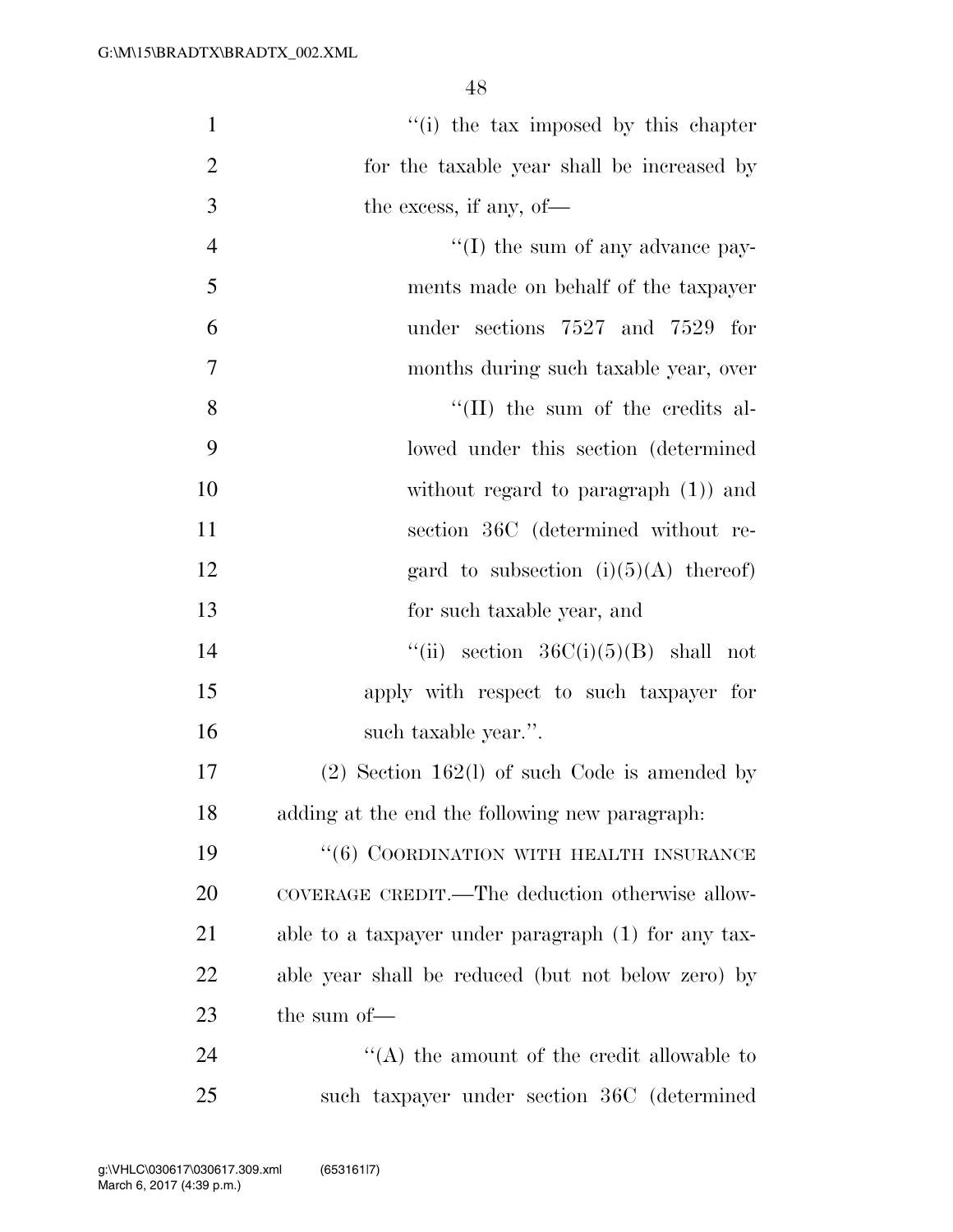"(i) the tax imposed by this chapter for the taxable year shall be increased by the excess, if any, of—

"(I) the sum of any advance payments made on behalf of the taxpayer under sections 7527 and 7529 for months during such taxable year, over

"(II) the sum of the credits allowed under this section (determined without regard to paragraph (1)) and section 36C (determined without regard to subsection (i)(5)(A) thereof) for such taxable year, and

"(ii) section 36C(i)(5)(B) shall not apply with respect to such taxpayer for such taxable year.".

(2) Section 162(l) of such Code is amended by adding at the end the following new paragraph:

"(6) COORDINATION WITH HEALTH INSURANCE COVERAGE CREDIT.—The deduction otherwise allowable to a taxpayer under paragraph (1) for any taxable year shall be reduced (but not below zero) by the sum of—

"(A) the amount of the credit allowable to such taxpayer under section 36C (determined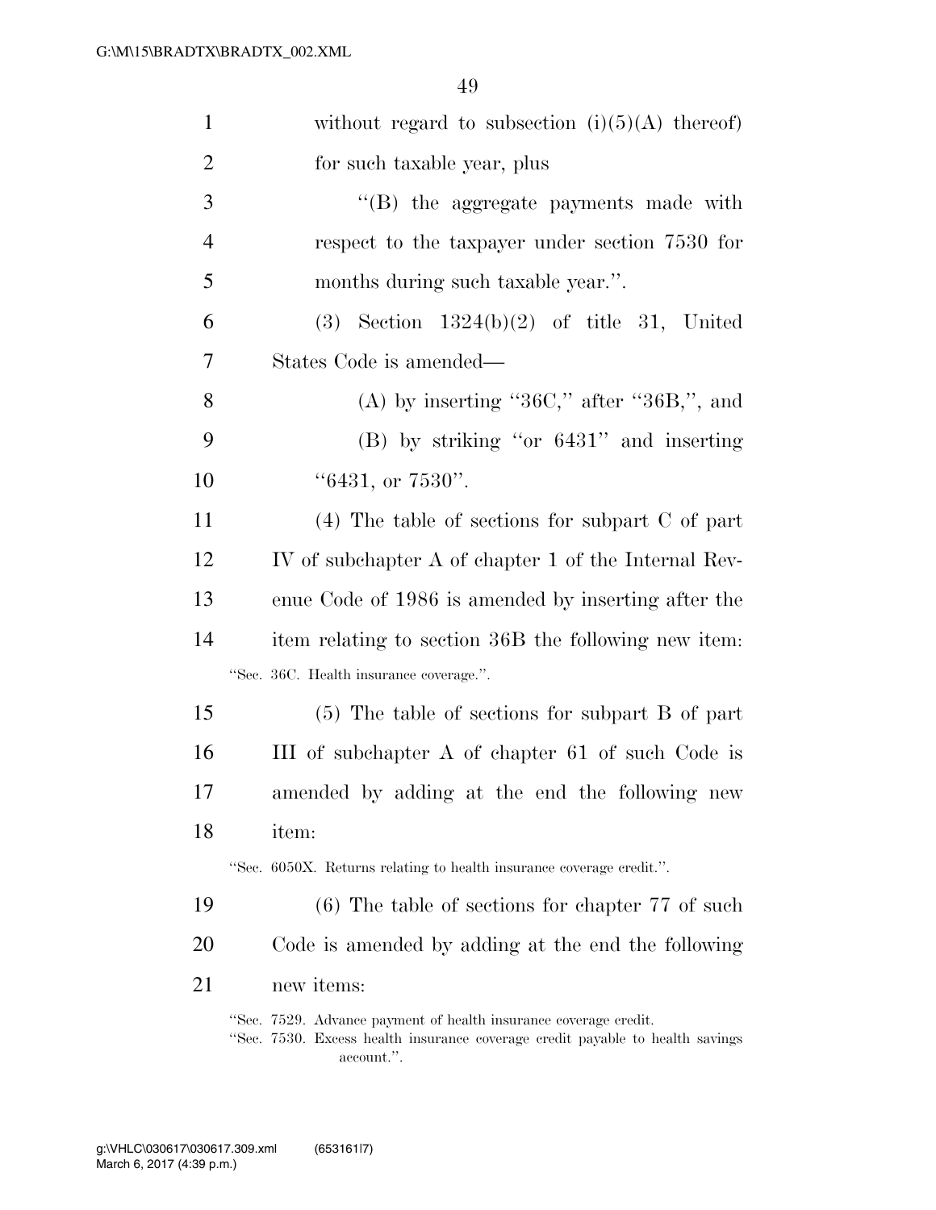without regard to subsection (i)(5)(A) thereof) for such taxable year, plus

"(B) the aggregate payments made with respect to the taxpayer under section 7530 for months during such taxable year.".

(3) Section 1324(b)(2) of title 31, United States Code is amended—

(A) by inserting "36C," after "36B,", and

(B) by striking "or 6431" and inserting "6431, or 7530".

(4) The table of sections for subpart C of part IV of subchapter A of chapter 1 of the Internal Revenue Code of 1986 is amended by inserting after the item relating to section 36B the following new item:

"Sec. 36C. Health insurance coverage.".

(5) The table of sections for subpart B of part III of subchapter A of chapter 61 of such Code is amended by adding at the end the following new item:

"Sec. 6050X. Returns relating to health insurance coverage credit.".

(6) The table of sections for chapter 77 of such Code is amended by adding at the end the following new items:

"Sec. 7529. Advance payment of health insurance coverage credit.

"Sec. 7530. Excess health insurance coverage credit payable to health savings account.".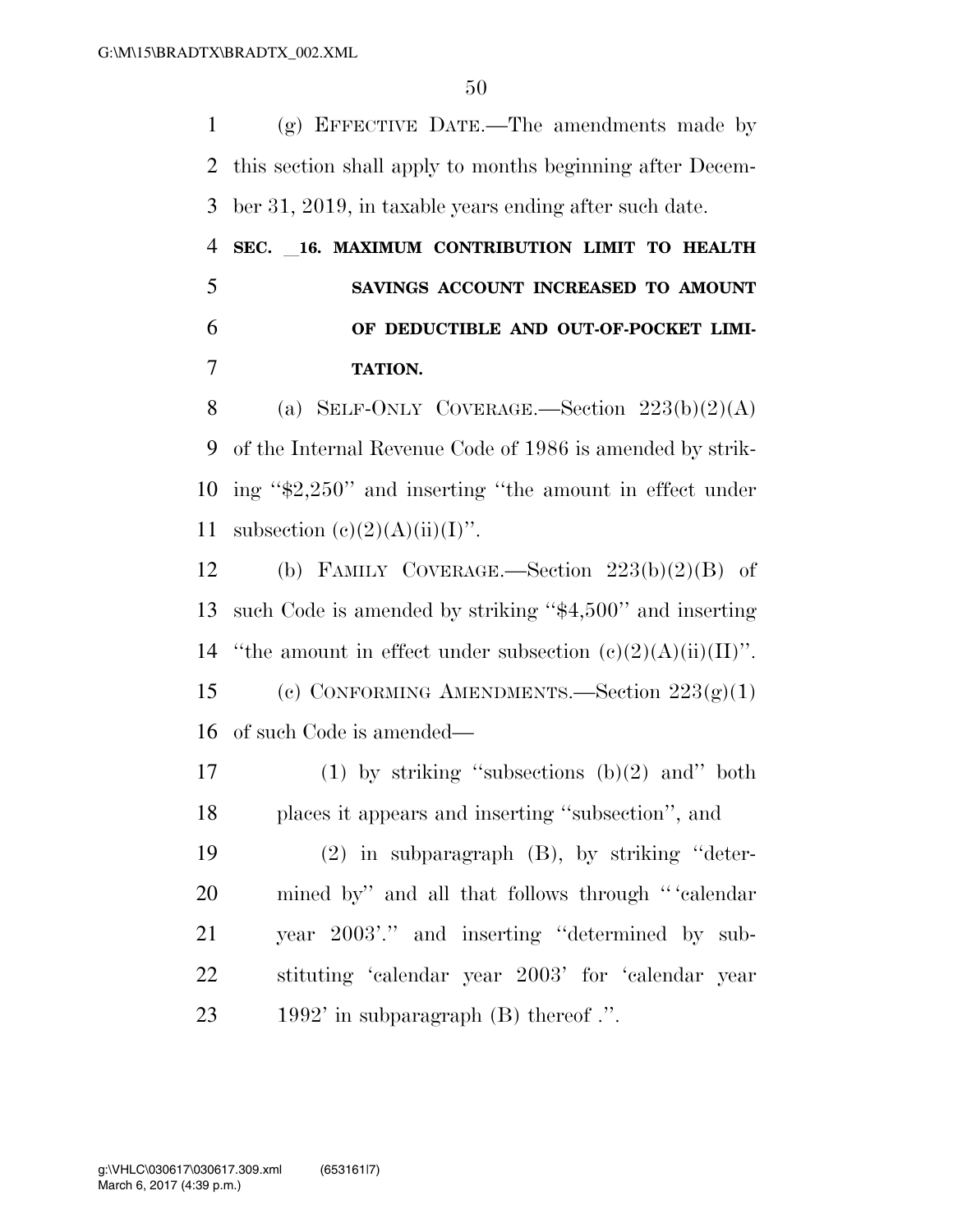(g) EFFECTIVE DATE.—The amendments made by this section shall apply to months beginning after December 31, 2019, in taxable years ending after such date.

**SEC. __16. MAXIMUM CONTRIBUTION LIMIT TO HEALTH SAVINGS ACCOUNT INCREASED TO AMOUNT OF DEDUCTIBLE AND OUT-OF-POCKET LIMITATION.**

(a) SELF-ONLY COVERAGE.—Section 223(b)(2)(A) of the Internal Revenue Code of 1986 is amended by striking ''$2,250'' and inserting ''the amount in effect under subsection (c)(2)(A)(ii)(I)''.

(b) FAMILY COVERAGE.—Section 223(b)(2)(B) of such Code is amended by striking ''$4,500'' and inserting ''the amount in effect under subsection (c)(2)(A)(ii)(II)''.

(c) CONFORMING AMENDMENTS.—Section 223(g)(1) of such Code is amended—

(1) by striking ''subsections (b)(2) and'' both places it appears and inserting ''subsection'', and

(2) in subparagraph (B), by striking ''determined by'' and all that follows through '' 'calendar year 2003'.'' and inserting ''determined by substituting 'calendar year 2003' for 'calendar year 1992' in subparagraph (B) thereof .''.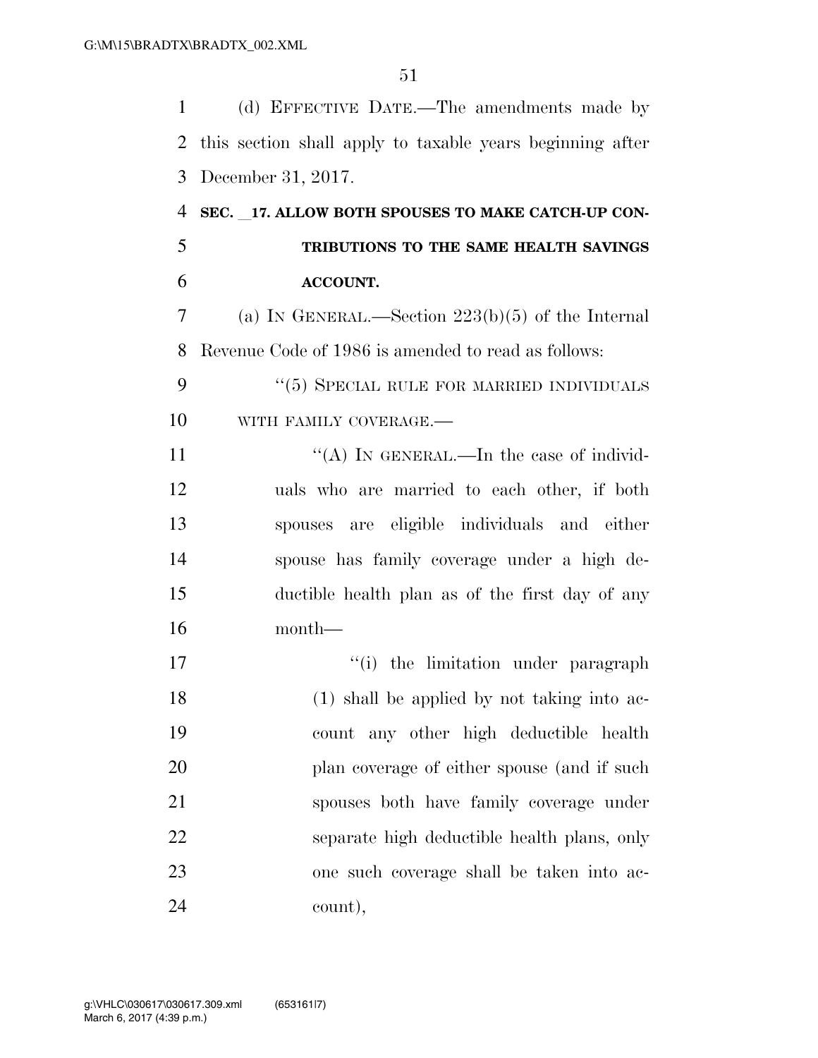(d) EFFECTIVE DATE.—The amendments made by this section shall apply to taxable years beginning after December 31, 2017.

**SEC. __17. ALLOW BOTH SPOUSES TO MAKE CATCH-UP CONTRIBUTIONS TO THE SAME HEALTH SAVINGS ACCOUNT.**

(a) IN GENERAL.—Section 223(b)(5) of the Internal Revenue Code of 1986 is amended to read as follows:

"(5) SPECIAL RULE FOR MARRIED INDIVIDUALS WITH FAMILY COVERAGE.—

"(A) IN GENERAL.—In the case of individuals who are married to each other, if both spouses are eligible individuals and either spouse has family coverage under a high deductible health plan as of the first day of any month—

"(i) the limitation under paragraph (1) shall be applied by not taking into account any other high deductible health plan coverage of either spouse (and if such spouses both have family coverage under separate high deductible health plans, only one such coverage shall be taken into account),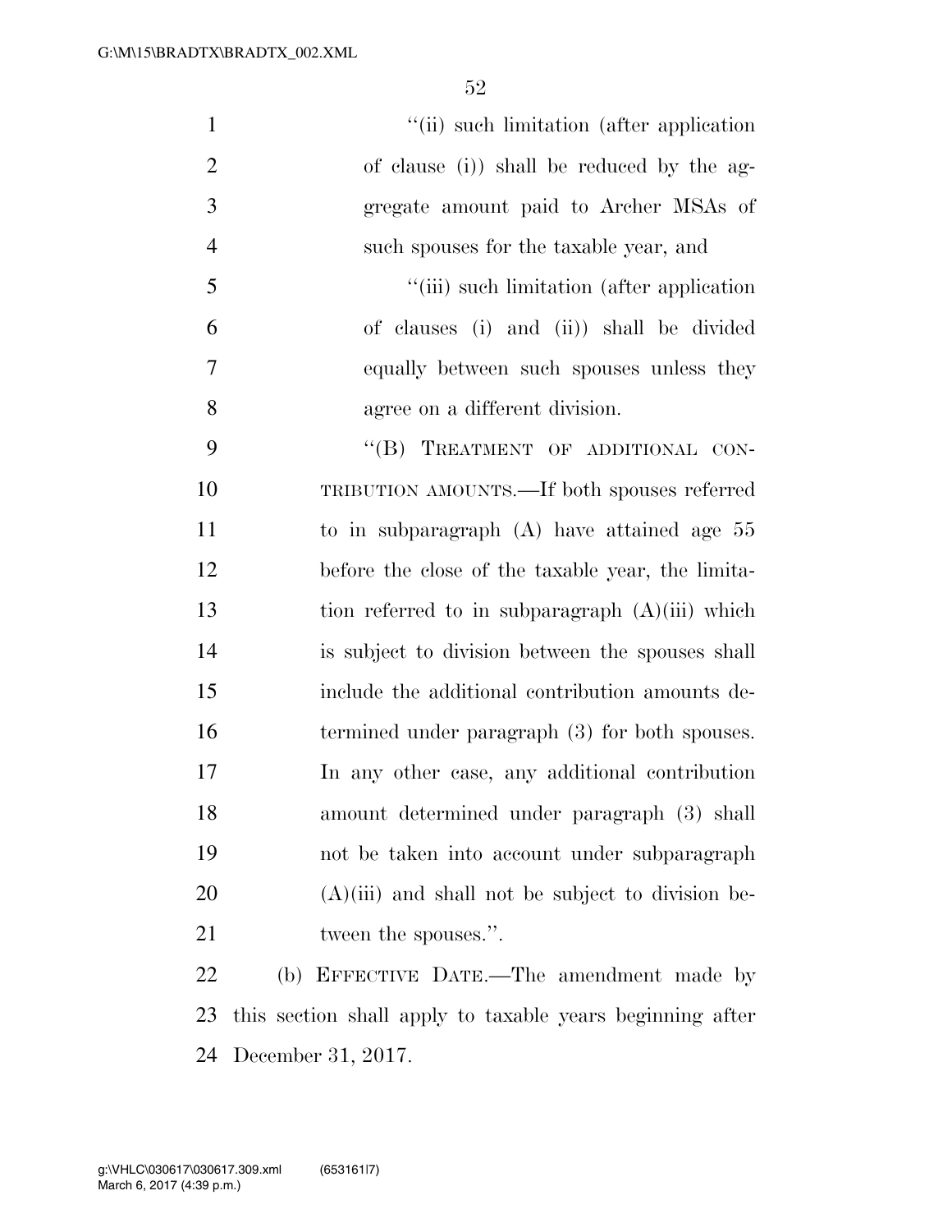''(ii) such limitation (after application of clause (i)) shall be reduced by the aggregate amount paid to Archer MSAs of such spouses for the taxable year, and

''(iii) such limitation (after application of clauses (i) and (ii)) shall be divided equally between such spouses unless they agree on a different division.

''(B) TREATMENT OF ADDITIONAL CONTRIBUTION AMOUNTS.—If both spouses referred to in subparagraph (A) have attained age 55 before the close of the taxable year, the limitation referred to in subparagraph (A)(iii) which is subject to division between the spouses shall include the additional contribution amounts determined under paragraph (3) for both spouses. In any other case, any additional contribution amount determined under paragraph (3) shall not be taken into account under subparagraph (A)(iii) and shall not be subject to division between the spouses.''.

(b) EFFECTIVE DATE.—The amendment made by this section shall apply to taxable years beginning after December 31, 2017.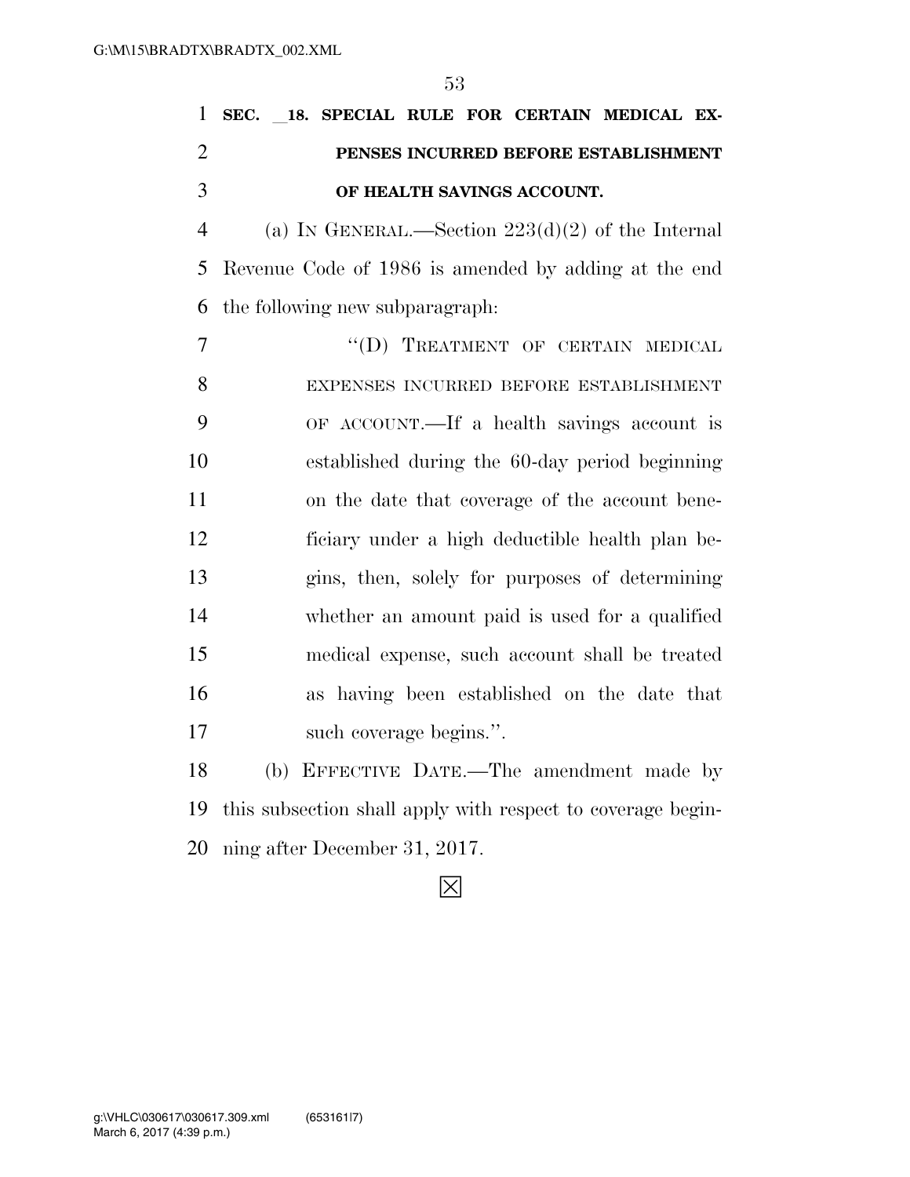**SEC. __18. SPECIAL RULE FOR CERTAIN MEDICAL EXPENSES INCURRED BEFORE ESTABLISHMENT OF HEALTH SAVINGS ACCOUNT.**

(a) IN GENERAL.—Section 223(d)(2) of the Internal Revenue Code of 1986 is amended by adding at the end the following new subparagraph:

"(D) TREATMENT OF CERTAIN MEDICAL EXPENSES INCURRED BEFORE ESTABLISHMENT OF ACCOUNT.—If a health savings account is established during the 60-day period beginning on the date that coverage of the account beneficiary under a high deductible health plan begins, then, solely for purposes of determining whether an amount paid is used for a qualified medical expense, such account shall be treated as having been established on the date that such coverage begins.".

(b) EFFECTIVE DATE.—The amendment made by this subsection shall apply with respect to coverage beginning after December 31, 2017.

☒